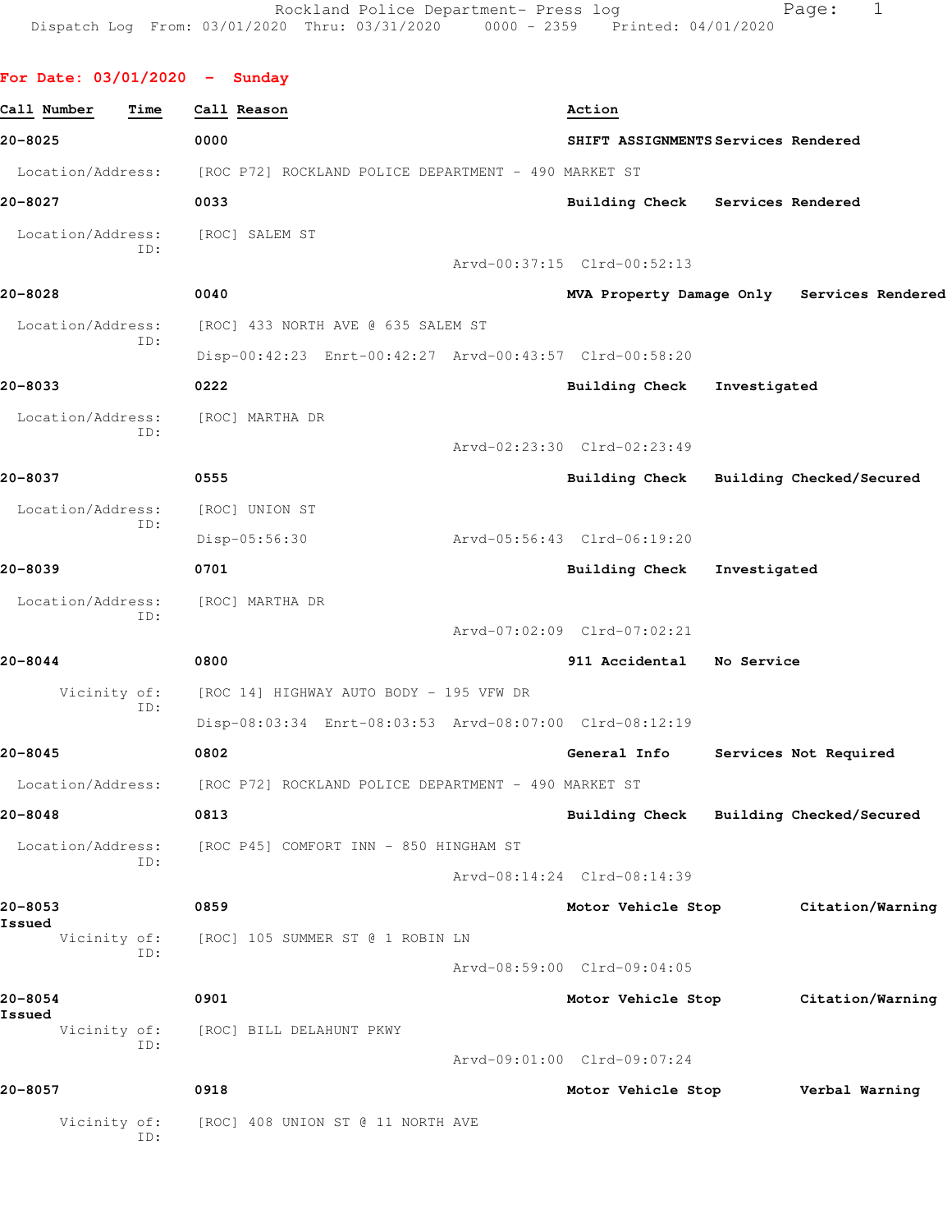Rockland Police Department- Press log
Dispatch Log From: 03/01/2020 Thru: 03/31/2020 0000 - 2359 Printed: 04/01/2020

## For Date: 03/01/2020 - Sunday

| Call Number | Time | Call Reason | Action |
|---|---|---|---|

**20-8025** 0000 SHIFT ASSIGNMENTS Services Rendered
Location/Address: [ROC P72] ROCKLAND POLICE DEPARTMENT - 490 MARKET ST

**20-8027** 0033 Building Check Services Rendered
Location/Address: [ROC] SALEM ST
ID:
Arvd-00:37:15 Clrd-00:52:13

**20-8028** 0040 MVA Property Damage Only Services Rendered
Location/Address: [ROC] 433 NORTH AVE @ 635 SALEM ST
ID:
Disp-00:42:23 Enrt-00:42:27 Arvd-00:43:57 Clrd-00:58:20

**20-8033** 0222 Building Check Investigated
Location/Address: [ROC] MARTHA DR
ID:
Arvd-02:23:30 Clrd-02:23:49

**20-8037** 0555 Building Check Building Checked/Secured
Location/Address: [ROC] UNION ST
ID:
Disp-05:56:30 Arvd-05:56:43 Clrd-06:19:20

**20-8039** 0701 Building Check Investigated
Location/Address: [ROC] MARTHA DR
ID:
Arvd-07:02:09 Clrd-07:02:21

**20-8044** 0800 911 Accidental No Service
Vicinity of: [ROC 14] HIGHWAY AUTO BODY - 195 VFW DR
ID:
Disp-08:03:34 Enrt-08:03:53 Arvd-08:07:00 Clrd-08:12:19

**20-8045** 0802 General Info Services Not Required
Location/Address: [ROC P72] ROCKLAND POLICE DEPARTMENT - 490 MARKET ST

**20-8048** 0813 Building Check Building Checked/Secured
Location/Address: [ROC P45] COMFORT INN - 850 HINGHAM ST
ID:
Arvd-08:14:24 Clrd-08:14:39

**20-8053** 0859 Motor Vehicle Stop Citation/Warning Issued
Vicinity of: [ROC] 105 SUMMER ST @ 1 ROBIN LN
ID:
Arvd-08:59:00 Clrd-09:04:05

**20-8054** 0901 Motor Vehicle Stop Citation/Warning Issued
Vicinity of: [ROC] BILL DELAHUNT PKWY
ID:
Arvd-09:01:00 Clrd-09:07:24

**20-8057** 0918 Motor Vehicle Stop Verbal Warning
Vicinity of: [ROC] 408 UNION ST @ 11 NORTH AVE
ID: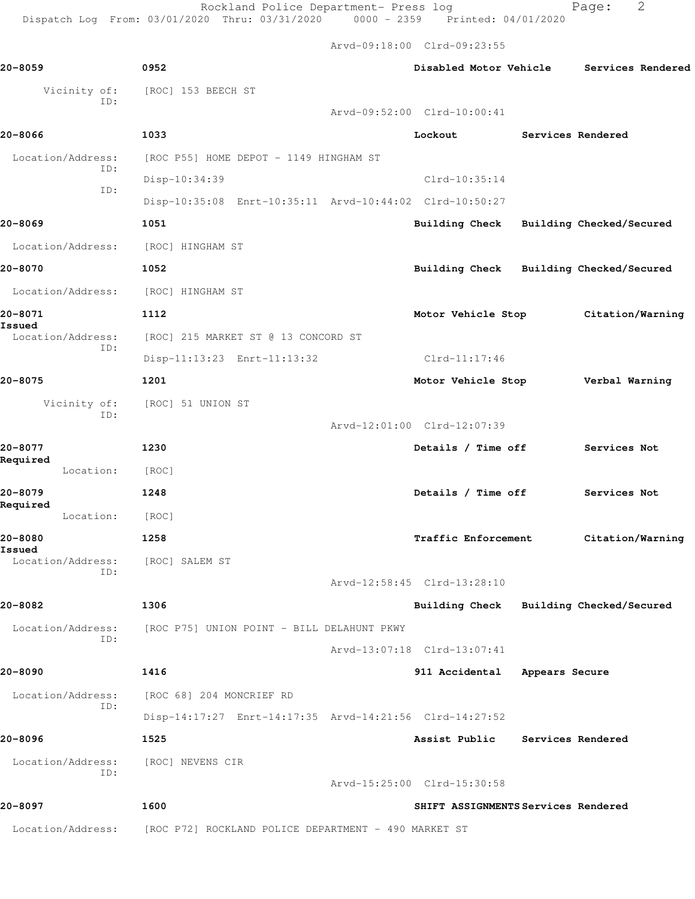Arvd-09:18:00 Clrd-09:23:55

**20-8059** **0952** **Disabled Motor Vehicle** **Services Rendered**

Vicinity of: [ROC] 153 BEECH ST
ID:
Arvd-09:52:00 Clrd-10:00:41

**20-8066** **1033** **Lockout** **Services Rendered**

Location/Address: [ROC P55] HOME DEPOT - 1149 HINGHAM ST
ID:
Disp-10:34:39 Clrd-10:35:14
ID:
Disp-10:35:08 Enrt-10:35:11 Arvd-10:44:02 Clrd-10:50:27

**20-8069** **1051** **Building Check** **Building Checked/Secured**

Location/Address: [ROC] HINGHAM ST

**20-8070** **1052** **Building Check** **Building Checked/Secured**

Location/Address: [ROC] HINGHAM ST

**20-8071** **1112** **Motor Vehicle Stop** **Citation/Warning Issued**

Location/Address: [ROC] 215 MARKET ST @ 13 CONCORD ST
ID:
Disp-11:13:23 Enrt-11:13:32 Clrd-11:17:46

**20-8075** **1201** **Motor Vehicle Stop** **Verbal Warning**

Vicinity of: [ROC] 51 UNION ST
ID:
Arvd-12:01:00 Clrd-12:07:39

**20-8077** **1230** **Details / Time off** **Services Not Required**

Location: [ROC]

**20-8079** **1248** **Details / Time off** **Services Not Required**

Location: [ROC]

**20-8080** **1258** **Traffic Enforcement** **Citation/Warning Issued**

Location/Address: [ROC] SALEM ST
ID:
Arvd-12:58:45 Clrd-13:28:10

**20-8082** **1306** **Building Check** **Building Checked/Secured**

Location/Address: [ROC P75] UNION POINT - BILL DELAHUNT PKWY
ID:
Arvd-13:07:18 Clrd-13:07:41

**20-8090** **1416** **911 Accidental** **Appears Secure**

Location/Address: [ROC 68] 204 MONCRIEF RD
ID:
Disp-14:17:27 Enrt-14:17:35 Arvd-14:21:56 Clrd-14:27:52

**20-8096** **1525** **Assist Public** **Services Rendered**

Location/Address: [ROC] NEVENS CIR
ID:
Arvd-15:25:00 Clrd-15:30:58

**20-8097** **1600** **SHIFT ASSIGNMENTS** **Services Rendered**

Location/Address: [ROC P72] ROCKLAND POLICE DEPARTMENT - 490 MARKET ST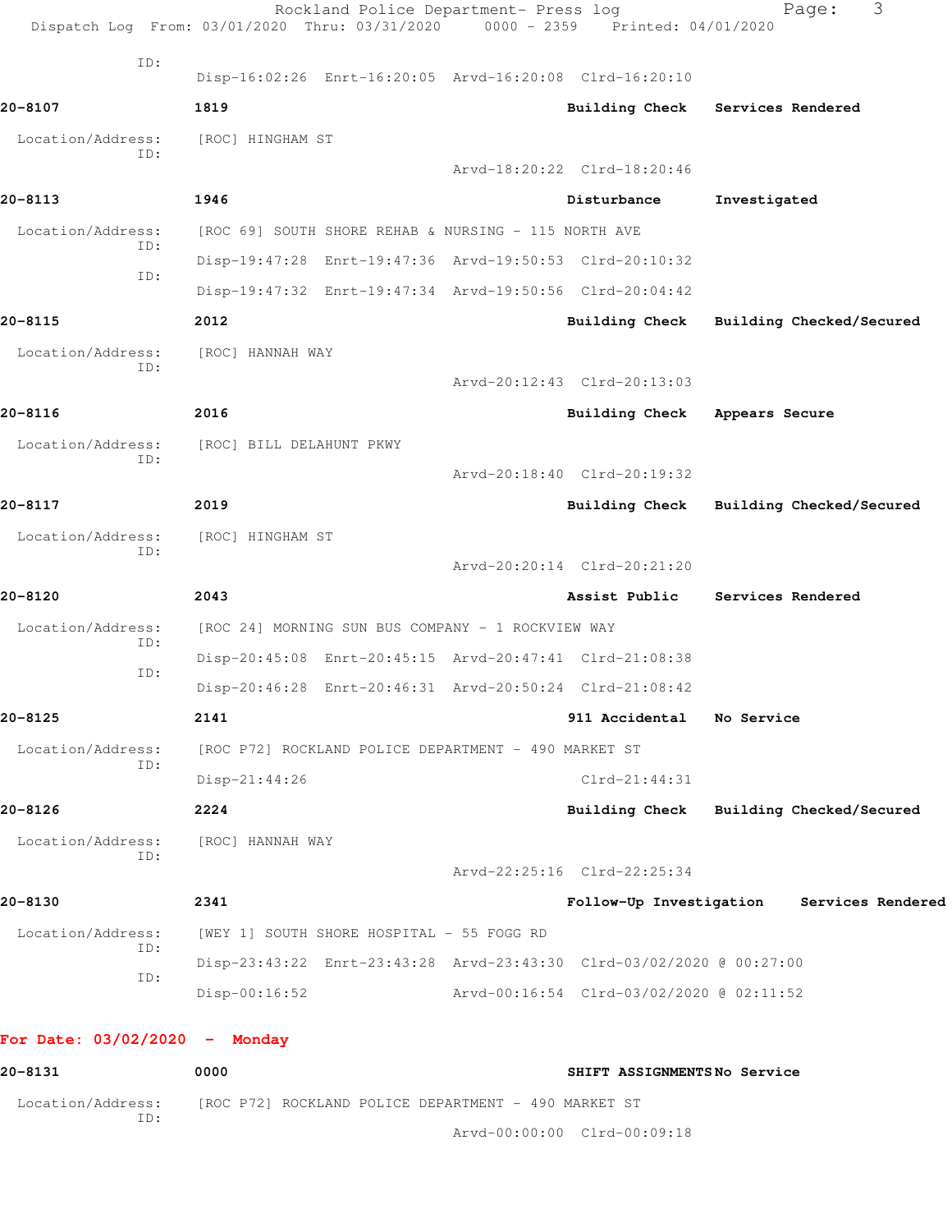ID:

Disp-16:02:26 Enrt-16:20:05 Arvd-16:20:08 Clrd-16:20:10

**20-8107** **1819** **Building Check** **Services Rendered**

Location/Address: [ROC] HINGHAM ST

ID:

Arvd-18:20:22 Clrd-18:20:46

**20-8113** **1946** **Disturbance** **Investigated**

Location/Address: [ROC 69] SOUTH SHORE REHAB & NURSING - 115 NORTH AVE

ID:

Disp-19:47:28 Enrt-19:47:36 Arvd-19:50:53 Clrd-20:10:32

ID:

Disp-19:47:32 Enrt-19:47:34 Arvd-19:50:56 Clrd-20:04:42

**20-8115** **2012** **Building Check** **Building Checked/Secured**

Location/Address: [ROC] HANNAH WAY

ID:

Arvd-20:12:43 Clrd-20:13:03

**20-8116** **2016** **Building Check** **Appears Secure**

Location/Address: [ROC] BILL DELAHUNT PKWY

ID:

Arvd-20:18:40 Clrd-20:19:32

**20-8117** **2019** **Building Check** **Building Checked/Secured**

Location/Address: [ROC] HINGHAM ST

ID:

Arvd-20:20:14 Clrd-20:21:20

**20-8120** **2043** **Assist Public** **Services Rendered**

Location/Address: [ROC 24] MORNING SUN BUS COMPANY - 1 ROCKVIEW WAY

ID:

Disp-20:45:08 Enrt-20:45:15 Arvd-20:47:41 Clrd-21:08:38

ID:

Disp-20:46:28 Enrt-20:46:31 Arvd-20:50:24 Clrd-21:08:42

**20-8125** **2141** **911 Accidental** **No Service**

Location/Address: [ROC P72] ROCKLAND POLICE DEPARTMENT - 490 MARKET ST

ID:

Disp-21:44:26 Clrd-21:44:31

**20-8126** **2224** **Building Check** **Building Checked/Secured**

Location/Address: [ROC] HANNAH WAY

ID:

Arvd-22:25:16 Clrd-22:25:34

**20-8130** **2341** **Follow-Up Investigation** **Services Rendered**

Location/Address: [WEY 1] SOUTH SHORE HOSPITAL - 55 FOGG RD

ID:

Disp-23:43:22 Enrt-23:43:28 Arvd-23:43:30 Clrd-03/02/2020 @ 00:27:00

ID:

Disp-00:16:52 Arvd-00:16:54 Clrd-03/02/2020 @ 02:11:52

## For Date: 03/02/2020 - Monday

**20-8131** **0000** **SHIFT ASSIGNMENTS** **No Service**

Location/Address: [ROC P72] ROCKLAND POLICE DEPARTMENT - 490 MARKET ST

ID:

Arvd-00:00:00 Clrd-00:09:18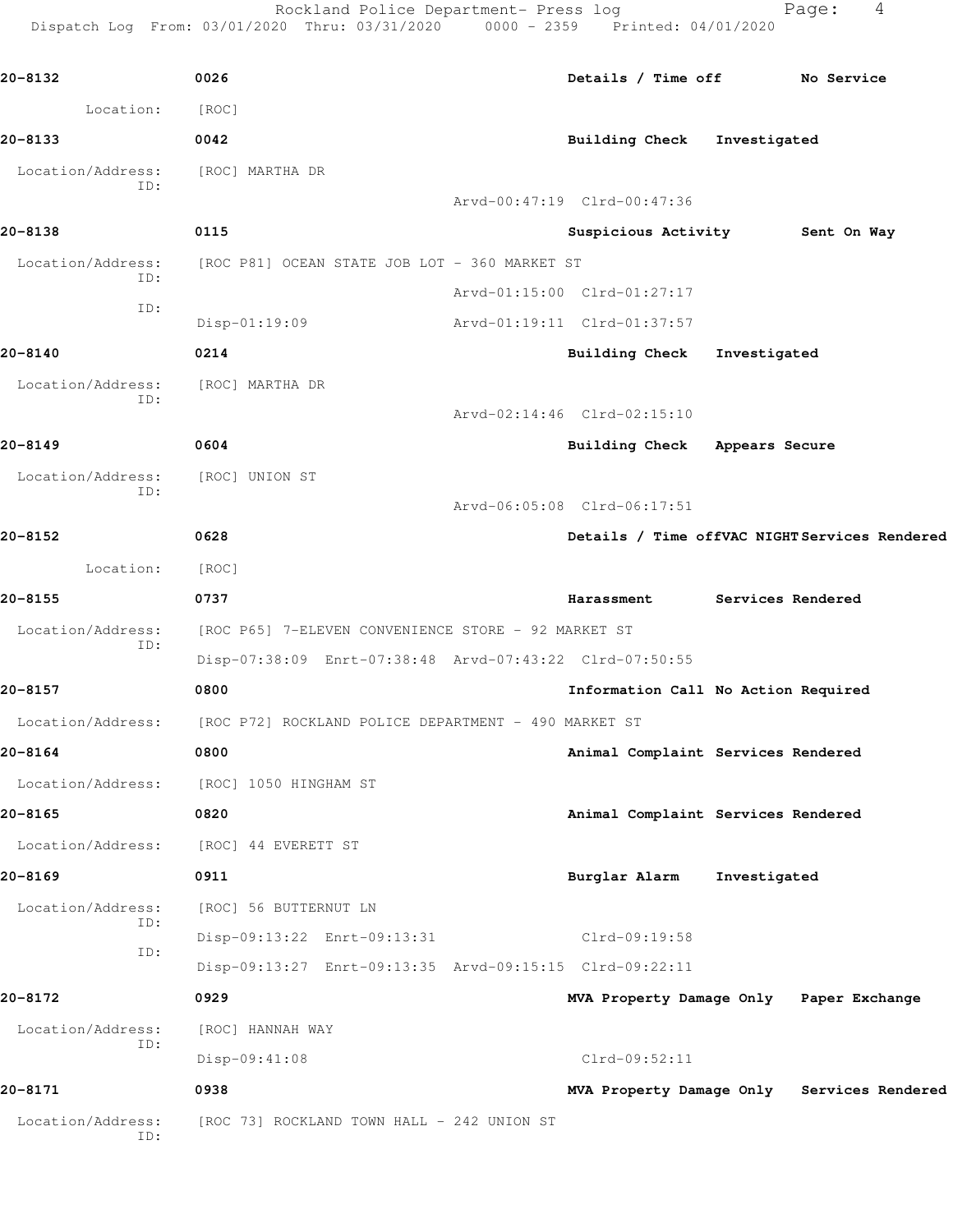**20-8132** 0026 **Details / Time off** **No Service**

Location: [ROC]

**20-8133** 0042 **Building Check** **Investigated**

Location/Address: [ROC] MARTHA DR
ID:
Arvd-00:47:19 Clrd-00:47:36

**20-8138** 0115 **Suspicious Activity** **Sent On Way**

Location/Address: [ROC P81] OCEAN STATE JOB LOT - 360 MARKET ST
ID:
Arvd-01:15:00 Clrd-01:27:17
ID:
Disp-01:19:09 Arvd-01:19:11 Clrd-01:37:57

**20-8140** 0214 **Building Check** **Investigated**

Location/Address: [ROC] MARTHA DR
ID:
Arvd-02:14:46 Clrd-02:15:10

**20-8149** 0604 **Building Check** **Appears Secure**

Location/Address: [ROC] UNION ST
ID:
Arvd-06:05:08 Clrd-06:17:51

**20-8152** 0628 **Details / Time offVAC NIGHT** **Services Rendered**

Location: [ROC]

**20-8155** 0737 **Harassment** **Services Rendered**

Location/Address: [ROC P65] 7-ELEVEN CONVENIENCE STORE - 92 MARKET ST
ID:
Disp-07:38:09 Enrt-07:38:48 Arvd-07:43:22 Clrd-07:50:55

**20-8157** 0800 **Information Call** **No Action Required**

Location/Address: [ROC P72] ROCKLAND POLICE DEPARTMENT - 490 MARKET ST

**20-8164** 0800 **Animal Complaint** **Services Rendered**

Location/Address: [ROC] 1050 HINGHAM ST

**20-8165** 0820 **Animal Complaint** **Services Rendered**

Location/Address: [ROC] 44 EVERETT ST

**20-8169** 0911 **Burglar Alarm** **Investigated**

Location/Address: [ROC] 56 BUTTERNUT LN
ID:
Disp-09:13:22 Enrt-09:13:31 Clrd-09:19:58
ID:
Disp-09:13:27 Enrt-09:13:35 Arvd-09:15:15 Clrd-09:22:11

**20-8172** 0929 **MVA Property Damage Only** **Paper Exchange**

Location/Address: [ROC] HANNAH WAY
ID:
Disp-09:41:08 Clrd-09:52:11

**20-8171** 0938 **MVA Property Damage Only** **Services Rendered**

Location/Address: [ROC 73] ROCKLAND TOWN HALL - 242 UNION ST
ID: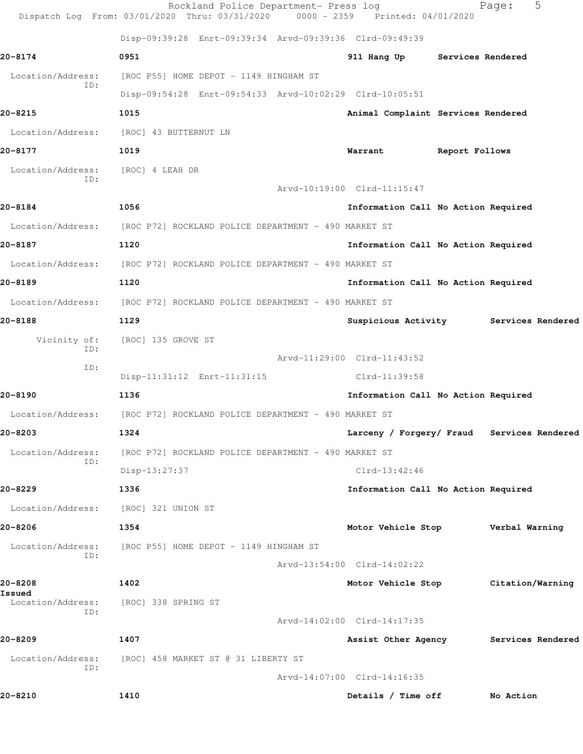Disp-09:39:28 Enrt-09:39:34 Arvd-09:39:36 Clrd-09:49:39

**20-8174** 0951 **911 Hang Up** **Services Rendered**

Location/Address: [ROC P55] HOME DEPOT - 1149 HINGHAM ST
ID:
Disp-09:54:28 Enrt-09:54:33 Arvd-10:02:29 Clrd-10:05:51

**20-8215** 1015 **Animal Complaint** **Services Rendered**

Location/Address: [ROC] 43 BUTTERNUT LN

**20-8177** 1019 **Warrant** **Report Follows**

Location/Address: [ROC] 4 LEAH DR
ID:
Arvd-10:19:00 Clrd-11:15:47

**20-8184** 1056 **Information Call** **No Action Required**

Location/Address: [ROC P72] ROCKLAND POLICE DEPARTMENT - 490 MARKET ST

**20-8187** 1120 **Information Call** **No Action Required**

Location/Address: [ROC P72] ROCKLAND POLICE DEPARTMENT - 490 MARKET ST

**20-8189** 1120 **Information Call** **No Action Required**

Location/Address: [ROC P72] ROCKLAND POLICE DEPARTMENT - 490 MARKET ST

**20-8188** 1129 **Suspicious Activity** **Services Rendered**

Vicinity of: [ROC] 135 GROVE ST
ID:
Arvd-11:29:00 Clrd-11:43:52
ID:
Disp-11:31:12 Enrt-11:31:15 Clrd-11:39:58

**20-8190** 1136 **Information Call** **No Action Required**

Location/Address: [ROC P72] ROCKLAND POLICE DEPARTMENT - 490 MARKET ST

**20-8203** 1324 **Larceny / Forgery/ Fraud** **Services Rendered**

Location/Address: [ROC P72] ROCKLAND POLICE DEPARTMENT - 490 MARKET ST
ID:
Disp-13:27:37 Clrd-13:42:46

**20-8229** 1336 **Information Call** **No Action Required**

Location/Address: [ROC] 321 UNION ST

**20-8206** 1354 **Motor Vehicle Stop** **Verbal Warning**

Location/Address: [ROC P55] HOME DEPOT - 1149 HINGHAM ST
ID:
Arvd-13:54:00 Clrd-14:02:22

**20-8208** 1402 **Motor Vehicle Stop** **Citation/Warning Issued**

Location/Address: [ROC] 338 SPRING ST
ID:
Arvd-14:02:00 Clrd-14:17:35

**20-8209** 1407 **Assist Other Agency** **Services Rendered**

Location/Address: [ROC] 458 MARKET ST @ 31 LIBERTY ST
ID:
Arvd-14:07:00 Clrd-14:16:35

**20-8210** 1410 **Details / Time off** **No Action**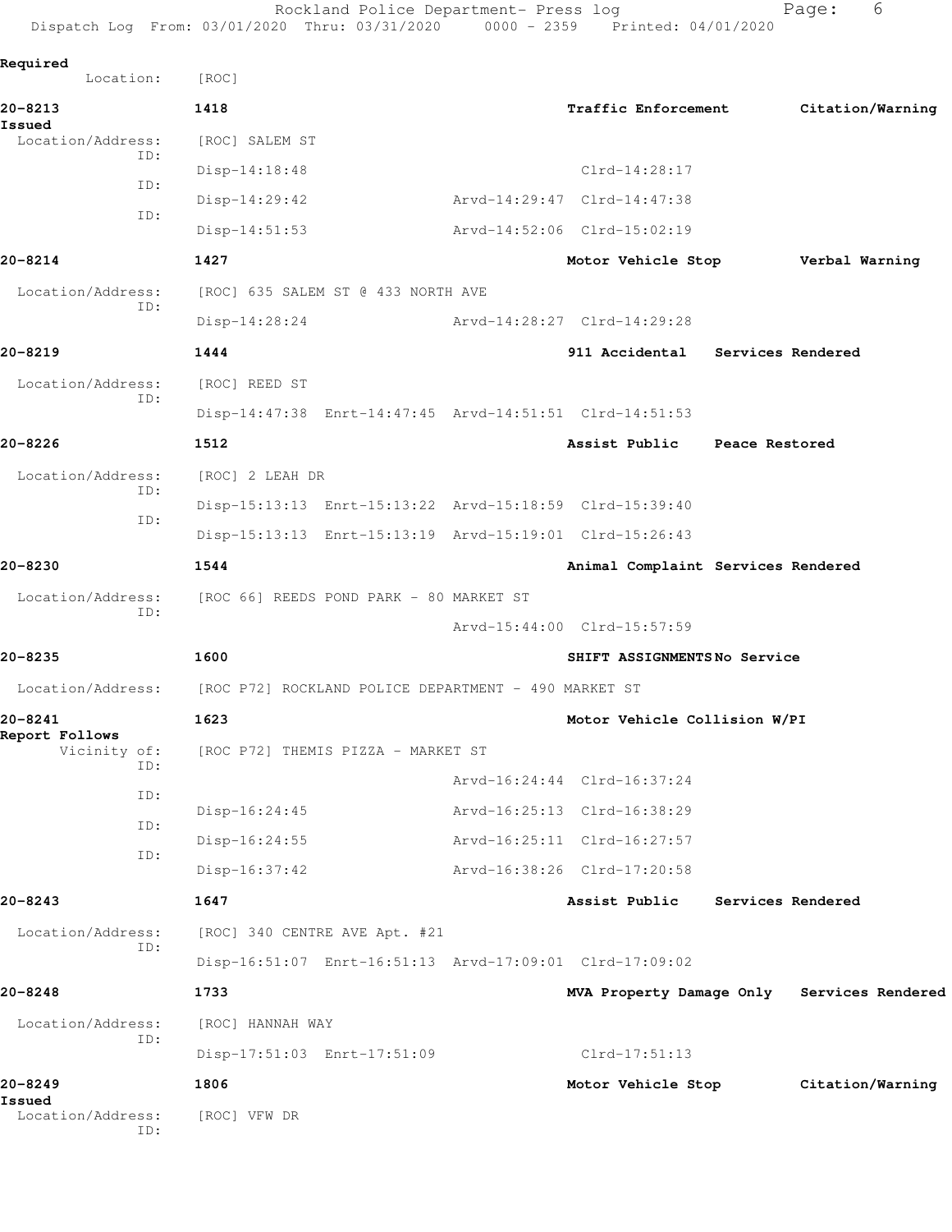Required
Location: [ROC]

**20-8213** 1418 **Traffic Enforcement** **Citation/Warning Issued**
Location/Address: [ROC] SALEM ST
ID:
Disp-14:18:48 Clrd-14:28:17
ID:
Disp-14:29:42 Arvd-14:29:47 Clrd-14:47:38
ID:
Disp-14:51:53 Arvd-14:52:06 Clrd-15:02:19

**20-8214** 1427 **Motor Vehicle Stop** **Verbal Warning**
Location/Address: [ROC] 635 SALEM ST @ 433 NORTH AVE
ID:
Disp-14:28:24 Arvd-14:28:27 Clrd-14:29:28

**20-8219** 1444 **911 Accidental** **Services Rendered**
Location/Address: [ROC] REED ST
ID:
Disp-14:47:38 Enrt-14:47:45 Arvd-14:51:51 Clrd-14:51:53

**20-8226** 1512 **Assist Public** **Peace Restored**
Location/Address: [ROC] 2 LEAH DR
ID:
Disp-15:13:13 Enrt-15:13:22 Arvd-15:18:59 Clrd-15:39:40
ID:
Disp-15:13:13 Enrt-15:13:19 Arvd-15:19:01 Clrd-15:26:43

**20-8230** 1544 **Animal Complaint** **Services Rendered**
Location/Address: [ROC 66] REEDS POND PARK - 80 MARKET ST
ID:
Arvd-15:44:00 Clrd-15:57:59

**20-8235** 1600 **SHIFT ASSIGNMENTS** **No Service**
Location/Address: [ROC P72] ROCKLAND POLICE DEPARTMENT - 490 MARKET ST

**20-8241** 1623 **Motor Vehicle Collision W/PI** **Report Follows**
Vicinity of: [ROC P72] THEMIS PIZZA - MARKET ST
ID:
Arvd-16:24:44 Clrd-16:37:24
ID:
Disp-16:24:45 Arvd-16:25:13 Clrd-16:38:29
ID:
Disp-16:24:55 Arvd-16:25:11 Clrd-16:27:57
ID:
Disp-16:37:42 Arvd-16:38:26 Clrd-17:20:58

**20-8243** 1647 **Assist Public** **Services Rendered**
Location/Address: [ROC] 340 CENTRE AVE Apt. #21
ID:
Disp-16:51:07 Enrt-16:51:13 Arvd-17:09:01 Clrd-17:09:02

**20-8248** 1733 **MVA Property Damage Only** **Services Rendered**
Location/Address: [ROC] HANNAH WAY
ID:
Disp-17:51:03 Enrt-17:51:09 Clrd-17:51:13

**20-8249** 1806 **Motor Vehicle Stop** **Citation/Warning Issued**
Location/Address: [ROC] VFW DR
ID: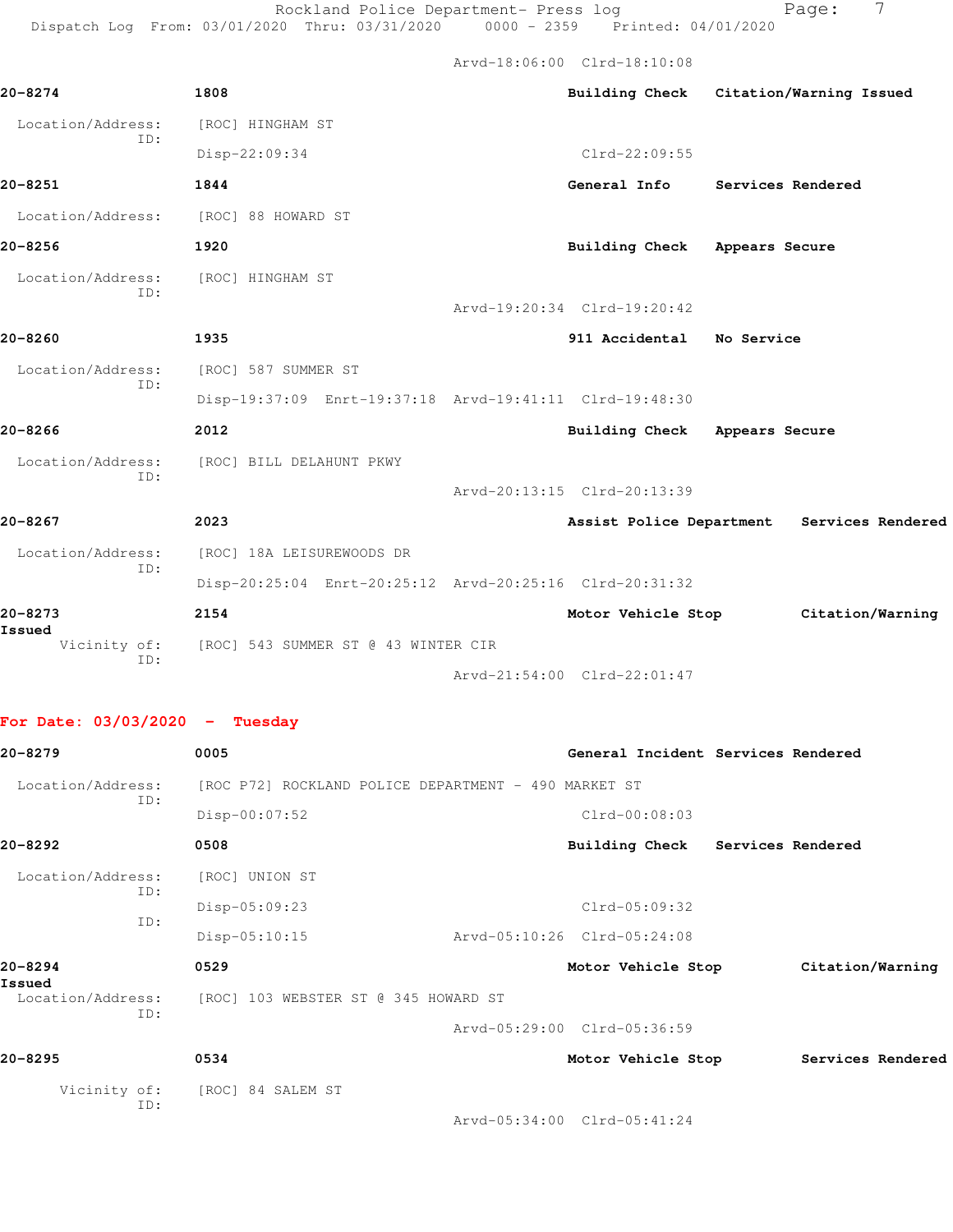Arvd-18:06:00 Clrd-18:10:08

**20-8274** **1808** **Building Check** **Citation/Warning Issued**

Location/Address: [ROC] HINGHAM ST
ID:
Disp-22:09:34 Clrd-22:09:55

**20-8251** **1844** **General Info** **Services Rendered**

Location/Address: [ROC] 88 HOWARD ST

**20-8256** **1920** **Building Check** **Appears Secure**

Location/Address: [ROC] HINGHAM ST
ID:
Arvd-19:20:34 Clrd-19:20:42

**20-8260** **1935** **911 Accidental** **No Service**

Location/Address: [ROC] 587 SUMMER ST
ID:
Disp-19:37:09 Enrt-19:37:18 Arvd-19:41:11 Clrd-19:48:30

**20-8266** **2012** **Building Check** **Appears Secure**

Location/Address: [ROC] BILL DELAHUNT PKWY
ID:
Arvd-20:13:15 Clrd-20:13:39

**20-8267** **2023** **Assist Police Department** **Services Rendered**

Location/Address: [ROC] 18A LEISUREWOODS DR
ID:
Disp-20:25:04 Enrt-20:25:12 Arvd-20:25:16 Clrd-20:31:32

**20-8273** **2154** **Motor Vehicle Stop** **Citation/Warning Issued**

Vicinity of: [ROC] 543 SUMMER ST @ 43 WINTER CIR
ID:
Arvd-21:54:00 Clrd-22:01:47

## For Date: 03/03/2020 - Tuesday

**20-8279** **0005** **General Incident** **Services Rendered**

Location/Address: [ROC P72] ROCKLAND POLICE DEPARTMENT - 490 MARKET ST
ID:
Disp-00:07:52 Clrd-00:08:03

**20-8292** **0508** **Building Check** **Services Rendered**

Location/Address: [ROC] UNION ST
ID:
Disp-05:09:23 Clrd-05:09:32
ID:
Disp-05:10:15 Arvd-05:10:26 Clrd-05:24:08

**20-8294** **0529** **Motor Vehicle Stop** **Citation/Warning Issued**

Location/Address: [ROC] 103 WEBSTER ST @ 345 HOWARD ST
ID:
Arvd-05:29:00 Clrd-05:36:59

**20-8295** **0534** **Motor Vehicle Stop** **Services Rendered**

Vicinity of: [ROC] 84 SALEM ST
ID:
Arvd-05:34:00 Clrd-05:41:24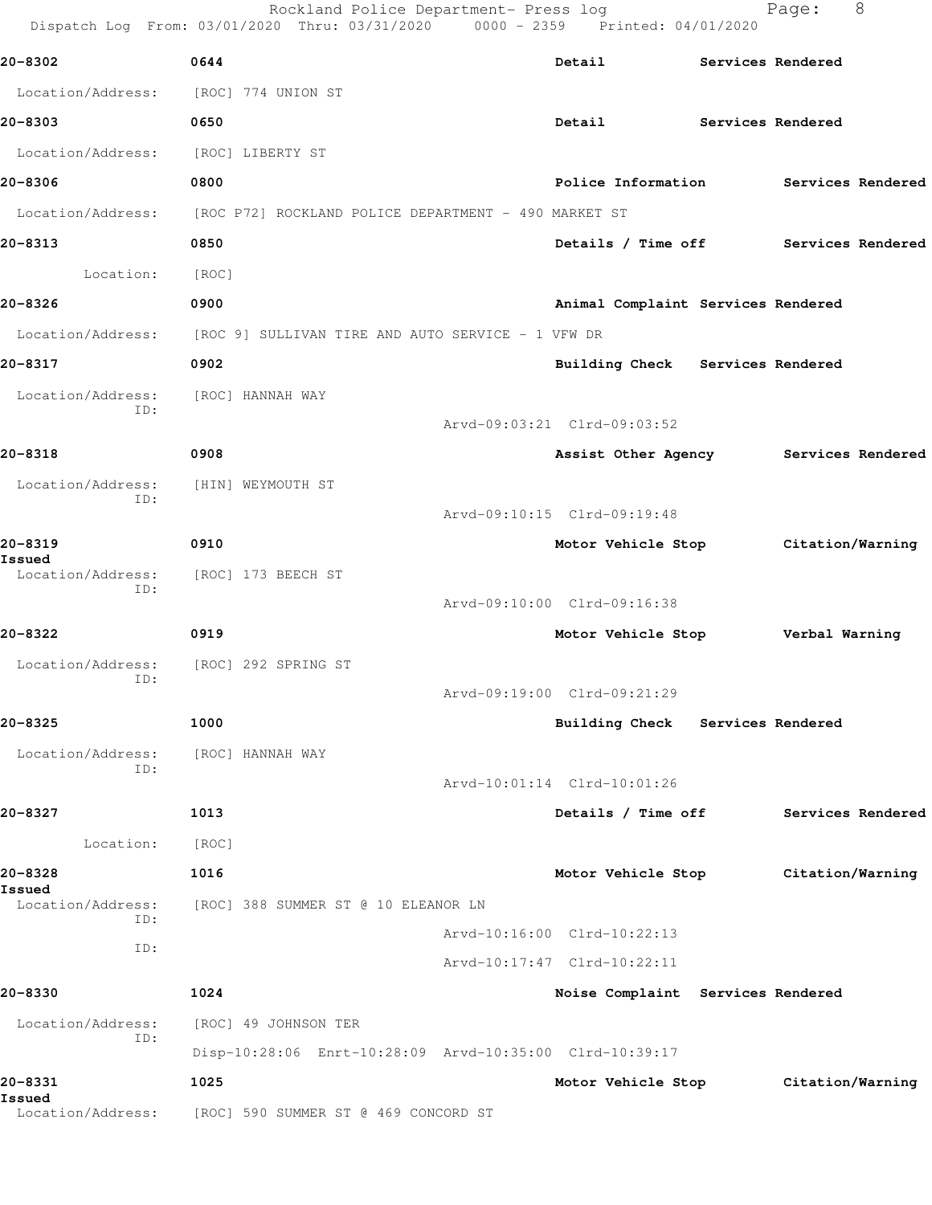20-8302 0644 Detail Services Rendered

Location/Address: [ROC] 774 UNION ST

20-8303 0650 Detail Services Rendered

Location/Address: [ROC] LIBERTY ST

20-8306 0800 Police Information Services Rendered

Location/Address: [ROC P72] ROCKLAND POLICE DEPARTMENT - 490 MARKET ST

20-8313 0850 Details / Time off Services Rendered

Location: [ROC]

20-8326 0900 Animal Complaint Services Rendered

Location/Address: [ROC 9] SULLIVAN TIRE AND AUTO SERVICE - 1 VFW DR

20-8317 0902 Building Check Services Rendered

Location/Address: [ROC] HANNAH WAY
ID:
Arvd-09:03:21 Clrd-09:03:52

20-8318 0908 Assist Other Agency Services Rendered

Location/Address: [HIN] WEYMOUTH ST
ID:
Arvd-09:10:15 Clrd-09:19:48

20-8319 0910 Motor Vehicle Stop Citation/Warning Issued

Location/Address: [ROC] 173 BEECH ST
ID:
Arvd-09:10:00 Clrd-09:16:38

20-8322 0919 Motor Vehicle Stop Verbal Warning

Location/Address: [ROC] 292 SPRING ST
ID:
Arvd-09:19:00 Clrd-09:21:29

20-8325 1000 Building Check Services Rendered

Location/Address: [ROC] HANNAH WAY
ID:
Arvd-10:01:14 Clrd-10:01:26

20-8327 1013 Details / Time off Services Rendered

Location: [ROC]

20-8328 1016 Motor Vehicle Stop Citation/Warning Issued

Location/Address: [ROC] 388 SUMMER ST @ 10 ELEANOR LN
ID:
Arvd-10:16:00 Clrd-10:22:13
ID:
Arvd-10:17:47 Clrd-10:22:11

20-8330 1024 Noise Complaint Services Rendered

Location/Address: [ROC] 49 JOHNSON TER
ID:
Disp-10:28:06 Enrt-10:28:09 Arvd-10:35:00 Clrd-10:39:17

20-8331 1025 Motor Vehicle Stop Citation/Warning Issued

Location/Address: [ROC] 590 SUMMER ST @ 469 CONCORD ST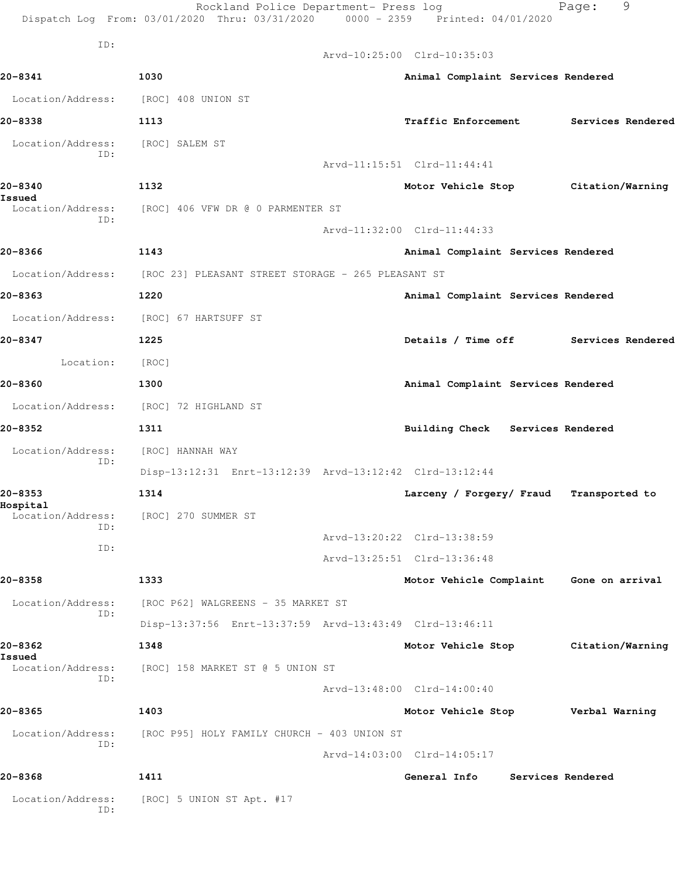ID:

Arvd-10:25:00 Clrd-10:35:03

**20-8341** 1030 **Animal Complaint Services Rendered**

Location/Address: [ROC] 408 UNION ST

**20-8338** 1113 **Traffic Enforcement Services Rendered**

Location/Address: [ROC] SALEM ST
ID:

Arvd-11:15:51 Clrd-11:44:41

**20-8340** 1132 **Motor Vehicle Stop Citation/Warning Issued**

Location/Address: [ROC] 406 VFW DR @ 0 PARMENTER ST
ID:

Arvd-11:32:00 Clrd-11:44:33

**20-8366** 1143 **Animal Complaint Services Rendered**

Location/Address: [ROC 23] PLEASANT STREET STORAGE - 265 PLEASANT ST

**20-8363** 1220 **Animal Complaint Services Rendered**

Location/Address: [ROC] 67 HARTSUFF ST

**20-8347** 1225 **Details / Time off Services Rendered**

Location: [ROC]

**20-8360** 1300 **Animal Complaint Services Rendered**

Location/Address: [ROC] 72 HIGHLAND ST

**20-8352** 1311 **Building Check Services Rendered**

Location/Address: [ROC] HANNAH WAY
ID:

Disp-13:12:31 Enrt-13:12:39 Arvd-13:12:42 Clrd-13:12:44

**20-8353** 1314 **Larceny / Forgery/ Fraud Transported to Hospital**

Location/Address: [ROC] 270 SUMMER ST
ID:

Arvd-13:20:22 Clrd-13:38:59

ID:

Arvd-13:25:51 Clrd-13:36:48

**20-8358** 1333 **Motor Vehicle Complaint Gone on arrival**

Location/Address: [ROC P62] WALGREENS - 35 MARKET ST
ID:

Disp-13:37:56 Enrt-13:37:59 Arvd-13:43:49 Clrd-13:46:11

**20-8362** 1348 **Motor Vehicle Stop Citation/Warning Issued**

Location/Address: [ROC] 158 MARKET ST @ 5 UNION ST
ID:

Arvd-13:48:00 Clrd-14:00:40

**20-8365** 1403 **Motor Vehicle Stop Verbal Warning**

Location/Address: [ROC P95] HOLY FAMILY CHURCH - 403 UNION ST
ID:

Arvd-14:03:00 Clrd-14:05:17

**20-8368** 1411 **General Info Services Rendered**

Location/Address: [ROC] 5 UNION ST Apt. #17
ID: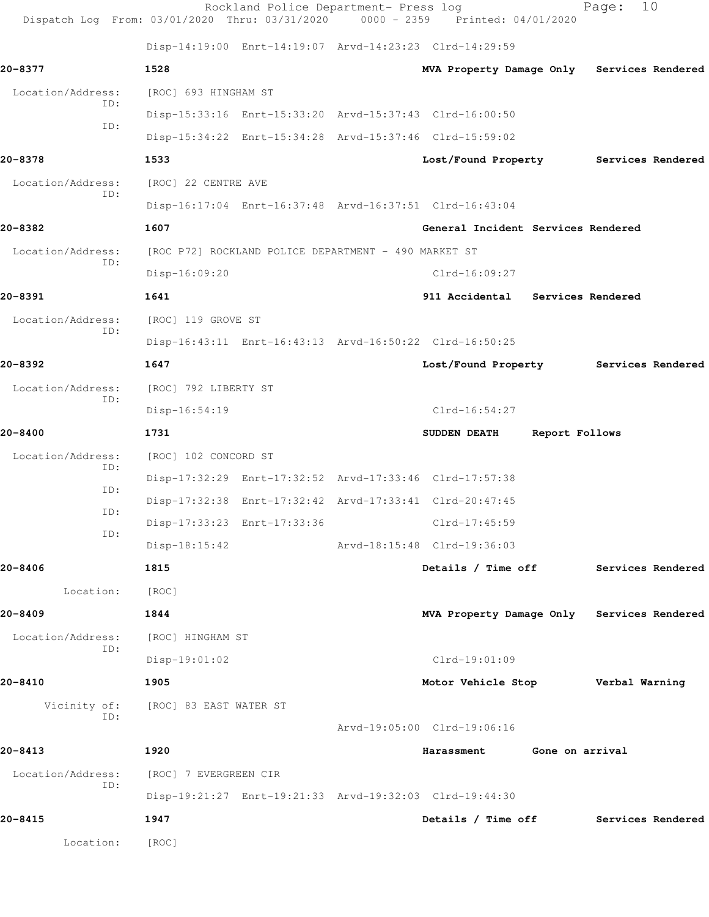Rockland Police Department- Press log
Dispatch Log From: 03/01/2020 Thru: 03/31/2020 0000 - 2359 Printed: 04/01/2020

Disp-14:19:00 Enrt-14:19:07 Arvd-14:23:23 Clrd-14:29:59

**20-8377** **1528** **MVA Property Damage Only** **Services Rendered**

Location/Address: [ROC] 693 HINGHAM ST
ID: Disp-15:33:16 Enrt-15:33:20 Arvd-15:37:43 Clrd-16:00:50
ID: Disp-15:34:22 Enrt-15:34:28 Arvd-15:37:46 Clrd-15:59:02

**20-8378** **1533** **Lost/Found Property** **Services Rendered**

Location/Address: [ROC] 22 CENTRE AVE
ID: Disp-16:17:04 Enrt-16:37:48 Arvd-16:37:51 Clrd-16:43:04

**20-8382** **1607** **General Incident** **Services Rendered**

Location/Address: [ROC P72] ROCKLAND POLICE DEPARTMENT - 490 MARKET ST
ID: Disp-16:09:20 Clrd-16:09:27

**20-8391** **1641** **911 Accidental** **Services Rendered**

Location/Address: [ROC] 119 GROVE ST
ID: Disp-16:43:11 Enrt-16:43:13 Arvd-16:50:22 Clrd-16:50:25

**20-8392** **1647** **Lost/Found Property** **Services Rendered**

Location/Address: [ROC] 792 LIBERTY ST
ID: Disp-16:54:19 Clrd-16:54:27

**20-8400** **1731** **SUDDEN DEATH** **Report Follows**

Location/Address: [ROC] 102 CONCORD ST
ID: Disp-17:32:29 Enrt-17:32:52 Arvd-17:33:46 Clrd-17:57:38
ID: Disp-17:32:38 Enrt-17:32:42 Arvd-17:33:41 Clrd-20:47:45
ID: Disp-17:33:23 Enrt-17:33:36 Clrd-17:45:59
ID: Disp-18:15:42 Arvd-18:15:48 Clrd-19:36:03

**20-8406** **1815** **Details / Time off** **Services Rendered**

Location: [ROC]

**20-8409** **1844** **MVA Property Damage Only** **Services Rendered**

Location/Address: [ROC] HINGHAM ST
ID: Disp-19:01:02 Clrd-19:01:09

**20-8410** **1905** **Motor Vehicle Stop** **Verbal Warning**

Vicinity of: [ROC] 83 EAST WATER ST
ID: Arvd-19:05:00 Clrd-19:06:16

**20-8413** **1920** **Harassment** **Gone on arrival**

Location/Address: [ROC] 7 EVERGREEN CIR
ID: Disp-19:21:27 Enrt-19:21:33 Arvd-19:32:03 Clrd-19:44:30

**20-8415** **1947** **Details / Time off** **Services Rendered**

Location: [ROC]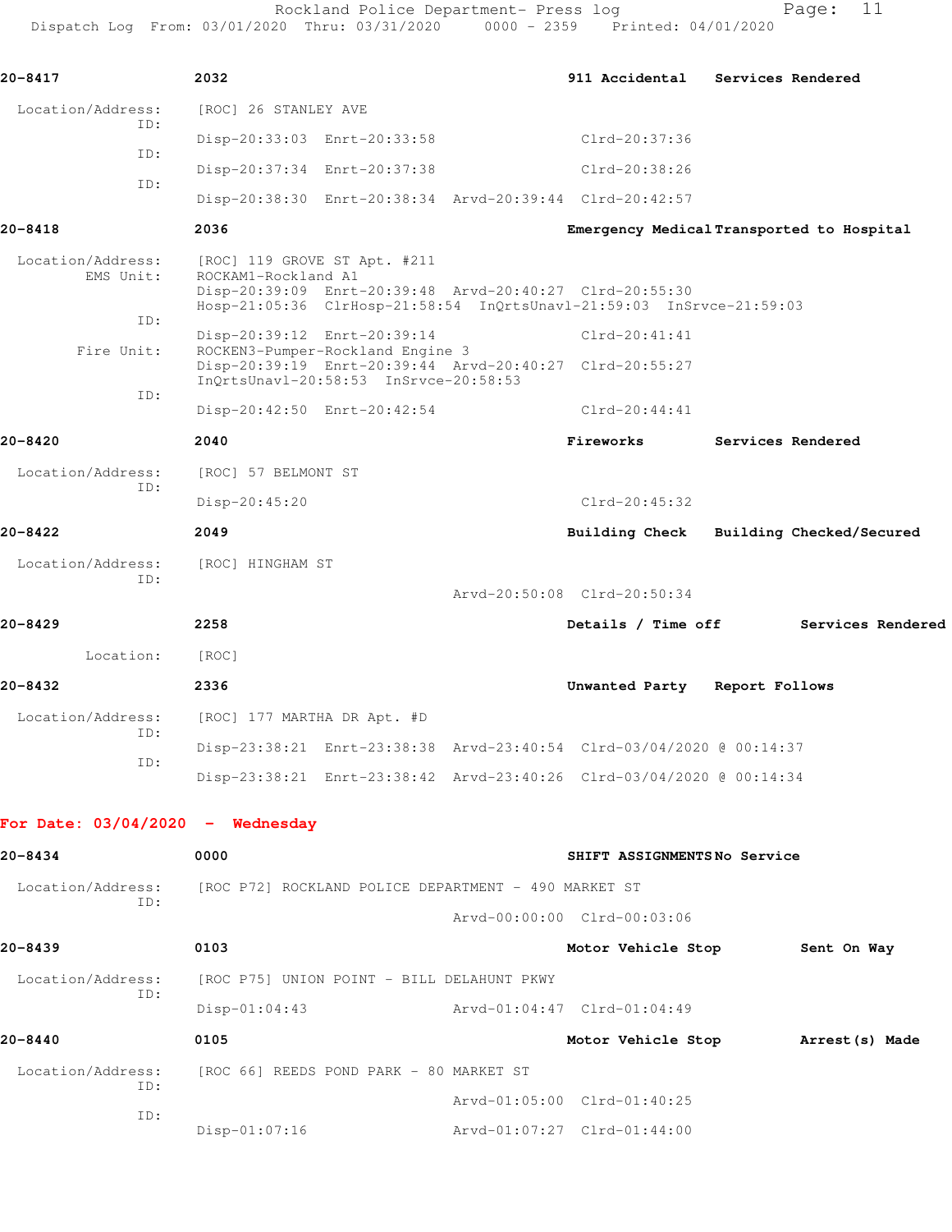**20-8417** 2032 **911 Accidental** **Services Rendered**

Location/Address: [ROC] 26 STANLEY AVE

ID: Disp-20:33:03 Enrt-20:33:58 Clrd-20:37:36

ID: Disp-20:37:34 Enrt-20:37:38 Clrd-20:38:26

ID: Disp-20:38:30 Enrt-20:38:34 Arvd-20:39:44 Clrd-20:42:57

**20-8418** 2036 **Emergency Medical** **Transported to Hospital**

Location/Address: [ROC] 119 GROVE ST Apt. #211

EMS Unit: ROCKAM1-Rockland A1
Disp-20:39:09 Enrt-20:39:48 Arvd-20:40:27 Clrd-20:55:30
Hosp-21:05:36 ClrHosp-21:58:54 InQrtsUnavl-21:59:03 InSrvce-21:59:03

ID: Disp-20:39:12 Enrt-20:39:14 Clrd-20:41:41

Fire Unit: ROCKEN3-Pumper-Rockland Engine 3
Disp-20:39:19 Enrt-20:39:44 Arvd-20:40:27 Clrd-20:55:27
InQrtsUnavl-20:58:53 InSrvce-20:58:53

ID: Disp-20:42:50 Enrt-20:42:54 Clrd-20:44:41

**20-8420** 2040 **Fireworks** **Services Rendered**

Location/Address: [ROC] 57 BELMONT ST

ID: Disp-20:45:20 Clrd-20:45:32

**20-8422** 2049 **Building Check** **Building Checked/Secured**

Location/Address: [ROC] HINGHAM ST

ID: Arvd-20:50:08 Clrd-20:50:34

**20-8429** 2258 **Details / Time off** **Services Rendered**

Location: [ROC]

**20-8432** 2336 **Unwanted Party** **Report Follows**

Location/Address: [ROC] 177 MARTHA DR Apt. #D

ID: Disp-23:38:21 Enrt-23:38:38 Arvd-23:40:54 Clrd-03/04/2020 @ 00:14:37

ID: Disp-23:38:21 Enrt-23:38:42 Arvd-23:40:26 Clrd-03/04/2020 @ 00:14:34

## For Date: 03/04/2020 - Wednesday

**20-8434** 0000 **SHIFT ASSIGNMENTS** **No Service**

Location/Address: [ROC P72] ROCKLAND POLICE DEPARTMENT - 490 MARKET ST

ID: Arvd-00:00:00 Clrd-00:03:06

**20-8439** 0103 **Motor Vehicle Stop** **Sent On Way**

Location/Address: [ROC P75] UNION POINT - BILL DELAHUNT PKWY

ID: Disp-01:04:43 Arvd-01:04:47 Clrd-01:04:49

**20-8440** 0105 **Motor Vehicle Stop** **Arrest(s) Made**

Location/Address: [ROC 66] REEDS POND PARK - 80 MARKET ST

ID: Arvd-01:05:00 Clrd-01:40:25

ID: Disp-01:07:16 Arvd-01:07:27 Clrd-01:44:00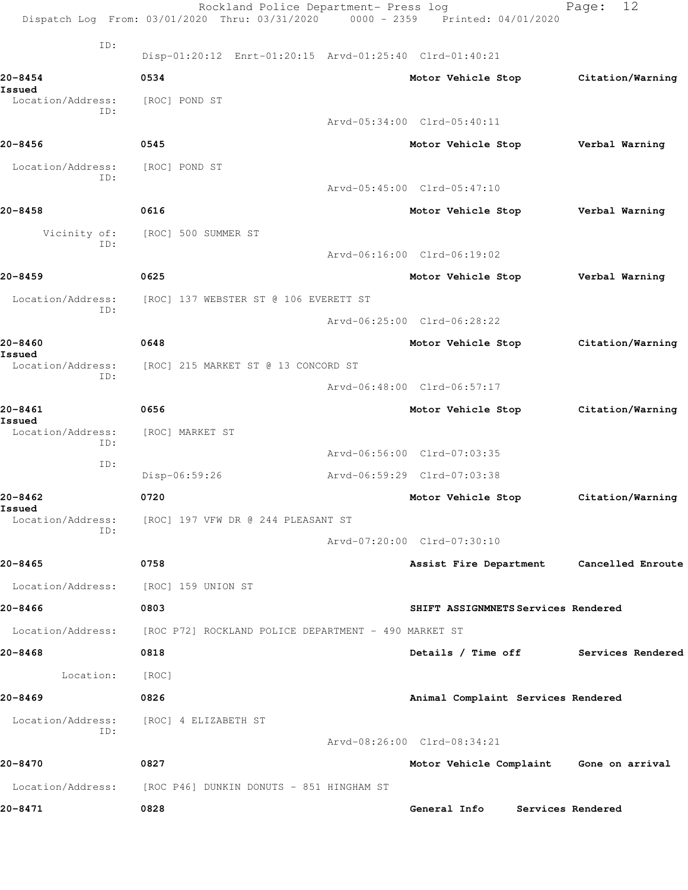ID:
Disp-01:20:12 Enrt-01:20:15 Arvd-01:25:40 Clrd-01:40:21

**20-8454** 0534 Motor Vehicle Stop Citation/Warning **Issued**
Location/Address: [ROC] POND ST
ID:
Arvd-05:34:00 Clrd-05:40:11

**20-8456** 0545 Motor Vehicle Stop Verbal Warning
Location/Address: [ROC] POND ST
ID:
Arvd-05:45:00 Clrd-05:47:10

**20-8458** 0616 Motor Vehicle Stop Verbal Warning
Vicinity of: [ROC] 500 SUMMER ST
ID:
Arvd-06:16:00 Clrd-06:19:02

**20-8459** 0625 Motor Vehicle Stop Verbal Warning
Location/Address: [ROC] 137 WEBSTER ST @ 106 EVERETT ST
ID:
Arvd-06:25:00 Clrd-06:28:22

**20-8460** 0648 Motor Vehicle Stop Citation/Warning **Issued**
Location/Address: [ROC] 215 MARKET ST @ 13 CONCORD ST
ID:
Arvd-06:48:00 Clrd-06:57:17

**20-8461** 0656 Motor Vehicle Stop Citation/Warning **Issued**
Location/Address: [ROC] MARKET ST
ID:
Arvd-06:56:00 Clrd-07:03:35
ID:
Disp-06:59:26 Arvd-06:59:29 Clrd-07:03:38

**20-8462** 0720 Motor Vehicle Stop Citation/Warning **Issued**
Location/Address: [ROC] 197 VFW DR @ 244 PLEASANT ST
ID:
Arvd-07:20:00 Clrd-07:30:10

**20-8465** 0758 Assist Fire Department Cancelled Enroute
Location/Address: [ROC] 159 UNION ST

**20-8466** 0803 SHIFT ASSIGNMNETS Services Rendered
Location/Address: [ROC P72] ROCKLAND POLICE DEPARTMENT - 490 MARKET ST

**20-8468** 0818 Details / Time off Services Rendered
Location: [ROC]

**20-8469** 0826 Animal Complaint Services Rendered
Location/Address: [ROC] 4 ELIZABETH ST
ID:
Arvd-08:26:00 Clrd-08:34:21

**20-8470** 0827 Motor Vehicle Complaint Gone on arrival
Location/Address: [ROC P46] DUNKIN DONUTS - 851 HINGHAM ST

**20-8471** 0828 General Info Services Rendered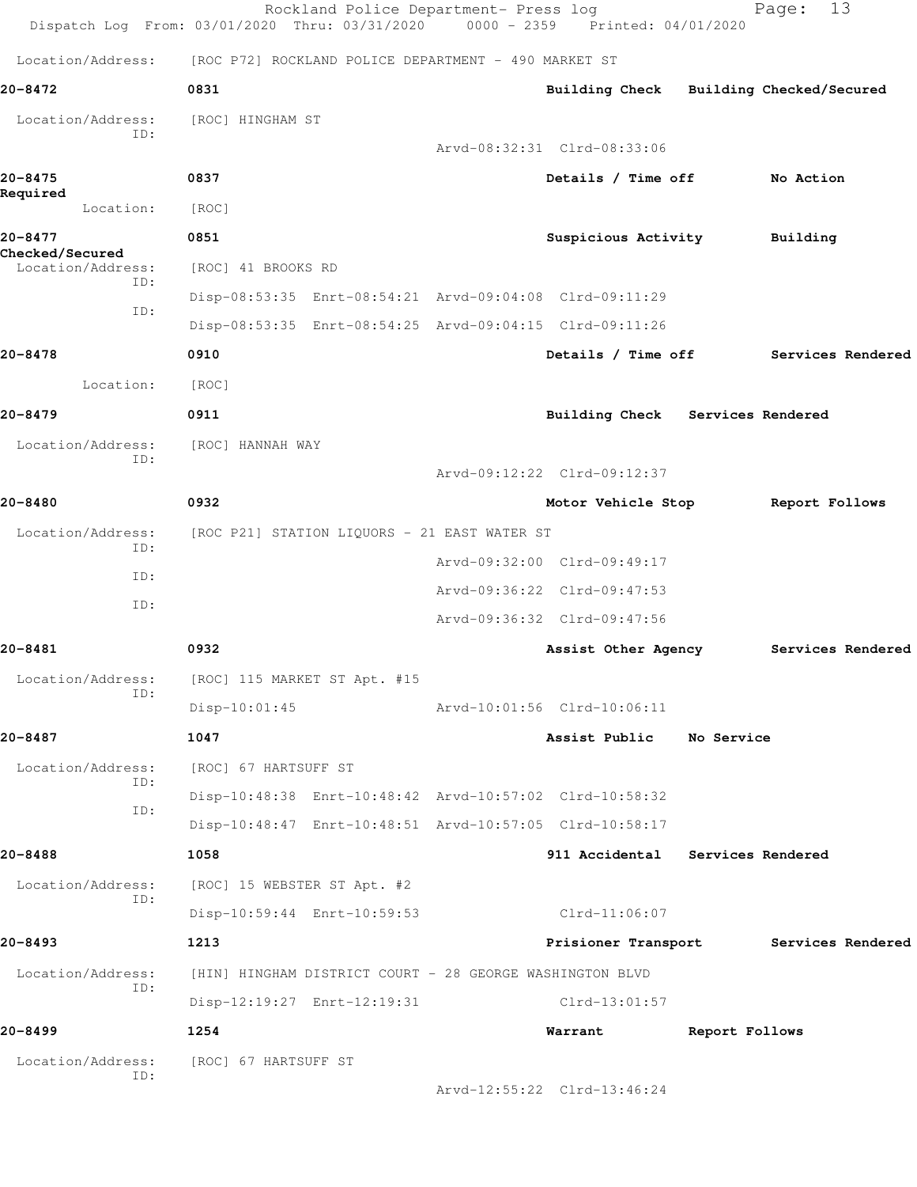Location/Address: [ROC P72] ROCKLAND POLICE DEPARTMENT - 490 MARKET ST

**20-8472** 0831 **Building Check** **Building Checked/Secured**

Location/Address: [ROC] HINGHAM ST
ID:
Arvd-08:32:31 Clrd-08:33:06

**20-8475** 0837 **Details / Time off** **No Action Required**

Location: [ROC]

**20-8477** 0851 **Suspicious Activity** **Building Checked/Secured**

Location/Address: [ROC] 41 BROOKS RD
ID:
Disp-08:53:35 Enrt-08:54:21 Arvd-09:04:08 Clrd-09:11:29
ID:
Disp-08:53:35 Enrt-08:54:25 Arvd-09:04:15 Clrd-09:11:26

**20-8478** 0910 **Details / Time off** **Services Rendered**

Location: [ROC]

**20-8479** 0911 **Building Check** **Services Rendered**

Location/Address: [ROC] HANNAH WAY
ID:
Arvd-09:12:22 Clrd-09:12:37

**20-8480** 0932 **Motor Vehicle Stop** **Report Follows**

Location/Address: [ROC P21] STATION LIQUORS - 21 EAST WATER ST
ID:
Arvd-09:32:00 Clrd-09:49:17
ID:
Arvd-09:36:22 Clrd-09:47:53
ID:
Arvd-09:36:32 Clrd-09:47:56

**20-8481** 0932 **Assist Other Agency** **Services Rendered**

Location/Address: [ROC] 115 MARKET ST Apt. #15
ID:
Disp-10:01:45 Arvd-10:01:56 Clrd-10:06:11

**20-8487** 1047 **Assist Public** **No Service**

Location/Address: [ROC] 67 HARTSUFF ST
ID:
Disp-10:48:38 Enrt-10:48:42 Arvd-10:57:02 Clrd-10:58:32
ID:
Disp-10:48:47 Enrt-10:48:51 Arvd-10:57:05 Clrd-10:58:17

**20-8488** 1058 **911 Accidental** **Services Rendered**

Location/Address: [ROC] 15 WEBSTER ST Apt. #2
ID:
Disp-10:59:44 Enrt-10:59:53 Clrd-11:06:07

**20-8493** 1213 **Prisioner Transport** **Services Rendered**

Location/Address: [HIN] HINGHAM DISTRICT COURT - 28 GEORGE WASHINGTON BLVD
ID:
Disp-12:19:27 Enrt-12:19:31 Clrd-13:01:57

**20-8499** 1254 **Warrant** **Report Follows**

Location/Address: [ROC] 67 HARTSUFF ST
ID:
Arvd-12:55:22 Clrd-13:46:24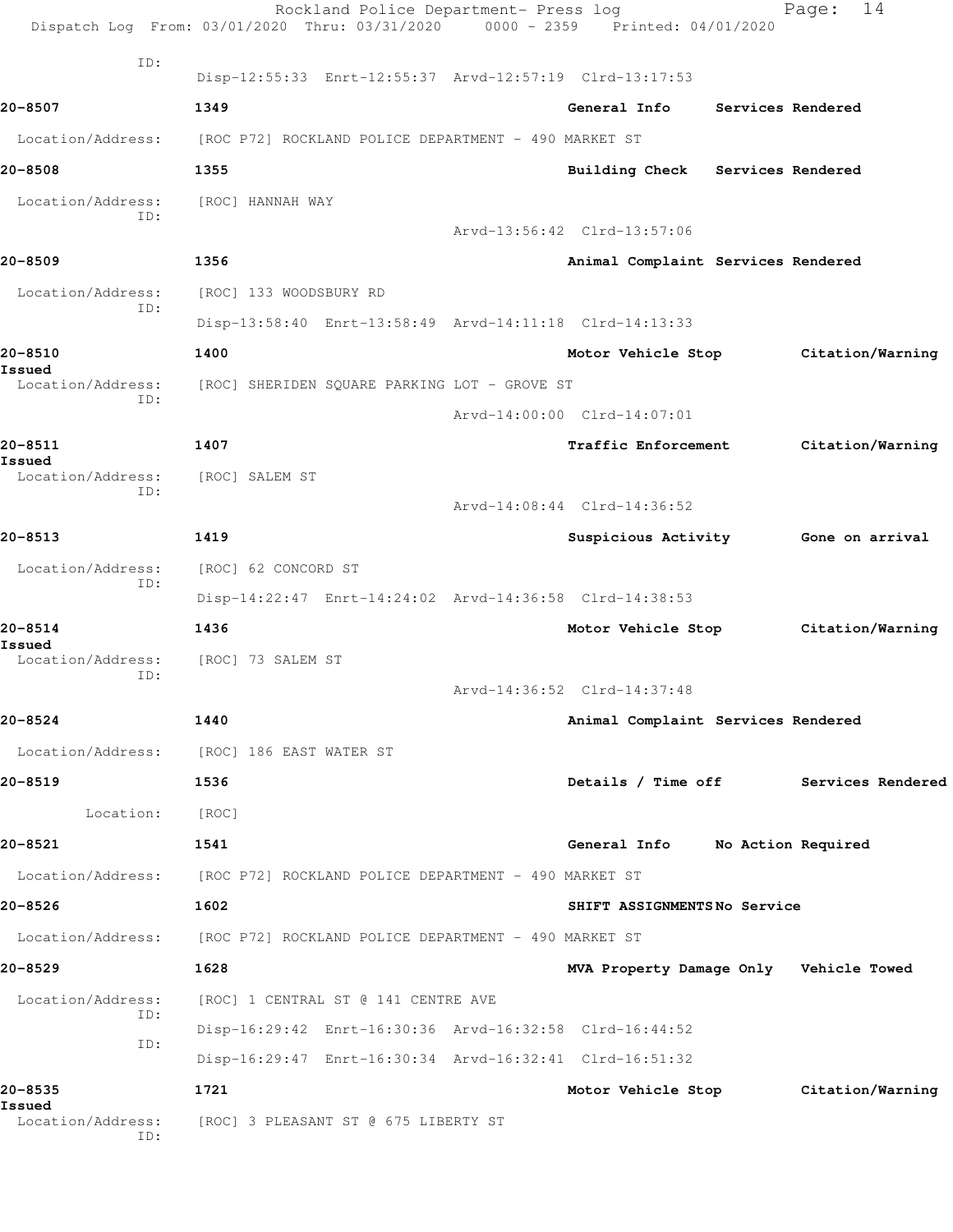ID:
Disp-12:55:33 Enrt-12:55:37 Arvd-12:57:19 Clrd-13:17:53

**20-8507** 1349 General Info Services Rendered

Location/Address: [ROC P72] ROCKLAND POLICE DEPARTMENT - 490 MARKET ST

**20-8508** 1355 Building Check Services Rendered

Location/Address: [ROC] HANNAH WAY
ID:
Arvd-13:56:42 Clrd-13:57:06

**20-8509** 1356 Animal Complaint Services Rendered

Location/Address: [ROC] 133 WOODSBURY RD
ID:
Disp-13:58:40 Enrt-13:58:49 Arvd-14:11:18 Clrd-14:13:33

**20-8510** 1400 Motor Vehicle Stop Citation/Warning Issued

Location/Address: [ROC] SHERIDEN SQUARE PARKING LOT - GROVE ST
ID:
Arvd-14:00:00 Clrd-14:07:01

**20-8511** 1407 Traffic Enforcement Citation/Warning Issued

Location/Address: [ROC] SALEM ST
ID:
Arvd-14:08:44 Clrd-14:36:52

**20-8513** 1419 Suspicious Activity Gone on arrival

Location/Address: [ROC] 62 CONCORD ST
ID:
Disp-14:22:47 Enrt-14:24:02 Arvd-14:36:58 Clrd-14:38:53

**20-8514** 1436 Motor Vehicle Stop Citation/Warning Issued

Location/Address: [ROC] 73 SALEM ST
ID:
Arvd-14:36:52 Clrd-14:37:48

**20-8524** 1440 Animal Complaint Services Rendered

Location/Address: [ROC] 186 EAST WATER ST

**20-8519** 1536 Details / Time off Services Rendered

Location: [ROC]

**20-8521** 1541 General Info No Action Required

Location/Address: [ROC P72] ROCKLAND POLICE DEPARTMENT - 490 MARKET ST

**20-8526** 1602 SHIFT ASSIGNMENTS No Service

Location/Address: [ROC P72] ROCKLAND POLICE DEPARTMENT - 490 MARKET ST

**20-8529** 1628 MVA Property Damage Only Vehicle Towed

Location/Address: [ROC] 1 CENTRAL ST @ 141 CENTRE AVE
ID:
Disp-16:29:42 Enrt-16:30:36 Arvd-16:32:58 Clrd-16:44:52
ID:
Disp-16:29:47 Enrt-16:30:34 Arvd-16:32:41 Clrd-16:51:32

**20-8535** 1721 Motor Vehicle Stop Citation/Warning Issued

Location/Address: [ROC] 3 PLEASANT ST @ 675 LIBERTY ST
ID: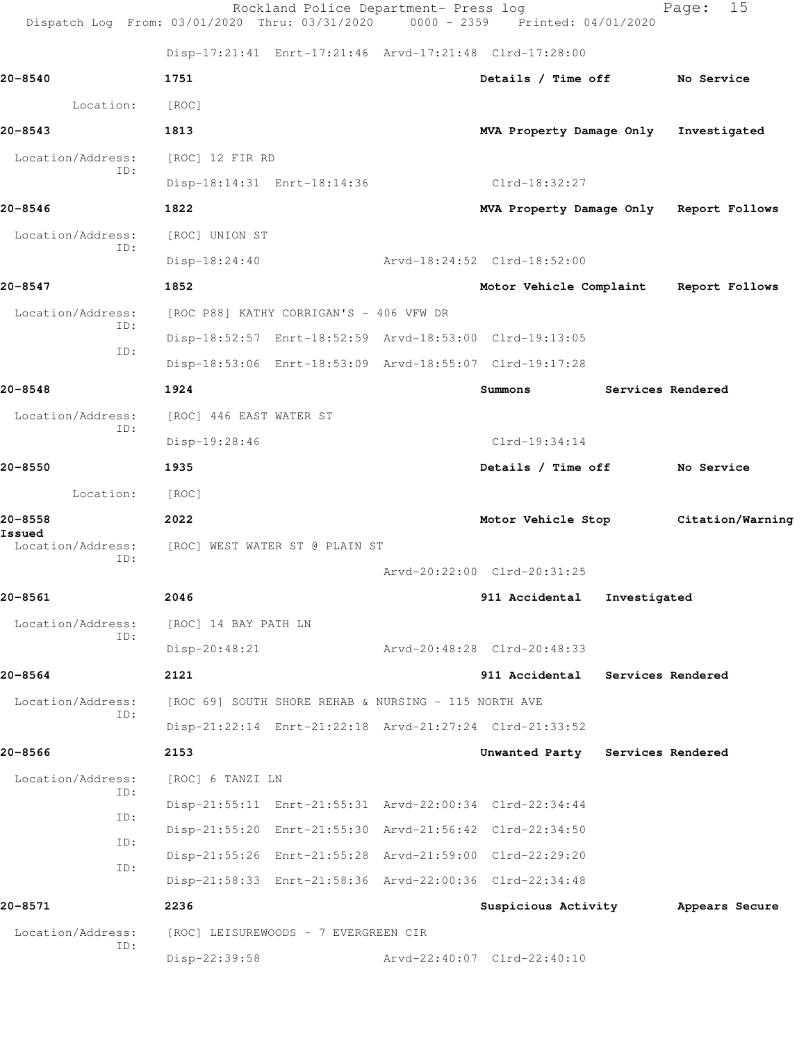Disp-17:21:41 Enrt-17:21:46 Arvd-17:21:48 Clrd-17:28:00

**20-8540** 1751 Details / Time off No Service

Location: [ROC]

**20-8543** 1813 MVA Property Damage Only Investigated

Location/Address: [ROC] 12 FIR RD
ID:
Disp-18:14:31 Enrt-18:14:36 Clrd-18:32:27

**20-8546** 1822 MVA Property Damage Only Report Follows

Location/Address: [ROC] UNION ST
ID:
Disp-18:24:40 Arvd-18:24:52 Clrd-18:52:00

**20-8547** 1852 Motor Vehicle Complaint Report Follows

Location/Address: [ROC P88] KATHY CORRIGAN'S - 406 VFW DR
ID:
Disp-18:52:57 Enrt-18:52:59 Arvd-18:53:00 Clrd-19:13:05
ID:
Disp-18:53:06 Enrt-18:53:09 Arvd-18:55:07 Clrd-19:17:28

**20-8548** 1924 Summons Services Rendered

Location/Address: [ROC] 446 EAST WATER ST
ID:
Disp-19:28:46 Clrd-19:34:14

**20-8550** 1935 Details / Time off No Service

Location: [ROC]

**20-8558** 2022 Motor Vehicle Stop Citation/Warning Issued

Location/Address: [ROC] WEST WATER ST @ PLAIN ST
ID:
Arvd-20:22:00 Clrd-20:31:25

**20-8561** 2046 911 Accidental Investigated

Location/Address: [ROC] 14 BAY PATH LN
ID:
Disp-20:48:21 Arvd-20:48:28 Clrd-20:48:33

**20-8564** 2121 911 Accidental Services Rendered

Location/Address: [ROC 69] SOUTH SHORE REHAB & NURSING - 115 NORTH AVE
ID:
Disp-21:22:14 Enrt-21:22:18 Arvd-21:27:24 Clrd-21:33:52

**20-8566** 2153 Unwanted Party Services Rendered

Location/Address: [ROC] 6 TANZI LN
ID:
Disp-21:55:11 Enrt-21:55:31 Arvd-22:00:34 Clrd-22:34:44
ID:
Disp-21:55:20 Enrt-21:55:30 Arvd-21:56:42 Clrd-22:34:50
ID:
Disp-21:55:26 Enrt-21:55:28 Arvd-21:59:00 Clrd-22:29:20
ID:
Disp-21:58:33 Enrt-21:58:36 Arvd-22:00:36 Clrd-22:34:48

**20-8571** 2236 Suspicious Activity Appears Secure

Location/Address: [ROC] LEISUREWOODS - 7 EVERGREEN CIR
ID:
Disp-22:39:58 Arvd-22:40:07 Clrd-22:40:10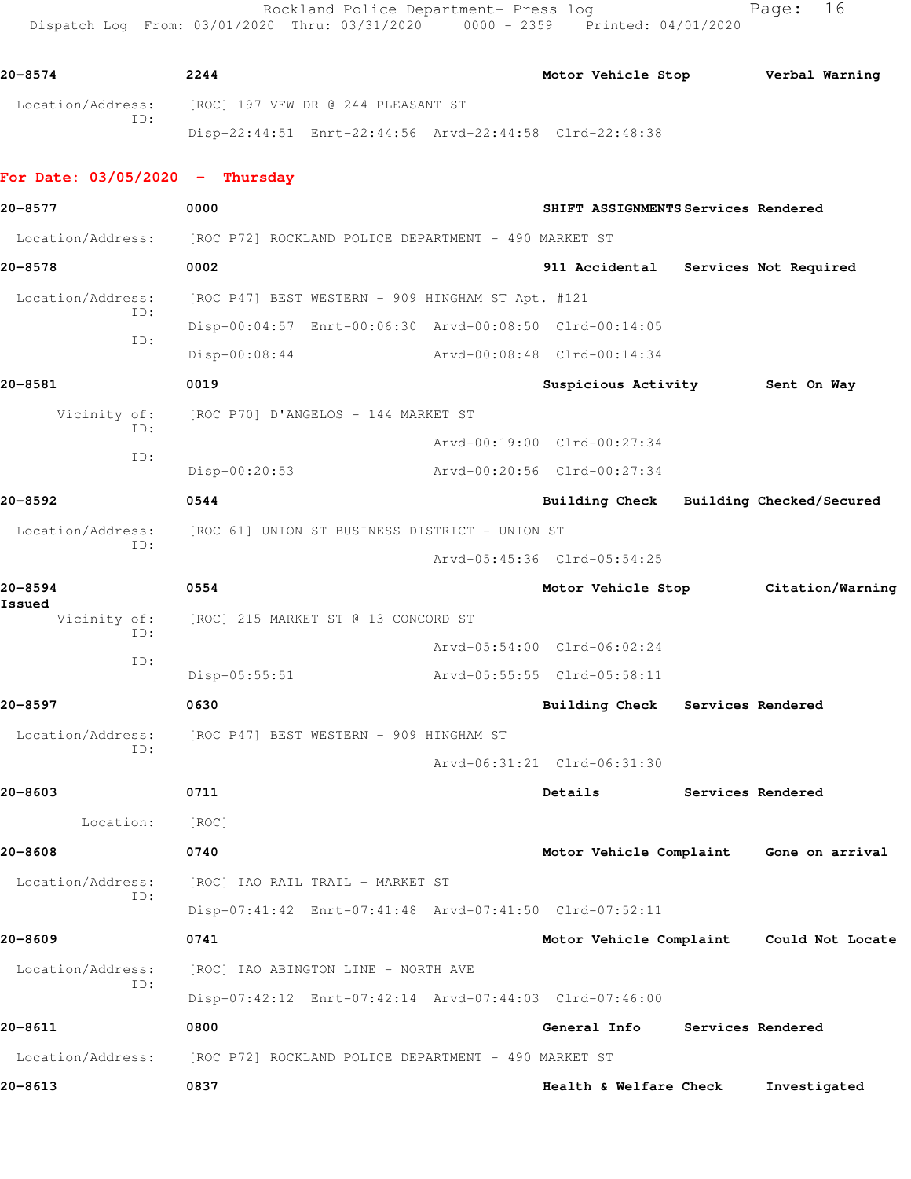**20-8574** 2244 **Motor Vehicle Stop** **Verbal Warning**

Location/Address: [ROC] 197 VFW DR @ 244 PLEASANT ST
ID:
Disp-22:44:51 Enrt-22:44:56 Arvd-22:44:58 Clrd-22:48:38

## For Date: 03/05/2020 - Thursday

**20-8577** 0000 **SHIFT ASSIGNMENTS** **Services Rendered**

Location/Address: [ROC P72] ROCKLAND POLICE DEPARTMENT - 490 MARKET ST

**20-8578** 0002 **911 Accidental** **Services Not Required**

Location/Address: [ROC P47] BEST WESTERN - 909 HINGHAM ST Apt. #121
ID:
Disp-00:04:57 Enrt-00:06:30 Arvd-00:08:50 Clrd-00:14:05
ID:
Disp-00:08:44 Arvd-00:08:48 Clrd-00:14:34

**20-8581** 0019 **Suspicious Activity** **Sent On Way**

Vicinity of: [ROC P70] D'ANGELOS - 144 MARKET ST
ID:
Arvd-00:19:00 Clrd-00:27:34
ID:
Disp-00:20:53 Arvd-00:20:56 Clrd-00:27:34

**20-8592** 0544 **Building Check** **Building Checked/Secured**

Location/Address: [ROC 61] UNION ST BUSINESS DISTRICT - UNION ST
ID:
Arvd-05:45:36 Clrd-05:54:25

**20-8594** 0554 **Motor Vehicle Stop** **Citation/Warning Issued**

Vicinity of: [ROC] 215 MARKET ST @ 13 CONCORD ST
ID:
Arvd-05:54:00 Clrd-06:02:24
ID:
Disp-05:55:51 Arvd-05:55:55 Clrd-05:58:11

**20-8597** 0630 **Building Check** **Services Rendered**

Location/Address: [ROC P47] BEST WESTERN - 909 HINGHAM ST
ID:
Arvd-06:31:21 Clrd-06:31:30

**20-8603** 0711 **Details** **Services Rendered**

Location: [ROC]

**20-8608** 0740 **Motor Vehicle Complaint** **Gone on arrival**

Location/Address: [ROC] IAO RAIL TRAIL - MARKET ST
ID:
Disp-07:41:42 Enrt-07:41:48 Arvd-07:41:50 Clrd-07:52:11

**20-8609** 0741 **Motor Vehicle Complaint** **Could Not Locate**

Location/Address: [ROC] IAO ABINGTON LINE - NORTH AVE
ID:
Disp-07:42:12 Enrt-07:42:14 Arvd-07:44:03 Clrd-07:46:00

**20-8611** 0800 **General Info** **Services Rendered**

Location/Address: [ROC P72] ROCKLAND POLICE DEPARTMENT - 490 MARKET ST

**20-8613** 0837 **Health & Welfare Check** **Investigated**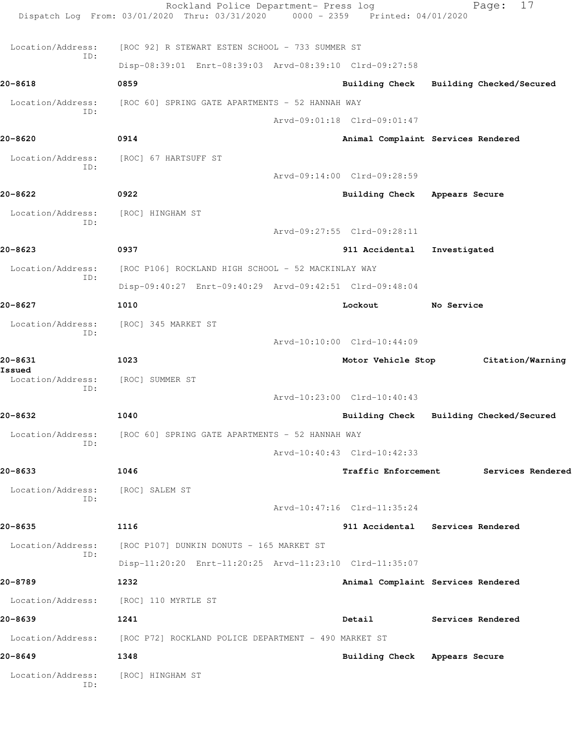Location/Address: [ROC 92] R STEWART ESTEN SCHOOL - 733 SUMMER ST
ID:
Disp-08:39:01 Enrt-08:39:03 Arvd-08:39:10 Clrd-09:27:58

**20-8618** 0859 **Building Check Building Checked/Secured**

Location/Address: [ROC 60] SPRING GATE APARTMENTS - 52 HANNAH WAY
ID:
Arvd-09:01:18 Clrd-09:01:47

**20-8620** 0914 **Animal Complaint Services Rendered**

Location/Address: [ROC] 67 HARTSUFF ST
ID:
Arvd-09:14:00 Clrd-09:28:59

**20-8622** 0922 **Building Check Appears Secure**

Location/Address: [ROC] HINGHAM ST
ID:
Arvd-09:27:55 Clrd-09:28:11

**20-8623** 0937 **911 Accidental Investigated**

Location/Address: [ROC P106] ROCKLAND HIGH SCHOOL - 52 MACKINLAY WAY
ID:
Disp-09:40:27 Enrt-09:40:29 Arvd-09:42:51 Clrd-09:48:04

**20-8627** 1010 **Lockout No Service**

Location/Address: [ROC] 345 MARKET ST
ID:
Arvd-10:10:00 Clrd-10:44:09

**20-8631** 1023 **Motor Vehicle Stop Citation/Warning Issued**

Location/Address: [ROC] SUMMER ST
ID:
Arvd-10:23:00 Clrd-10:40:43

**20-8632** 1040 **Building Check Building Checked/Secured**

Location/Address: [ROC 60] SPRING GATE APARTMENTS - 52 HANNAH WAY
ID:
Arvd-10:40:43 Clrd-10:42:33

**20-8633** 1046 **Traffic Enforcement Services Rendered**

Location/Address: [ROC] SALEM ST
ID:
Arvd-10:47:16 Clrd-11:35:24

**20-8635** 1116 **911 Accidental Services Rendered**

Location/Address: [ROC P107] DUNKIN DONUTS - 165 MARKET ST
ID:
Disp-11:20:20 Enrt-11:20:25 Arvd-11:23:10 Clrd-11:35:07

**20-8789** 1232 **Animal Complaint Services Rendered**

Location/Address: [ROC] 110 MYRTLE ST

**20-8639** 1241 **Detail Services Rendered**

Location/Address: [ROC P72] ROCKLAND POLICE DEPARTMENT - 490 MARKET ST

**20-8649** 1348 **Building Check Appears Secure**

Location/Address: [ROC] HINGHAM ST
ID: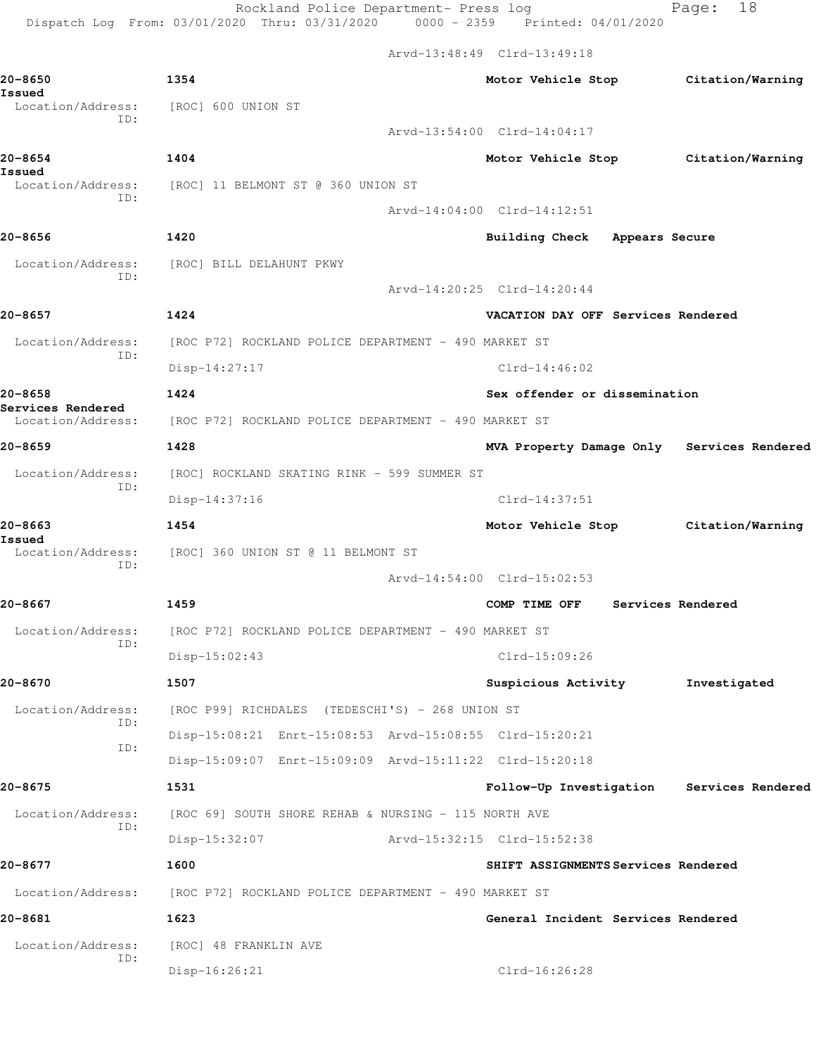Arvd-13:48:49 Clrd-13:49:18

**20-8650** 1354 Motor Vehicle Stop Citation/Warning Issued
Location/Address: [ROC] 600 UNION ST
ID:
Arvd-13:54:00 Clrd-14:04:17

**20-8654** 1404 Motor Vehicle Stop Citation/Warning Issued
Location/Address: [ROC] 11 BELMONT ST @ 360 UNION ST
ID:
Arvd-14:04:00 Clrd-14:12:51

**20-8656** 1420 Building Check Appears Secure
Location/Address: [ROC] BILL DELAHUNT PKWY
ID:
Arvd-14:20:25 Clrd-14:20:44

**20-8657** 1424 VACATION DAY OFF Services Rendered
Location/Address: [ROC P72] ROCKLAND POLICE DEPARTMENT - 490 MARKET ST
ID:
Disp-14:27:17 Clrd-14:46:02

**20-8658** 1424 Sex offender or dissemination Services Rendered
Location/Address: [ROC P72] ROCKLAND POLICE DEPARTMENT - 490 MARKET ST

**20-8659** 1428 MVA Property Damage Only Services Rendered
Location/Address: [ROC] ROCKLAND SKATING RINK - 599 SUMMER ST
ID:
Disp-14:37:16 Clrd-14:37:51

**20-8663** 1454 Motor Vehicle Stop Citation/Warning Issued
Location/Address: [ROC] 360 UNION ST @ 11 BELMONT ST
ID:
Arvd-14:54:00 Clrd-15:02:53

**20-8667** 1459 COMP TIME OFF Services Rendered
Location/Address: [ROC P72] ROCKLAND POLICE DEPARTMENT - 490 MARKET ST
ID:
Disp-15:02:43 Clrd-15:09:26

**20-8670** 1507 Suspicious Activity Investigated
Location/Address: [ROC P99] RICHDALES (TEDESCHI'S) - 268 UNION ST
ID:
Disp-15:08:21 Enrt-15:08:53 Arvd-15:08:55 Clrd-15:20:21
ID:
Disp-15:09:07 Enrt-15:09:09 Arvd-15:11:22 Clrd-15:20:18

**20-8675** 1531 Follow-Up Investigation Services Rendered
Location/Address: [ROC 69] SOUTH SHORE REHAB & NURSING - 115 NORTH AVE
ID:
Disp-15:32:07 Arvd-15:32:15 Clrd-15:52:38

**20-8677** 1600 SHIFT ASSIGNMENTS Services Rendered
Location/Address: [ROC P72] ROCKLAND POLICE DEPARTMENT - 490 MARKET ST

**20-8681** 1623 General Incident Services Rendered
Location/Address: [ROC] 48 FRANKLIN AVE
ID:
Disp-16:26:21 Clrd-16:26:28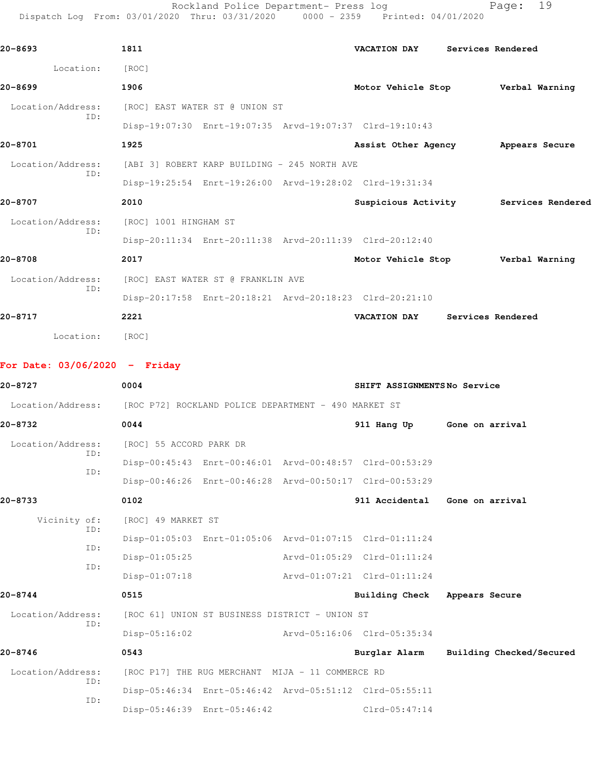**20-8693** **1811** **VACATION DAY** **Services Rendered**

Location: [ROC]

**20-8699** **1906** **Motor Vehicle Stop** **Verbal Warning**

Location/Address: [ROC] EAST WATER ST @ UNION ST

ID: Disp-19:07:30 Enrt-19:07:35 Arvd-19:07:37 Clrd-19:10:43

**20-8701** **1925** **Assist Other Agency** **Appears Secure**

Location/Address: [ABI 3] ROBERT KARP BUILDING - 245 NORTH AVE

ID: Disp-19:25:54 Enrt-19:26:00 Arvd-19:28:02 Clrd-19:31:34

**20-8707** **2010** **Suspicious Activity** **Services Rendered**

Location/Address: [ROC] 1001 HINGHAM ST

ID: Disp-20:11:34 Enrt-20:11:38 Arvd-20:11:39 Clrd-20:12:40

**20-8708** **2017** **Motor Vehicle Stop** **Verbal Warning**

Location/Address: [ROC] EAST WATER ST @ FRANKLIN AVE

ID: Disp-20:17:58 Enrt-20:18:21 Arvd-20:18:23 Clrd-20:21:10

**20-8717** **2221** **VACATION DAY** **Services Rendered**

Location: [ROC]

## For Date: 03/06/2020 - Friday

**20-8727** **0004** **SHIFT ASSIGNMENTS** **No Service**

Location/Address: [ROC P72] ROCKLAND POLICE DEPARTMENT - 490 MARKET ST

**20-8732** **0044** **911 Hang Up** **Gone on arrival**

Location/Address: [ROC] 55 ACCORD PARK DR

ID: Disp-00:45:43 Enrt-00:46:01 Arvd-00:48:57 Clrd-00:53:29

ID: Disp-00:46:26 Enrt-00:46:28 Arvd-00:50:17 Clrd-00:53:29

**20-8733** **0102** **911 Accidental** **Gone on arrival**

Vicinity of: [ROC] 49 MARKET ST

ID: Disp-01:05:03 Enrt-01:05:06 Arvd-01:07:15 Clrd-01:11:24

ID: Disp-01:05:25 Arvd-01:05:29 Clrd-01:11:24

ID: Disp-01:07:18 Arvd-01:07:21 Clrd-01:11:24

**20-8744** **0515** **Building Check** **Appears Secure**

Location/Address: [ROC 61] UNION ST BUSINESS DISTRICT - UNION ST

ID: Disp-05:16:02 Arvd-05:16:06 Clrd-05:35:34

**20-8746** **0543** **Burglar Alarm** **Building Checked/Secured**

Location/Address: [ROC P17] THE RUG MERCHANT MIJA - 11 COMMERCE RD

ID: Disp-05:46:34 Enrt-05:46:42 Arvd-05:51:12 Clrd-05:55:11

ID: Disp-05:46:39 Enrt-05:46:42 Clrd-05:47:14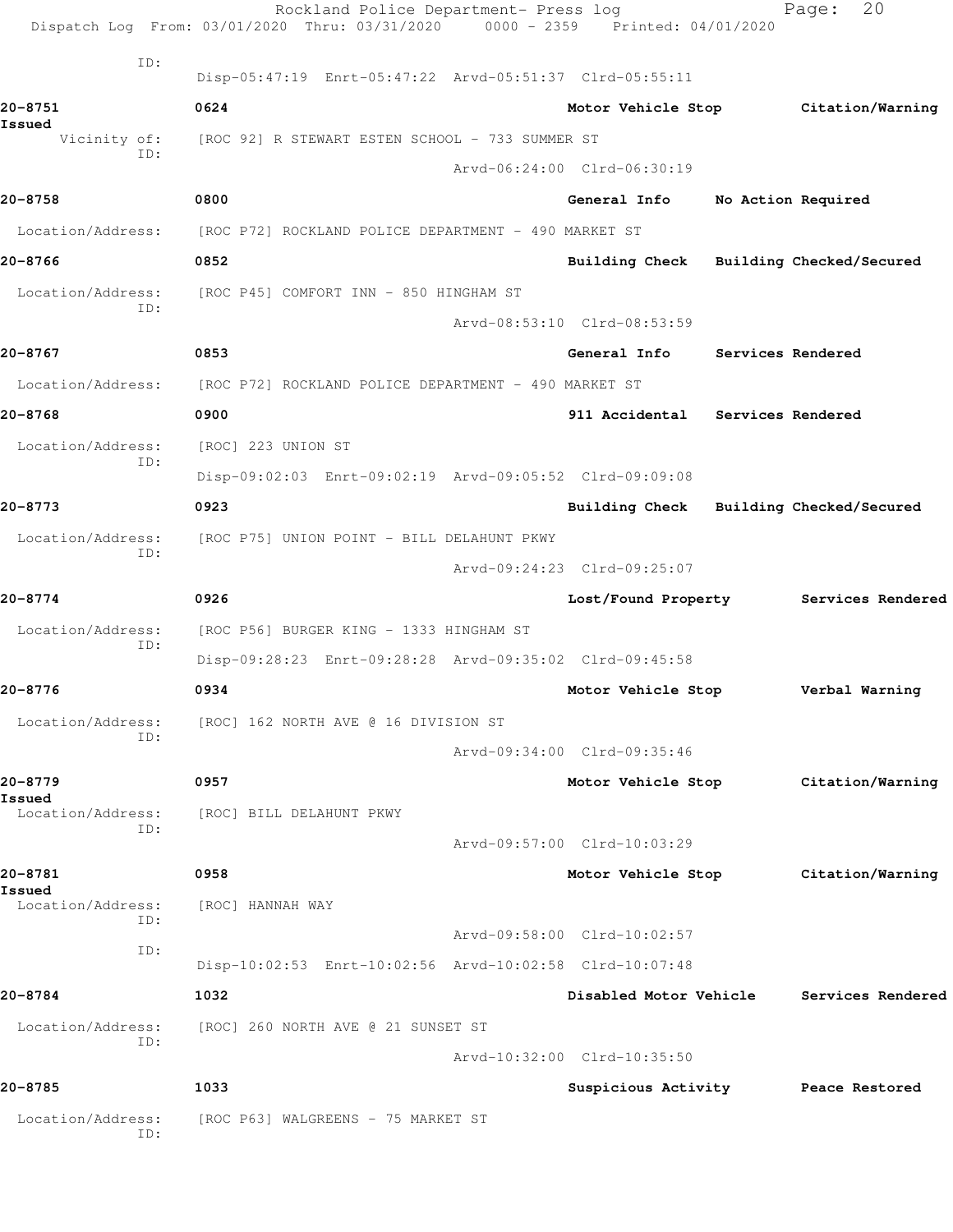ID:
Disp-05:47:19 Enrt-05:47:22 Arvd-05:51:37 Clrd-05:55:11

**20-8751** 0624 **Motor Vehicle Stop** **Citation/Warning Issued**
Vicinity of: [ROC 92] R STEWART ESTEN SCHOOL - 733 SUMMER ST
ID:
Arvd-06:24:00 Clrd-06:30:19

**20-8758** 0800 **General Info** **No Action Required**
Location/Address: [ROC P72] ROCKLAND POLICE DEPARTMENT - 490 MARKET ST

**20-8766** 0852 **Building Check** **Building Checked/Secured**
Location/Address: [ROC P45] COMFORT INN - 850 HINGHAM ST
ID:
Arvd-08:53:10 Clrd-08:53:59

**20-8767** 0853 **General Info** **Services Rendered**
Location/Address: [ROC P72] ROCKLAND POLICE DEPARTMENT - 490 MARKET ST

**20-8768** 0900 **911 Accidental** **Services Rendered**
Location/Address: [ROC] 223 UNION ST
ID:
Disp-09:02:03 Enrt-09:02:19 Arvd-09:05:52 Clrd-09:09:08

**20-8773** 0923 **Building Check** **Building Checked/Secured**
Location/Address: [ROC P75] UNION POINT - BILL DELAHUNT PKWY
ID:
Arvd-09:24:23 Clrd-09:25:07

**20-8774** 0926 **Lost/Found Property** **Services Rendered**
Location/Address: [ROC P56] BURGER KING - 1333 HINGHAM ST
ID:
Disp-09:28:23 Enrt-09:28:28 Arvd-09:35:02 Clrd-09:45:58

**20-8776** 0934 **Motor Vehicle Stop** **Verbal Warning**
Location/Address: [ROC] 162 NORTH AVE @ 16 DIVISION ST
ID:
Arvd-09:34:00 Clrd-09:35:46

**20-8779** 0957 **Motor Vehicle Stop** **Citation/Warning Issued**
Location/Address: [ROC] BILL DELAHUNT PKWY
ID:
Arvd-09:57:00 Clrd-10:03:29

**20-8781** 0958 **Motor Vehicle Stop** **Citation/Warning Issued**
Location/Address: [ROC] HANNAH WAY
ID:
Arvd-09:58:00 Clrd-10:02:57
ID:
Disp-10:02:53 Enrt-10:02:56 Arvd-10:02:58 Clrd-10:07:48

**20-8784** 1032 **Disabled Motor Vehicle** **Services Rendered**
Location/Address: [ROC] 260 NORTH AVE @ 21 SUNSET ST
ID:
Arvd-10:32:00 Clrd-10:35:50

**20-8785** 1033 **Suspicious Activity** **Peace Restored**
Location/Address: [ROC P63] WALGREENS - 75 MARKET ST
ID: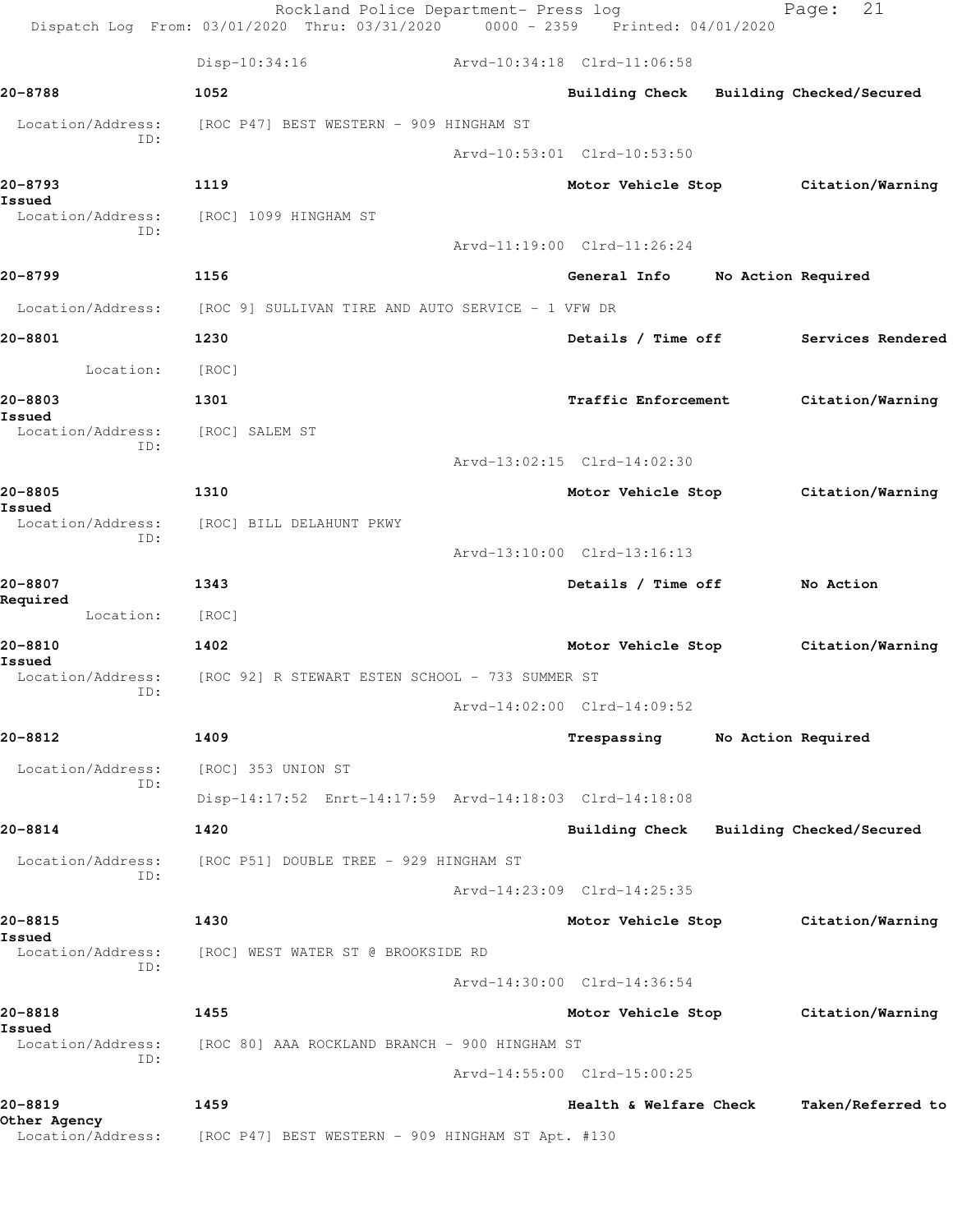Disp-10:34:16 Arvd-10:34:18 Clrd-11:06:58

**20-8788** 1052 Building Check Building Checked/Secured

Location/Address: [ROC P47] BEST WESTERN - 909 HINGHAM ST
ID:
Arvd-10:53:01 Clrd-10:53:50

**20-8793** 1119 Motor Vehicle Stop Citation/Warning Issued

Location/Address: [ROC] 1099 HINGHAM ST
ID:
Arvd-11:19:00 Clrd-11:26:24

**20-8799** 1156 General Info No Action Required

Location/Address: [ROC 9] SULLIVAN TIRE AND AUTO SERVICE - 1 VFW DR

**20-8801** 1230 Details / Time off Services Rendered

Location: [ROC]

**20-8803** 1301 Traffic Enforcement Citation/Warning Issued

Location/Address: [ROC] SALEM ST
ID:
Arvd-13:02:15 Clrd-14:02:30

**20-8805** 1310 Motor Vehicle Stop Citation/Warning Issued

Location/Address: [ROC] BILL DELAHUNT PKWY
ID:
Arvd-13:10:00 Clrd-13:16:13

**20-8807** 1343 Details / Time off No Action Required

Location: [ROC]

**20-8810** 1402 Motor Vehicle Stop Citation/Warning Issued

Location/Address: [ROC 92] R STEWART ESTEN SCHOOL - 733 SUMMER ST
ID:
Arvd-14:02:00 Clrd-14:09:52

**20-8812** 1409 Trespassing No Action Required

Location/Address: [ROC] 353 UNION ST
ID:
Disp-14:17:52 Enrt-14:17:59 Arvd-14:18:03 Clrd-14:18:08

**20-8814** 1420 Building Check Building Checked/Secured

Location/Address: [ROC P51] DOUBLE TREE - 929 HINGHAM ST
ID:
Arvd-14:23:09 Clrd-14:25:35

**20-8815** 1430 Motor Vehicle Stop Citation/Warning Issued

Location/Address: [ROC] WEST WATER ST @ BROOKSIDE RD
ID:
Arvd-14:30:00 Clrd-14:36:54

**20-8818** 1455 Motor Vehicle Stop Citation/Warning Issued

Location/Address: [ROC 80] AAA ROCKLAND BRANCH - 900 HINGHAM ST
ID:
Arvd-14:55:00 Clrd-15:00:25

**20-8819** 1459 Health & Welfare Check Taken/Referred to Other Agency

Location/Address: [ROC P47] BEST WESTERN - 909 HINGHAM ST Apt. #130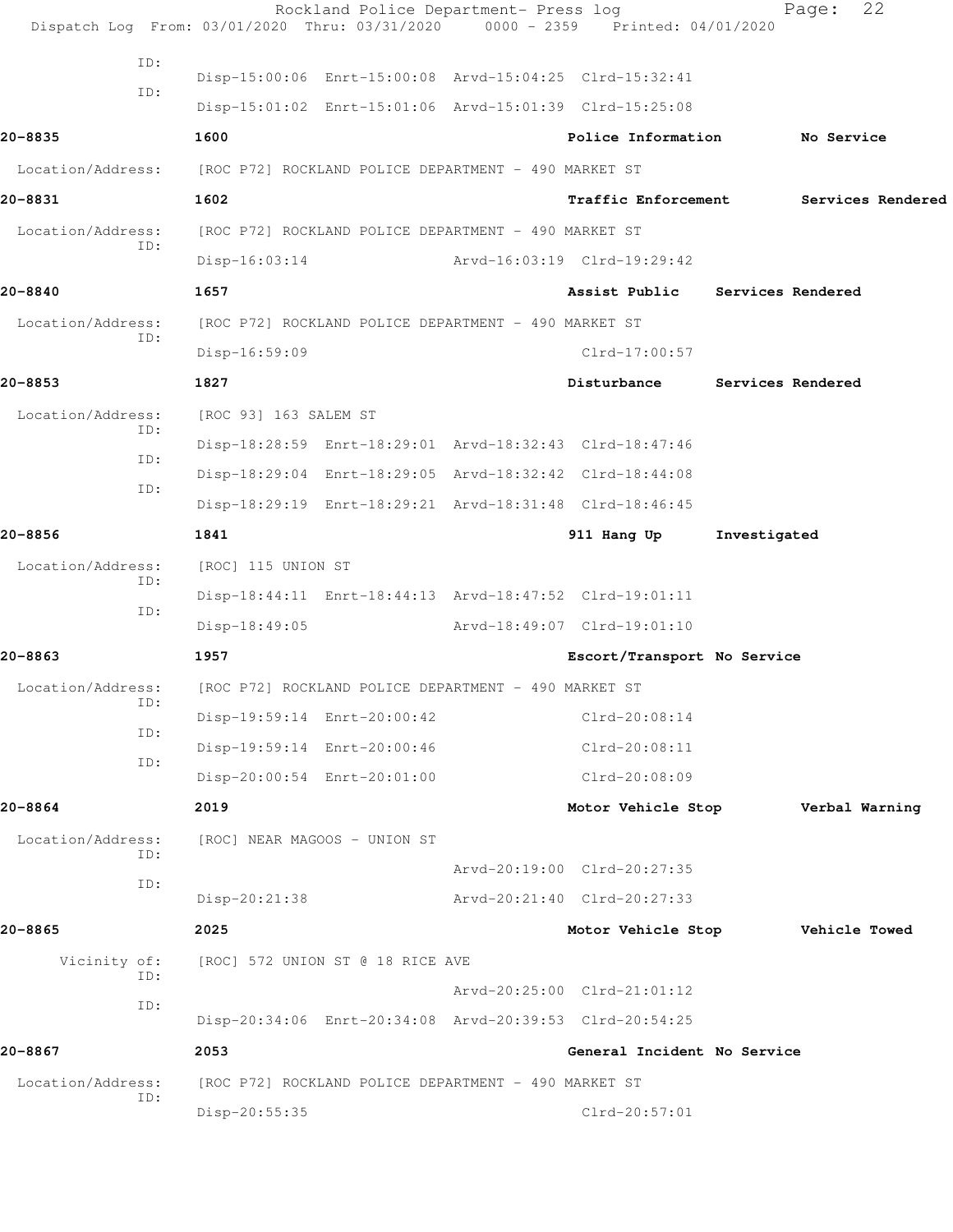Rockland Police Department- Press log

Dispatch Log From: 03/01/2020 Thru: 03/31/2020 0000 - 2359 Printed: 04/01/2020

ID: Disp-15:00:06 Enrt-15:00:08 Arvd-15:04:25 Clrd-15:32:41

ID: Disp-15:01:02 Enrt-15:01:06 Arvd-15:01:39 Clrd-15:25:08

**20-8835** 1600 **Police Information** **No Service**

Location/Address: [ROC P72] ROCKLAND POLICE DEPARTMENT - 490 MARKET ST

**20-8831** 1602 **Traffic Enforcement** **Services Rendered**

Location/Address: [ROC P72] ROCKLAND POLICE DEPARTMENT - 490 MARKET ST

ID: Disp-16:03:14 Arvd-16:03:19 Clrd-19:29:42

**20-8840** 1657 **Assist Public** **Services Rendered**

Location/Address: [ROC P72] ROCKLAND POLICE DEPARTMENT - 490 MARKET ST

ID: Disp-16:59:09 Clrd-17:00:57

**20-8853** 1827 **Disturbance** **Services Rendered**

Location/Address: [ROC 93] 163 SALEM ST

ID: Disp-18:28:59 Enrt-18:29:01 Arvd-18:32:43 Clrd-18:47:46

ID: Disp-18:29:04 Enrt-18:29:05 Arvd-18:32:42 Clrd-18:44:08

ID: Disp-18:29:19 Enrt-18:29:21 Arvd-18:31:48 Clrd-18:46:45

**20-8856** 1841 **911 Hang Up** **Investigated**

Location/Address: [ROC] 115 UNION ST

ID: Disp-18:44:11 Enrt-18:44:13 Arvd-18:47:52 Clrd-19:01:11

ID: Disp-18:49:05 Arvd-18:49:07 Clrd-19:01:10

**20-8863** 1957 **Escort/Transport** **No Service**

Location/Address: [ROC P72] ROCKLAND POLICE DEPARTMENT - 490 MARKET ST

ID: Disp-19:59:14 Enrt-20:00:42 Clrd-20:08:14

ID: Disp-19:59:14 Enrt-20:00:46 Clrd-20:08:11

ID: Disp-20:00:54 Enrt-20:01:00 Clrd-20:08:09

**20-8864** 2019 **Motor Vehicle Stop** **Verbal Warning**

Location/Address: [ROC] NEAR MAGOOS - UNION ST

ID: Arvd-20:19:00 Clrd-20:27:35

ID: Disp-20:21:38 Arvd-20:21:40 Clrd-20:27:33

**20-8865** 2025 **Motor Vehicle Stop** **Vehicle Towed**

Vicinity of: [ROC] 572 UNION ST @ 18 RICE AVE

ID: Arvd-20:25:00 Clrd-21:01:12

ID: Disp-20:34:06 Enrt-20:34:08 Arvd-20:39:53 Clrd-20:54:25

**20-8867** 2053 **General Incident** **No Service**

Location/Address: [ROC P72] ROCKLAND POLICE DEPARTMENT - 490 MARKET ST

ID: Disp-20:55:35 Clrd-20:57:01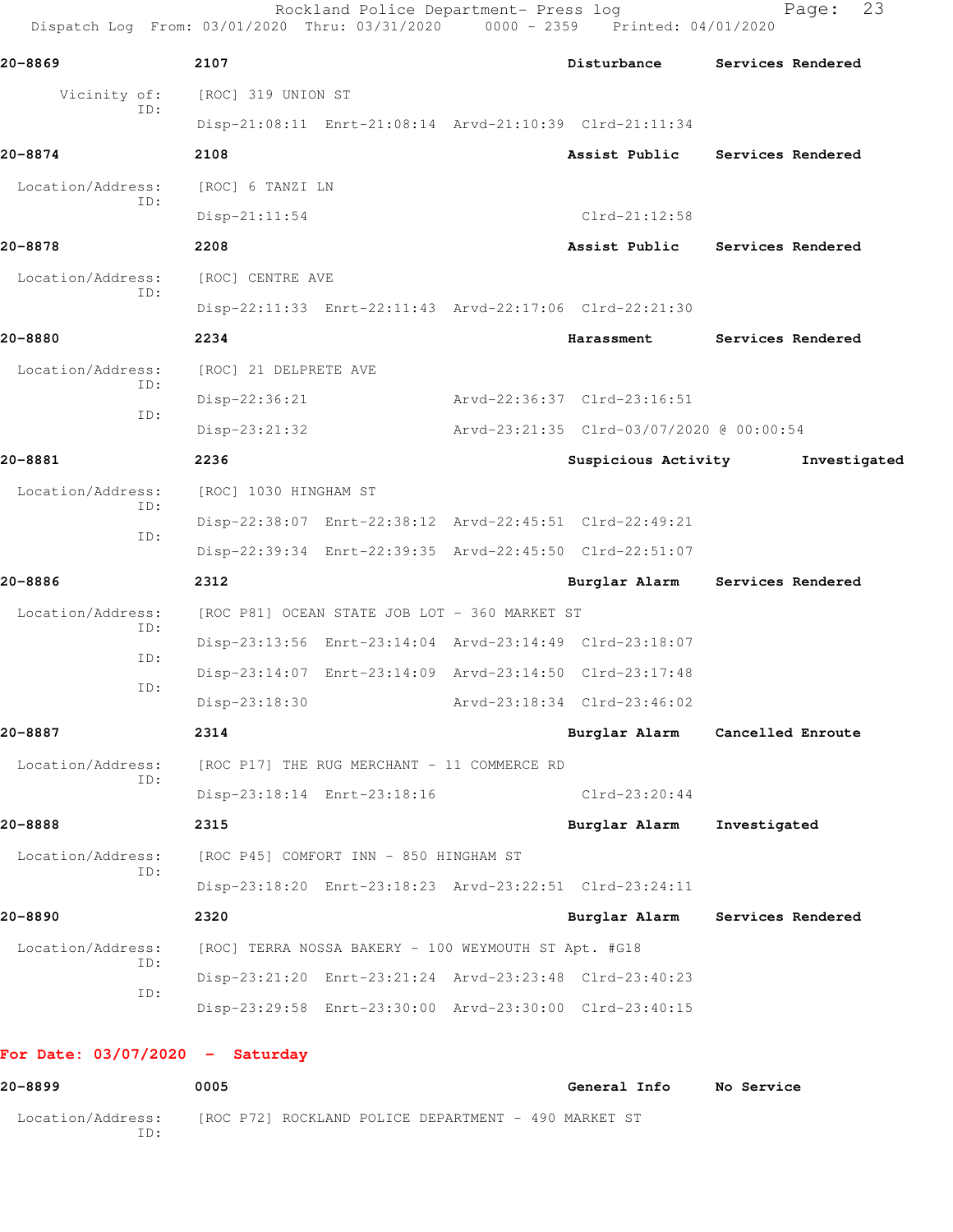Rockland Police Department- Press log

Dispatch Log From: 03/01/2020 Thru: 03/31/2020 0000 - 2359 Printed: 04/01/2020

**20-8869** **2107** **Disturbance** **Services Rendered**

Vicinity of: [ROC] 319 UNION ST

ID: Disp-21:08:11 Enrt-21:08:14 Arvd-21:10:39 Clrd-21:11:34

**20-8874** **2108** **Assist Public** **Services Rendered**

Location/Address: [ROC] 6 TANZI LN

ID: Disp-21:11:54 Clrd-21:12:58

**20-8878** **2208** **Assist Public** **Services Rendered**

Location/Address: [ROC] CENTRE AVE

ID: Disp-22:11:33 Enrt-22:11:43 Arvd-22:17:06 Clrd-22:21:30

**20-8880** **2234** **Harassment** **Services Rendered**

Location/Address: [ROC] 21 DELPRETE AVE

ID: Disp-22:36:21 Arvd-22:36:37 Clrd-23:16:51

ID: Disp-23:21:32 Arvd-23:21:35 Clrd-03/07/2020 @ 00:00:54

**20-8881** **2236** **Suspicious Activity** **Investigated**

Location/Address: [ROC] 1030 HINGHAM ST

ID: Disp-22:38:07 Enrt-22:38:12 Arvd-22:45:51 Clrd-22:49:21

ID: Disp-22:39:34 Enrt-22:39:35 Arvd-22:45:50 Clrd-22:51:07

**20-8886** **2312** **Burglar Alarm** **Services Rendered**

Location/Address: [ROC P81] OCEAN STATE JOB LOT - 360 MARKET ST

ID: Disp-23:13:56 Enrt-23:14:04 Arvd-23:14:49 Clrd-23:18:07

ID: Disp-23:14:07 Enrt-23:14:09 Arvd-23:14:50 Clrd-23:17:48

ID: Disp-23:18:30 Arvd-23:18:34 Clrd-23:46:02

**20-8887** **2314** **Burglar Alarm** **Cancelled Enroute**

Location/Address: [ROC P17] THE RUG MERCHANT - 11 COMMERCE RD

ID: Disp-23:18:14 Enrt-23:18:16 Clrd-23:20:44

**20-8888** **2315** **Burglar Alarm** **Investigated**

Location/Address: [ROC P45] COMFORT INN - 850 HINGHAM ST

ID: Disp-23:18:20 Enrt-23:18:23 Arvd-23:22:51 Clrd-23:24:11

**20-8890** **2320** **Burglar Alarm** **Services Rendered**

Location/Address: [ROC] TERRA NOSSA BAKERY - 100 WEYMOUTH ST Apt. #G18

ID: Disp-23:21:20 Enrt-23:21:24 Arvd-23:23:48 Clrd-23:40:23

ID: Disp-23:29:58 Enrt-23:30:00 Arvd-23:30:00 Clrd-23:40:15

## For Date: 03/07/2020 - Saturday

**20-8899** **0005** **General Info** **No Service**

Location/Address: [ROC P72] ROCKLAND POLICE DEPARTMENT - 490 MARKET ST

ID: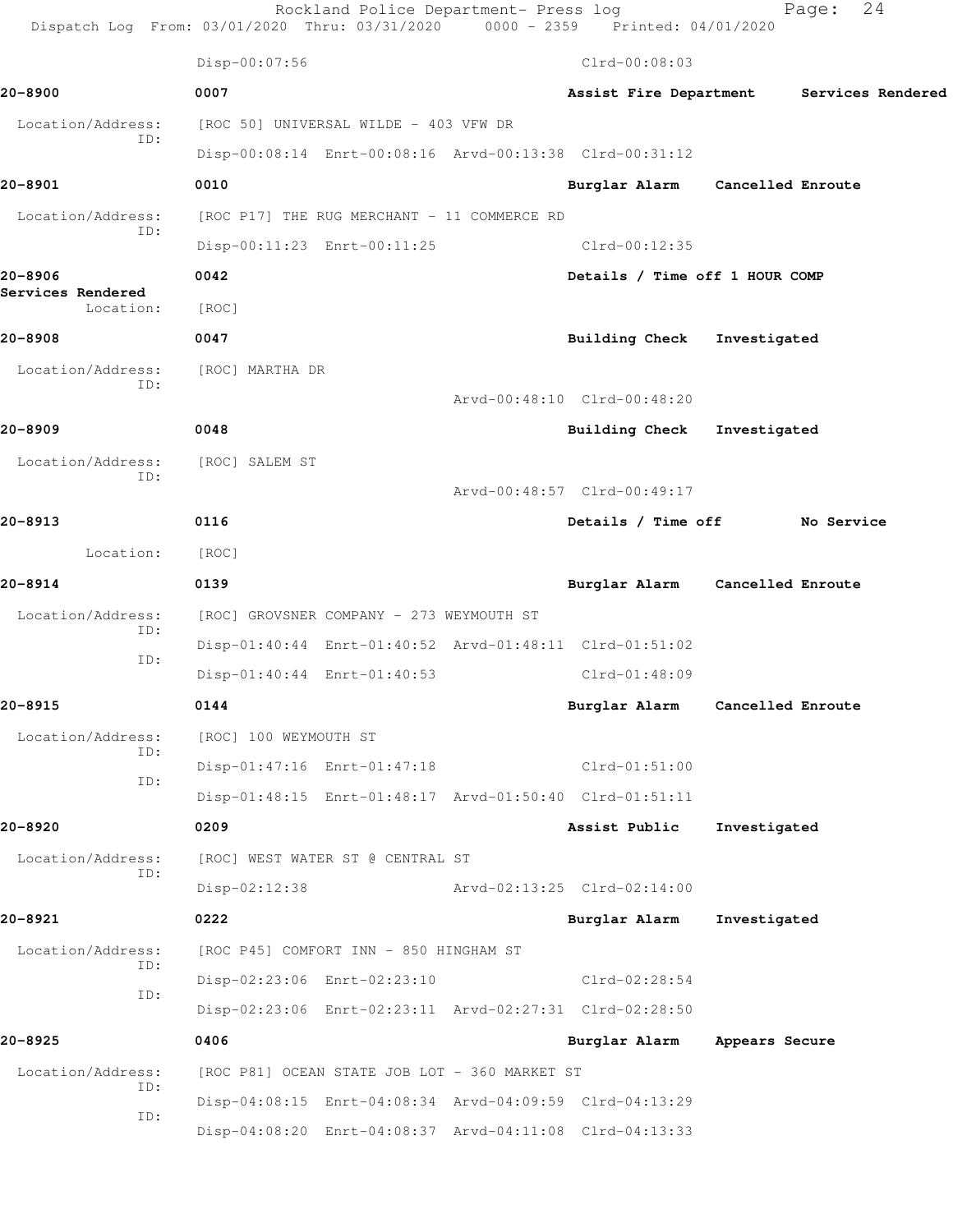Disp-00:07:56 Clrd-00:08:03

**20-8900** 0007 **Assist Fire Department Services Rendered**

Location/Address: [ROC 50] UNIVERSAL WILDE - 403 VFW DR
ID: Disp-00:08:14 Enrt-00:08:16 Arvd-00:13:38 Clrd-00:31:12

**20-8901** 0010 **Burglar Alarm Cancelled Enroute**

Location/Address: [ROC P17] THE RUG MERCHANT - 11 COMMERCE RD
ID: Disp-00:11:23 Enrt-00:11:25 Clrd-00:12:35

**20-8906** 0042 **Details / Time off 1 HOUR COMP**
**Services Rendered**
Location: [ROC]

**20-8908** 0047 **Building Check Investigated**

Location/Address: [ROC] MARTHA DR
ID: Arvd-00:48:10 Clrd-00:48:20

**20-8909** 0048 **Building Check Investigated**

Location/Address: [ROC] SALEM ST
ID: Arvd-00:48:57 Clrd-00:49:17

**20-8913** 0116 **Details / Time off No Service**

Location: [ROC]

**20-8914** 0139 **Burglar Alarm Cancelled Enroute**

Location/Address: [ROC] GROVSNER COMPANY - 273 WEYMOUTH ST
ID: Disp-01:40:44 Enrt-01:40:52 Arvd-01:48:11 Clrd-01:51:02
ID: Disp-01:40:44 Enrt-01:40:53 Clrd-01:48:09

**20-8915** 0144 **Burglar Alarm Cancelled Enroute**

Location/Address: [ROC] 100 WEYMOUTH ST
ID: Disp-01:47:16 Enrt-01:47:18 Clrd-01:51:00
ID: Disp-01:48:15 Enrt-01:48:17 Arvd-01:50:40 Clrd-01:51:11

**20-8920** 0209 **Assist Public Investigated**

Location/Address: [ROC] WEST WATER ST @ CENTRAL ST
ID: Disp-02:12:38 Arvd-02:13:25 Clrd-02:14:00

**20-8921** 0222 **Burglar Alarm Investigated**

Location/Address: [ROC P45] COMFORT INN - 850 HINGHAM ST
ID: Disp-02:23:06 Enrt-02:23:10 Clrd-02:28:54
ID: Disp-02:23:06 Enrt-02:23:11 Arvd-02:27:31 Clrd-02:28:50

**20-8925** 0406 **Burglar Alarm Appears Secure**

Location/Address: [ROC P81] OCEAN STATE JOB LOT - 360 MARKET ST
ID: Disp-04:08:15 Enrt-04:08:34 Arvd-04:09:59 Clrd-04:13:29
ID: Disp-04:08:20 Enrt-04:08:37 Arvd-04:11:08 Clrd-04:13:33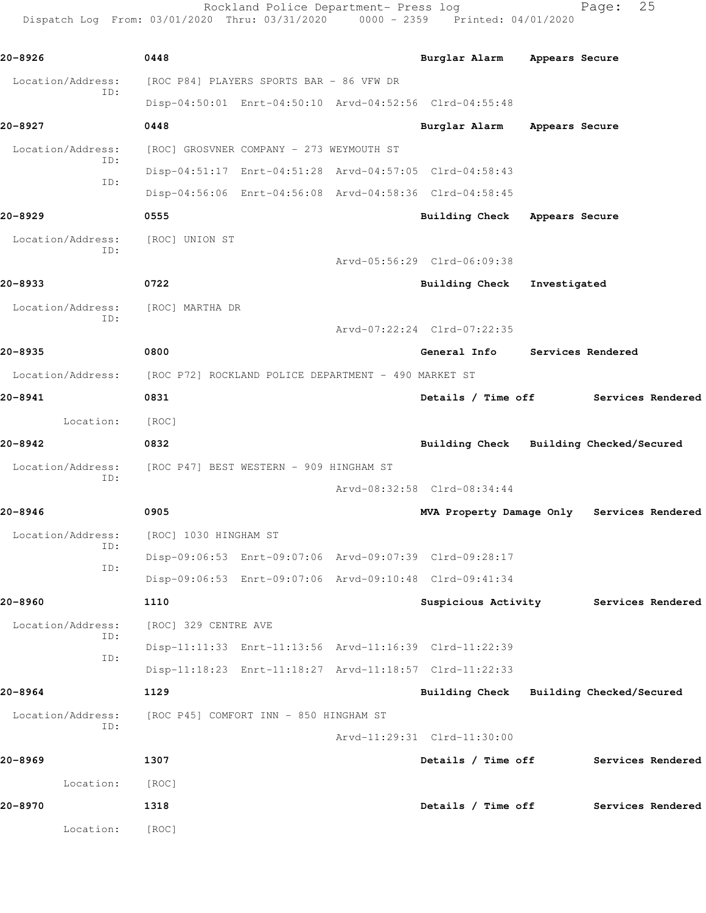**20-8926** 0448 Burglar Alarm Appears Secure

Location/Address: [ROC P84] PLAYERS SPORTS BAR - 86 VFW DR
ID: Disp-04:50:01 Enrt-04:50:10 Arvd-04:52:56 Clrd-04:55:48

**20-8927** 0448 Burglar Alarm Appears Secure

Location/Address: [ROC] GROSVNER COMPANY - 273 WEYMOUTH ST
ID: Disp-04:51:17 Enrt-04:51:28 Arvd-04:57:05 Clrd-04:58:43
ID: Disp-04:56:06 Enrt-04:56:08 Arvd-04:58:36 Clrd-04:58:45

**20-8929** 0555 Building Check Appears Secure

Location/Address: [ROC] UNION ST
ID: Arvd-05:56:29 Clrd-06:09:38

**20-8933** 0722 Building Check Investigated

Location/Address: [ROC] MARTHA DR
ID: Arvd-07:22:24 Clrd-07:22:35

**20-8935** 0800 General Info Services Rendered

Location/Address: [ROC P72] ROCKLAND POLICE DEPARTMENT - 490 MARKET ST

**20-8941** 0831 Details / Time off Services Rendered

Location: [ROC]

**20-8942** 0832 Building Check Building Checked/Secured

Location/Address: [ROC P47] BEST WESTERN - 909 HINGHAM ST
ID: Arvd-08:32:58 Clrd-08:34:44

**20-8946** 0905 MVA Property Damage Only Services Rendered

Location/Address: [ROC] 1030 HINGHAM ST
ID: Disp-09:06:53 Enrt-09:07:06 Arvd-09:07:39 Clrd-09:28:17
ID: Disp-09:06:53 Enrt-09:07:06 Arvd-09:10:48 Clrd-09:41:34

**20-8960** 1110 Suspicious Activity Services Rendered

Location/Address: [ROC] 329 CENTRE AVE
ID: Disp-11:11:33 Enrt-11:13:56 Arvd-11:16:39 Clrd-11:22:39
ID: Disp-11:18:23 Enrt-11:18:27 Arvd-11:18:57 Clrd-11:22:33

**20-8964** 1129 Building Check Building Checked/Secured

Location/Address: [ROC P45] COMFORT INN - 850 HINGHAM ST
ID: Arvd-11:29:31 Clrd-11:30:00

**20-8969** 1307 Details / Time off Services Rendered

Location: [ROC]

**20-8970** 1318 Details / Time off Services Rendered

Location: [ROC]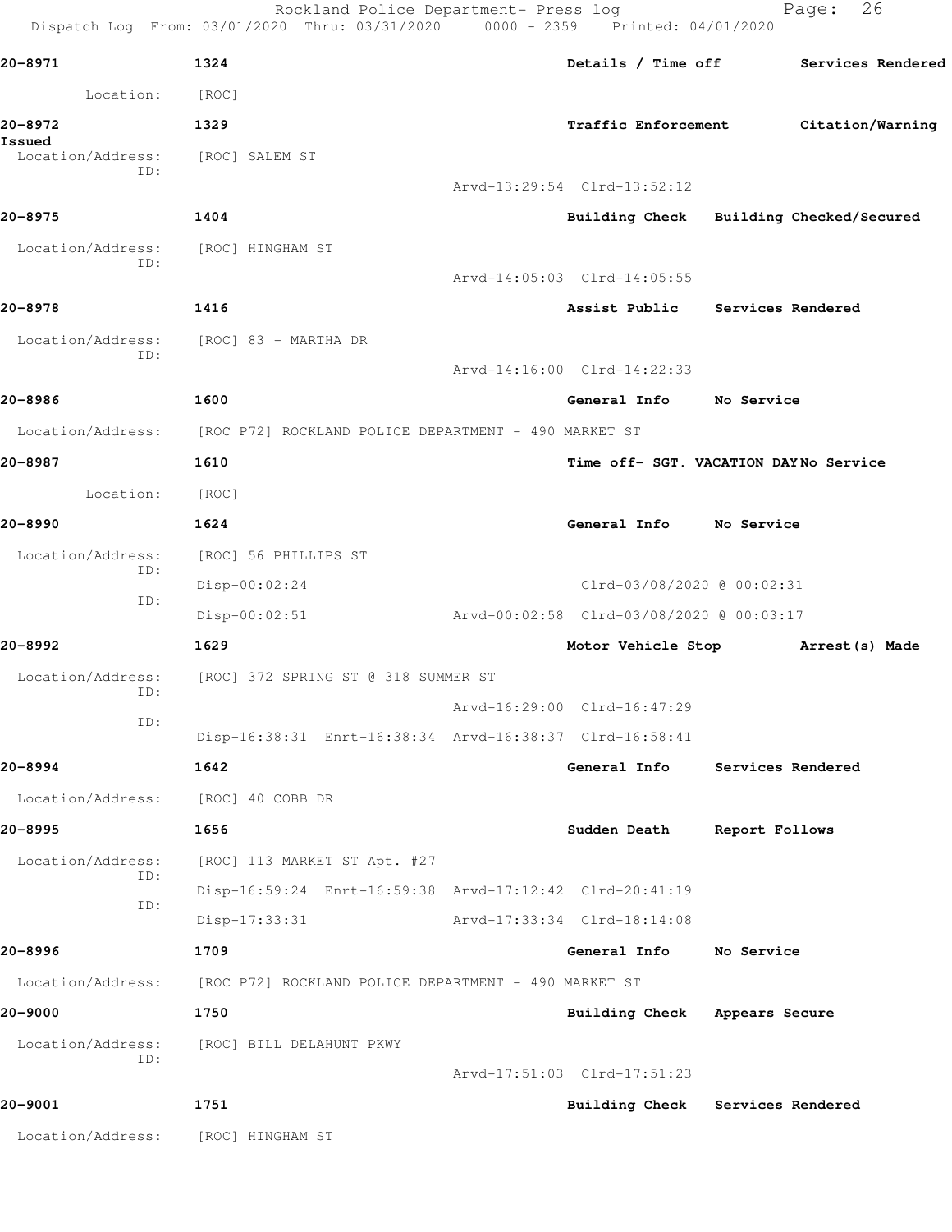20-8971 1324 Details / Time off Services Rendered

Location: [ROC]

20-8972 1329 Traffic Enforcement Citation/Warning Issued

Location/Address: [ROC] SALEM ST
ID:
Arvd-13:29:54 Clrd-13:52:12

20-8975 1404 Building Check Building Checked/Secured

Location/Address: [ROC] HINGHAM ST
ID:
Arvd-14:05:03 Clrd-14:05:55

20-8978 1416 Assist Public Services Rendered

Location/Address: [ROC] 83 - MARTHA DR
ID:
Arvd-14:16:00 Clrd-14:22:33

20-8986 1600 General Info No Service

Location/Address: [ROC P72] ROCKLAND POLICE DEPARTMENT - 490 MARKET ST

20-8987 1610 Time off- SGT. VACATION DAY No Service

Location: [ROC]

20-8990 1624 General Info No Service

Location/Address: [ROC] 56 PHILLIPS ST
ID:
Disp-00:02:24 Clrd-03/08/2020 @ 00:02:31
ID:
Disp-00:02:51 Arvd-00:02:58 Clrd-03/08/2020 @ 00:03:17

20-8992 1629 Motor Vehicle Stop Arrest(s) Made

Location/Address: [ROC] 372 SPRING ST @ 318 SUMMER ST
ID:
Arvd-16:29:00 Clrd-16:47:29
ID:
Disp-16:38:31 Enrt-16:38:34 Arvd-16:38:37 Clrd-16:58:41

20-8994 1642 General Info Services Rendered

Location/Address: [ROC] 40 COBB DR

20-8995 1656 Sudden Death Report Follows

Location/Address: [ROC] 113 MARKET ST Apt. #27
ID:
Disp-16:59:24 Enrt-16:59:38 Arvd-17:12:42 Clrd-20:41:19
ID:
Disp-17:33:31 Arvd-17:33:34 Clrd-18:14:08

20-8996 1709 General Info No Service

Location/Address: [ROC P72] ROCKLAND POLICE DEPARTMENT - 490 MARKET ST

20-9000 1750 Building Check Appears Secure

Location/Address: [ROC] BILL DELAHUNT PKWY
ID:
Arvd-17:51:03 Clrd-17:51:23

20-9001 1751 Building Check Services Rendered

Location/Address: [ROC] HINGHAM ST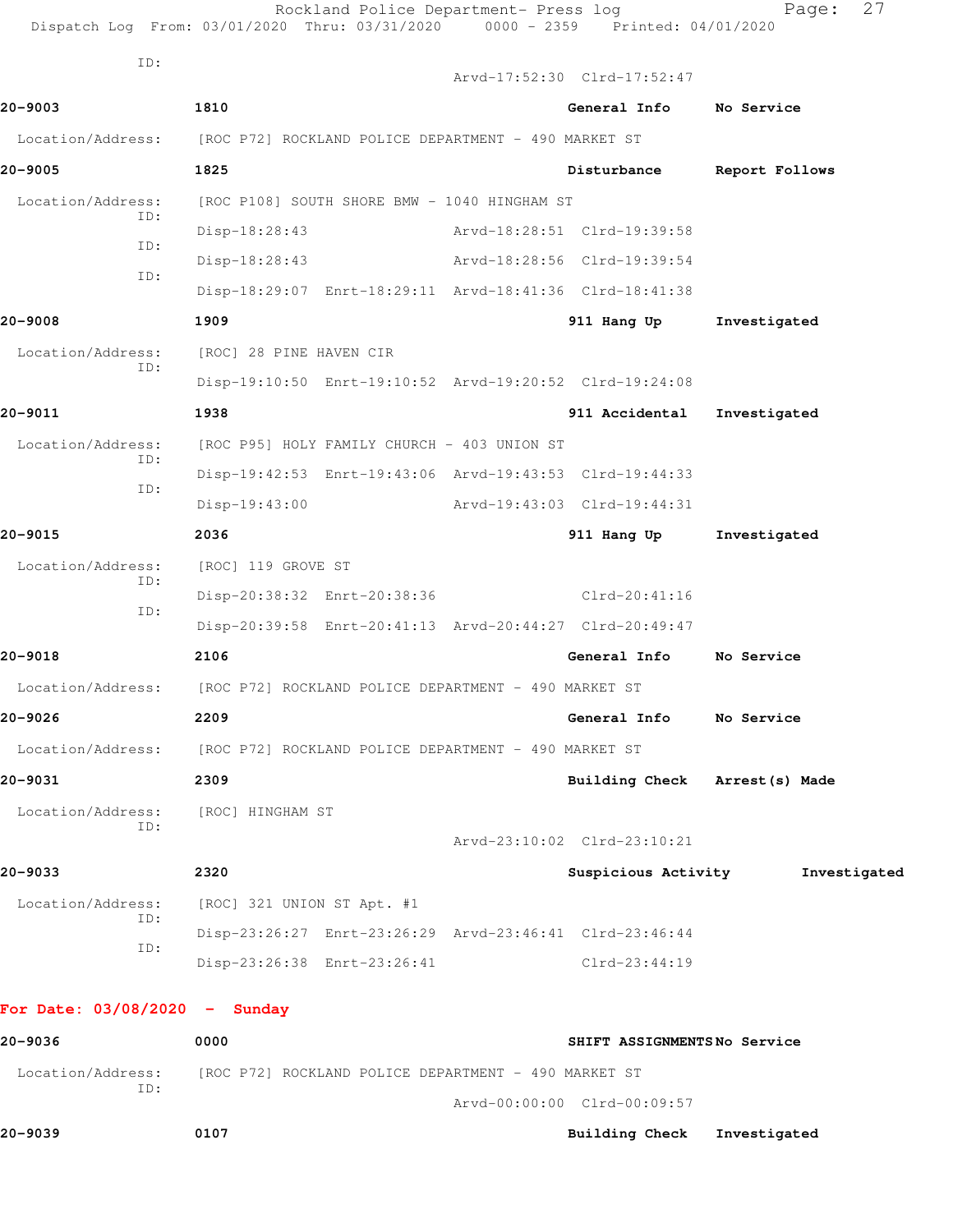ID:
Arvd-17:52:30 Clrd-17:52:47

**20-9003** 1810 General Info No Service

Location/Address: [ROC P72] ROCKLAND POLICE DEPARTMENT - 490 MARKET ST

**20-9005** 1825 Disturbance Report Follows

Location/Address: [ROC P108] SOUTH SHORE BMW - 1040 HINGHAM ST
ID: Disp-18:28:43 Arvd-18:28:51 Clrd-19:39:58
ID: Disp-18:28:43 Arvd-18:28:56 Clrd-19:39:54
ID: Disp-18:29:07 Enrt-18:29:11 Arvd-18:41:36 Clrd-18:41:38

**20-9008** 1909 911 Hang Up Investigated

Location/Address: [ROC] 28 PINE HAVEN CIR
ID: Disp-19:10:50 Enrt-19:10:52 Arvd-19:20:52 Clrd-19:24:08

**20-9011** 1938 911 Accidental Investigated

Location/Address: [ROC P95] HOLY FAMILY CHURCH - 403 UNION ST
ID: Disp-19:42:53 Enrt-19:43:06 Arvd-19:43:53 Clrd-19:44:33
ID: Disp-19:43:00 Arvd-19:43:03 Clrd-19:44:31

**20-9015** 2036 911 Hang Up Investigated

Location/Address: [ROC] 119 GROVE ST
ID: Disp-20:38:32 Enrt-20:38:36 Clrd-20:41:16
ID: Disp-20:39:58 Enrt-20:41:13 Arvd-20:44:27 Clrd-20:49:47

**20-9018** 2106 General Info No Service

Location/Address: [ROC P72] ROCKLAND POLICE DEPARTMENT - 490 MARKET ST

**20-9026** 2209 General Info No Service

Location/Address: [ROC P72] ROCKLAND POLICE DEPARTMENT - 490 MARKET ST

**20-9031** 2309 Building Check Arrest(s) Made

Location/Address: [ROC] HINGHAM ST
ID: Arvd-23:10:02 Clrd-23:10:21

**20-9033** 2320 Suspicious Activity Investigated

Location/Address: [ROC] 321 UNION ST Apt. #1
ID: Disp-23:26:27 Enrt-23:26:29 Arvd-23:46:41 Clrd-23:46:44
ID: Disp-23:26:38 Enrt-23:26:41 Clrd-23:44:19

## For Date: 03/08/2020 - Sunday

**20-9036** 0000 SHIFT ASSIGNMENTS No Service

Location/Address: [ROC P72] ROCKLAND POLICE DEPARTMENT - 490 MARKET ST
ID: Arvd-00:00:00 Clrd-00:09:57

**20-9039** 0107 Building Check Investigated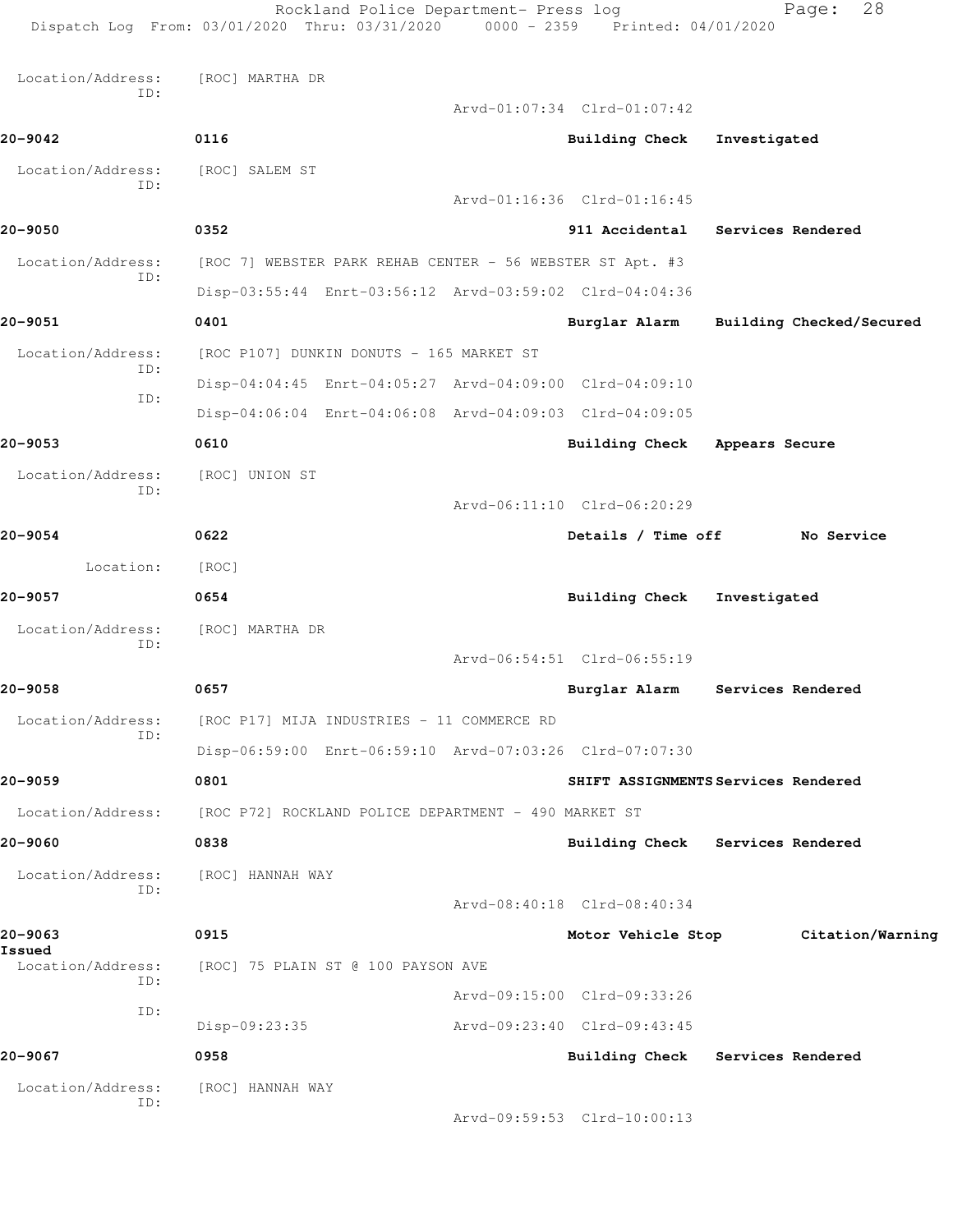Location/Address: [ROC] MARTHA DR
ID:
Arvd-01:07:34 Clrd-01:07:42

**20-9042** **0116** **Building Check** **Investigated**

Location/Address: [ROC] SALEM ST
ID:
Arvd-01:16:36 Clrd-01:16:45

**20-9050** **0352** **911 Accidental** **Services Rendered**

Location/Address: [ROC 7] WEBSTER PARK REHAB CENTER - 56 WEBSTER ST Apt. #3
ID:
Disp-03:55:44 Enrt-03:56:12 Arvd-03:59:02 Clrd-04:04:36

**20-9051** **0401** **Burglar Alarm** **Building Checked/Secured**

Location/Address: [ROC P107] DUNKIN DONUTS - 165 MARKET ST
ID:
Disp-04:04:45 Enrt-04:05:27 Arvd-04:09:00 Clrd-04:09:10
ID:
Disp-04:06:04 Enrt-04:06:08 Arvd-04:09:03 Clrd-04:09:05

**20-9053** **0610** **Building Check** **Appears Secure**

Location/Address: [ROC] UNION ST
ID:
Arvd-06:11:10 Clrd-06:20:29

**20-9054** **0622** **Details / Time off** **No Service**

Location: [ROC]

**20-9057** **0654** **Building Check** **Investigated**

Location/Address: [ROC] MARTHA DR
ID:
Arvd-06:54:51 Clrd-06:55:19

**20-9058** **0657** **Burglar Alarm** **Services Rendered**

Location/Address: [ROC P17] MIJA INDUSTRIES - 11 COMMERCE RD
ID:
Disp-06:59:00 Enrt-06:59:10 Arvd-07:03:26 Clrd-07:07:30

**20-9059** **0801** **SHIFT ASSIGNMENTS** **Services Rendered**

Location/Address: [ROC P72] ROCKLAND POLICE DEPARTMENT - 490 MARKET ST

**20-9060** **0838** **Building Check** **Services Rendered**

Location/Address: [ROC] HANNAH WAY
ID:
Arvd-08:40:18 Clrd-08:40:34

**20-9063** **0915** **Motor Vehicle Stop** **Citation/Warning Issued**

Location/Address: [ROC] 75 PLAIN ST @ 100 PAYSON AVE
ID:
Arvd-09:15:00 Clrd-09:33:26
ID:
Disp-09:23:35 Arvd-09:23:40 Clrd-09:43:45

**20-9067** **0958** **Building Check** **Services Rendered**

Location/Address: [ROC] HANNAH WAY
ID:
Arvd-09:59:53 Clrd-10:00:13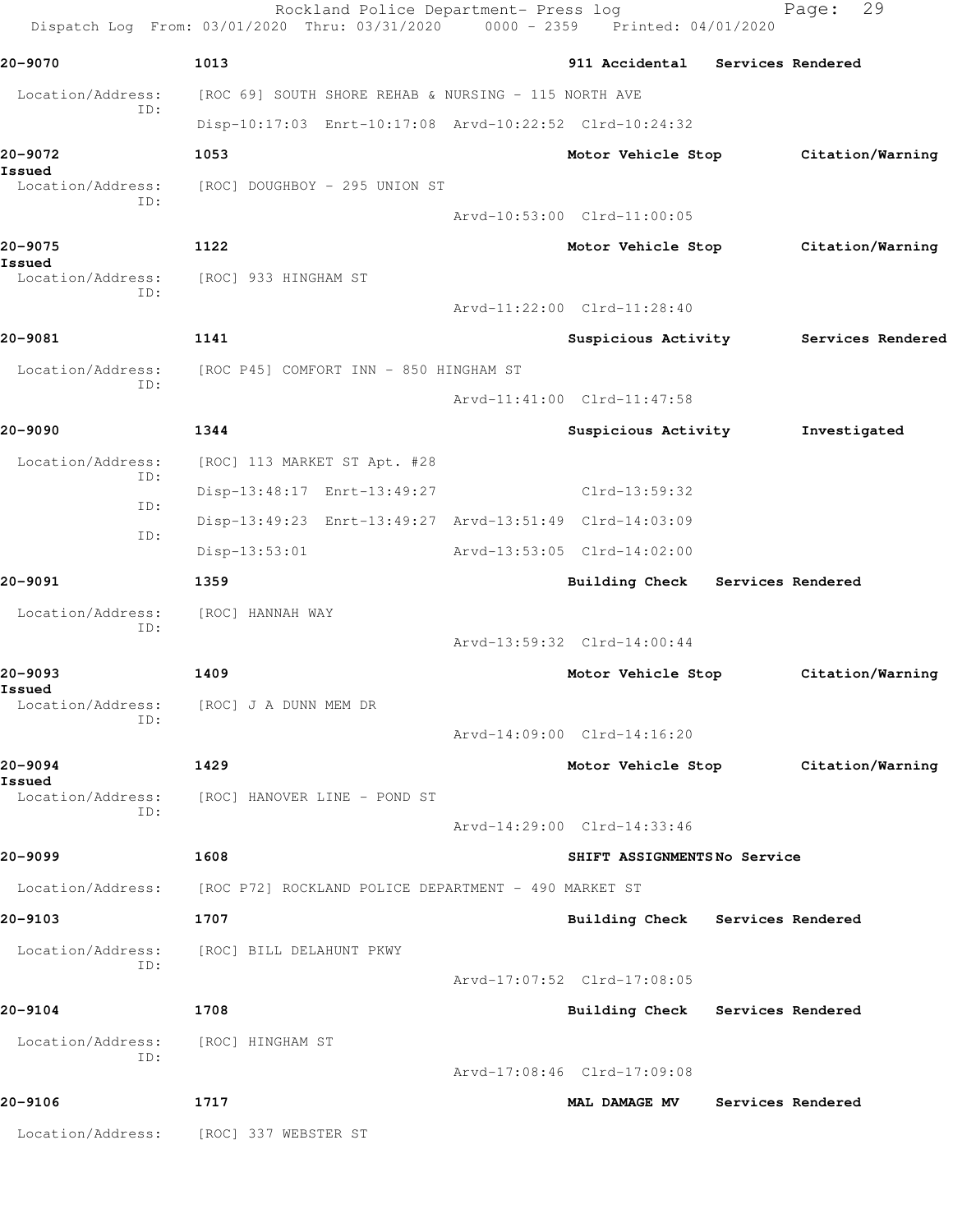**20-9070** 1013 **911 Accidental** **Services Rendered**

Location/Address: [ROC 69] SOUTH SHORE REHAB & NURSING - 115 NORTH AVE
ID:
Disp-10:17:03 Enrt-10:17:08 Arvd-10:22:52 Clrd-10:24:32

**20-9072** 1053 **Motor Vehicle Stop** **Citation/Warning Issued**

Location/Address: [ROC] DOUGHBOY - 295 UNION ST
ID:
Arvd-10:53:00 Clrd-11:00:05

**20-9075** 1122 **Motor Vehicle Stop** **Citation/Warning Issued**

Location/Address: [ROC] 933 HINGHAM ST
ID:
Arvd-11:22:00 Clrd-11:28:40

**20-9081** 1141 **Suspicious Activity** **Services Rendered**

Location/Address: [ROC P45] COMFORT INN - 850 HINGHAM ST
ID:
Arvd-11:41:00 Clrd-11:47:58

**20-9090** 1344 **Suspicious Activity** **Investigated**

Location/Address: [ROC] 113 MARKET ST Apt. #28
ID:
Disp-13:48:17 Enrt-13:49:27 Clrd-13:59:32
ID:
Disp-13:49:23 Enrt-13:49:27 Arvd-13:51:49 Clrd-14:03:09
ID:
Disp-13:53:01 Arvd-13:53:05 Clrd-14:02:00

**20-9091** 1359 **Building Check** **Services Rendered**

Location/Address: [ROC] HANNAH WAY
ID:
Arvd-13:59:32 Clrd-14:00:44

**20-9093** 1409 **Motor Vehicle Stop** **Citation/Warning Issued**

Location/Address: [ROC] J A DUNN MEM DR
ID:
Arvd-14:09:00 Clrd-14:16:20

**20-9094** 1429 **Motor Vehicle Stop** **Citation/Warning Issued**

Location/Address: [ROC] HANOVER LINE - POND ST
ID:
Arvd-14:29:00 Clrd-14:33:46

**20-9099** 1608 **SHIFT ASSIGNMENTS** **No Service**

Location/Address: [ROC P72] ROCKLAND POLICE DEPARTMENT - 490 MARKET ST

**20-9103** 1707 **Building Check** **Services Rendered**

Location/Address: [ROC] BILL DELAHUNT PKWY
ID:
Arvd-17:07:52 Clrd-17:08:05

**20-9104** 1708 **Building Check** **Services Rendered**

Location/Address: [ROC] HINGHAM ST
ID:
Arvd-17:08:46 Clrd-17:09:08

**20-9106** 1717 **MAL DAMAGE MV** **Services Rendered**

Location/Address: [ROC] 337 WEBSTER ST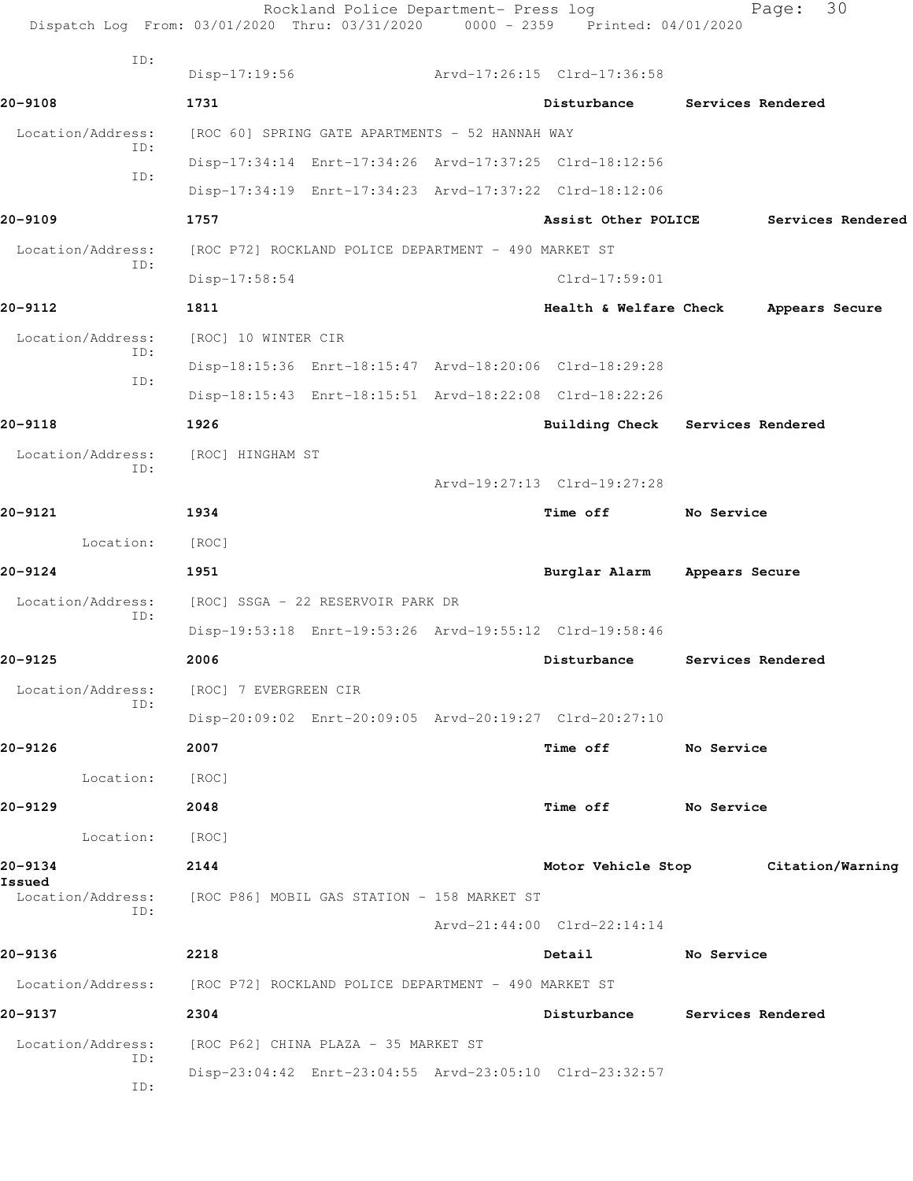ID:
Disp-17:19:56 Arvd-17:26:15 Clrd-17:36:58

**20-9108** 1731 **Disturbance** **Services Rendered**

Location/Address: [ROC 60] SPRING GATE APARTMENTS - 52 HANNAH WAY
ID:
Disp-17:34:14 Enrt-17:34:26 Arvd-17:37:25 Clrd-18:12:56
ID:
Disp-17:34:19 Enrt-17:34:23 Arvd-17:37:22 Clrd-18:12:06

**20-9109** 1757 **Assist Other POLICE** **Services Rendered**

Location/Address: [ROC P72] ROCKLAND POLICE DEPARTMENT - 490 MARKET ST
ID:
Disp-17:58:54 Clrd-17:59:01

**20-9112** 1811 **Health & Welfare Check** **Appears Secure**

Location/Address: [ROC] 10 WINTER CIR
ID:
Disp-18:15:36 Enrt-18:15:47 Arvd-18:20:06 Clrd-18:29:28
ID:
Disp-18:15:43 Enrt-18:15:51 Arvd-18:22:08 Clrd-18:22:26

**20-9118** 1926 **Building Check** **Services Rendered**

Location/Address: [ROC] HINGHAM ST
ID:
Arvd-19:27:13 Clrd-19:27:28

**20-9121** 1934 **Time off** **No Service**

Location: [ROC]

**20-9124** 1951 **Burglar Alarm** **Appears Secure**

Location/Address: [ROC] SSGA - 22 RESERVOIR PARK DR
ID:
Disp-19:53:18 Enrt-19:53:26 Arvd-19:55:12 Clrd-19:58:46

**20-9125** 2006 **Disturbance** **Services Rendered**

Location/Address: [ROC] 7 EVERGREEN CIR
ID:
Disp-20:09:02 Enrt-20:09:05 Arvd-20:19:27 Clrd-20:27:10

**20-9126** 2007 **Time off** **No Service**

Location: [ROC]

**20-9129** 2048 **Time off** **No Service**

Location: [ROC]

**20-9134** 2144 **Motor Vehicle Stop** **Citation/Warning Issued**

Location/Address: [ROC P86] MOBIL GAS STATION - 158 MARKET ST
ID:
Arvd-21:44:00 Clrd-22:14:14

**20-9136** 2218 **Detail** **No Service**

Location/Address: [ROC P72] ROCKLAND POLICE DEPARTMENT - 490 MARKET ST

**20-9137** 2304 **Disturbance** **Services Rendered**

Location/Address: [ROC P62] CHINA PLAZA - 35 MARKET ST
ID:
Disp-23:04:42 Enrt-23:04:55 Arvd-23:05:10 Clrd-23:32:57
ID: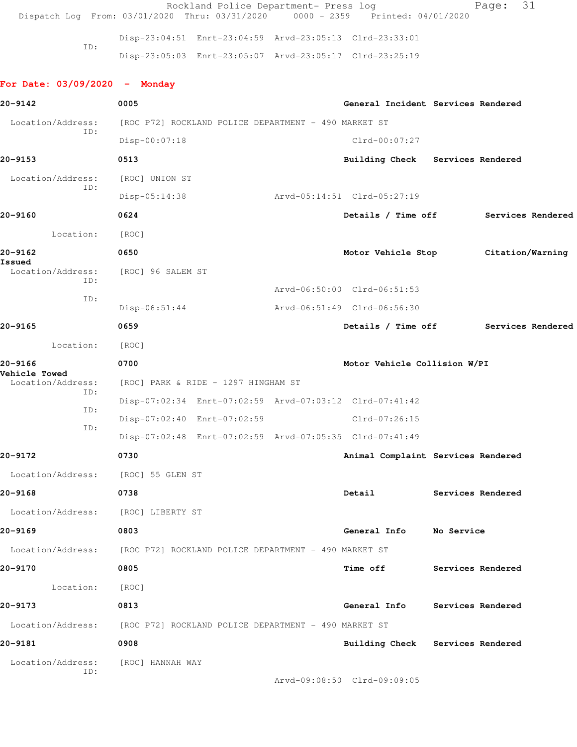```
                ID:
                        Disp-23:04:51  Enrt-23:04:59  Arvd-23:05:13  Clrd-23:33:01
                        Disp-23:05:03  Enrt-23:05:07  Arvd-23:05:17  Clrd-23:25:19
```

**For Date: 03/09/2020 - Monday**

```
20-9142           0005                              General Incident  Services Rendered
  Location/Address:    [ROC P72] ROCKLAND POLICE DEPARTMENT - 490 MARKET ST
                ID:
                        Disp-00:07:18                               Clrd-00:07:27

20-9153           0513                              Building Check    Services Rendered
  Location/Address:    [ROC] UNION ST
                ID:
                        Disp-05:14:38                Arvd-05:14:51  Clrd-05:27:19

20-9160           0624                              Details / Time off        Services Rendered
         Location:    [ROC]

20-9162           0650                              Motor Vehicle Stop        Citation/Warning
Issued
  Location/Address:    [ROC] 96 SALEM ST
                ID:
                                                     Arvd-06:50:00  Clrd-06:51:53
                ID:
                        Disp-06:51:44                Arvd-06:51:49  Clrd-06:56:30

20-9165           0659                              Details / Time off        Services Rendered
         Location:    [ROC]

20-9166           0700                              Motor Vehicle Collision W/PI
Vehicle Towed
  Location/Address:    [ROC] PARK & RIDE - 1297 HINGHAM ST
                ID:
                        Disp-07:02:34  Enrt-07:02:59  Arvd-07:03:12  Clrd-07:41:42
                ID:
                        Disp-07:02:40  Enrt-07:02:59                 Clrd-07:26:15
                ID:
                        Disp-07:02:48  Enrt-07:02:59  Arvd-07:05:35  Clrd-07:41:49

20-9172           0730                              Animal Complaint  Services Rendered
  Location/Address:    [ROC] 55 GLEN ST

20-9168           0738                              Detail            Services Rendered
  Location/Address:    [ROC] LIBERTY ST

20-9169           0803                              General Info      No Service
  Location/Address:    [ROC P72] ROCKLAND POLICE DEPARTMENT - 490 MARKET ST

20-9170           0805                              Time off          Services Rendered
         Location:    [ROC]

20-9173           0813                              General Info      Services Rendered
  Location/Address:    [ROC P72] ROCKLAND POLICE DEPARTMENT - 490 MARKET ST

20-9181           0908                              Building Check    Services Rendered
  Location/Address:    [ROC] HANNAH WAY
                ID:
                                                     Arvd-09:08:50  Clrd-09:09:05
```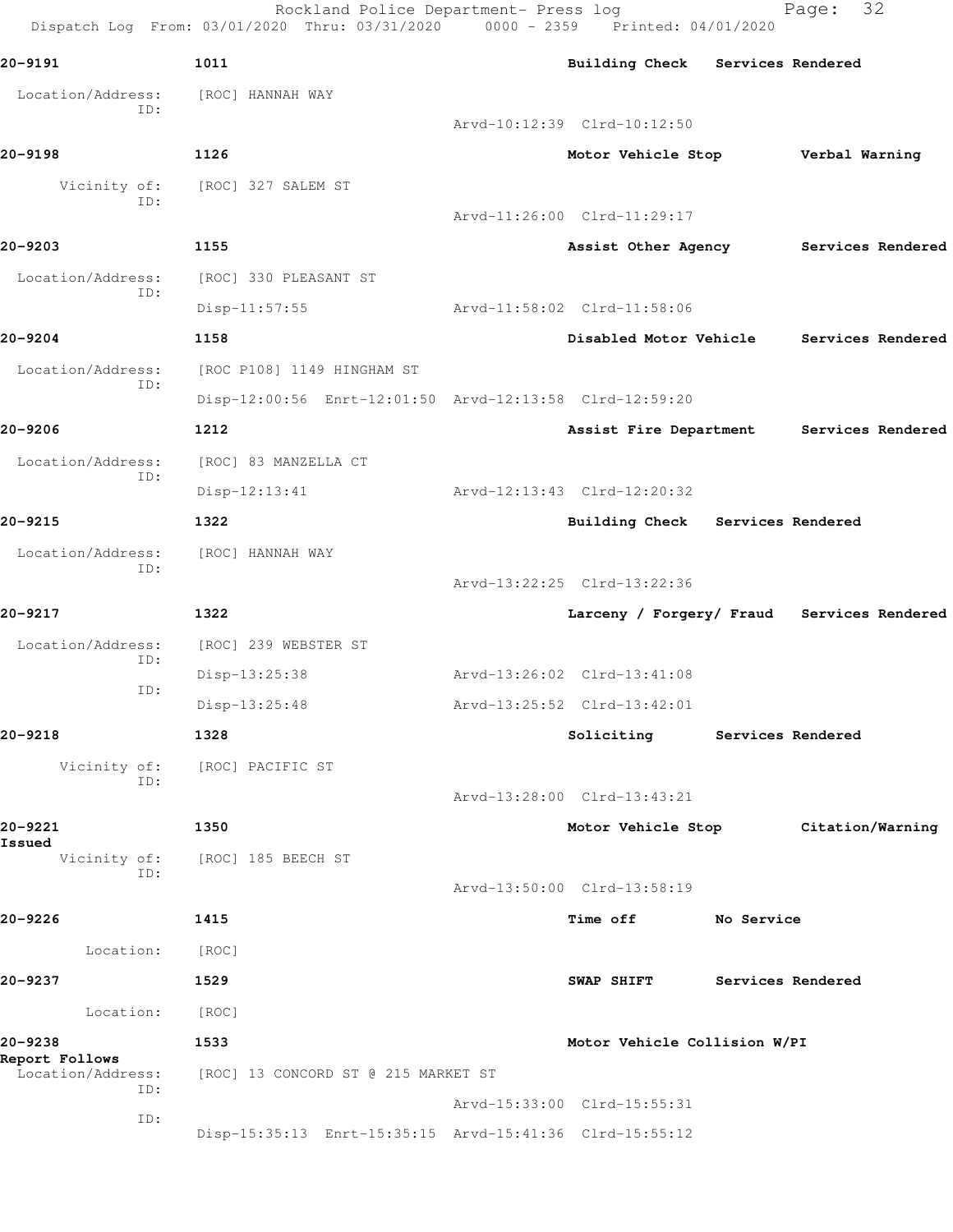**20-9191** 1011 Building Check Services Rendered

Location/Address: [ROC] HANNAH WAY
ID:
Arvd-10:12:39 Clrd-10:12:50

**20-9198** 1126 Motor Vehicle Stop Verbal Warning

Vicinity of: [ROC] 327 SALEM ST
ID:
Arvd-11:26:00 Clrd-11:29:17

**20-9203** 1155 Assist Other Agency Services Rendered

Location/Address: [ROC] 330 PLEASANT ST
ID:
Disp-11:57:55 Arvd-11:58:02 Clrd-11:58:06

**20-9204** 1158 Disabled Motor Vehicle Services Rendered

Location/Address: [ROC P108] 1149 HINGHAM ST
ID:
Disp-12:00:56 Enrt-12:01:50 Arvd-12:13:58 Clrd-12:59:20

**20-9206** 1212 Assist Fire Department Services Rendered

Location/Address: [ROC] 83 MANZELLA CT
ID:
Disp-12:13:41 Arvd-12:13:43 Clrd-12:20:32

**20-9215** 1322 Building Check Services Rendered

Location/Address: [ROC] HANNAH WAY
ID:
Arvd-13:22:25 Clrd-13:22:36

**20-9217** 1322 Larceny / Forgery/ Fraud Services Rendered

Location/Address: [ROC] 239 WEBSTER ST
ID:
Disp-13:25:38 Arvd-13:26:02 Clrd-13:41:08
ID:
Disp-13:25:48 Arvd-13:25:52 Clrd-13:42:01

**20-9218** 1328 Soliciting Services Rendered

Vicinity of: [ROC] PACIFIC ST
ID:
Arvd-13:28:00 Clrd-13:43:21

**20-9221** 1350 Motor Vehicle Stop Citation/Warning Issued

Vicinity of: [ROC] 185 BEECH ST
ID:
Arvd-13:50:00 Clrd-13:58:19

**20-9226** 1415 Time off No Service

Location: [ROC]

**20-9237** 1529 SWAP SHIFT Services Rendered

Location: [ROC]

**20-9238** 1533 Motor Vehicle Collision W/PI Report Follows

Location/Address: [ROC] 13 CONCORD ST @ 215 MARKET ST
ID:
Arvd-15:33:00 Clrd-15:55:31
ID:
Disp-15:35:13 Enrt-15:35:15 Arvd-15:41:36 Clrd-15:55:12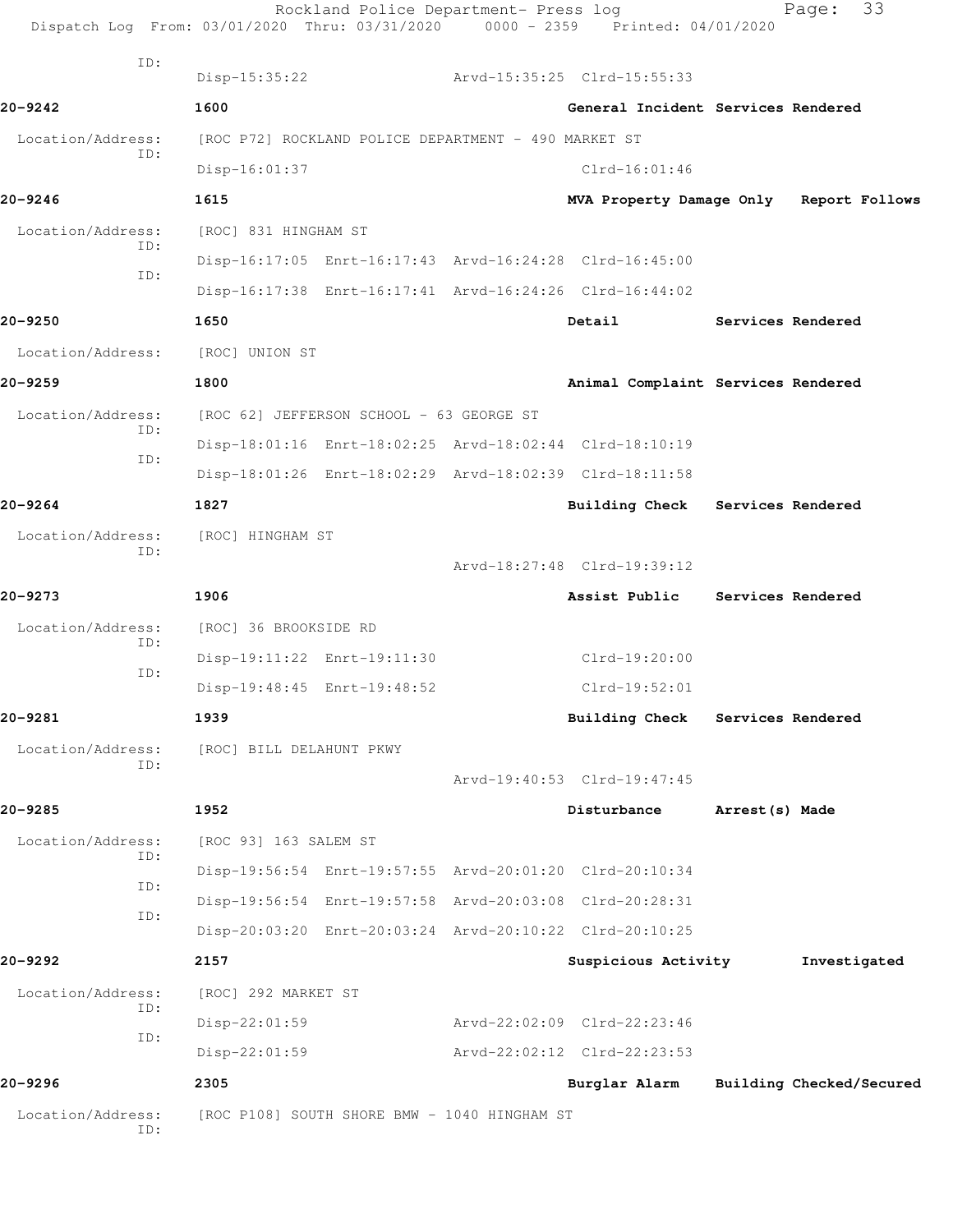ID:
Disp-15:35:22 Arvd-15:35:25 Clrd-15:55:33

**20-9242** 1600 General Incident Services Rendered

Location/Address: [ROC P72] ROCKLAND POLICE DEPARTMENT - 490 MARKET ST
ID:
Disp-16:01:37 Clrd-16:01:46

**20-9246** 1615 MVA Property Damage Only Report Follows

Location/Address: [ROC] 831 HINGHAM ST
ID:
Disp-16:17:05 Enrt-16:17:43 Arvd-16:24:28 Clrd-16:45:00
ID:
Disp-16:17:38 Enrt-16:17:41 Arvd-16:24:26 Clrd-16:44:02

**20-9250** 1650 Detail Services Rendered

Location/Address: [ROC] UNION ST

**20-9259** 1800 Animal Complaint Services Rendered

Location/Address: [ROC 62] JEFFERSON SCHOOL - 63 GEORGE ST
ID:
Disp-18:01:16 Enrt-18:02:25 Arvd-18:02:44 Clrd-18:10:19
ID:
Disp-18:01:26 Enrt-18:02:29 Arvd-18:02:39 Clrd-18:11:58

**20-9264** 1827 Building Check Services Rendered

Location/Address: [ROC] HINGHAM ST
ID:
Arvd-18:27:48 Clrd-19:39:12

**20-9273** 1906 Assist Public Services Rendered

Location/Address: [ROC] 36 BROOKSIDE RD
ID:
Disp-19:11:22 Enrt-19:11:30 Clrd-19:20:00
ID:
Disp-19:48:45 Enrt-19:48:52 Clrd-19:52:01

**20-9281** 1939 Building Check Services Rendered

Location/Address: [ROC] BILL DELAHUNT PKWY
ID:
Arvd-19:40:53 Clrd-19:47:45

**20-9285** 1952 Disturbance Arrest(s) Made

Location/Address: [ROC 93] 163 SALEM ST
ID:
Disp-19:56:54 Enrt-19:57:55 Arvd-20:01:20 Clrd-20:10:34
ID:
Disp-19:56:54 Enrt-19:57:58 Arvd-20:03:08 Clrd-20:28:31
ID:
Disp-20:03:20 Enrt-20:03:24 Arvd-20:10:22 Clrd-20:10:25

**20-9292** 2157 Suspicious Activity Investigated

Location/Address: [ROC] 292 MARKET ST
ID:
Disp-22:01:59 Arvd-22:02:09 Clrd-22:23:46
ID:
Disp-22:01:59 Arvd-22:02:12 Clrd-22:23:53

**20-9296** 2305 Burglar Alarm Building Checked/Secured

Location/Address: [ROC P108] SOUTH SHORE BMW - 1040 HINGHAM ST
ID: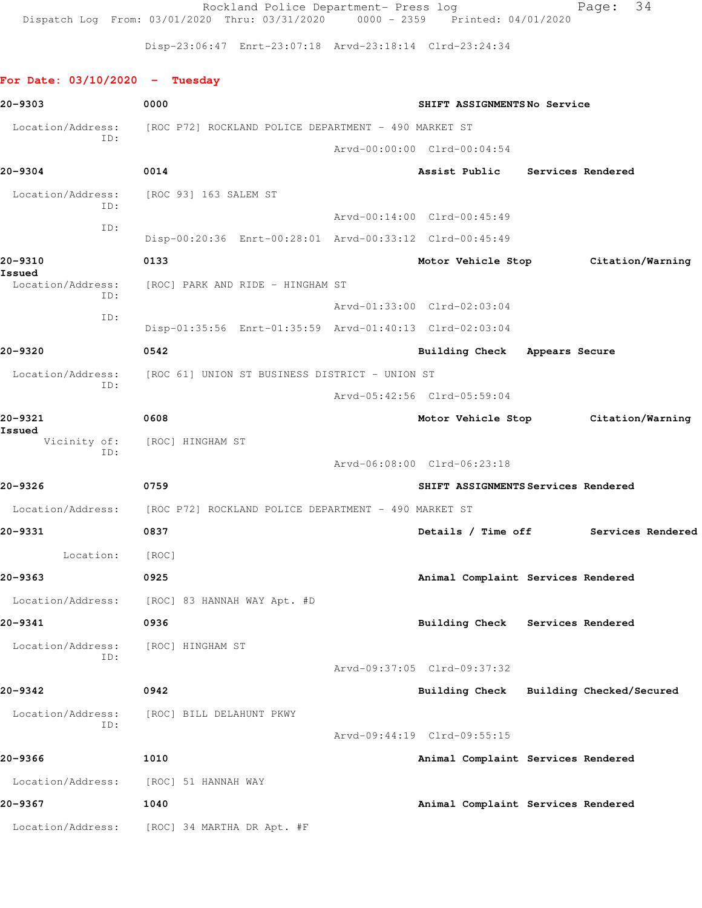Disp-23:06:47 Enrt-23:07:18 Arvd-23:18:14 Clrd-23:24:34

## For Date: 03/10/2020 - Tuesday

**20-9303** 0000 **SHIFT ASSIGNMENTS No Service**

Location/Address: [ROC P72] ROCKLAND POLICE DEPARTMENT - 490 MARKET ST
ID:
Arvd-00:00:00 Clrd-00:04:54

**20-9304** 0014 **Assist Public Services Rendered**

Location/Address: [ROC 93] 163 SALEM ST
ID:
Arvd-00:14:00 Clrd-00:45:49
ID:
Disp-00:20:36 Enrt-00:28:01 Arvd-00:33:12 Clrd-00:45:49

**20-9310** 0133 **Motor Vehicle Stop Citation/Warning Issued**

Location/Address: [ROC] PARK AND RIDE - HINGHAM ST
ID:
Arvd-01:33:00 Clrd-02:03:04
ID:
Disp-01:35:56 Enrt-01:35:59 Arvd-01:40:13 Clrd-02:03:04

**20-9320** 0542 **Building Check Appears Secure**

Location/Address: [ROC 61] UNION ST BUSINESS DISTRICT - UNION ST
ID:
Arvd-05:42:56 Clrd-05:59:04

**20-9321** 0608 **Motor Vehicle Stop Citation/Warning Issued**

Vicinity of: [ROC] HINGHAM ST
ID:
Arvd-06:08:00 Clrd-06:23:18

**20-9326** 0759 **SHIFT ASSIGNMENTS Services Rendered**

Location/Address: [ROC P72] ROCKLAND POLICE DEPARTMENT - 490 MARKET ST

**20-9331** 0837 **Details / Time off Services Rendered**

Location: [ROC]

**20-9363** 0925 **Animal Complaint Services Rendered**

Location/Address: [ROC] 83 HANNAH WAY Apt. #D

**20-9341** 0936 **Building Check Services Rendered**

Location/Address: [ROC] HINGHAM ST
ID:
Arvd-09:37:05 Clrd-09:37:32

**20-9342** 0942 **Building Check Building Checked/Secured**

Location/Address: [ROC] BILL DELAHUNT PKWY
ID:
Arvd-09:44:19 Clrd-09:55:15

**20-9366** 1010 **Animal Complaint Services Rendered**

Location/Address: [ROC] 51 HANNAH WAY

**20-9367** 1040 **Animal Complaint Services Rendered**

Location/Address: [ROC] 34 MARTHA DR Apt. #F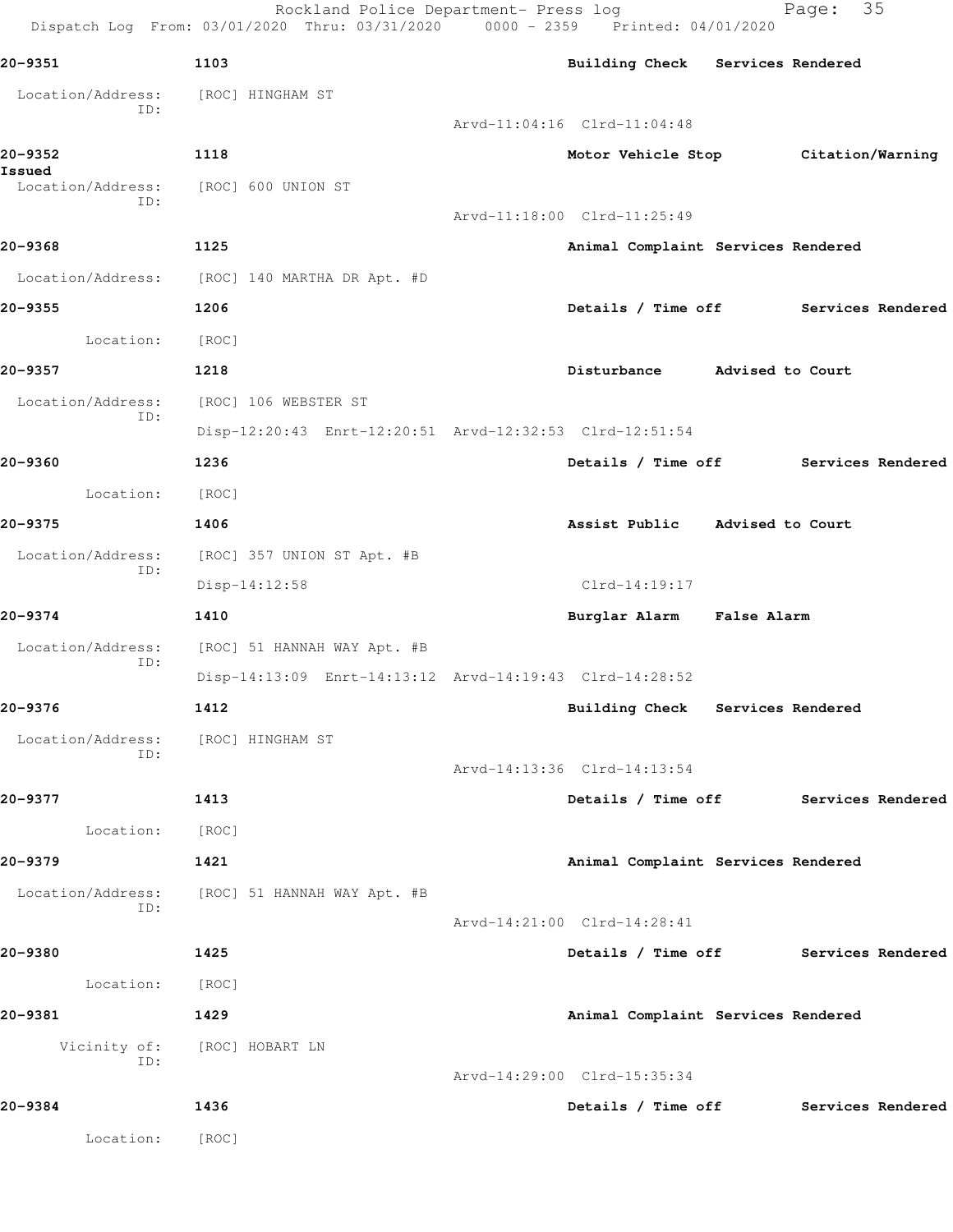**20-9351** 1103 Building Check Services Rendered

Location/Address: [ROC] HINGHAM ST
ID:
Arvd-11:04:16 Clrd-11:04:48

**20-9352** 1118 Motor Vehicle Stop Citation/Warning Issued

Location/Address: [ROC] 600 UNION ST
ID:
Arvd-11:18:00 Clrd-11:25:49

**20-9368** 1125 Animal Complaint Services Rendered

Location/Address: [ROC] 140 MARTHA DR Apt. #D

**20-9355** 1206 Details / Time off Services Rendered

Location: [ROC]

**20-9357** 1218 Disturbance Advised to Court

Location/Address: [ROC] 106 WEBSTER ST
ID:
Disp-12:20:43 Enrt-12:20:51 Arvd-12:32:53 Clrd-12:51:54

**20-9360** 1236 Details / Time off Services Rendered

Location: [ROC]

**20-9375** 1406 Assist Public Advised to Court

Location/Address: [ROC] 357 UNION ST Apt. #B
ID:
Disp-14:12:58 Clrd-14:19:17

**20-9374** 1410 Burglar Alarm False Alarm

Location/Address: [ROC] 51 HANNAH WAY Apt. #B
ID:
Disp-14:13:09 Enrt-14:13:12 Arvd-14:19:43 Clrd-14:28:52

**20-9376** 1412 Building Check Services Rendered

Location/Address: [ROC] HINGHAM ST
ID:
Arvd-14:13:36 Clrd-14:13:54

**20-9377** 1413 Details / Time off Services Rendered

Location: [ROC]

**20-9379** 1421 Animal Complaint Services Rendered

Location/Address: [ROC] 51 HANNAH WAY Apt. #B
ID:
Arvd-14:21:00 Clrd-14:28:41

**20-9380** 1425 Details / Time off Services Rendered

Location: [ROC]

**20-9381** 1429 Animal Complaint Services Rendered

Vicinity of: [ROC] HOBART LN
ID:
Arvd-14:29:00 Clrd-15:35:34

**20-9384** 1436 Details / Time off Services Rendered

Location: [ROC]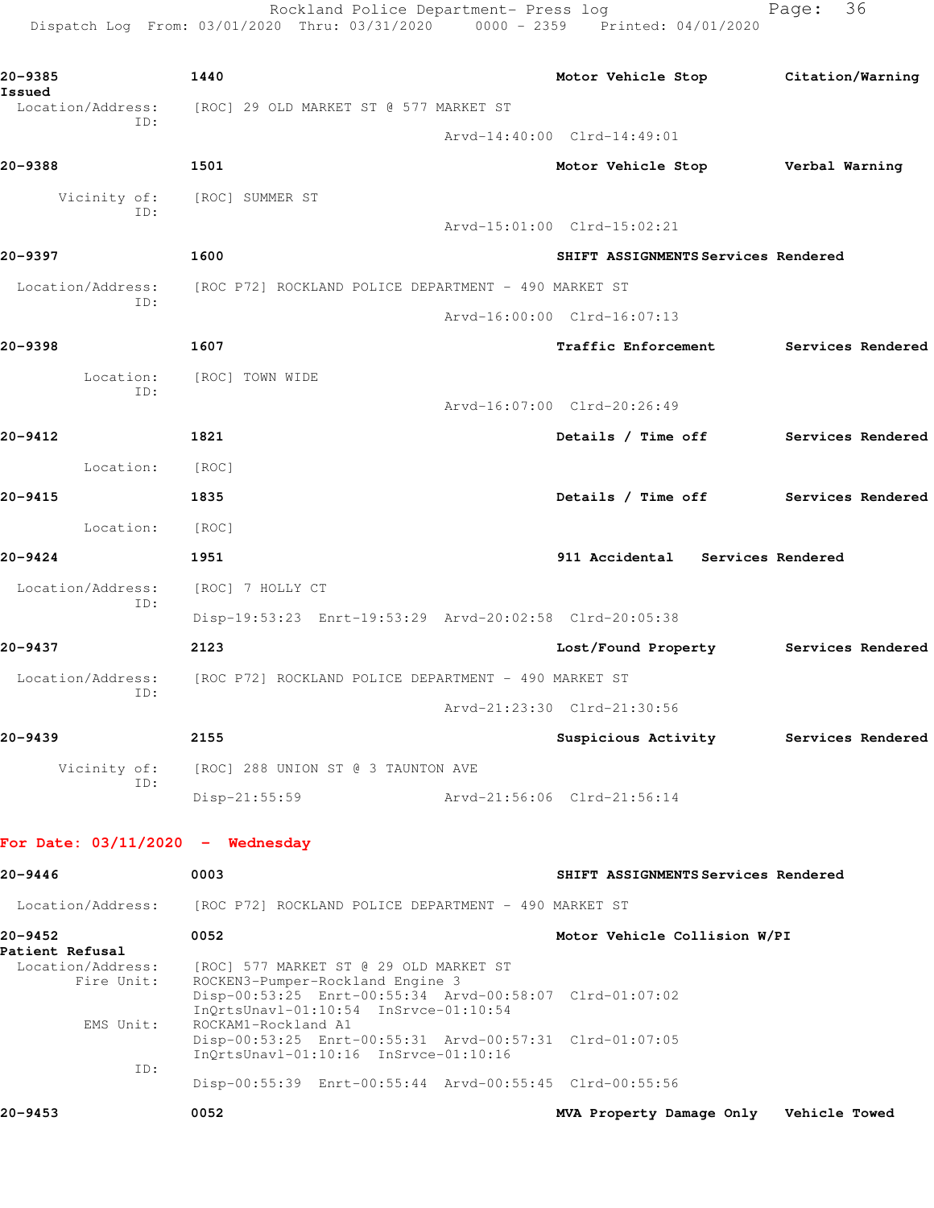**20-9385** 1440 **Motor Vehicle Stop** **Citation/Warning Issued**

Location/Address: [ROC] 29 OLD MARKET ST @ 577 MARKET ST
ID:
Arvd-14:40:00 Clrd-14:49:01

**20-9388** 1501 **Motor Vehicle Stop** **Verbal Warning**

Vicinity of: [ROC] SUMMER ST
ID:
Arvd-15:01:00 Clrd-15:02:21

**20-9397** 1600 **SHIFT ASSIGNMENTS** **Services Rendered**

Location/Address: [ROC P72] ROCKLAND POLICE DEPARTMENT - 490 MARKET ST
ID:
Arvd-16:00:00 Clrd-16:07:13

**20-9398** 1607 **Traffic Enforcement** **Services Rendered**

Location: [ROC] TOWN WIDE
ID:
Arvd-16:07:00 Clrd-20:26:49

**20-9412** 1821 **Details / Time off** **Services Rendered**

Location: [ROC]

**20-9415** 1835 **Details / Time off** **Services Rendered**

Location: [ROC]

**20-9424** 1951 **911 Accidental** **Services Rendered**

Location/Address: [ROC] 7 HOLLY CT
ID:
Disp-19:53:23 Enrt-19:53:29 Arvd-20:02:58 Clrd-20:05:38

**20-9437** 2123 **Lost/Found Property** **Services Rendered**

Location/Address: [ROC P72] ROCKLAND POLICE DEPARTMENT - 490 MARKET ST
ID:
Arvd-21:23:30 Clrd-21:30:56

**20-9439** 2155 **Suspicious Activity** **Services Rendered**

Vicinity of: [ROC] 288 UNION ST @ 3 TAUNTON AVE
ID:
Disp-21:55:59 Arvd-21:56:06 Clrd-21:56:14

## For Date: 03/11/2020 - Wednesday

**20-9446** 0003 **SHIFT ASSIGNMENTS** **Services Rendered**

Location/Address: [ROC P72] ROCKLAND POLICE DEPARTMENT - 490 MARKET ST

**20-9452** 0052 **Motor Vehicle Collision W/PI** **Patient Refusal**

Location/Address: [ROC] 577 MARKET ST @ 29 OLD MARKET ST
Fire Unit: ROCKEN3-Pumper-Rockland Engine 3
Disp-00:53:25 Enrt-00:55:34 Arvd-00:58:07 Clrd-01:07:02
InQrtsUnavl-01:10:54 InSrvce-01:10:54
EMS Unit: ROCKAM1-Rockland A1
Disp-00:53:25 Enrt-00:55:31 Arvd-00:57:31 Clrd-01:07:05
InQrtsUnavl-01:10:16 InSrvce-01:10:16
ID:
Disp-00:55:39 Enrt-00:55:44 Arvd-00:55:45 Clrd-00:55:56

**20-9453** 0052 **MVA Property Damage Only** **Vehicle Towed**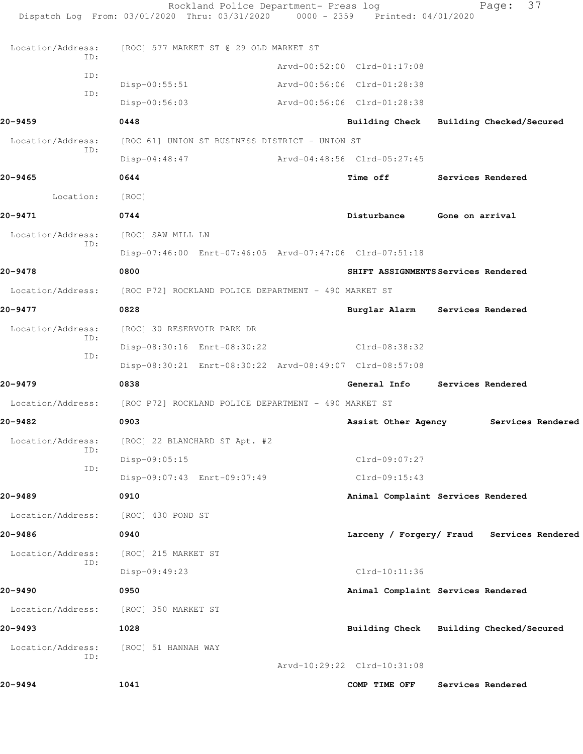Location/Address: [ROC] 577 MARKET ST @ 29 OLD MARKET ST

ID: Arvd-00:52:00 Clrd-01:17:08

ID: Disp-00:55:51 Arvd-00:56:06 Clrd-01:28:38

ID: Disp-00:56:03 Arvd-00:56:06 Clrd-01:28:38

**20-9459** 0448 **Building Check** **Building Checked/Secured**

Location/Address: [ROC 61] UNION ST BUSINESS DISTRICT - UNION ST

ID: Disp-04:48:47 Arvd-04:48:56 Clrd-05:27:45

**20-9465** 0644 **Time off** **Services Rendered**

Location: [ROC]

**20-9471** 0744 **Disturbance** **Gone on arrival**

Location/Address: [ROC] SAW MILL LN

ID: Disp-07:46:00 Enrt-07:46:05 Arvd-07:47:06 Clrd-07:51:18

**20-9478** 0800 **SHIFT ASSIGNMENTS** **Services Rendered**

Location/Address: [ROC P72] ROCKLAND POLICE DEPARTMENT - 490 MARKET ST

**20-9477** 0828 **Burglar Alarm** **Services Rendered**

Location/Address: [ROC] 30 RESERVOIR PARK DR

ID: Disp-08:30:16 Enrt-08:30:22 Clrd-08:38:32

ID: Disp-08:30:21 Enrt-08:30:22 Arvd-08:49:07 Clrd-08:57:08

**20-9479** 0838 **General Info** **Services Rendered**

Location/Address: [ROC P72] ROCKLAND POLICE DEPARTMENT - 490 MARKET ST

**20-9482** 0903 **Assist Other Agency** **Services Rendered**

Location/Address: [ROC] 22 BLANCHARD ST Apt. #2

ID: Disp-09:05:15 Clrd-09:07:27

ID: Disp-09:07:43 Enrt-09:07:49 Clrd-09:15:43

**20-9489** 0910 **Animal Complaint** **Services Rendered**

Location/Address: [ROC] 430 POND ST

**20-9486** 0940 **Larceny / Forgery/ Fraud** **Services Rendered**

Location/Address: [ROC] 215 MARKET ST

ID: Disp-09:49:23 Clrd-10:11:36

**20-9490** 0950 **Animal Complaint** **Services Rendered**

Location/Address: [ROC] 350 MARKET ST

**20-9493** 1028 **Building Check** **Building Checked/Secured**

Location/Address: [ROC] 51 HANNAH WAY

ID: Arvd-10:29:22 Clrd-10:31:08

**20-9494** 1041 **COMP TIME OFF** **Services Rendered**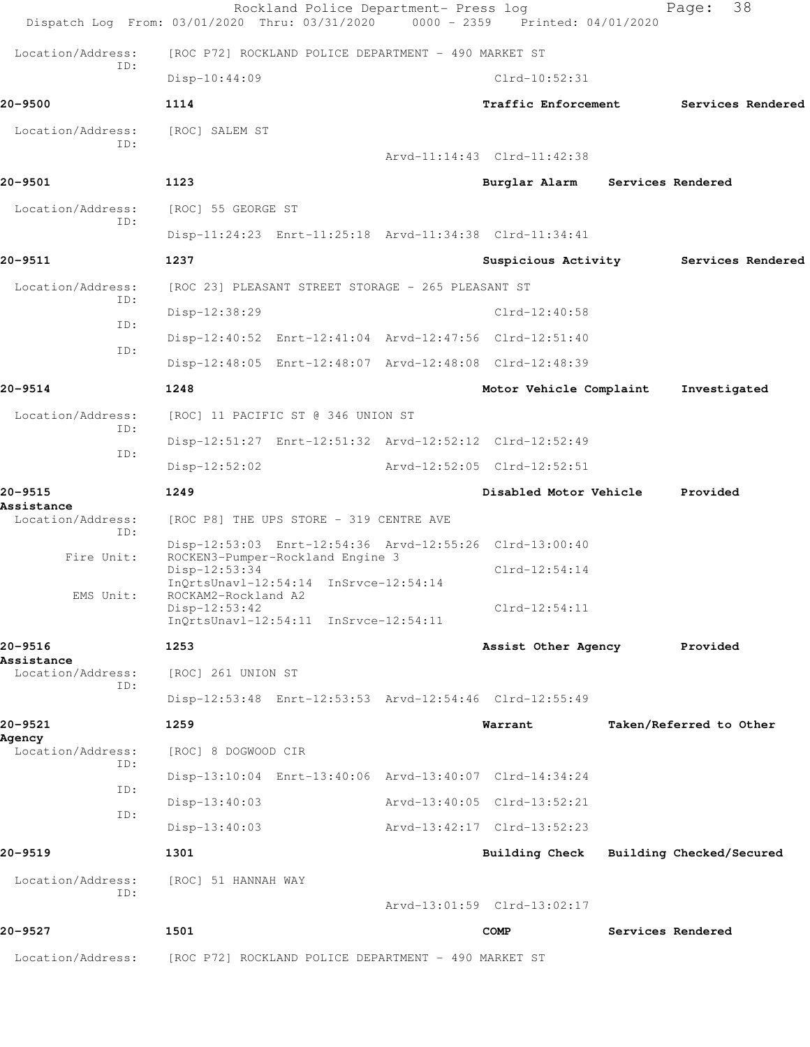Location/Address: [ROC P72] ROCKLAND POLICE DEPARTMENT - 490 MARKET ST
ID:
Disp-10:44:09 Clrd-10:52:31

**20-9500** 1114 **Traffic Enforcement** **Services Rendered**

Location/Address: [ROC] SALEM ST
ID:
Arvd-11:14:43 Clrd-11:42:38

**20-9501** 1123 **Burglar Alarm** **Services Rendered**

Location/Address: [ROC] 55 GEORGE ST
ID:
Disp-11:24:23 Enrt-11:25:18 Arvd-11:34:38 Clrd-11:34:41

**20-9511** 1237 **Suspicious Activity** **Services Rendered**

Location/Address: [ROC 23] PLEASANT STREET STORAGE - 265 PLEASANT ST
ID:
Disp-12:38:29 Clrd-12:40:58
ID:
Disp-12:40:52 Enrt-12:41:04 Arvd-12:47:56 Clrd-12:51:40
ID:
Disp-12:48:05 Enrt-12:48:07 Arvd-12:48:08 Clrd-12:48:39

**20-9514** 1248 **Motor Vehicle Complaint** **Investigated**

Location/Address: [ROC] 11 PACIFIC ST @ 346 UNION ST
ID:
Disp-12:51:27 Enrt-12:51:32 Arvd-12:52:12 Clrd-12:52:49
ID:
Disp-12:52:02 Arvd-12:52:05 Clrd-12:52:51

**20-9515** 1249 **Disabled Motor Vehicle** **Provided Assistance**

Location/Address: [ROC P8] THE UPS STORE - 319 CENTRE AVE
ID:
Disp-12:53:03 Enrt-12:54:36 Arvd-12:55:26 Clrd-13:00:40
Fire Unit: ROCKEN3-Pumper-Rockland Engine 3
Disp-12:53:34 Clrd-12:54:14
InQrtsUnavl-12:54:14 InSrvce-12:54:14
EMS Unit: ROCKAM2-Rockland A2
Disp-12:53:42 Clrd-12:54:11
InQrtsUnavl-12:54:11 InSrvce-12:54:11

**20-9516** 1253 **Assist Other Agency** **Provided Assistance**

Location/Address: [ROC] 261 UNION ST
ID:
Disp-12:53:48 Enrt-12:53:53 Arvd-12:54:46 Clrd-12:55:49

**20-9521** 1259 **Warrant** **Taken/Referred to Other Agency**

Location/Address: [ROC] 8 DOGWOOD CIR
ID:
Disp-13:10:04 Enrt-13:40:06 Arvd-13:40:07 Clrd-14:34:24
ID:
Disp-13:40:03 Arvd-13:40:05 Clrd-13:52:21
ID:
Disp-13:40:03 Arvd-13:42:17 Clrd-13:52:23

**20-9519** 1301 **Building Check** **Building Checked/Secured**

Location/Address: [ROC] 51 HANNAH WAY
ID:
Arvd-13:01:59 Clrd-13:02:17

**20-9527** 1501 **COMP** **Services Rendered**

Location/Address: [ROC P72] ROCKLAND POLICE DEPARTMENT - 490 MARKET ST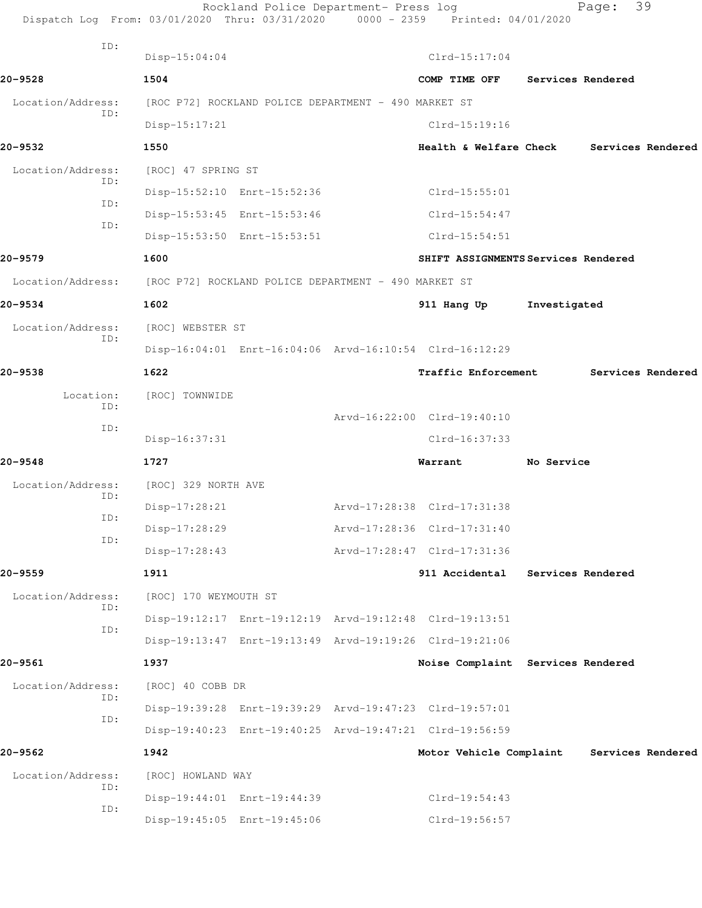ID: Disp-15:04:04 Clrd-15:17:04

**20-9528** 1504 **COMP TIME OFF** **Services Rendered**

Location/Address: [ROC P72] ROCKLAND POLICE DEPARTMENT - 490 MARKET ST

ID: Disp-15:17:21 Clrd-15:19:16

**20-9532** 1550 **Health & Welfare Check** **Services Rendered**

Location/Address: [ROC] 47 SPRING ST

ID: Disp-15:52:10 Enrt-15:52:36 Clrd-15:55:01

ID: Disp-15:53:45 Enrt-15:53:46 Clrd-15:54:47

ID: Disp-15:53:50 Enrt-15:53:51 Clrd-15:54:51

**20-9579** 1600 **SHIFT ASSIGNMENTS** **Services Rendered**

Location/Address: [ROC P72] ROCKLAND POLICE DEPARTMENT - 490 MARKET ST

**20-9534** 1602 **911 Hang Up** **Investigated**

Location/Address: [ROC] WEBSTER ST

ID: Disp-16:04:01 Enrt-16:04:06 Arvd-16:10:54 Clrd-16:12:29

**20-9538** 1622 **Traffic Enforcement** **Services Rendered**

Location: [ROC] TOWNWIDE

ID: Arvd-16:22:00 Clrd-19:40:10

ID: Disp-16:37:31 Clrd-16:37:33

**20-9548** 1727 **Warrant** **No Service**

Location/Address: [ROC] 329 NORTH AVE

ID: Disp-17:28:21 Arvd-17:28:38 Clrd-17:31:38

ID: Disp-17:28:29 Arvd-17:28:36 Clrd-17:31:40

ID: Disp-17:28:43 Arvd-17:28:47 Clrd-17:31:36

**20-9559** 1911 **911 Accidental** **Services Rendered**

Location/Address: [ROC] 170 WEYMOUTH ST

ID: Disp-19:12:17 Enrt-19:12:19 Arvd-19:12:48 Clrd-19:13:51

ID: Disp-19:13:47 Enrt-19:13:49 Arvd-19:19:26 Clrd-19:21:06

**20-9561** 1937 **Noise Complaint** **Services Rendered**

Location/Address: [ROC] 40 COBB DR

ID: Disp-19:39:28 Enrt-19:39:29 Arvd-19:47:23 Clrd-19:57:01

ID: Disp-19:40:23 Enrt-19:40:25 Arvd-19:47:21 Clrd-19:56:59

**20-9562** 1942 **Motor Vehicle Complaint** **Services Rendered**

Location/Address: [ROC] HOWLAND WAY

ID: Disp-19:44:01 Enrt-19:44:39 Clrd-19:54:43

ID: Disp-19:45:05 Enrt-19:45:06 Clrd-19:56:57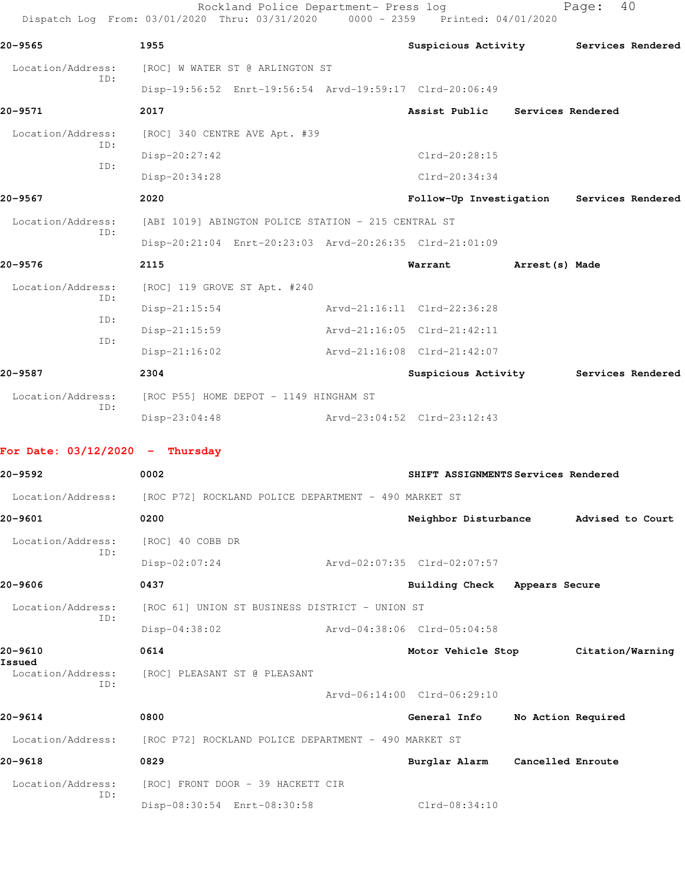20-9565 1955 Suspicious Activity Services Rendered

Location/Address: [ROC] W WATER ST @ ARLINGTON ST
ID:
Disp-19:56:52 Enrt-19:56:54 Arvd-19:59:17 Clrd-20:06:49

20-9571 2017 Assist Public Services Rendered

Location/Address: [ROC] 340 CENTRE AVE Apt. #39
ID:
Disp-20:27:42 Clrd-20:28:15
ID:
Disp-20:34:28 Clrd-20:34:34

20-9567 2020 Follow-Up Investigation Services Rendered

Location/Address: [ABI 1019] ABINGTON POLICE STATION - 215 CENTRAL ST
ID:
Disp-20:21:04 Enrt-20:23:03 Arvd-20:26:35 Clrd-21:01:09

20-9576 2115 Warrant Arrest(s) Made

Location/Address: [ROC] 119 GROVE ST Apt. #240
ID:
Disp-21:15:54 Arvd-21:16:11 Clrd-22:36:28
ID:
Disp-21:15:59 Arvd-21:16:05 Clrd-21:42:11
ID:
Disp-21:16:02 Arvd-21:16:08 Clrd-21:42:07

20-9587 2304 Suspicious Activity Services Rendered

Location/Address: [ROC P55] HOME DEPOT - 1149 HINGHAM ST
ID:
Disp-23:04:48 Arvd-23:04:52 Clrd-23:12:43

**For Date: 03/12/2020 - Thursday**

20-9592 0002 SHIFT ASSIGNMENTS Services Rendered

Location/Address: [ROC P72] ROCKLAND POLICE DEPARTMENT - 490 MARKET ST

20-9601 0200 Neighbor Disturbance Advised to Court

Location/Address: [ROC] 40 COBB DR
ID:
Disp-02:07:24 Arvd-02:07:35 Clrd-02:07:57

20-9606 0437 Building Check Appears Secure

Location/Address: [ROC 61] UNION ST BUSINESS DISTRICT - UNION ST
ID:
Disp-04:38:02 Arvd-04:38:06 Clrd-05:04:58

20-9610 0614 Motor Vehicle Stop Citation/Warning Issued

Location/Address: [ROC] PLEASANT ST @ PLEASANT
ID:
Arvd-06:14:00 Clrd-06:29:10

20-9614 0800 General Info No Action Required

Location/Address: [ROC P72] ROCKLAND POLICE DEPARTMENT - 490 MARKET ST

20-9618 0829 Burglar Alarm Cancelled Enroute

Location/Address: [ROC] FRONT DOOR - 39 HACKETT CIR
ID:
Disp-08:30:54 Enrt-08:30:58 Clrd-08:34:10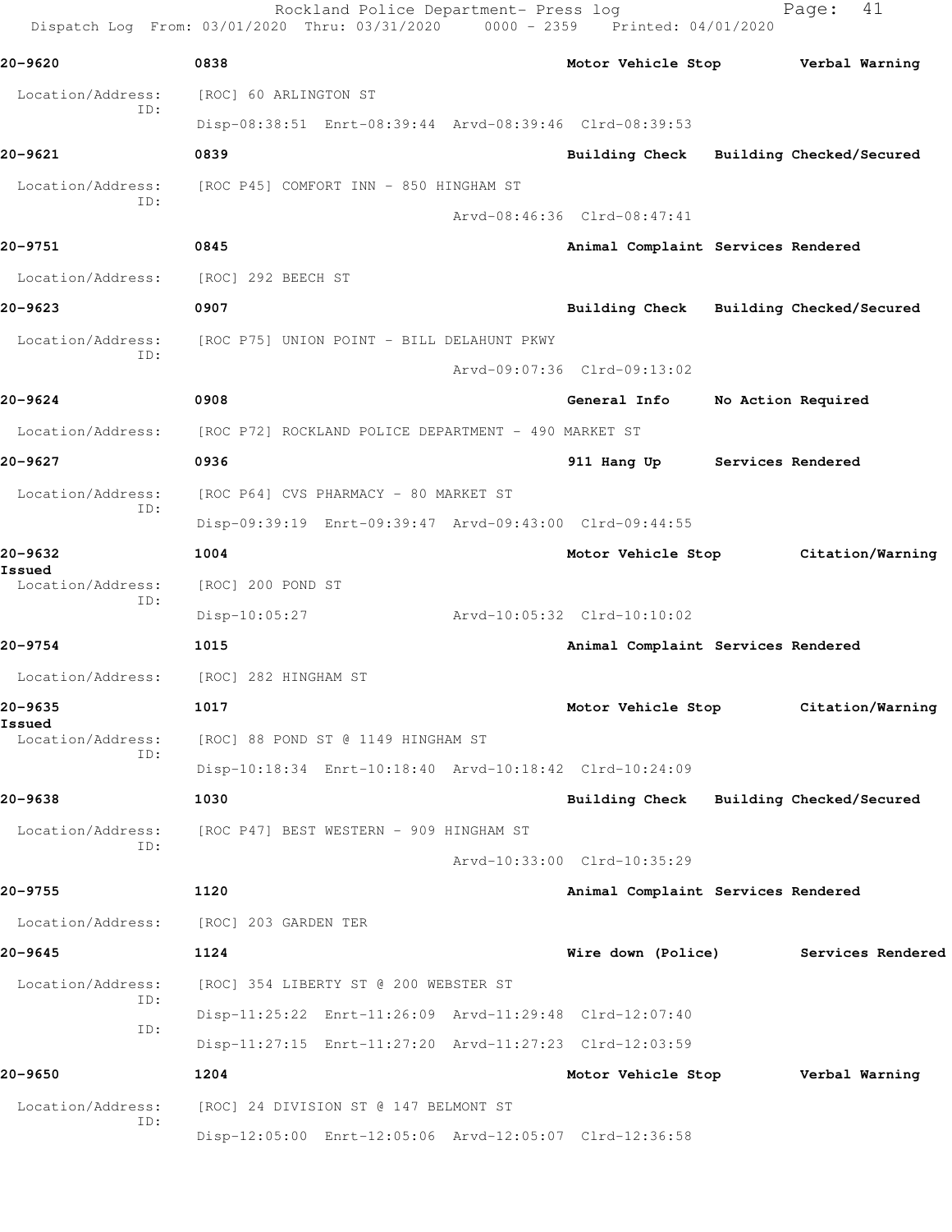20-9620 0838 Motor Vehicle Stop Verbal Warning

Location/Address: [ROC] 60 ARLINGTON ST
ID:
Disp-08:38:51 Enrt-08:39:44 Arvd-08:39:46 Clrd-08:39:53

20-9621 0839 Building Check Building Checked/Secured

Location/Address: [ROC P45] COMFORT INN - 850 HINGHAM ST
ID:
Arvd-08:46:36 Clrd-08:47:41

20-9751 0845 Animal Complaint Services Rendered

Location/Address: [ROC] 292 BEECH ST

20-9623 0907 Building Check Building Checked/Secured

Location/Address: [ROC P75] UNION POINT - BILL DELAHUNT PKWY
ID:
Arvd-09:07:36 Clrd-09:13:02

20-9624 0908 General Info No Action Required

Location/Address: [ROC P72] ROCKLAND POLICE DEPARTMENT - 490 MARKET ST

20-9627 0936 911 Hang Up Services Rendered

Location/Address: [ROC P64] CVS PHARMACY - 80 MARKET ST
ID:
Disp-09:39:19 Enrt-09:39:47 Arvd-09:43:00 Clrd-09:44:55

20-9632 1004 Motor Vehicle Stop Citation/Warning Issued

Location/Address: [ROC] 200 POND ST
ID:
Disp-10:05:27 Arvd-10:05:32 Clrd-10:10:02

20-9754 1015 Animal Complaint Services Rendered

Location/Address: [ROC] 282 HINGHAM ST

20-9635 1017 Motor Vehicle Stop Citation/Warning Issued

Location/Address: [ROC] 88 POND ST @ 1149 HINGHAM ST
ID:
Disp-10:18:34 Enrt-10:18:40 Arvd-10:18:42 Clrd-10:24:09

20-9638 1030 Building Check Building Checked/Secured

Location/Address: [ROC P47] BEST WESTERN - 909 HINGHAM ST
ID:
Arvd-10:33:00 Clrd-10:35:29

20-9755 1120 Animal Complaint Services Rendered

Location/Address: [ROC] 203 GARDEN TER

20-9645 1124 Wire down (Police) Services Rendered

Location/Address: [ROC] 354 LIBERTY ST @ 200 WEBSTER ST
ID:
Disp-11:25:22 Enrt-11:26:09 Arvd-11:29:48 Clrd-12:07:40
ID:
Disp-11:27:15 Enrt-11:27:20 Arvd-11:27:23 Clrd-12:03:59

20-9650 1204 Motor Vehicle Stop Verbal Warning

Location/Address: [ROC] 24 DIVISION ST @ 147 BELMONT ST
ID:
Disp-12:05:00 Enrt-12:05:06 Arvd-12:05:07 Clrd-12:36:58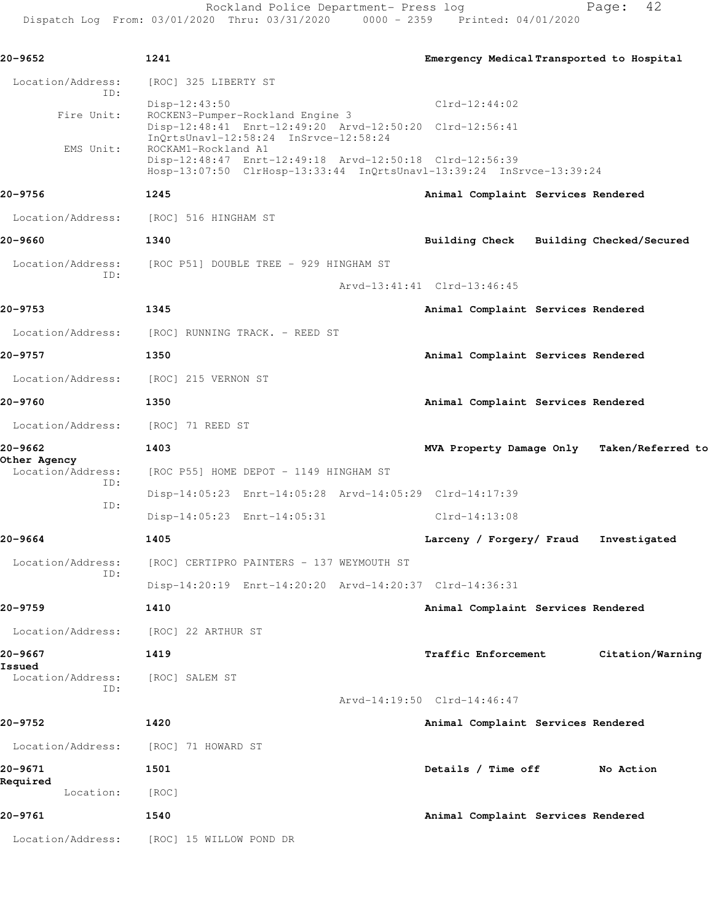**20-9652** 1241 Emergency Medical Transported to Hospital

Location/Address: [ROC] 325 LIBERTY ST
ID:
Disp-12:43:50 Clrd-12:44:02
Fire Unit: ROCKEN3-Pumper-Rockland Engine 3
Disp-12:48:41 Enrt-12:49:20 Arvd-12:50:20 Clrd-12:56:41
InQrtsUnavl-12:58:24 InSrvce-12:58:24
EMS Unit: ROCKAM1-Rockland A1
Disp-12:48:47 Enrt-12:49:18 Arvd-12:50:18 Clrd-12:56:39
Hosp-13:07:50 ClrHosp-13:33:44 InQrtsUnavl-13:39:24 InSrvce-13:39:24

**20-9756** 1245 Animal Complaint Services Rendered

Location/Address: [ROC] 516 HINGHAM ST

**20-9660** 1340 Building Check Building Checked/Secured

Location/Address: [ROC P51] DOUBLE TREE - 929 HINGHAM ST
ID:
Arvd-13:41:41 Clrd-13:46:45

**20-9753** 1345 Animal Complaint Services Rendered

Location/Address: [ROC] RUNNING TRACK. - REED ST

**20-9757** 1350 Animal Complaint Services Rendered

Location/Address: [ROC] 215 VERNON ST

**20-9760** 1350 Animal Complaint Services Rendered

Location/Address: [ROC] 71 REED ST

**20-9662** 1403 MVA Property Damage Only Taken/Referred to Other Agency

Location/Address: [ROC P55] HOME DEPOT - 1149 HINGHAM ST
ID:
Disp-14:05:23 Enrt-14:05:28 Arvd-14:05:29 Clrd-14:17:39
ID:
Disp-14:05:23 Enrt-14:05:31 Clrd-14:13:08

**20-9664** 1405 Larceny / Forgery/ Fraud Investigated

Location/Address: [ROC] CERTIPRO PAINTERS - 137 WEYMOUTH ST
ID:
Disp-14:20:19 Enrt-14:20:20 Arvd-14:20:37 Clrd-14:36:31

**20-9759** 1410 Animal Complaint Services Rendered

Location/Address: [ROC] 22 ARTHUR ST

**20-9667** 1419 Traffic Enforcement Citation/Warning Issued

Location/Address: [ROC] SALEM ST
ID:
Arvd-14:19:50 Clrd-14:46:47

**20-9752** 1420 Animal Complaint Services Rendered

Location/Address: [ROC] 71 HOWARD ST

**20-9671** 1501 Details / Time off No Action Required

Location: [ROC]

**20-9761** 1540 Animal Complaint Services Rendered

Location/Address: [ROC] 15 WILLOW POND DR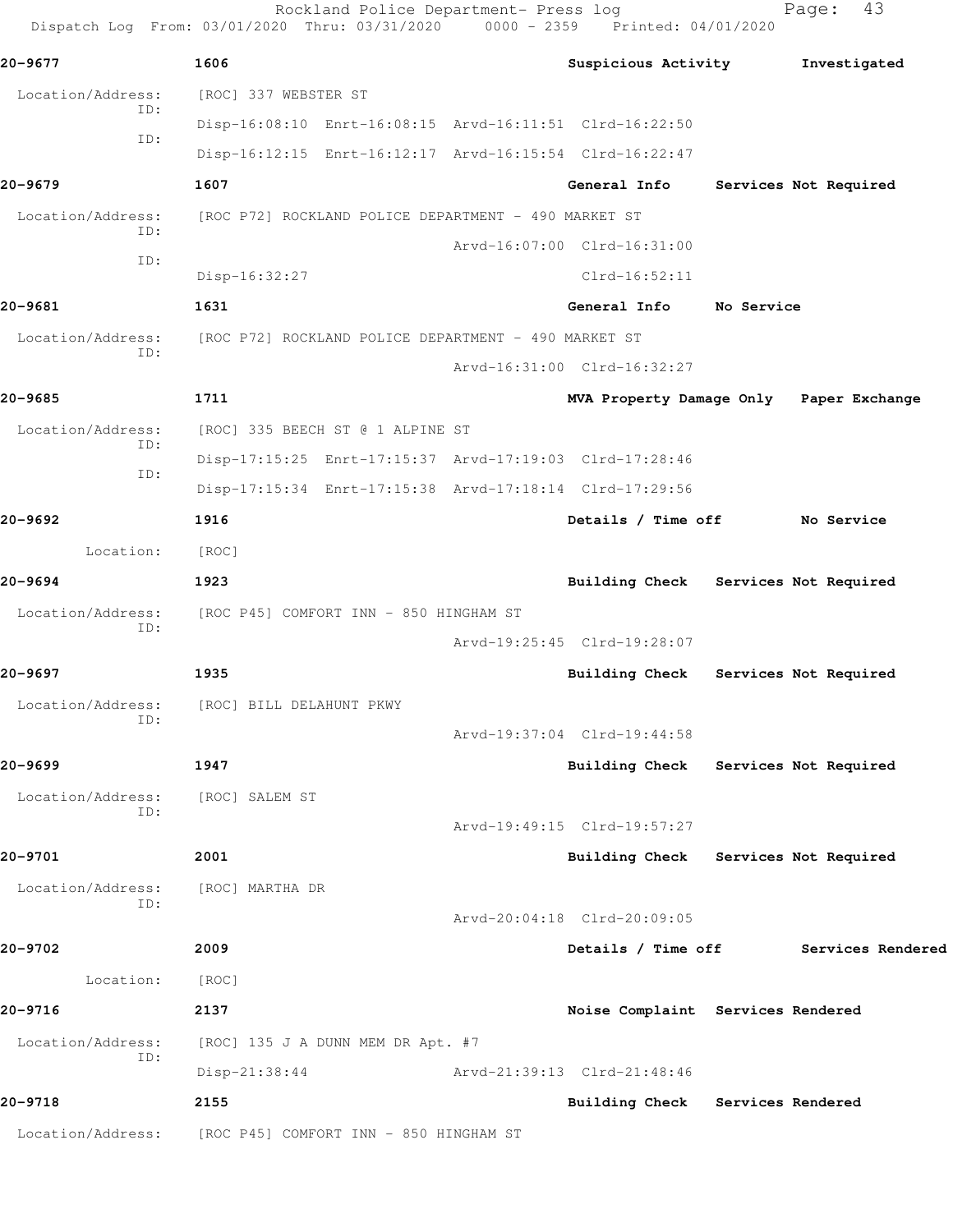Rockland Police Department- Press log
Dispatch Log From: 03/01/2020 Thru: 03/31/2020 0000 - 2359 Printed: 04/01/2020

**20-9677** 1606 **Suspicious Activity** **Investigated**

Location/Address: [ROC] 337 WEBSTER ST
ID: Disp-16:08:10 Enrt-16:08:15 Arvd-16:11:51 Clrd-16:22:50
ID: Disp-16:12:15 Enrt-16:12:17 Arvd-16:15:54 Clrd-16:22:47

**20-9679** 1607 **General Info** **Services Not Required**

Location/Address: [ROC P72] ROCKLAND POLICE DEPARTMENT - 490 MARKET ST
ID: Arvd-16:07:00 Clrd-16:31:00
ID: Disp-16:32:27 Clrd-16:52:11

**20-9681** 1631 **General Info** **No Service**

Location/Address: [ROC P72] ROCKLAND POLICE DEPARTMENT - 490 MARKET ST
ID: Arvd-16:31:00 Clrd-16:32:27

**20-9685** 1711 **MVA Property Damage Only** **Paper Exchange**

Location/Address: [ROC] 335 BEECH ST @ 1 ALPINE ST
ID: Disp-17:15:25 Enrt-17:15:37 Arvd-17:19:03 Clrd-17:28:46
ID: Disp-17:15:34 Enrt-17:15:38 Arvd-17:18:14 Clrd-17:29:56

**20-9692** 1916 **Details / Time off** **No Service**

Location: [ROC]

**20-9694** 1923 **Building Check** **Services Not Required**

Location/Address: [ROC P45] COMFORT INN - 850 HINGHAM ST
ID: Arvd-19:25:45 Clrd-19:28:07

**20-9697** 1935 **Building Check** **Services Not Required**

Location/Address: [ROC] BILL DELAHUNT PKWY
ID: Arvd-19:37:04 Clrd-19:44:58

**20-9699** 1947 **Building Check** **Services Not Required**

Location/Address: [ROC] SALEM ST
ID: Arvd-19:49:15 Clrd-19:57:27

**20-9701** 2001 **Building Check** **Services Not Required**

Location/Address: [ROC] MARTHA DR
ID: Arvd-20:04:18 Clrd-20:09:05

**20-9702** 2009 **Details / Time off** **Services Rendered**

Location: [ROC]

**20-9716** 2137 **Noise Complaint** **Services Rendered**

Location/Address: [ROC] 135 J A DUNN MEM DR Apt. #7
ID: Disp-21:38:44 Arvd-21:39:13 Clrd-21:48:46

**20-9718** 2155 **Building Check** **Services Rendered**

Location/Address: [ROC P45] COMFORT INN - 850 HINGHAM ST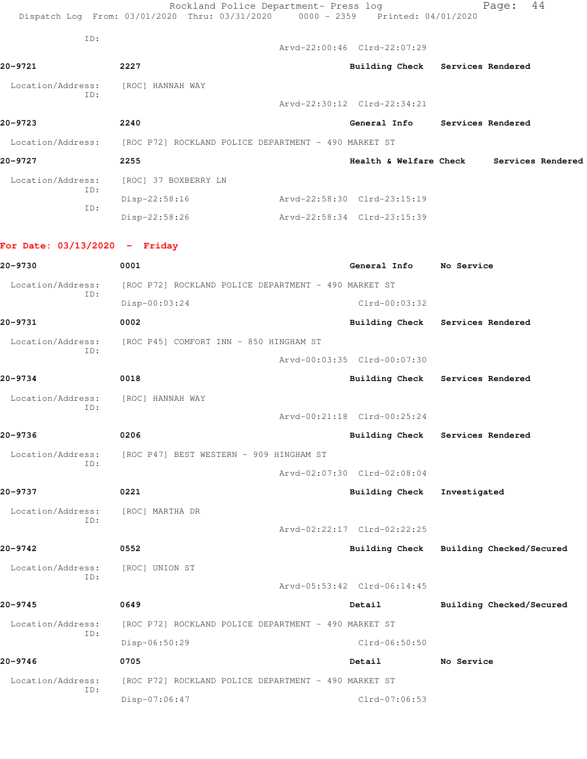ID:
Arvd-22:00:46 Clrd-22:07:29

**20-9721** **2227** **Building Check** **Services Rendered**

Location/Address: [ROC] HANNAH WAY
ID:
Arvd-22:30:12 Clrd-22:34:21

**20-9723** **2240** **General Info** **Services Rendered**

Location/Address: [ROC P72] ROCKLAND POLICE DEPARTMENT - 490 MARKET ST

**20-9727** **2255** **Health & Welfare Check** **Services Rendered**

Location/Address: [ROC] 37 BOXBERRY LN
ID:
Disp-22:58:16 Arvd-22:58:30 Clrd-23:15:19
ID:
Disp-22:58:26 Arvd-22:58:34 Clrd-23:15:39

## For Date: 03/13/2020 - Friday

**20-9730** **0001** **General Info** **No Service**

Location/Address: [ROC P72] ROCKLAND POLICE DEPARTMENT - 490 MARKET ST
ID:
Disp-00:03:24 Clrd-00:03:32

**20-9731** **0002** **Building Check** **Services Rendered**

Location/Address: [ROC P45] COMFORT INN - 850 HINGHAM ST
ID:
Arvd-00:03:35 Clrd-00:07:30

**20-9734** **0018** **Building Check** **Services Rendered**

Location/Address: [ROC] HANNAH WAY
ID:
Arvd-00:21:18 Clrd-00:25:24

**20-9736** **0206** **Building Check** **Services Rendered**

Location/Address: [ROC P47] BEST WESTERN - 909 HINGHAM ST
ID:
Arvd-02:07:30 Clrd-02:08:04

**20-9737** **0221** **Building Check** **Investigated**

Location/Address: [ROC] MARTHA DR
ID:
Arvd-02:22:17 Clrd-02:22:25

**20-9742** **0552** **Building Check** **Building Checked/Secured**

Location/Address: [ROC] UNION ST
ID:
Arvd-05:53:42 Clrd-06:14:45

**20-9745** **0649** **Detail** **Building Checked/Secured**

Location/Address: [ROC P72] ROCKLAND POLICE DEPARTMENT - 490 MARKET ST
ID:
Disp-06:50:29 Clrd-06:50:50

**20-9746** **0705** **Detail** **No Service**

Location/Address: [ROC P72] ROCKLAND POLICE DEPARTMENT - 490 MARKET ST
ID:
Disp-07:06:47 Clrd-07:06:53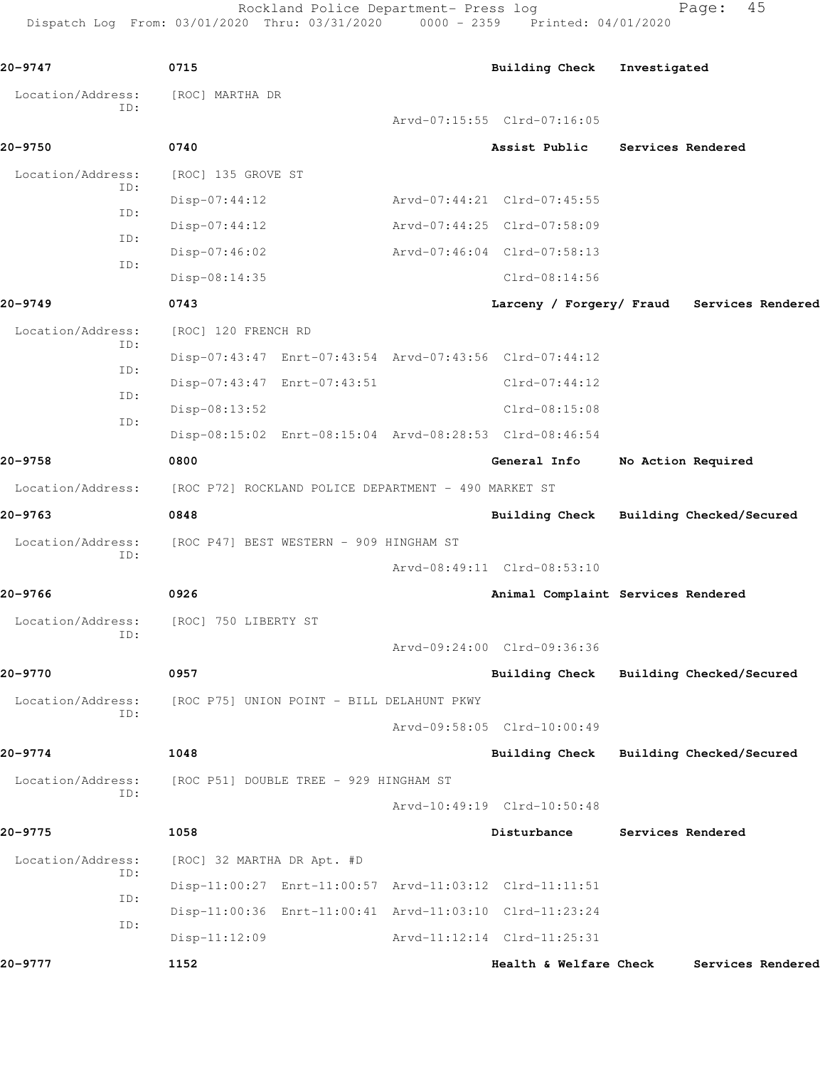Rockland Police Department- Press log

Dispatch Log From: 03/01/2020 Thru: 03/31/2020 0000 - 2359 Printed: 04/01/2020

**20-9747** 0715 Building Check Investigated

Location/Address: [ROC] MARTHA DR

ID: Arvd-07:15:55 Clrd-07:16:05

**20-9750** 0740 Assist Public Services Rendered

Location/Address: [ROC] 135 GROVE ST

ID: Disp-07:44:12 Arvd-07:44:21 Clrd-07:45:55

ID: Disp-07:44:12 Arvd-07:44:25 Clrd-07:58:09

ID: Disp-07:46:02 Arvd-07:46:04 Clrd-07:58:13

ID: Disp-08:14:35 Clrd-08:14:56

**20-9749** 0743 Larceny / Forgery/ Fraud Services Rendered

Location/Address: [ROC] 120 FRENCH RD

ID: Disp-07:43:47 Enrt-07:43:54 Arvd-07:43:56 Clrd-07:44:12

ID: Disp-07:43:47 Enrt-07:43:51 Clrd-07:44:12

ID: Disp-08:13:52 Clrd-08:15:08

ID: Disp-08:15:02 Enrt-08:15:04 Arvd-08:28:53 Clrd-08:46:54

**20-9758** 0800 General Info No Action Required

Location/Address: [ROC P72] ROCKLAND POLICE DEPARTMENT - 490 MARKET ST

**20-9763** 0848 Building Check Building Checked/Secured

Location/Address: [ROC P47] BEST WESTERN - 909 HINGHAM ST

ID: Arvd-08:49:11 Clrd-08:53:10

**20-9766** 0926 Animal Complaint Services Rendered

Location/Address: [ROC] 750 LIBERTY ST

ID: Arvd-09:24:00 Clrd-09:36:36

**20-9770** 0957 Building Check Building Checked/Secured

Location/Address: [ROC P75] UNION POINT - BILL DELAHUNT PKWY

ID: Arvd-09:58:05 Clrd-10:00:49

**20-9774** 1048 Building Check Building Checked/Secured

Location/Address: [ROC P51] DOUBLE TREE - 929 HINGHAM ST

ID: Arvd-10:49:19 Clrd-10:50:48

**20-9775** 1058 Disturbance Services Rendered

Location/Address: [ROC] 32 MARTHA DR Apt. #D

ID: Disp-11:00:27 Enrt-11:00:57 Arvd-11:03:12 Clrd-11:11:51

ID: Disp-11:00:36 Enrt-11:00:41 Arvd-11:03:10 Clrd-11:23:24

ID: Disp-11:12:09 Arvd-11:12:14 Clrd-11:25:31

**20-9777** 1152 Health & Welfare Check Services Rendered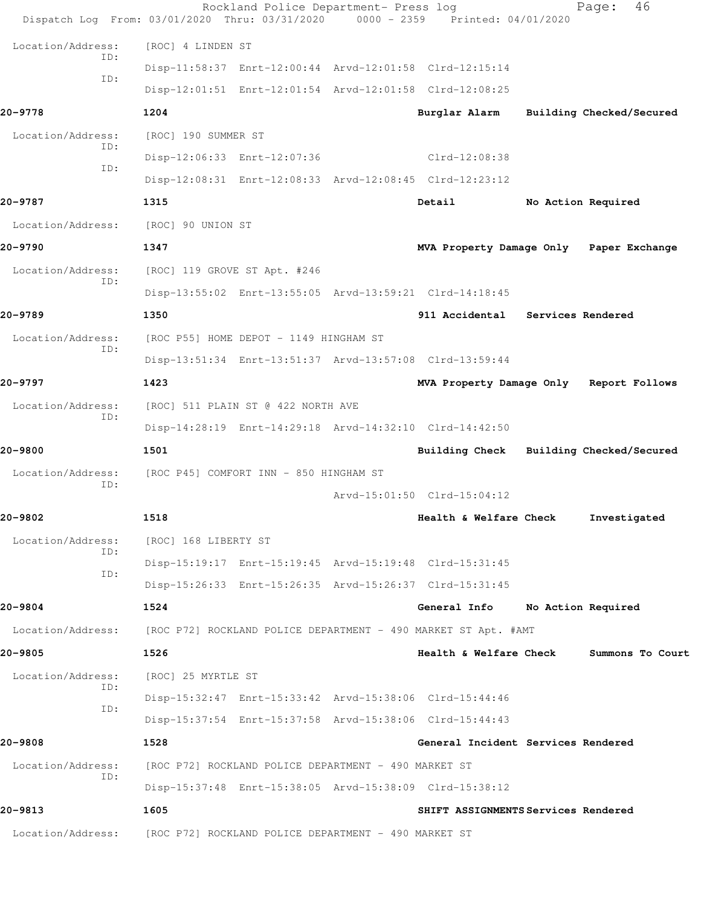Location/Address: [ROC] 4 LINDEN ST
ID: Disp-11:58:37 Enrt-12:00:44 Arvd-12:01:58 Clrd-12:15:14
ID: Disp-12:01:51 Enrt-12:01:54 Arvd-12:01:58 Clrd-12:08:25

**20-9778** 1204 Burglar Alarm Building Checked/Secured

Location/Address: [ROC] 190 SUMMER ST
ID: Disp-12:06:33 Enrt-12:07:36 Clrd-12:08:38
ID: Disp-12:08:31 Enrt-12:08:33 Arvd-12:08:45 Clrd-12:23:12

**20-9787** 1315 Detail No Action Required

Location/Address: [ROC] 90 UNION ST

**20-9790** 1347 MVA Property Damage Only Paper Exchange

Location/Address: [ROC] 119 GROVE ST Apt. #246
ID: Disp-13:55:02 Enrt-13:55:05 Arvd-13:59:21 Clrd-14:18:45

**20-9789** 1350 911 Accidental Services Rendered

Location/Address: [ROC P55] HOME DEPOT - 1149 HINGHAM ST
ID: Disp-13:51:34 Enrt-13:51:37 Arvd-13:57:08 Clrd-13:59:44

**20-9797** 1423 MVA Property Damage Only Report Follows

Location/Address: [ROC] 511 PLAIN ST @ 422 NORTH AVE
ID: Disp-14:28:19 Enrt-14:29:18 Arvd-14:32:10 Clrd-14:42:50

**20-9800** 1501 Building Check Building Checked/Secured

Location/Address: [ROC P45] COMFORT INN - 850 HINGHAM ST
ID: Arvd-15:01:50 Clrd-15:04:12

**20-9802** 1518 Health & Welfare Check Investigated

Location/Address: [ROC] 168 LIBERTY ST
ID: Disp-15:19:17 Enrt-15:19:45 Arvd-15:19:48 Clrd-15:31:45
ID: Disp-15:26:33 Enrt-15:26:35 Arvd-15:26:37 Clrd-15:31:45

**20-9804** 1524 General Info No Action Required

Location/Address: [ROC P72] ROCKLAND POLICE DEPARTMENT - 490 MARKET ST Apt. #AMT

**20-9805** 1526 Health & Welfare Check Summons To Court

Location/Address: [ROC] 25 MYRTLE ST
ID: Disp-15:32:47 Enrt-15:33:42 Arvd-15:38:06 Clrd-15:44:46
ID: Disp-15:37:54 Enrt-15:37:58 Arvd-15:38:06 Clrd-15:44:43

**20-9808** 1528 General Incident Services Rendered

Location/Address: [ROC P72] ROCKLAND POLICE DEPARTMENT - 490 MARKET ST
ID: Disp-15:37:48 Enrt-15:38:05 Arvd-15:38:09 Clrd-15:38:12

**20-9813** 1605 SHIFT ASSIGNMENTS Services Rendered

Location/Address: [ROC P72] ROCKLAND POLICE DEPARTMENT - 490 MARKET ST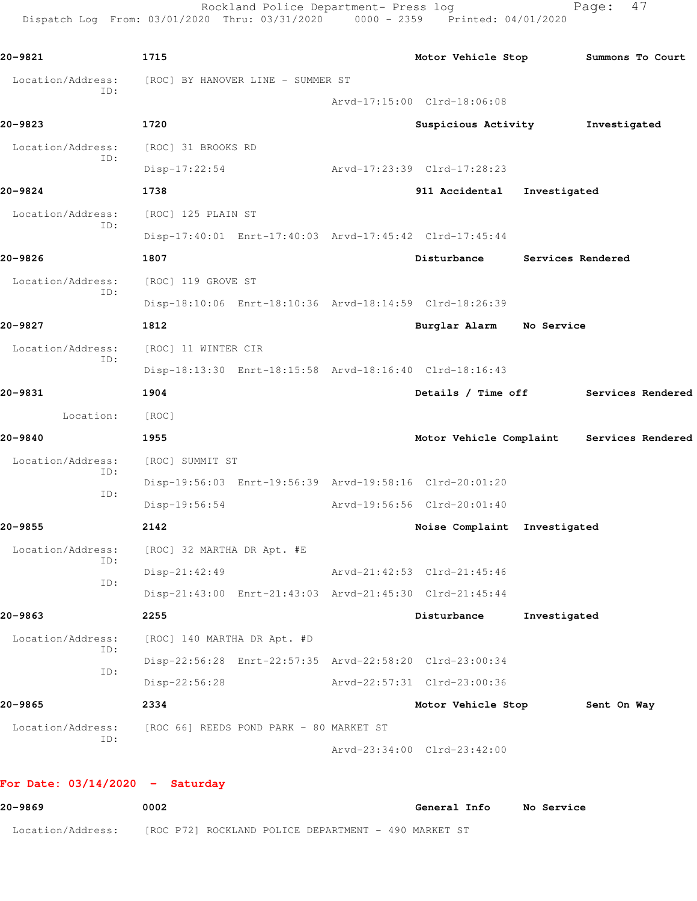**20-9821** | 1715 | **Motor Vehicle Stop** | **Summons To Court**

Location/Address: [ROC] BY HANOVER LINE - SUMMER ST
ID:
Arvd-17:15:00 Clrd-18:06:08

**20-9823** | 1720 | **Suspicious Activity** | **Investigated**

Location/Address: [ROC] 31 BROOKS RD
ID:
Disp-17:22:54 Arvd-17:23:39 Clrd-17:28:23

**20-9824** | 1738 | **911 Accidental** | **Investigated**

Location/Address: [ROC] 125 PLAIN ST
ID:
Disp-17:40:01 Enrt-17:40:03 Arvd-17:45:42 Clrd-17:45:44

**20-9826** | 1807 | **Disturbance** | **Services Rendered**

Location/Address: [ROC] 119 GROVE ST
ID:
Disp-18:10:06 Enrt-18:10:36 Arvd-18:14:59 Clrd-18:26:39

**20-9827** | 1812 | **Burglar Alarm** | **No Service**

Location/Address: [ROC] 11 WINTER CIR
ID:
Disp-18:13:30 Enrt-18:15:58 Arvd-18:16:40 Clrd-18:16:43

**20-9831** | 1904 | **Details / Time off** | **Services Rendered**

Location: [ROC]

**20-9840** | 1955 | **Motor Vehicle Complaint** | **Services Rendered**

Location/Address: [ROC] SUMMIT ST
ID:
Disp-19:56:03 Enrt-19:56:39 Arvd-19:58:16 Clrd-20:01:20
ID:
Disp-19:56:54 Arvd-19:56:56 Clrd-20:01:40

**20-9855** | 2142 | **Noise Complaint** | **Investigated**

Location/Address: [ROC] 32 MARTHA DR Apt. #E
ID:
Disp-21:42:49 Arvd-21:42:53 Clrd-21:45:46
ID:
Disp-21:43:00 Enrt-21:43:03 Arvd-21:45:30 Clrd-21:45:44

**20-9863** | 2255 | **Disturbance** | **Investigated**

Location/Address: [ROC] 140 MARTHA DR Apt. #D
ID:
Disp-22:56:28 Enrt-22:57:35 Arvd-22:58:20 Clrd-23:00:34
ID:
Disp-22:56:28 Arvd-22:57:31 Clrd-23:00:36

**20-9865** | 2334 | **Motor Vehicle Stop** | **Sent On Way**

Location/Address: [ROC 66] REEDS POND PARK - 80 MARKET ST
ID:
Arvd-23:34:00 Clrd-23:42:00

## For Date: 03/14/2020 - Saturday

**20-9869** | 0002 | **General Info** | **No Service**

Location/Address: [ROC P72] ROCKLAND POLICE DEPARTMENT - 490 MARKET ST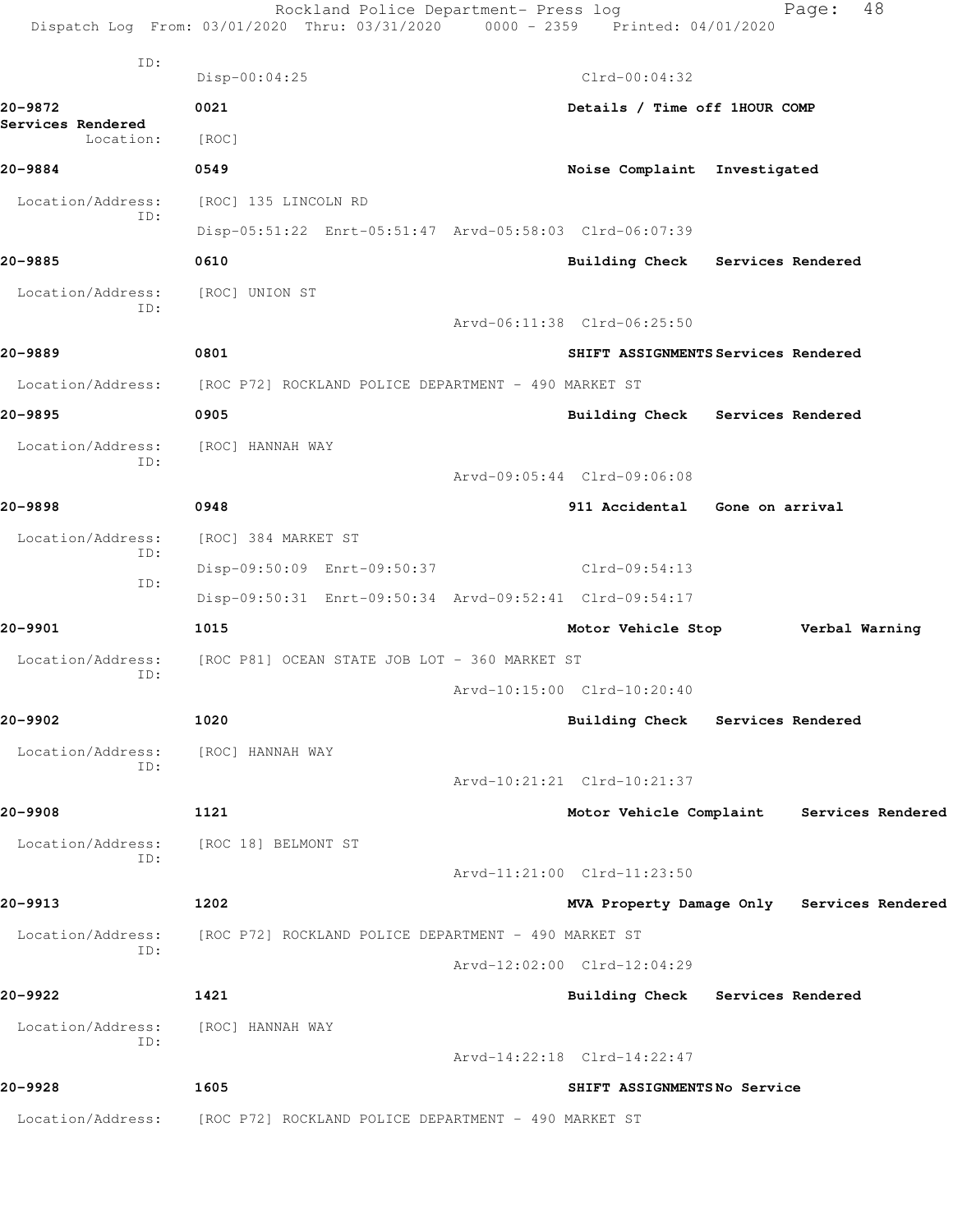ID:
Disp-00:04:25 Clrd-00:04:32

**20-9872** 0021 Details / Time off 1HOUR COMP
**Services Rendered**
Location: [ROC]

**20-9884** 0549 Noise Complaint Investigated

Location/Address: [ROC] 135 LINCOLN RD
ID:
Disp-05:51:22 Enrt-05:51:47 Arvd-05:58:03 Clrd-06:07:39

**20-9885** 0610 Building Check Services Rendered

Location/Address: [ROC] UNION ST
ID:
Arvd-06:11:38 Clrd-06:25:50

**20-9889** 0801 SHIFT ASSIGNMENTS Services Rendered

Location/Address: [ROC P72] ROCKLAND POLICE DEPARTMENT - 490 MARKET ST

**20-9895** 0905 Building Check Services Rendered

Location/Address: [ROC] HANNAH WAY
ID:
Arvd-09:05:44 Clrd-09:06:08

**20-9898** 0948 911 Accidental Gone on arrival

Location/Address: [ROC] 384 MARKET ST
ID:
Disp-09:50:09 Enrt-09:50:37 Clrd-09:54:13
ID:
Disp-09:50:31 Enrt-09:50:34 Arvd-09:52:41 Clrd-09:54:17

**20-9901** 1015 Motor Vehicle Stop Verbal Warning

Location/Address: [ROC P81] OCEAN STATE JOB LOT - 360 MARKET ST
ID:
Arvd-10:15:00 Clrd-10:20:40

**20-9902** 1020 Building Check Services Rendered

Location/Address: [ROC] HANNAH WAY
ID:
Arvd-10:21:21 Clrd-10:21:37

**20-9908** 1121 Motor Vehicle Complaint Services Rendered

Location/Address: [ROC 18] BELMONT ST
ID:
Arvd-11:21:00 Clrd-11:23:50

**20-9913** 1202 MVA Property Damage Only Services Rendered

Location/Address: [ROC P72] ROCKLAND POLICE DEPARTMENT - 490 MARKET ST
ID:
Arvd-12:02:00 Clrd-12:04:29

**20-9922** 1421 Building Check Services Rendered

Location/Address: [ROC] HANNAH WAY
ID:
Arvd-14:22:18 Clrd-14:22:47

**20-9928** 1605 SHIFT ASSIGNMENTS No Service

Location/Address: [ROC P72] ROCKLAND POLICE DEPARTMENT - 490 MARKET ST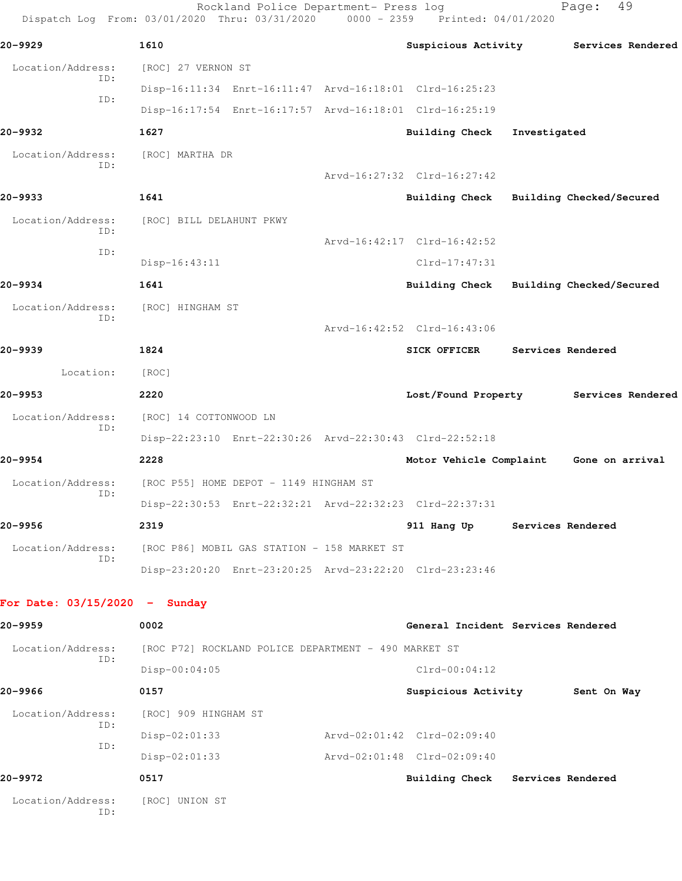**20-9929** 1610 Suspicious Activity Services Rendered

Location/Address: [ROC] 27 VERNON ST
ID:
Disp-16:11:34 Enrt-16:11:47 Arvd-16:18:01 Clrd-16:25:23
ID:
Disp-16:17:54 Enrt-16:17:57 Arvd-16:18:01 Clrd-16:25:19

**20-9932** 1627 Building Check Investigated

Location/Address: [ROC] MARTHA DR
ID:
Arvd-16:27:32 Clrd-16:27:42

**20-9933** 1641 Building Check Building Checked/Secured

Location/Address: [ROC] BILL DELAHUNT PKWY
ID:
Arvd-16:42:17 Clrd-16:42:52
ID:
Disp-16:43:11 Clrd-17:47:31

**20-9934** 1641 Building Check Building Checked/Secured

Location/Address: [ROC] HINGHAM ST
ID:
Arvd-16:42:52 Clrd-16:43:06

**20-9939** 1824 SICK OFFICER Services Rendered

Location: [ROC]

**20-9953** 2220 Lost/Found Property Services Rendered

Location/Address: [ROC] 14 COTTONWOOD LN
ID:
Disp-22:23:10 Enrt-22:30:26 Arvd-22:30:43 Clrd-22:52:18

**20-9954** 2228 Motor Vehicle Complaint Gone on arrival

Location/Address: [ROC P55] HOME DEPOT - 1149 HINGHAM ST
ID:
Disp-22:30:53 Enrt-22:32:21 Arvd-22:32:23 Clrd-22:37:31

**20-9956** 2319 911 Hang Up Services Rendered

Location/Address: [ROC P86] MOBIL GAS STATION - 158 MARKET ST
ID:
Disp-23:20:20 Enrt-23:20:25 Arvd-23:22:20 Clrd-23:23:46

## For Date: 03/15/2020 - Sunday

**20-9959** 0002 General Incident Services Rendered

Location/Address: [ROC P72] ROCKLAND POLICE DEPARTMENT - 490 MARKET ST
ID:
Disp-00:04:05 Clrd-00:04:12

**20-9966** 0157 Suspicious Activity Sent On Way

Location/Address: [ROC] 909 HINGHAM ST
ID:
Disp-02:01:33 Arvd-02:01:42 Clrd-02:09:40
ID:
Disp-02:01:33 Arvd-02:01:48 Clrd-02:09:40

**20-9972** 0517 Building Check Services Rendered

Location/Address: [ROC] UNION ST
ID: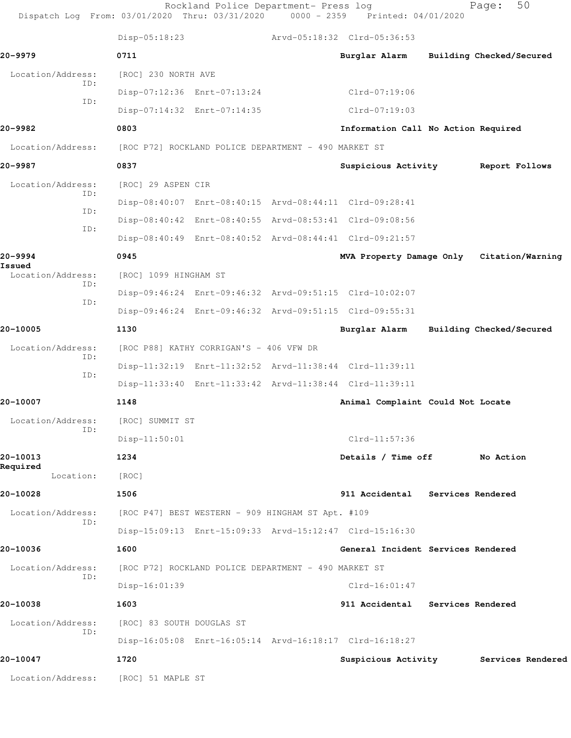Disp-05:18:23 Arvd-05:18:32 Clrd-05:36:53

**20-9979** 0711 Burglar Alarm Building Checked/Secured

Location/Address: [ROC] 230 NORTH AVE
ID: Disp-07:12:36 Enrt-07:13:24 Clrd-07:19:06
ID: Disp-07:14:32 Enrt-07:14:35 Clrd-07:19:03

**20-9982** 0803 Information Call No Action Required

Location/Address: [ROC P72] ROCKLAND POLICE DEPARTMENT - 490 MARKET ST

**20-9987** 0837 Suspicious Activity Report Follows

Location/Address: [ROC] 29 ASPEN CIR
ID: Disp-08:40:07 Enrt-08:40:15 Arvd-08:44:11 Clrd-09:28:41
ID: Disp-08:40:42 Enrt-08:40:55 Arvd-08:53:41 Clrd-09:08:56
ID: Disp-08:40:49 Enrt-08:40:52 Arvd-08:44:41 Clrd-09:21:57

**20-9994** 0945 MVA Property Damage Only Citation/Warning Issued

Location/Address: [ROC] 1099 HINGHAM ST
ID: Disp-09:46:24 Enrt-09:46:32 Arvd-09:51:15 Clrd-10:02:07
ID: Disp-09:46:24 Enrt-09:46:32 Arvd-09:51:15 Clrd-09:55:31

**20-10005** 1130 Burglar Alarm Building Checked/Secured

Location/Address: [ROC P88] KATHY CORRIGAN'S - 406 VFW DR
ID: Disp-11:32:19 Enrt-11:32:52 Arvd-11:38:44 Clrd-11:39:11
ID: Disp-11:33:40 Enrt-11:33:42 Arvd-11:38:44 Clrd-11:39:11

**20-10007** 1148 Animal Complaint Could Not Locate

Location/Address: [ROC] SUMMIT ST
ID: Disp-11:50:01 Clrd-11:57:36

**20-10013** 1234 Details / Time off No Action Required

Location: [ROC]

**20-10028** 1506 911 Accidental Services Rendered

Location/Address: [ROC P47] BEST WESTERN - 909 HINGHAM ST Apt. #109
ID: Disp-15:09:13 Enrt-15:09:33 Arvd-15:12:47 Clrd-15:16:30

**20-10036** 1600 General Incident Services Rendered

Location/Address: [ROC P72] ROCKLAND POLICE DEPARTMENT - 490 MARKET ST
ID: Disp-16:01:39 Clrd-16:01:47

**20-10038** 1603 911 Accidental Services Rendered

Location/Address: [ROC] 83 SOUTH DOUGLAS ST
ID: Disp-16:05:08 Enrt-16:05:14 Arvd-16:18:17 Clrd-16:18:27

**20-10047** 1720 Suspicious Activity Services Rendered

Location/Address: [ROC] 51 MAPLE ST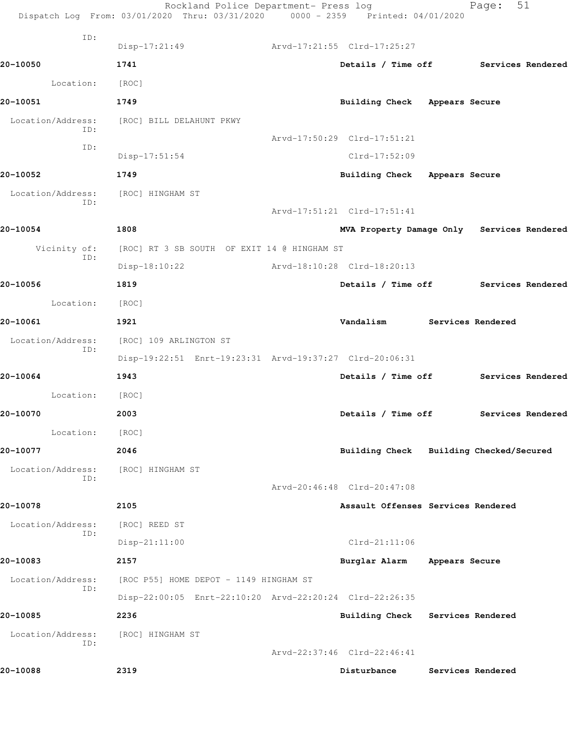ID:
Disp-17:21:49 Arvd-17:21:55 Clrd-17:25:27

**20-10050** **1741** **Details / Time off** **Services Rendered**

Location: [ROC]

**20-10051** **1749** **Building Check** **Appears Secure**

Location/Address: [ROC] BILL DELAHUNT PKWY
ID:
Arvd-17:50:29 Clrd-17:51:21
ID:
Disp-17:51:54 Clrd-17:52:09

**20-10052** **1749** **Building Check** **Appears Secure**

Location/Address: [ROC] HINGHAM ST
ID:
Arvd-17:51:21 Clrd-17:51:41

**20-10054** **1808** **MVA Property Damage Only** **Services Rendered**

Vicinity of: [ROC] RT 3 SB SOUTH OF EXIT 14 @ HINGHAM ST
ID:
Disp-18:10:22 Arvd-18:10:28 Clrd-18:20:13

**20-10056** **1819** **Details / Time off** **Services Rendered**

Location: [ROC]

**20-10061** **1921** **Vandalism** **Services Rendered**

Location/Address: [ROC] 109 ARLINGTON ST
ID:
Disp-19:22:51 Enrt-19:23:31 Arvd-19:37:27 Clrd-20:06:31

**20-10064** **1943** **Details / Time off** **Services Rendered**

Location: [ROC]

**20-10070** **2003** **Details / Time off** **Services Rendered**

Location: [ROC]

**20-10077** **2046** **Building Check** **Building Checked/Secured**

Location/Address: [ROC] HINGHAM ST
ID:
Arvd-20:46:48 Clrd-20:47:08

**20-10078** **2105** **Assault Offenses** **Services Rendered**

Location/Address: [ROC] REED ST
ID:
Disp-21:11:00 Clrd-21:11:06

**20-10083** **2157** **Burglar Alarm** **Appears Secure**

Location/Address: [ROC P55] HOME DEPOT - 1149 HINGHAM ST
ID:
Disp-22:00:05 Enrt-22:10:20 Arvd-22:20:24 Clrd-22:26:35

**20-10085** **2236** **Building Check** **Services Rendered**

Location/Address: [ROC] HINGHAM ST
ID:
Arvd-22:37:46 Clrd-22:46:41

**20-10088** **2319** **Disturbance** **Services Rendered**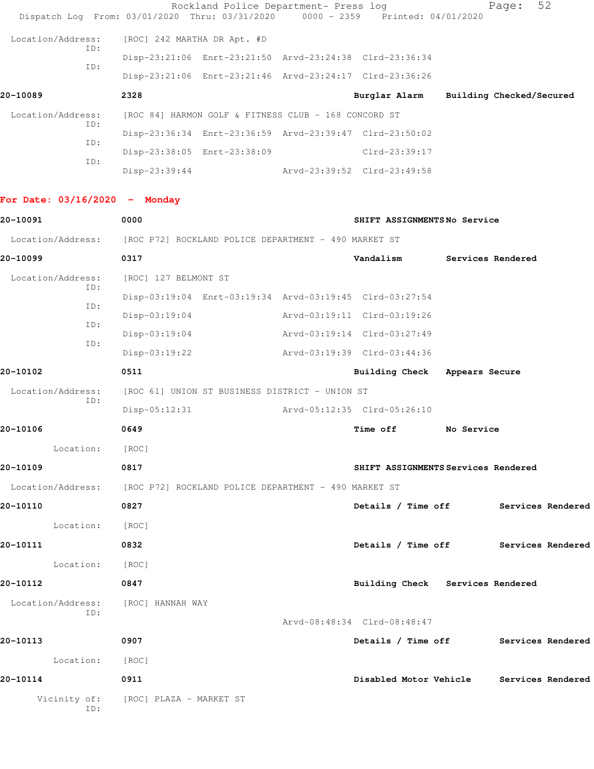Location/Address: [ROC] 242 MARTHA DR Apt. #D

ID: Disp-23:21:06 Enrt-23:21:50 Arvd-23:24:38 Clrd-23:36:34

ID: Disp-23:21:06 Enrt-23:21:46 Arvd-23:24:17 Clrd-23:36:26

**20-10089** **2328** **Burglar Alarm** **Building Checked/Secured**

Location/Address: [ROC 84] HARMON GOLF & FITNESS CLUB - 168 CONCORD ST

ID: Disp-23:36:34 Enrt-23:36:59 Arvd-23:39:47 Clrd-23:50:02

ID: Disp-23:38:05 Enrt-23:38:09 Clrd-23:39:17

ID: Disp-23:39:44 Arvd-23:39:52 Clrd-23:49:58

## For Date: 03/16/2020 - Monday

**20-10091** **0000** **SHIFT ASSIGNMENTS** **No Service**

Location/Address: [ROC P72] ROCKLAND POLICE DEPARTMENT - 490 MARKET ST

**20-10099** **0317** **Vandalism** **Services Rendered**

Location/Address: [ROC] 127 BELMONT ST

ID: Disp-03:19:04 Enrt-03:19:34 Arvd-03:19:45 Clrd-03:27:54

ID: Disp-03:19:04 Arvd-03:19:11 Clrd-03:19:26

ID: Disp-03:19:04 Arvd-03:19:14 Clrd-03:27:49

ID: Disp-03:19:22 Arvd-03:19:39 Clrd-03:44:36

**20-10102** **0511** **Building Check** **Appears Secure**

Location/Address: [ROC 61] UNION ST BUSINESS DISTRICT - UNION ST

ID: Disp-05:12:31 Arvd-05:12:35 Clrd-05:26:10

**20-10106** **0649** **Time off** **No Service**

Location: [ROC]

**20-10109** **0817** **SHIFT ASSIGNMENTS** **Services Rendered**

Location/Address: [ROC P72] ROCKLAND POLICE DEPARTMENT - 490 MARKET ST

**20-10110** **0827** **Details / Time off** **Services Rendered**

Location: [ROC]

**20-10111** **0832** **Details / Time off** **Services Rendered**

Location: [ROC]

**20-10112** **0847** **Building Check** **Services Rendered**

Location/Address: [ROC] HANNAH WAY

ID: Arvd-08:48:34 Clrd-08:48:47

**20-10113** **0907** **Details / Time off** **Services Rendered**

Location: [ROC]

**20-10114** **0911** **Disabled Motor Vehicle** **Services Rendered**

Vicinity of: [ROC] PLAZA - MARKET ST

ID: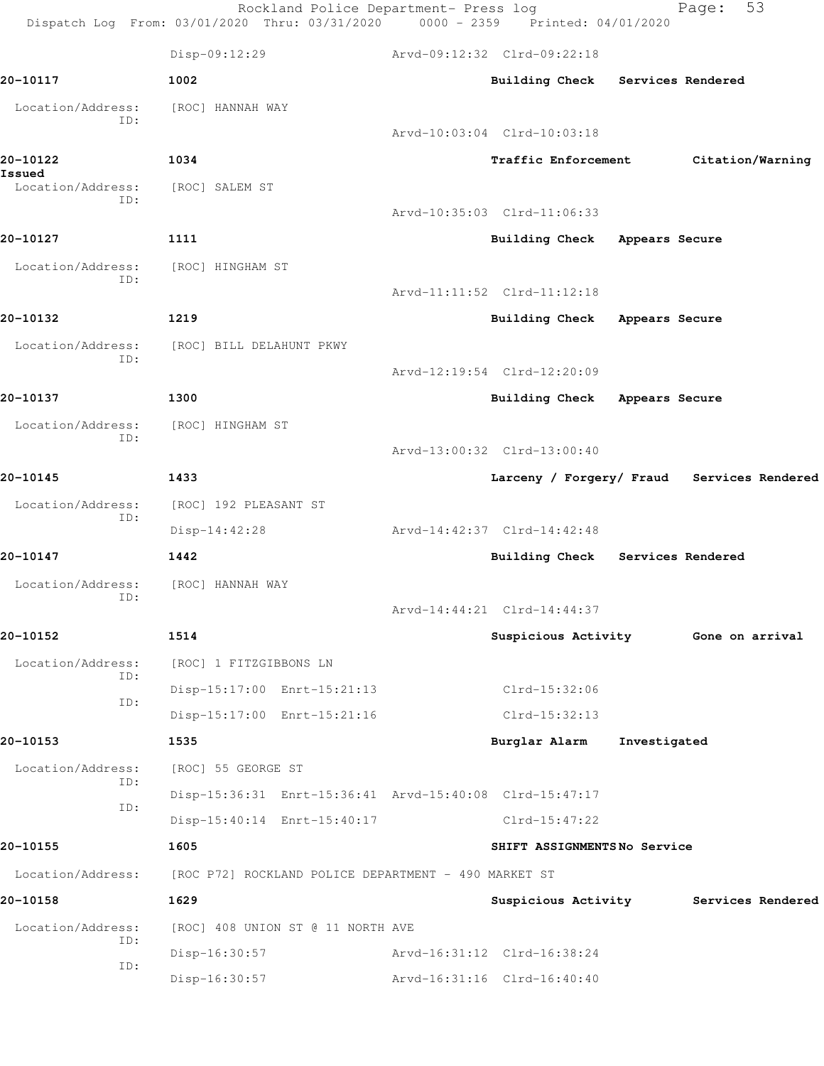Disp-09:12:29 Arvd-09:12:32 Clrd-09:22:18

**20-10117** **1002** **Building Check** **Services Rendered**

Location/Address: [ROC] HANNAH WAY
ID:
Arvd-10:03:04 Clrd-10:03:18

**20-10122** **1034** **Traffic Enforcement** **Citation/Warning Issued**

Location/Address: [ROC] SALEM ST
ID:
Arvd-10:35:03 Clrd-11:06:33

**20-10127** **1111** **Building Check** **Appears Secure**

Location/Address: [ROC] HINGHAM ST
ID:
Arvd-11:11:52 Clrd-11:12:18

**20-10132** **1219** **Building Check** **Appears Secure**

Location/Address: [ROC] BILL DELAHUNT PKWY
ID:
Arvd-12:19:54 Clrd-12:20:09

**20-10137** **1300** **Building Check** **Appears Secure**

Location/Address: [ROC] HINGHAM ST
ID:
Arvd-13:00:32 Clrd-13:00:40

**20-10145** **1433** **Larceny / Forgery/ Fraud** **Services Rendered**

Location/Address: [ROC] 192 PLEASANT ST
ID:
Disp-14:42:28 Arvd-14:42:37 Clrd-14:42:48

**20-10147** **1442** **Building Check** **Services Rendered**

Location/Address: [ROC] HANNAH WAY
ID:
Arvd-14:44:21 Clrd-14:44:37

**20-10152** **1514** **Suspicious Activity** **Gone on arrival**

Location/Address: [ROC] 1 FITZGIBBONS LN
ID:
Disp-15:17:00 Enrt-15:21:13 Clrd-15:32:06
ID:
Disp-15:17:00 Enrt-15:21:16 Clrd-15:32:13

**20-10153** **1535** **Burglar Alarm** **Investigated**

Location/Address: [ROC] 55 GEORGE ST
ID:
Disp-15:36:31 Enrt-15:36:41 Arvd-15:40:08 Clrd-15:47:17
ID:
Disp-15:40:14 Enrt-15:40:17 Clrd-15:47:22

**20-10155** **1605** **SHIFT ASSIGNMENTS** **No Service**

Location/Address: [ROC P72] ROCKLAND POLICE DEPARTMENT - 490 MARKET ST

**20-10158** **1629** **Suspicious Activity** **Services Rendered**

Location/Address: [ROC] 408 UNION ST @ 11 NORTH AVE
ID:
Disp-16:30:57 Arvd-16:31:12 Clrd-16:38:24
ID:
Disp-16:30:57 Arvd-16:31:16 Clrd-16:40:40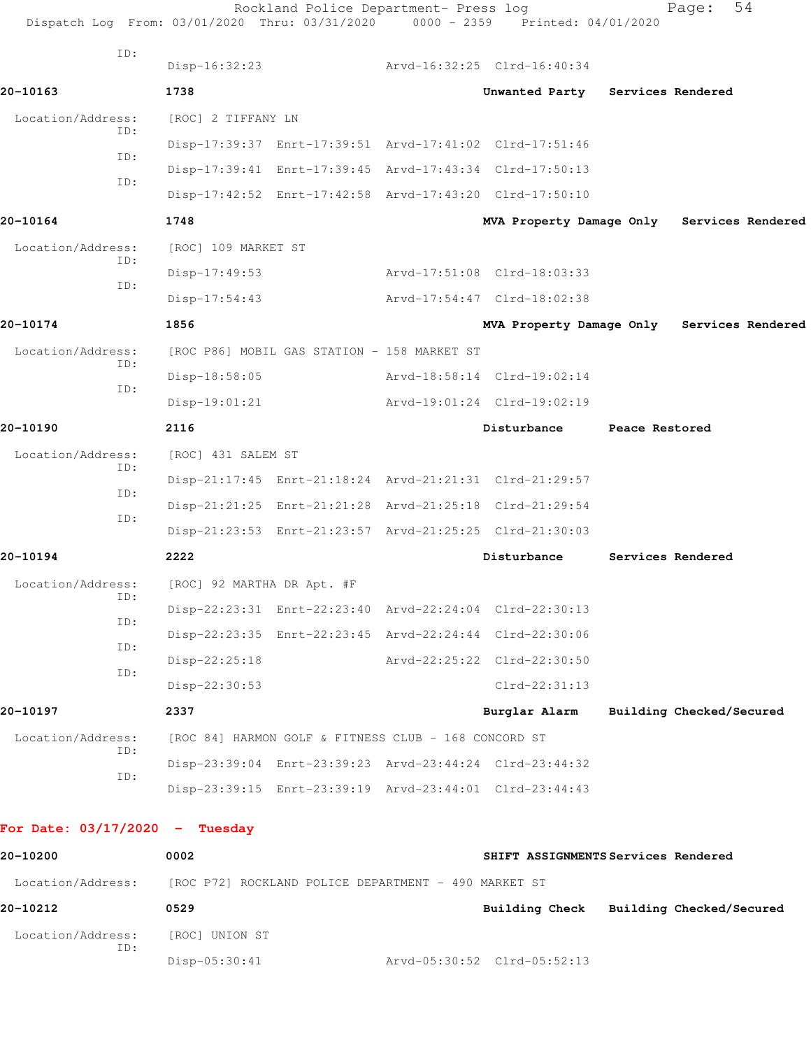ID:
Disp-16:32:23 Arvd-16:32:25 Clrd-16:40:34

**20-10163** **1738** **Unwanted Party** **Services Rendered**

Location/Address: [ROC] 2 TIFFANY LN

ID:
Disp-17:39:37 Enrt-17:39:51 Arvd-17:41:02 Clrd-17:51:46

ID:
Disp-17:39:41 Enrt-17:39:45 Arvd-17:43:34 Clrd-17:50:13

ID:
Disp-17:42:52 Enrt-17:42:58 Arvd-17:43:20 Clrd-17:50:10

**20-10164** **1748** **MVA Property Damage Only** **Services Rendered**

Location/Address: [ROC] 109 MARKET ST

ID:
Disp-17:49:53 Arvd-17:51:08 Clrd-18:03:33

ID:
Disp-17:54:43 Arvd-17:54:47 Clrd-18:02:38

**20-10174** **1856** **MVA Property Damage Only** **Services Rendered**

Location/Address: [ROC P86] MOBIL GAS STATION - 158 MARKET ST

ID:
Disp-18:58:05 Arvd-18:58:14 Clrd-19:02:14

ID:
Disp-19:01:21 Arvd-19:01:24 Clrd-19:02:19

**20-10190** **2116** **Disturbance** **Peace Restored**

Location/Address: [ROC] 431 SALEM ST

ID:
Disp-21:17:45 Enrt-21:18:24 Arvd-21:21:31 Clrd-21:29:57

ID:
Disp-21:21:25 Enrt-21:21:28 Arvd-21:25:18 Clrd-21:29:54

ID:
Disp-21:23:53 Enrt-21:23:57 Arvd-21:25:25 Clrd-21:30:03

**20-10194** **2222** **Disturbance** **Services Rendered**

Location/Address: [ROC] 92 MARTHA DR Apt. #F

ID:
Disp-22:23:31 Enrt-22:23:40 Arvd-22:24:04 Clrd-22:30:13

ID:
Disp-22:23:35 Enrt-22:23:45 Arvd-22:24:44 Clrd-22:30:06

ID:
Disp-22:25:18 Arvd-22:25:22 Clrd-22:30:50

ID:
Disp-22:30:53 Clrd-22:31:13

**20-10197** **2337** **Burglar Alarm** **Building Checked/Secured**

Location/Address: [ROC 84] HARMON GOLF & FITNESS CLUB - 168 CONCORD ST

ID:
Disp-23:39:04 Enrt-23:39:23 Arvd-23:44:24 Clrd-23:44:32

ID:
Disp-23:39:15 Enrt-23:39:19 Arvd-23:44:01 Clrd-23:44:43

## For Date: 03/17/2020 - Tuesday

**20-10200** **0002** **SHIFT ASSIGNMENTS** **Services Rendered**

Location/Address: [ROC P72] ROCKLAND POLICE DEPARTMENT - 490 MARKET ST

**20-10212** **0529** **Building Check** **Building Checked/Secured**

Location/Address: [ROC] UNION ST

ID:
Disp-05:30:41 Arvd-05:30:52 Clrd-05:52:13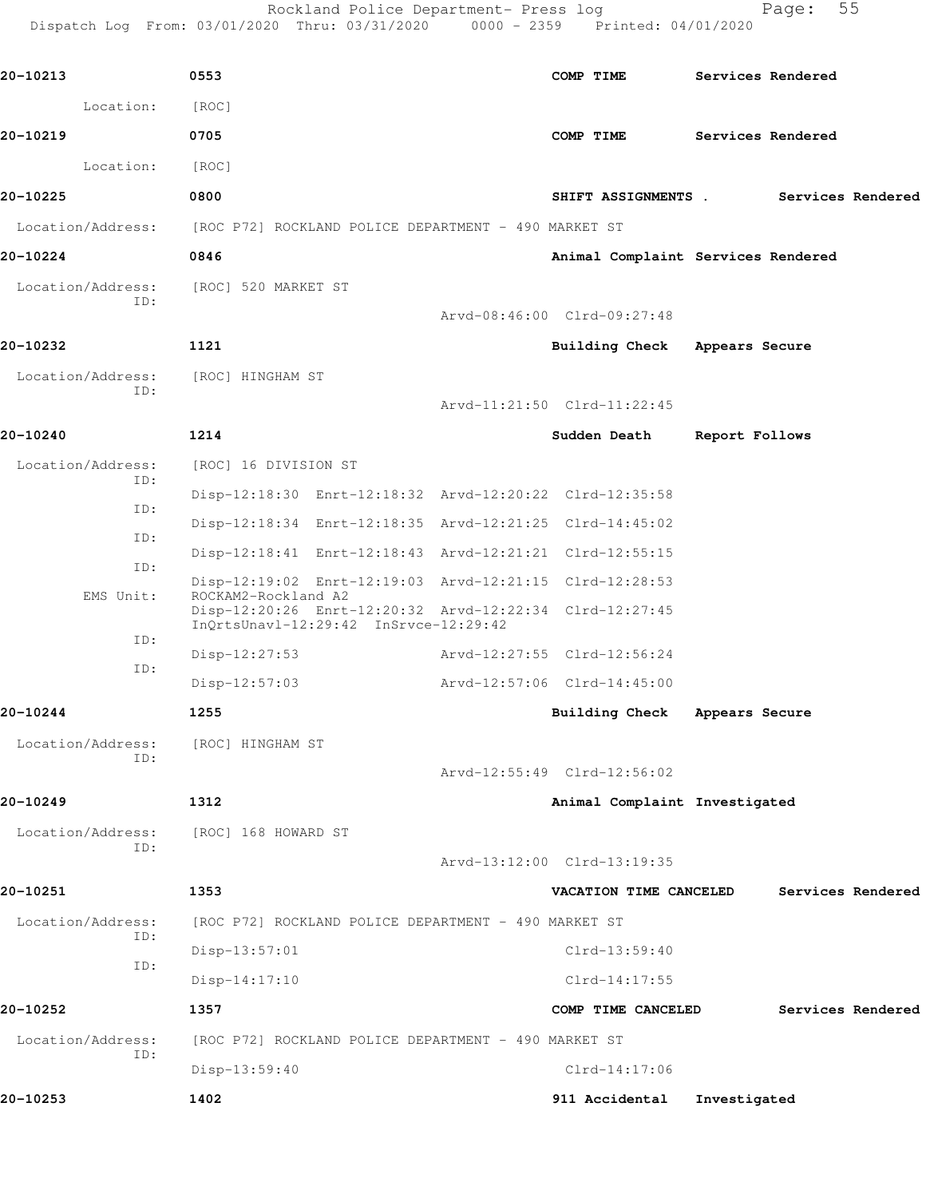20-10213 0553 COMP TIME Services Rendered

Location: [ROC]

20-10219 0705 COMP TIME Services Rendered

Location: [ROC]

20-10225 0800 SHIFT ASSIGNMENTS . Services Rendered

Location/Address: [ROC P72] ROCKLAND POLICE DEPARTMENT - 490 MARKET ST

20-10224 0846 Animal Complaint Services Rendered

Location/Address: [ROC] 520 MARKET ST
ID:
Arvd-08:46:00 Clrd-09:27:48

20-10232 1121 Building Check Appears Secure

Location/Address: [ROC] HINGHAM ST
ID:
Arvd-11:21:50 Clrd-11:22:45

20-10240 1214 Sudden Death Report Follows

Location/Address: [ROC] 16 DIVISION ST
ID:
Disp-12:18:30 Enrt-12:18:32 Arvd-12:20:22 Clrd-12:35:58
ID:
Disp-12:18:34 Enrt-12:18:35 Arvd-12:21:25 Clrd-14:45:02
ID:
Disp-12:18:41 Enrt-12:18:43 Arvd-12:21:21 Clrd-12:55:15
ID:
Disp-12:19:02 Enrt-12:19:03 Arvd-12:21:15 Clrd-12:28:53
EMS Unit: ROCKAM2-Rockland A2
Disp-12:20:26 Enrt-12:20:32 Arvd-12:22:34 Clrd-12:27:45
InQrtsUnavl-12:29:42 InSrvce-12:29:42
ID:
Disp-12:27:53 Arvd-12:27:55 Clrd-12:56:24
ID:
Disp-12:57:03 Arvd-12:57:06 Clrd-14:45:00

20-10244 1255 Building Check Appears Secure

Location/Address: [ROC] HINGHAM ST
ID:
Arvd-12:55:49 Clrd-12:56:02

20-10249 1312 Animal Complaint Investigated

Location/Address: [ROC] 168 HOWARD ST
ID:
Arvd-13:12:00 Clrd-13:19:35

20-10251 1353 VACATION TIME CANCELED Services Rendered

Location/Address: [ROC P72] ROCKLAND POLICE DEPARTMENT - 490 MARKET ST
ID:
Disp-13:57:01 Clrd-13:59:40
ID:
Disp-14:17:10 Clrd-14:17:55

20-10252 1357 COMP TIME CANCELED Services Rendered

Location/Address: [ROC P72] ROCKLAND POLICE DEPARTMENT - 490 MARKET ST
ID:
Disp-13:59:40 Clrd-14:17:06

20-10253 1402 911 Accidental Investigated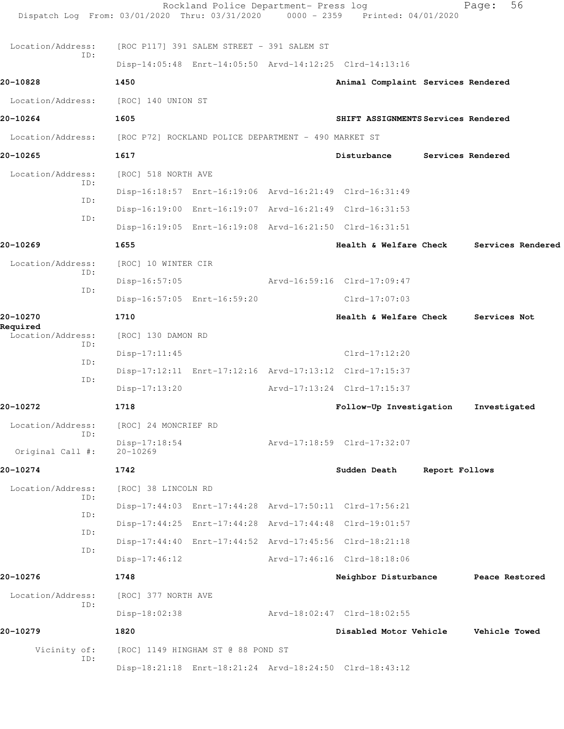Location/Address: [ROC P117] 391 SALEM STREET - 391 SALEM ST
ID:
Disp-14:05:48 Enrt-14:05:50 Arvd-14:12:25 Clrd-14:13:16

**20-10828** 1450 **Animal Complaint Services Rendered**

Location/Address: [ROC] 140 UNION ST

**20-10264** 1605 **SHIFT ASSIGNMENTS Services Rendered**

Location/Address: [ROC P72] ROCKLAND POLICE DEPARTMENT - 490 MARKET ST

**20-10265** 1617 **Disturbance Services Rendered**

Location/Address: [ROC] 518 NORTH AVE
ID:
Disp-16:18:57 Enrt-16:19:06 Arvd-16:21:49 Clrd-16:31:49
ID:
Disp-16:19:00 Enrt-16:19:07 Arvd-16:21:49 Clrd-16:31:53
ID:
Disp-16:19:05 Enrt-16:19:08 Arvd-16:21:50 Clrd-16:31:51

**20-10269** 1655 **Health & Welfare Check Services Rendered**

Location/Address: [ROC] 10 WINTER CIR
ID:
Disp-16:57:05 Arvd-16:59:16 Clrd-17:09:47
ID:
Disp-16:57:05 Enrt-16:59:20 Clrd-17:07:03

**20-10270** 1710 **Health & Welfare Check Services Not Required**

Location/Address: [ROC] 130 DAMON RD
ID:
Disp-17:11:45 Clrd-17:12:20
ID:
Disp-17:12:11 Enrt-17:12:16 Arvd-17:13:12 Clrd-17:15:37
ID:
Disp-17:13:20 Arvd-17:13:24 Clrd-17:15:37

**20-10272** 1718 **Follow-Up Investigation Investigated**

Location/Address: [ROC] 24 MONCRIEF RD
ID:
Disp-17:18:54 Arvd-17:18:59 Clrd-17:32:07
Original Call #: 20-10269

**20-10274** 1742 **Sudden Death Report Follows**

Location/Address: [ROC] 38 LINCOLN RD
ID:
Disp-17:44:03 Enrt-17:44:28 Arvd-17:50:11 Clrd-17:56:21
ID:
Disp-17:44:25 Enrt-17:44:28 Arvd-17:44:48 Clrd-19:01:57
ID:
Disp-17:44:40 Enrt-17:44:52 Arvd-17:45:56 Clrd-18:21:18
ID:
Disp-17:46:12 Arvd-17:46:16 Clrd-18:18:06

**20-10276** 1748 **Neighbor Disturbance Peace Restored**

Location/Address: [ROC] 377 NORTH AVE
ID:
Disp-18:02:38 Arvd-18:02:47 Clrd-18:02:55

**20-10279** 1820 **Disabled Motor Vehicle Vehicle Towed**

Vicinity of: [ROC] 1149 HINGHAM ST @ 88 POND ST
ID:
Disp-18:21:18 Enrt-18:21:24 Arvd-18:24:50 Clrd-18:43:12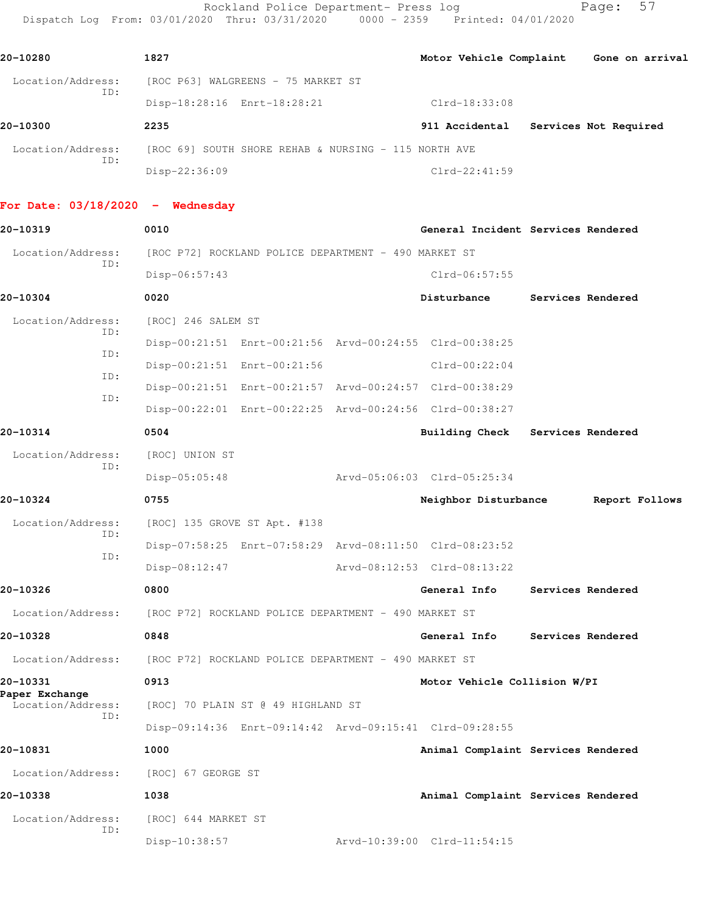20-10280 1827 Motor Vehicle Complaint Gone on arrival

Location/Address: [ROC P63] WALGREENS - 75 MARKET ST
ID:
Disp-18:28:16 Enrt-18:28:21 Clrd-18:33:08

20-10300 2235 911 Accidental Services Not Required

Location/Address: [ROC 69] SOUTH SHORE REHAB & NURSING - 115 NORTH AVE
ID:
Disp-22:36:09 Clrd-22:41:59

**For Date: 03/18/2020 - Wednesday**

20-10319 0010 General Incident Services Rendered

Location/Address: [ROC P72] ROCKLAND POLICE DEPARTMENT - 490 MARKET ST
ID:
Disp-06:57:43 Clrd-06:57:55

20-10304 0020 Disturbance Services Rendered

Location/Address: [ROC] 246 SALEM ST
ID:
Disp-00:21:51 Enrt-00:21:56 Arvd-00:24:55 Clrd-00:38:25
ID:
Disp-00:21:51 Enrt-00:21:56 Clrd-00:22:04
ID:
Disp-00:21:51 Enrt-00:21:57 Arvd-00:24:57 Clrd-00:38:29
ID:
Disp-00:22:01 Enrt-00:22:25 Arvd-00:24:56 Clrd-00:38:27

20-10314 0504 Building Check Services Rendered

Location/Address: [ROC] UNION ST
ID:
Disp-05:05:48 Arvd-05:06:03 Clrd-05:25:34

20-10324 0755 Neighbor Disturbance Report Follows

Location/Address: [ROC] 135 GROVE ST Apt. #138
ID:
Disp-07:58:25 Enrt-07:58:29 Arvd-08:11:50 Clrd-08:23:52
ID:
Disp-08:12:47 Arvd-08:12:53 Clrd-08:13:22

20-10326 0800 General Info Services Rendered

Location/Address: [ROC P72] ROCKLAND POLICE DEPARTMENT - 490 MARKET ST

20-10328 0848 General Info Services Rendered

Location/Address: [ROC P72] ROCKLAND POLICE DEPARTMENT - 490 MARKET ST

20-10331 0913 Motor Vehicle Collision W/PI
Paper Exchange
Location/Address: [ROC] 70 PLAIN ST @ 49 HIGHLAND ST
ID:
Disp-09:14:36 Enrt-09:14:42 Arvd-09:15:41 Clrd-09:28:55

20-10831 1000 Animal Complaint Services Rendered

Location/Address: [ROC] 67 GEORGE ST

20-10338 1038 Animal Complaint Services Rendered

Location/Address: [ROC] 644 MARKET ST
ID:
Disp-10:38:57 Arvd-10:39:00 Clrd-11:54:15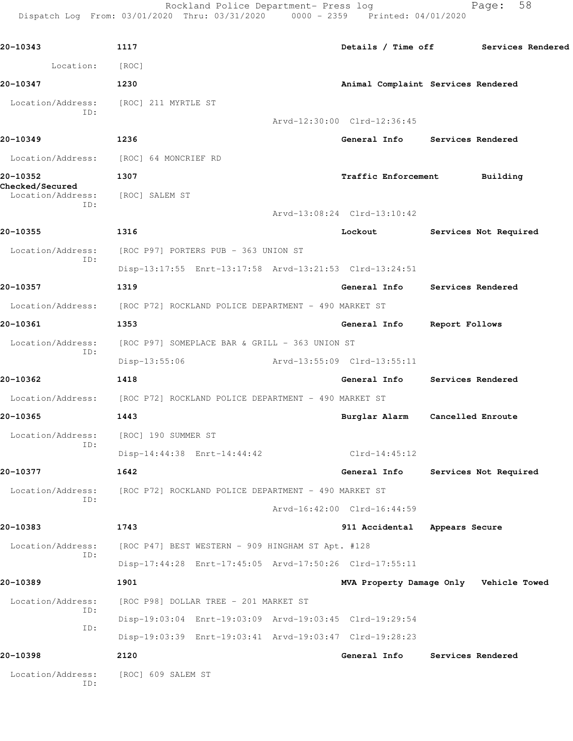20-10343 1117 Details / Time off Services Rendered

Location: [ROC]

20-10347 1230 Animal Complaint Services Rendered

Location/Address: [ROC] 211 MYRTLE ST
ID:
Arvd-12:30:00 Clrd-12:36:45

20-10349 1236 General Info Services Rendered

Location/Address: [ROC] 64 MONCRIEF RD

20-10352 1307 Traffic Enforcement Building Checked/Secured

Location/Address: [ROC] SALEM ST
ID:
Arvd-13:08:24 Clrd-13:10:42

20-10355 1316 Lockout Services Not Required

Location/Address: [ROC P97] PORTERS PUB - 363 UNION ST
ID:
Disp-13:17:55 Enrt-13:17:58 Arvd-13:21:53 Clrd-13:24:51

20-10357 1319 General Info Services Rendered

Location/Address: [ROC P72] ROCKLAND POLICE DEPARTMENT - 490 MARKET ST

20-10361 1353 General Info Report Follows

Location/Address: [ROC P97] SOMEPLACE BAR & GRILL - 363 UNION ST
ID:
Disp-13:55:06 Arvd-13:55:09 Clrd-13:55:11

20-10362 1418 General Info Services Rendered

Location/Address: [ROC P72] ROCKLAND POLICE DEPARTMENT - 490 MARKET ST

20-10365 1443 Burglar Alarm Cancelled Enroute

Location/Address: [ROC] 190 SUMMER ST
ID:
Disp-14:44:38 Enrt-14:44:42 Clrd-14:45:12

20-10377 1642 General Info Services Not Required

Location/Address: [ROC P72] ROCKLAND POLICE DEPARTMENT - 490 MARKET ST
ID:
Arvd-16:42:00 Clrd-16:44:59

20-10383 1743 911 Accidental Appears Secure

Location/Address: [ROC P47] BEST WESTERN - 909 HINGHAM ST Apt. #128
ID:
Disp-17:44:28 Enrt-17:45:05 Arvd-17:50:26 Clrd-17:55:11

20-10389 1901 MVA Property Damage Only Vehicle Towed

Location/Address: [ROC P98] DOLLAR TREE - 201 MARKET ST
ID:
Disp-19:03:04 Enrt-19:03:09 Arvd-19:03:45 Clrd-19:29:54
ID:
Disp-19:03:39 Enrt-19:03:41 Arvd-19:03:47 Clrd-19:28:23

20-10398 2120 General Info Services Rendered

Location/Address: [ROC] 609 SALEM ST
ID: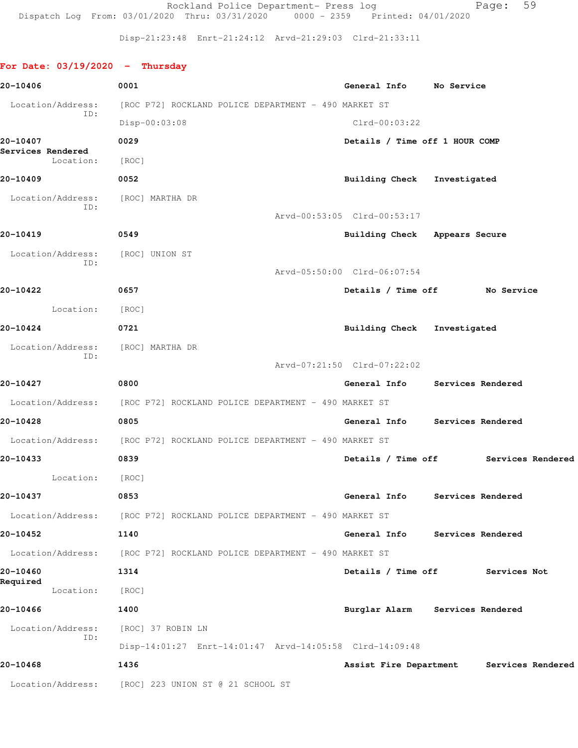Disp-21:23:48 Enrt-21:24:12 Arvd-21:29:03 Clrd-21:33:11

**For Date: 03/19/2020 - Thursday**

**20-10406** 0001 General Info No Service

Location/Address: [ROC P72] ROCKLAND POLICE DEPARTMENT - 490 MARKET ST
ID:
Disp-00:03:08 Clrd-00:03:22

**20-10407** 0029 Details / Time off 1 HOUR COMP
Services Rendered
Location: [ROC]

**20-10409** 0052 Building Check Investigated

Location/Address: [ROC] MARTHA DR
ID:
Arvd-00:53:05 Clrd-00:53:17

**20-10419** 0549 Building Check Appears Secure

Location/Address: [ROC] UNION ST
ID:
Arvd-05:50:00 Clrd-06:07:54

**20-10422** 0657 Details / Time off No Service

Location: [ROC]

**20-10424** 0721 Building Check Investigated

Location/Address: [ROC] MARTHA DR
ID:
Arvd-07:21:50 Clrd-07:22:02

**20-10427** 0800 General Info Services Rendered

Location/Address: [ROC P72] ROCKLAND POLICE DEPARTMENT - 490 MARKET ST

**20-10428** 0805 General Info Services Rendered

Location/Address: [ROC P72] ROCKLAND POLICE DEPARTMENT - 490 MARKET ST

**20-10433** 0839 Details / Time off Services Rendered

Location: [ROC]

**20-10437** 0853 General Info Services Rendered

Location/Address: [ROC P72] ROCKLAND POLICE DEPARTMENT - 490 MARKET ST

**20-10452** 1140 General Info Services Rendered

Location/Address: [ROC P72] ROCKLAND POLICE DEPARTMENT - 490 MARKET ST

**20-10460** 1314 Details / Time off Services Not Required
Location: [ROC]

**20-10466** 1400 Burglar Alarm Services Rendered

Location/Address: [ROC] 37 ROBIN LN
ID:
Disp-14:01:27 Enrt-14:01:47 Arvd-14:05:58 Clrd-14:09:48

**20-10468** 1436 Assist Fire Department Services Rendered

Location/Address: [ROC] 223 UNION ST @ 21 SCHOOL ST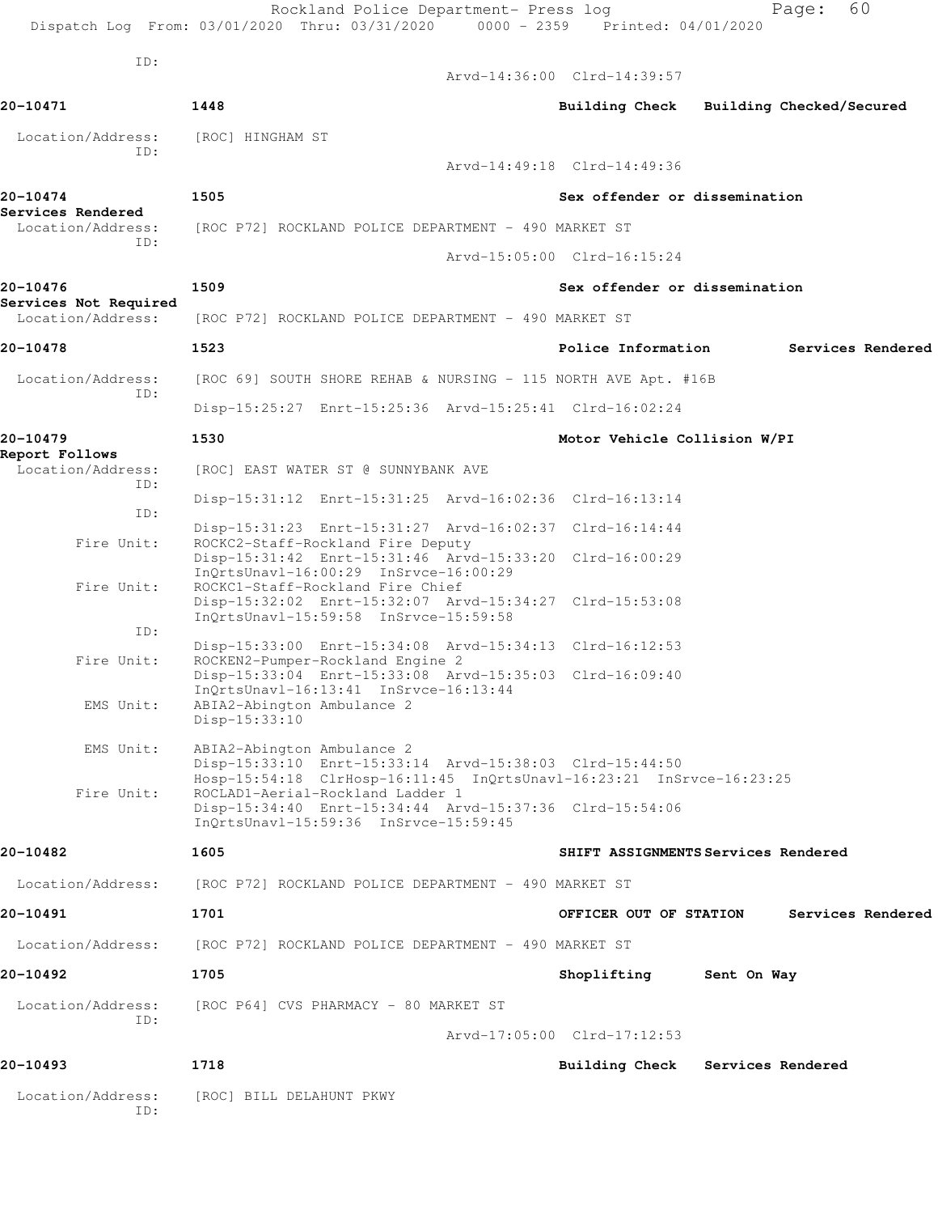ID:

Arvd-14:36:00 Clrd-14:39:57

**20-10471** 1448 **Building Check Building Checked/Secured**

Location/Address: [ROC] HINGHAM ST
ID:

Arvd-14:49:18 Clrd-14:49:36

**20-10474** 1505 **Sex offender or dissemination**
**Services Rendered**
Location/Address: [ROC P72] ROCKLAND POLICE DEPARTMENT - 490 MARKET ST
ID:

Arvd-15:05:00 Clrd-16:15:24

**20-10476** 1509 **Sex offender or dissemination**
**Services Not Required**
Location/Address: [ROC P72] ROCKLAND POLICE DEPARTMENT - 490 MARKET ST

**20-10478** 1523 **Police Information Services Rendered**

Location/Address: [ROC 69] SOUTH SHORE REHAB & NURSING - 115 NORTH AVE Apt. #16B
ID:

Disp-15:25:27 Enrt-15:25:36 Arvd-15:25:41 Clrd-16:02:24

**20-10479** 1530 **Motor Vehicle Collision W/PI**
**Report Follows**
Location/Address: [ROC] EAST WATER ST @ SUNNYBANK AVE
ID:

Disp-15:31:12 Enrt-15:31:25 Arvd-16:02:36 Clrd-16:13:14
ID:

Disp-15:31:23 Enrt-15:31:27 Arvd-16:02:37 Clrd-16:14:44
Fire Unit: ROCKC2-Staff-Rockland Fire Deputy
Disp-15:31:42 Enrt-15:31:46 Arvd-15:33:20 Clrd-16:00:29
InQrtsUnavl-16:00:29 InSrvce-16:00:29
Fire Unit: ROCKC1-Staff-Rockland Fire Chief
Disp-15:32:02 Enrt-15:32:07 Arvd-15:34:27 Clrd-15:53:08
InQrtsUnavl-15:59:58 InSrvce-15:59:58
ID:

Disp-15:33:00 Enrt-15:34:08 Arvd-15:34:13 Clrd-16:12:53
Fire Unit: ROCKEN2-Pumper-Rockland Engine 2
Disp-15:33:04 Enrt-15:33:08 Arvd-15:35:03 Clrd-16:09:40
InQrtsUnavl-16:13:41 InSrvce-16:13:44
EMS Unit: ABIA2-Abington Ambulance 2
Disp-15:33:10

EMS Unit: ABIA2-Abington Ambulance 2
Disp-15:33:10 Enrt-15:33:14 Arvd-15:38:03 Clrd-15:44:50
Hosp-15:54:18 ClrHosp-16:11:45 InQrtsUnavl-16:23:21 InSrvce-16:23:25
Fire Unit: ROCLAD1-Aerial-Rockland Ladder 1
Disp-15:34:40 Enrt-15:34:44 Arvd-15:37:36 Clrd-15:54:06
InQrtsUnavl-15:59:36 InSrvce-15:59:45

**20-10482** 1605 **SHIFT ASSIGNMENTS Services Rendered**

Location/Address: [ROC P72] ROCKLAND POLICE DEPARTMENT - 490 MARKET ST

**20-10491** 1701 **OFFICER OUT OF STATION Services Rendered**

Location/Address: [ROC P72] ROCKLAND POLICE DEPARTMENT - 490 MARKET ST

**20-10492** 1705 **Shoplifting Sent On Way**

Location/Address: [ROC P64] CVS PHARMACY - 80 MARKET ST
ID:

Arvd-17:05:00 Clrd-17:12:53

**20-10493** 1718 **Building Check Services Rendered**

Location/Address: [ROC] BILL DELAHUNT PKWY
ID: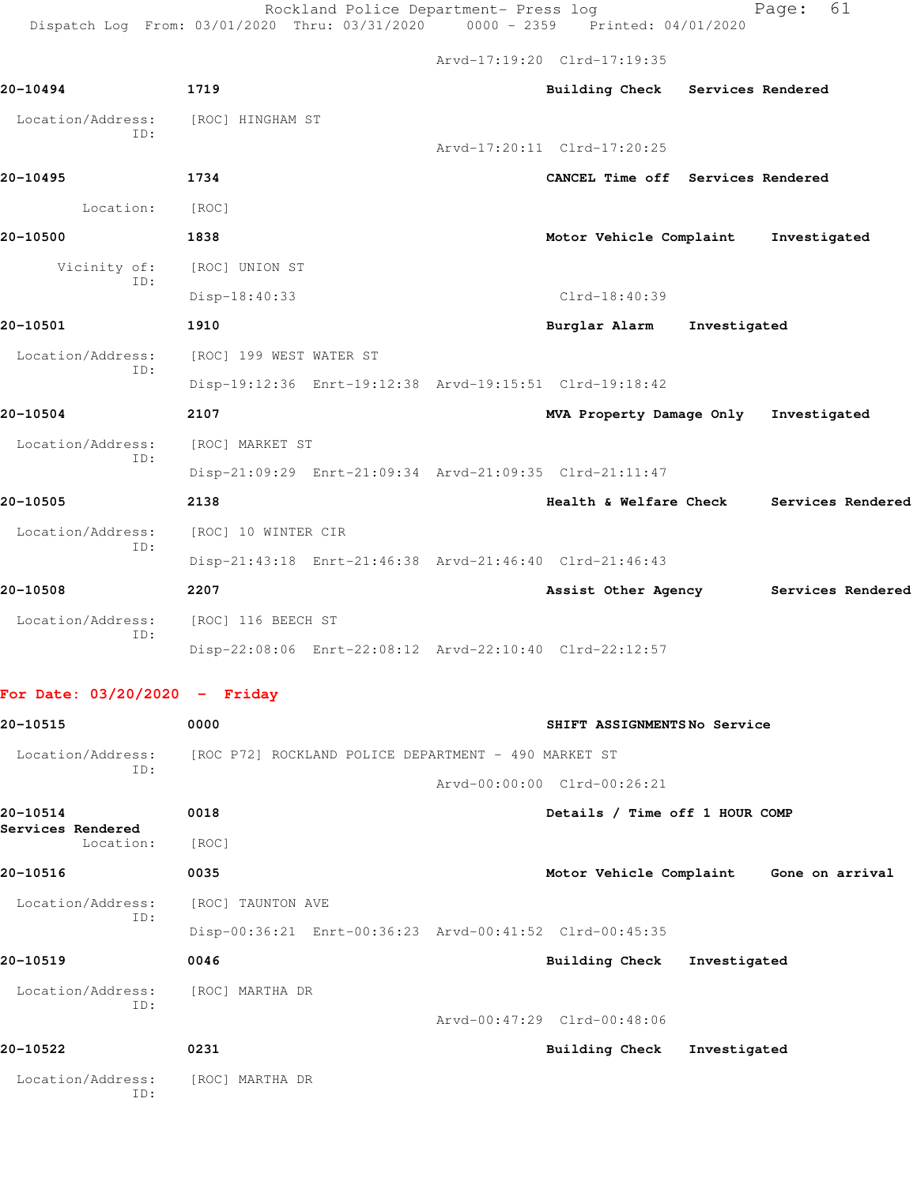Arvd-17:19:20 Clrd-17:19:35

**20-10494** **1719** **Building Check** **Services Rendered**

Location/Address: [ROC] HINGHAM ST
ID:
Arvd-17:20:11 Clrd-17:20:25

**20-10495** **1734** **CANCEL Time off** **Services Rendered**

Location: [ROC]

**20-10500** **1838** **Motor Vehicle Complaint** **Investigated**

Vicinity of: [ROC] UNION ST
ID:
Disp-18:40:33 Clrd-18:40:39

**20-10501** **1910** **Burglar Alarm** **Investigated**

Location/Address: [ROC] 199 WEST WATER ST
ID:
Disp-19:12:36 Enrt-19:12:38 Arvd-19:15:51 Clrd-19:18:42

**20-10504** **2107** **MVA Property Damage Only** **Investigated**

Location/Address: [ROC] MARKET ST
ID:
Disp-21:09:29 Enrt-21:09:34 Arvd-21:09:35 Clrd-21:11:47

**20-10505** **2138** **Health & Welfare Check** **Services Rendered**

Location/Address: [ROC] 10 WINTER CIR
ID:
Disp-21:43:18 Enrt-21:46:38 Arvd-21:46:40 Clrd-21:46:43

**20-10508** **2207** **Assist Other Agency** **Services Rendered**

Location/Address: [ROC] 116 BEECH ST
ID:
Disp-22:08:06 Enrt-22:08:12 Arvd-22:10:40 Clrd-22:12:57

**For Date: 03/20/2020 - Friday**

**20-10515** **0000** **SHIFT ASSIGNMENTS** **No Service**

Location/Address: [ROC P72] ROCKLAND POLICE DEPARTMENT - 490 MARKET ST
ID:
Arvd-00:00:00 Clrd-00:26:21

**20-10514** **0018** **Details / Time off 1 HOUR COMP**
**Services Rendered**
Location: [ROC]

**20-10516** **0035** **Motor Vehicle Complaint** **Gone on arrival**

Location/Address: [ROC] TAUNTON AVE
ID:
Disp-00:36:21 Enrt-00:36:23 Arvd-00:41:52 Clrd-00:45:35

**20-10519** **0046** **Building Check** **Investigated**

Location/Address: [ROC] MARTHA DR
ID:
Arvd-00:47:29 Clrd-00:48:06

**20-10522** **0231** **Building Check** **Investigated**

Location/Address: [ROC] MARTHA DR
ID: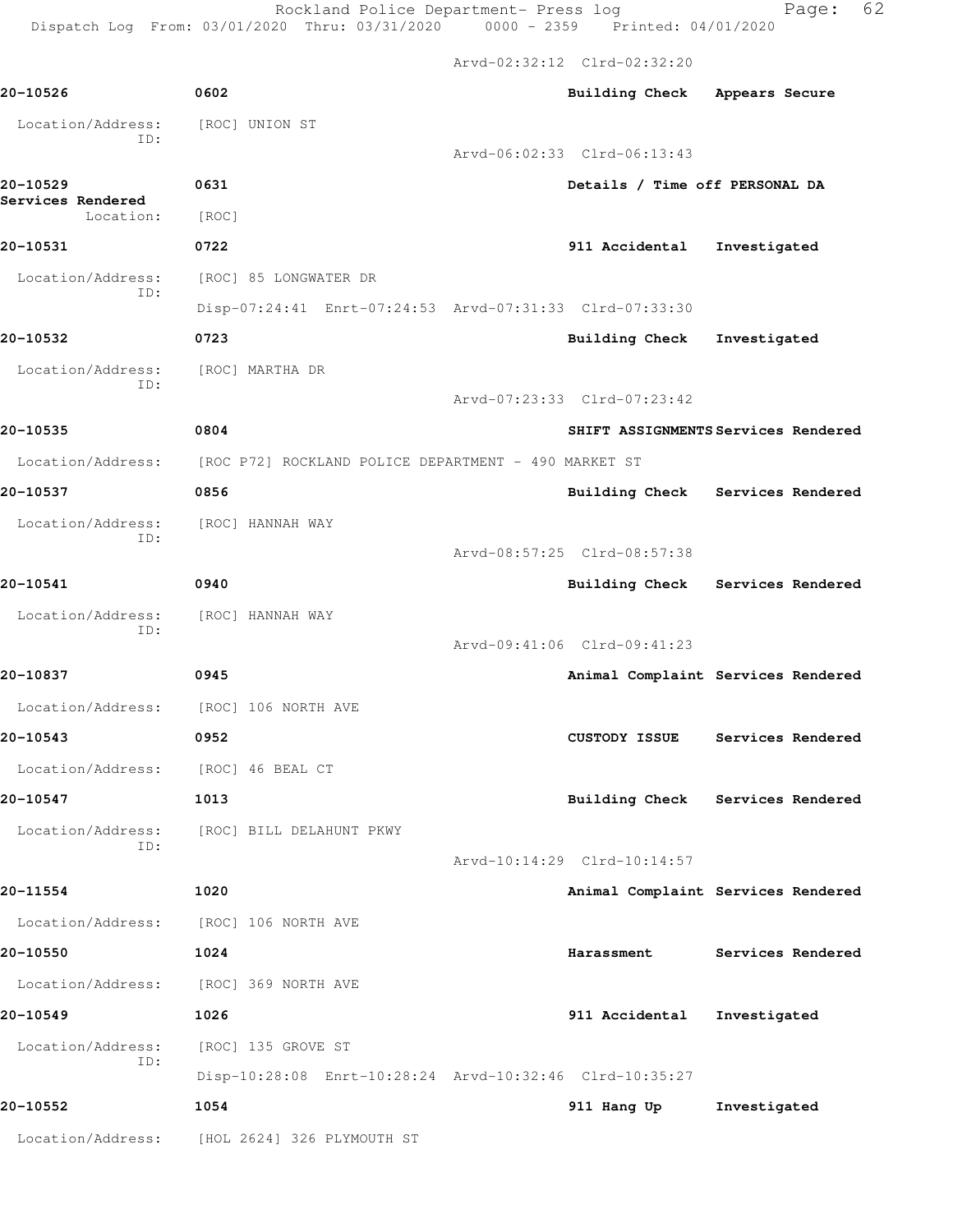Arvd-02:32:12 Clrd-02:32:20

**20-10526** 0602 **Building Check Appears Secure**

Location/Address: [ROC] UNION ST
ID:
Arvd-06:02:33 Clrd-06:13:43

**20-10529** 0631 **Details / Time off PERSONAL DA**
**Services Rendered**
Location: [ROC]

**20-10531** 0722 **911 Accidental Investigated**

Location/Address: [ROC] 85 LONGWATER DR
ID:
Disp-07:24:41 Enrt-07:24:53 Arvd-07:31:33 Clrd-07:33:30

**20-10532** 0723 **Building Check Investigated**

Location/Address: [ROC] MARTHA DR
ID:
Arvd-07:23:33 Clrd-07:23:42

**20-10535** 0804 **SHIFT ASSIGNMENTS Services Rendered**

Location/Address: [ROC P72] ROCKLAND POLICE DEPARTMENT - 490 MARKET ST

**20-10537** 0856 **Building Check Services Rendered**

Location/Address: [ROC] HANNAH WAY
ID:
Arvd-08:57:25 Clrd-08:57:38

**20-10541** 0940 **Building Check Services Rendered**

Location/Address: [ROC] HANNAH WAY
ID:
Arvd-09:41:06 Clrd-09:41:23

**20-10837** 0945 **Animal Complaint Services Rendered**

Location/Address: [ROC] 106 NORTH AVE

**20-10543** 0952 **CUSTODY ISSUE Services Rendered**

Location/Address: [ROC] 46 BEAL CT

**20-10547** 1013 **Building Check Services Rendered**

Location/Address: [ROC] BILL DELAHUNT PKWY
ID:
Arvd-10:14:29 Clrd-10:14:57

**20-11554** 1020 **Animal Complaint Services Rendered**

Location/Address: [ROC] 106 NORTH AVE

**20-10550** 1024 **Harassment Services Rendered**

Location/Address: [ROC] 369 NORTH AVE

**20-10549** 1026 **911 Accidental Investigated**

Location/Address: [ROC] 135 GROVE ST
ID:
Disp-10:28:08 Enrt-10:28:24 Arvd-10:32:46 Clrd-10:35:27

**20-10552** 1054 **911 Hang Up Investigated**

Location/Address: [HOL 2624] 326 PLYMOUTH ST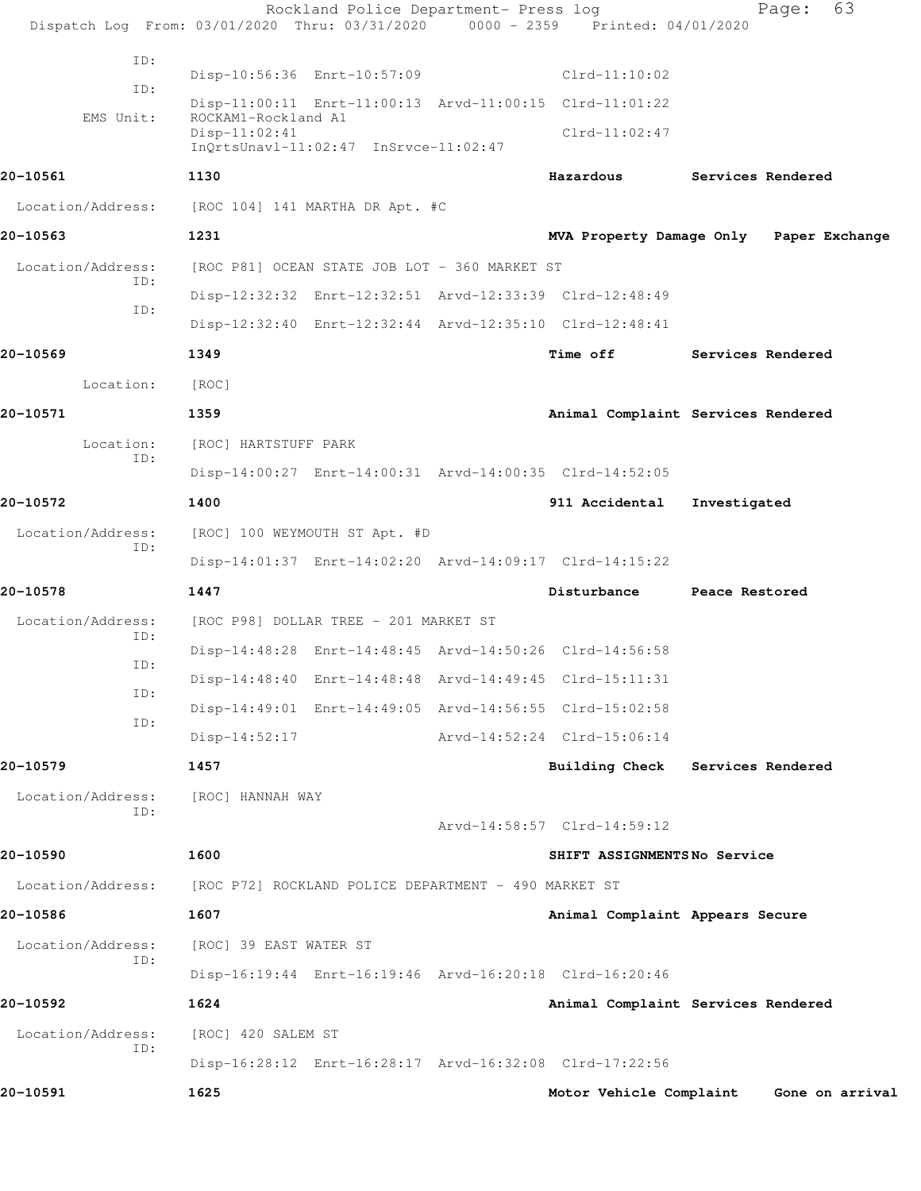Rockland Police Department- Press log

Dispatch Log From: 03/01/2020 Thru: 03/31/2020 0000 - 2359 Printed: 04/01/2020

```
            ID:
                         Disp-10:56:36  Enrt-10:57:09                Clrd-11:10:02
            ID:
                         Disp-11:00:11  Enrt-11:00:13  Arvd-11:00:15  Clrd-11:01:22
     EMS Unit:           ROCKAM1-Rockland A1
                         Disp-11:02:41                               Clrd-11:02:47
                         InQrtsUnavl-11:02:47  InSrvce-11:02:47

20-10561             1130                                  Hazardous          Services Rendered

 Location/Address:   [ROC 104] 141 MARTHA DR Apt. #C

20-10563             1231                                  MVA Property Damage Only   Paper Exchange

 Location/Address:   [ROC P81] OCEAN STATE JOB LOT - 360 MARKET ST
            ID:
                         Disp-12:32:32  Enrt-12:32:51  Arvd-12:33:39  Clrd-12:48:49
            ID:
                         Disp-12:32:40  Enrt-12:32:44  Arvd-12:35:10  Clrd-12:48:41

20-10569             1349                                  Time off           Services Rendered

        Location:    [ROC]

20-10571             1359                                  Animal Complaint Services Rendered

        Location:    [ROC] HARTSTUFF PARK
            ID:
                         Disp-14:00:27  Enrt-14:00:31  Arvd-14:00:35  Clrd-14:52:05

20-10572             1400                                  911 Accidental     Investigated

 Location/Address:   [ROC] 100 WEYMOUTH ST Apt. #D
            ID:
                         Disp-14:01:37  Enrt-14:02:20  Arvd-14:09:17  Clrd-14:15:22

20-10578             1447                                  Disturbance        Peace Restored

 Location/Address:   [ROC P98] DOLLAR TREE - 201 MARKET ST
            ID:
                         Disp-14:48:28  Enrt-14:48:45  Arvd-14:50:26  Clrd-14:56:58
            ID:
                         Disp-14:48:40  Enrt-14:48:48  Arvd-14:49:45  Clrd-15:11:31
            ID:
                         Disp-14:49:01  Enrt-14:49:05  Arvd-14:56:55  Clrd-15:02:58
            ID:
                         Disp-14:52:17                 Arvd-14:52:24  Clrd-15:06:14

20-10579             1457                                  Building Check     Services Rendered

 Location/Address:   [ROC] HANNAH WAY
            ID:
                                                       Arvd-14:58:57  Clrd-14:59:12

20-10590             1600                                  SHIFT ASSIGNMENTS No Service

 Location/Address:   [ROC P72] ROCKLAND POLICE DEPARTMENT - 490 MARKET ST

20-10586             1607                                  Animal Complaint Appears Secure

 Location/Address:   [ROC] 39 EAST WATER ST
            ID:
                         Disp-16:19:44  Enrt-16:19:46  Arvd-16:20:18  Clrd-16:20:46

20-10592             1624                                  Animal Complaint Services Rendered

 Location/Address:   [ROC] 420 SALEM ST
            ID:
                         Disp-16:28:12  Enrt-16:28:17  Arvd-16:32:08  Clrd-17:22:56

20-10591             1625                                  Motor Vehicle Complaint    Gone on arrival
```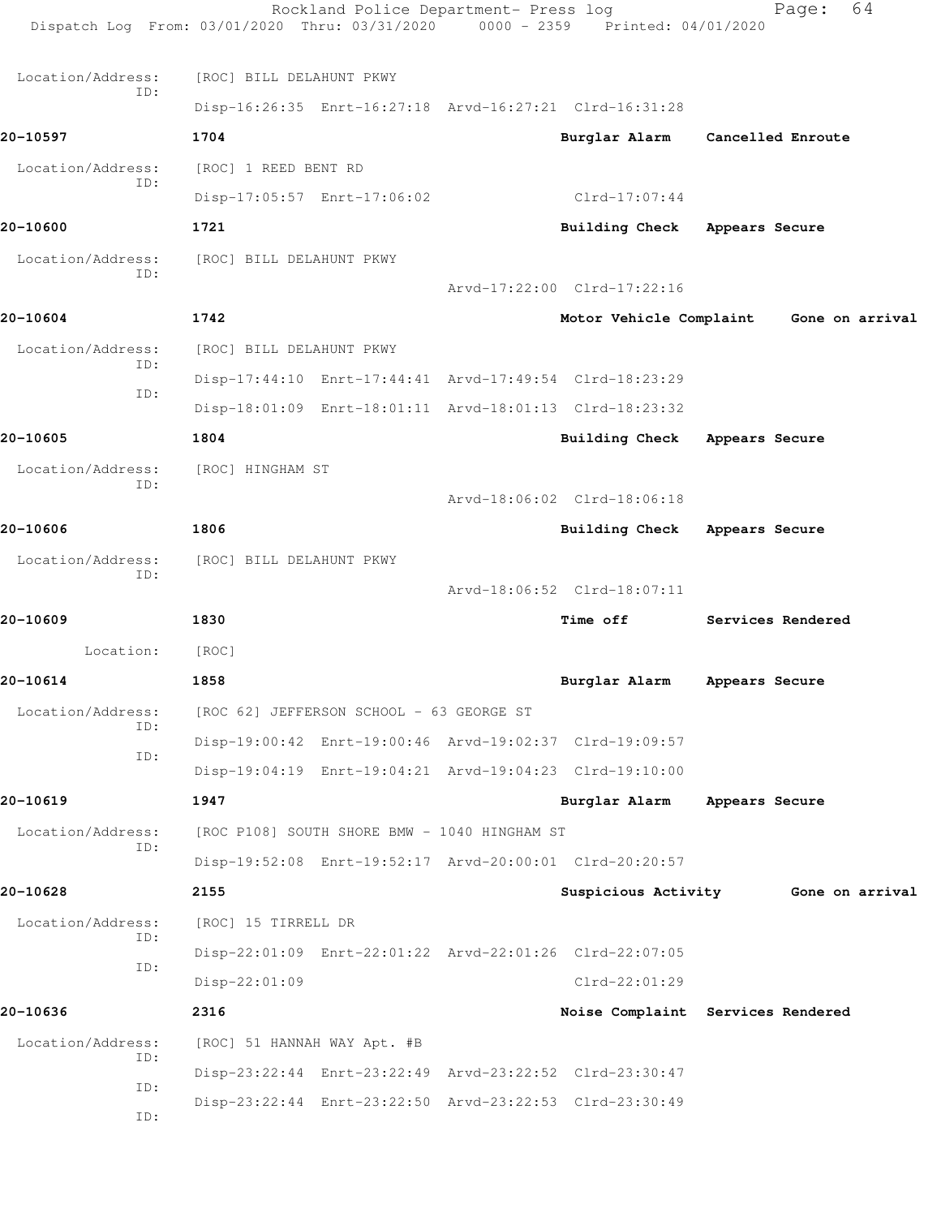Location/Address: [ROC] BILL DELAHUNT PKWY
ID:
Disp-16:26:35 Enrt-16:27:18 Arvd-16:27:21 Clrd-16:31:28

**20-10597** **1704** **Burglar Alarm** **Cancelled Enroute**

Location/Address: [ROC] 1 REED BENT RD
ID:
Disp-17:05:57 Enrt-17:06:02 Clrd-17:07:44

**20-10600** **1721** **Building Check** **Appears Secure**

Location/Address: [ROC] BILL DELAHUNT PKWY
ID:
Arvd-17:22:00 Clrd-17:22:16

**20-10604** **1742** **Motor Vehicle Complaint** **Gone on arrival**

Location/Address: [ROC] BILL DELAHUNT PKWY
ID:
Disp-17:44:10 Enrt-17:44:41 Arvd-17:49:54 Clrd-18:23:29
ID:
Disp-18:01:09 Enrt-18:01:11 Arvd-18:01:13 Clrd-18:23:32

**20-10605** **1804** **Building Check** **Appears Secure**

Location/Address: [ROC] HINGHAM ST
ID:
Arvd-18:06:02 Clrd-18:06:18

**20-10606** **1806** **Building Check** **Appears Secure**

Location/Address: [ROC] BILL DELAHUNT PKWY
ID:
Arvd-18:06:52 Clrd-18:07:11

**20-10609** **1830** **Time off** **Services Rendered**

Location: [ROC]

**20-10614** **1858** **Burglar Alarm** **Appears Secure**

Location/Address: [ROC 62] JEFFERSON SCHOOL - 63 GEORGE ST
ID:
Disp-19:00:42 Enrt-19:00:46 Arvd-19:02:37 Clrd-19:09:57
ID:
Disp-19:04:19 Enrt-19:04:21 Arvd-19:04:23 Clrd-19:10:00

**20-10619** **1947** **Burglar Alarm** **Appears Secure**

Location/Address: [ROC P108] SOUTH SHORE BMW - 1040 HINGHAM ST
ID:
Disp-19:52:08 Enrt-19:52:17 Arvd-20:00:01 Clrd-20:20:57

**20-10628** **2155** **Suspicious Activity** **Gone on arrival**

Location/Address: [ROC] 15 TIRRELL DR
ID:
Disp-22:01:09 Enrt-22:01:22 Arvd-22:01:26 Clrd-22:07:05
ID:
Disp-22:01:09 Clrd-22:01:29

**20-10636** **2316** **Noise Complaint** **Services Rendered**

Location/Address: [ROC] 51 HANNAH WAY Apt. #B
ID:
Disp-23:22:44 Enrt-23:22:49 Arvd-23:22:52 Clrd-23:30:47
ID:
Disp-23:22:44 Enrt-23:22:50 Arvd-23:22:53 Clrd-23:30:49
ID: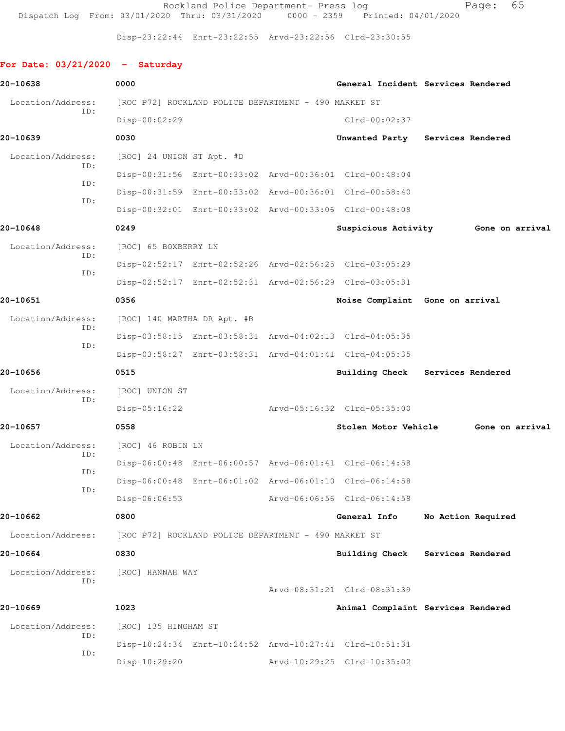Disp-23:22:44 Enrt-23:22:55 Arvd-23:22:56 Clrd-23:30:55

## For Date: 03/21/2020 - Saturday

**20-10638** 0000 **General Incident Services Rendered**

Location/Address: [ROC P72] ROCKLAND POLICE DEPARTMENT - 490 MARKET ST
ID: Disp-00:02:29 Clrd-00:02:37

**20-10639** 0030 **Unwanted Party Services Rendered**

Location/Address: [ROC] 24 UNION ST Apt. #D
ID: Disp-00:31:56 Enrt-00:33:02 Arvd-00:36:01 Clrd-00:48:04
ID: Disp-00:31:59 Enrt-00:33:02 Arvd-00:36:01 Clrd-00:58:40
ID: Disp-00:32:01 Enrt-00:33:02 Arvd-00:33:06 Clrd-00:48:08

**20-10648** 0249 **Suspicious Activity Gone on arrival**

Location/Address: [ROC] 65 BOXBERRY LN
ID: Disp-02:52:17 Enrt-02:52:26 Arvd-02:56:25 Clrd-03:05:29
ID: Disp-02:52:17 Enrt-02:52:31 Arvd-02:56:29 Clrd-03:05:31

**20-10651** 0356 **Noise Complaint Gone on arrival**

Location/Address: [ROC] 140 MARTHA DR Apt. #B
ID: Disp-03:58:15 Enrt-03:58:31 Arvd-04:02:13 Clrd-04:05:35
ID: Disp-03:58:27 Enrt-03:58:31 Arvd-04:01:41 Clrd-04:05:35

**20-10656** 0515 **Building Check Services Rendered**

Location/Address: [ROC] UNION ST
ID: Disp-05:16:22 Arvd-05:16:32 Clrd-05:35:00

**20-10657** 0558 **Stolen Motor Vehicle Gone on arrival**

Location/Address: [ROC] 46 ROBIN LN
ID: Disp-06:00:48 Enrt-06:00:57 Arvd-06:01:41 Clrd-06:14:58
ID: Disp-06:00:48 Enrt-06:01:02 Arvd-06:01:10 Clrd-06:14:58
ID: Disp-06:06:53 Arvd-06:06:56 Clrd-06:14:58

**20-10662** 0800 **General Info No Action Required**

Location/Address: [ROC P72] ROCKLAND POLICE DEPARTMENT - 490 MARKET ST

**20-10664** 0830 **Building Check Services Rendered**

Location/Address: [ROC] HANNAH WAY
ID: Arvd-08:31:21 Clrd-08:31:39

**20-10669** 1023 **Animal Complaint Services Rendered**

Location/Address: [ROC] 135 HINGHAM ST
ID: Disp-10:24:34 Enrt-10:24:52 Arvd-10:27:41 Clrd-10:51:31
ID: Disp-10:29:20 Arvd-10:29:25 Clrd-10:35:02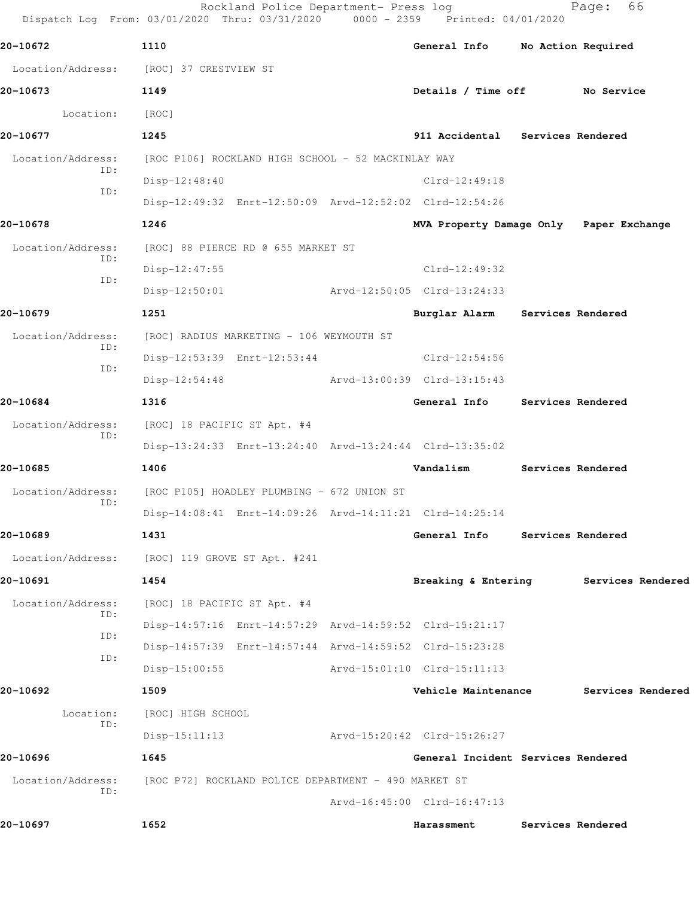20-10672 1110 General Info No Action Required

Location/Address: [ROC] 37 CRESTVIEW ST

20-10673 1149 Details / Time off No Service

Location: [ROC]

20-10677 1245 911 Accidental Services Rendered

Location/Address: [ROC P106] ROCKLAND HIGH SCHOOL - 52 MACKINLAY WAY
ID: Disp-12:48:40 Clrd-12:49:18
ID: Disp-12:49:32 Enrt-12:50:09 Arvd-12:52:02 Clrd-12:54:26

20-10678 1246 MVA Property Damage Only Paper Exchange

Location/Address: [ROC] 88 PIERCE RD @ 655 MARKET ST
ID: Disp-12:47:55 Clrd-12:49:32
ID: Disp-12:50:01 Arvd-12:50:05 Clrd-13:24:33

20-10679 1251 Burglar Alarm Services Rendered

Location/Address: [ROC] RADIUS MARKETING - 106 WEYMOUTH ST
ID: Disp-12:53:39 Enrt-12:53:44 Clrd-12:54:56
ID: Disp-12:54:48 Arvd-13:00:39 Clrd-13:15:43

20-10684 1316 General Info Services Rendered

Location/Address: [ROC] 18 PACIFIC ST Apt. #4
ID: Disp-13:24:33 Enrt-13:24:40 Arvd-13:24:44 Clrd-13:35:02

20-10685 1406 Vandalism Services Rendered

Location/Address: [ROC P105] HOADLEY PLUMBING - 672 UNION ST
ID: Disp-14:08:41 Enrt-14:09:26 Arvd-14:11:21 Clrd-14:25:14

20-10689 1431 General Info Services Rendered

Location/Address: [ROC] 119 GROVE ST Apt. #241

20-10691 1454 Breaking & Entering Services Rendered

Location/Address: [ROC] 18 PACIFIC ST Apt. #4
ID: Disp-14:57:16 Enrt-14:57:29 Arvd-14:59:52 Clrd-15:21:17
ID: Disp-14:57:39 Enrt-14:57:44 Arvd-14:59:52 Clrd-15:23:28
ID: Disp-15:00:55 Arvd-15:01:10 Clrd-15:11:13

20-10692 1509 Vehicle Maintenance Services Rendered

Location: [ROC] HIGH SCHOOL
ID: Disp-15:11:13 Arvd-15:20:42 Clrd-15:26:27

20-10696 1645 General Incident Services Rendered

Location/Address: [ROC P72] ROCKLAND POLICE DEPARTMENT - 490 MARKET ST
ID: Arvd-16:45:00 Clrd-16:47:13

20-10697 1652 Harassment Services Rendered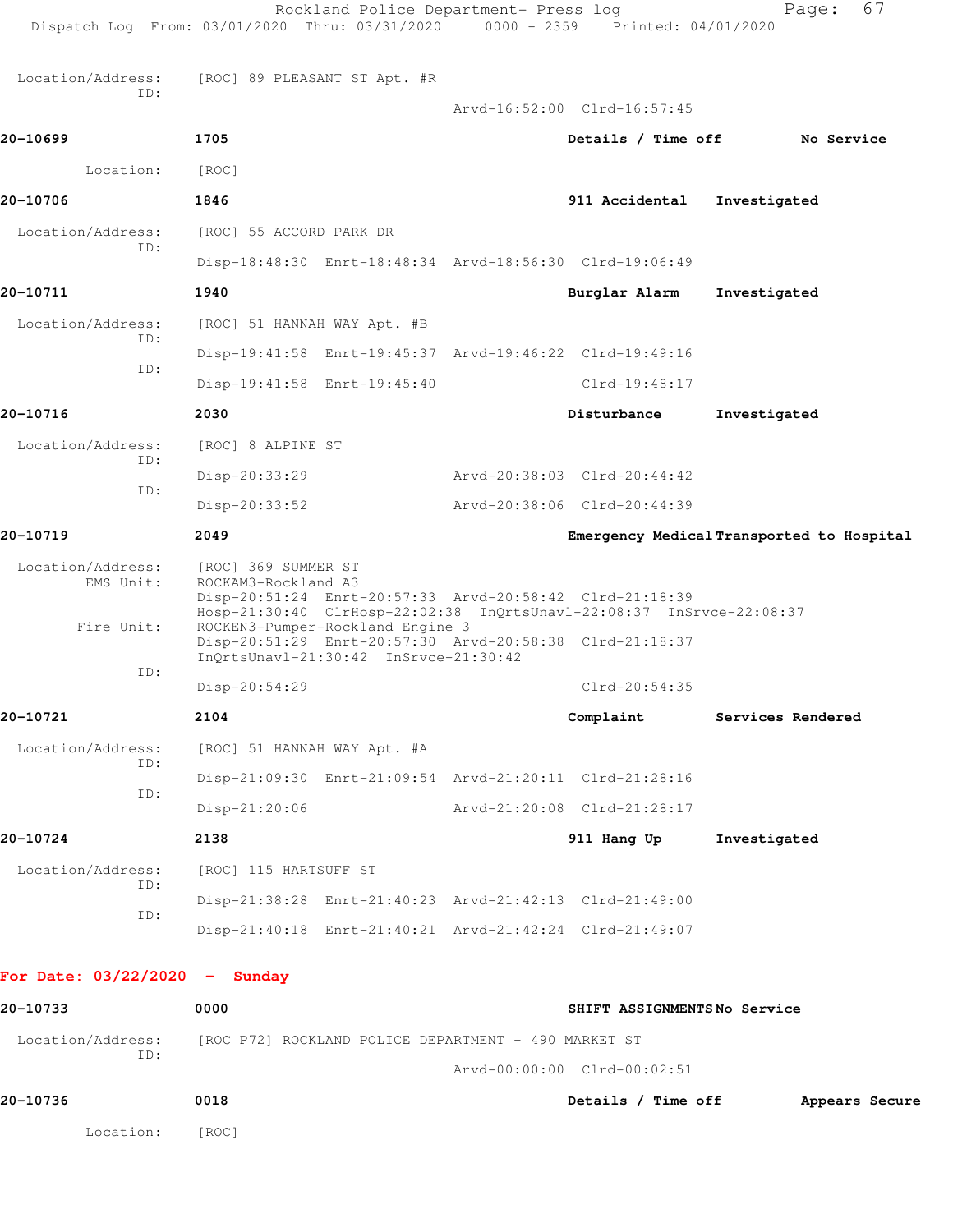Location/Address: [ROC] 89 PLEASANT ST Apt. #R
ID:
Arvd-16:52:00 Clrd-16:57:45

**20-10699** **1705** **Details / Time off** **No Service**

Location: [ROC]

**20-10706** **1846** **911 Accidental** **Investigated**

Location/Address: [ROC] 55 ACCORD PARK DR
ID:
Disp-18:48:30 Enrt-18:48:34 Arvd-18:56:30 Clrd-19:06:49

**20-10711** **1940** **Burglar Alarm** **Investigated**

Location/Address: [ROC] 51 HANNAH WAY Apt. #B
ID:
Disp-19:41:58 Enrt-19:45:37 Arvd-19:46:22 Clrd-19:49:16
ID:
Disp-19:41:58 Enrt-19:45:40 Clrd-19:48:17

**20-10716** **2030** **Disturbance** **Investigated**

Location/Address: [ROC] 8 ALPINE ST
ID:
Disp-20:33:29 Arvd-20:38:03 Clrd-20:44:42
ID:
Disp-20:33:52 Arvd-20:38:06 Clrd-20:44:39

**20-10719** **2049** **Emergency Medical** **Transported to Hospital**

Location/Address: [ROC] 369 SUMMER ST
EMS Unit: ROCKAM3-Rockland A3
Disp-20:51:24 Enrt-20:57:33 Arvd-20:58:42 Clrd-21:18:39
Hosp-21:30:40 ClrHosp-22:02:38 InQrtsUnavl-22:08:37 InSrvce-22:08:37
Fire Unit: ROCKEN3-Pumper-Rockland Engine 3
Disp-20:51:29 Enrt-20:57:30 Arvd-20:58:38 Clrd-21:18:37
InQrtsUnavl-21:30:42 InSrvce-21:30:42
ID:
Disp-20:54:29 Clrd-20:54:35

**20-10721** **2104** **Complaint** **Services Rendered**

Location/Address: [ROC] 51 HANNAH WAY Apt. #A
ID:
Disp-21:09:30 Enrt-21:09:54 Arvd-21:20:11 Clrd-21:28:16
ID:
Disp-21:20:06 Arvd-21:20:08 Clrd-21:28:17

**20-10724** **2138** **911 Hang Up** **Investigated**

Location/Address: [ROC] 115 HARTSUFF ST
ID:
Disp-21:38:28 Enrt-21:40:23 Arvd-21:42:13 Clrd-21:49:00
ID:
Disp-21:40:18 Enrt-21:40:21 Arvd-21:42:24 Clrd-21:49:07

## For Date: 03/22/2020 - Sunday

**20-10733** **0000** **SHIFT ASSIGNMENTS** **No Service**

Location/Address: [ROC P72] ROCKLAND POLICE DEPARTMENT - 490 MARKET ST
ID:
Arvd-00:00:00 Clrd-00:02:51

**20-10736** **0018** **Details / Time off** **Appears Secure**

Location: [ROC]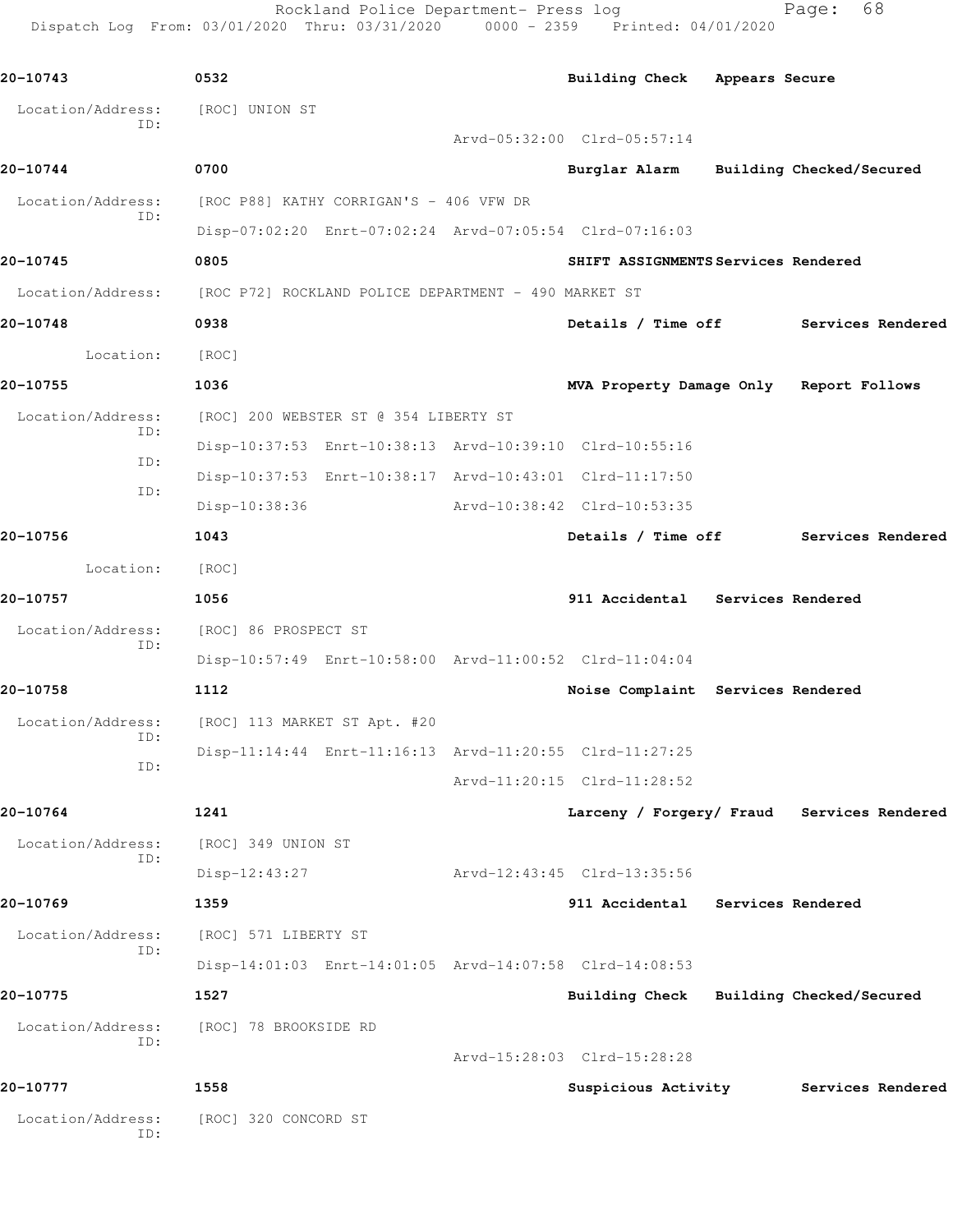| Call # | Time | Call Type | Disposition |
|---|---|---|---|
| 20-10743 | 0532 | Building Check | Appears Secure |

Location/Address: [ROC] UNION ST
ID:
Arvd-05:32:00 Clrd-05:57:14

| Call # | Time | Call Type | Disposition |
|---|---|---|---|
| 20-10744 | 0700 | Burglar Alarm | Building Checked/Secured |

Location/Address: [ROC P88] KATHY CORRIGAN'S - 406 VFW DR
ID:
Disp-07:02:20 Enrt-07:02:24 Arvd-07:05:54 Clrd-07:16:03

| Call # | Time | Call Type | Disposition |
|---|---|---|---|
| 20-10745 | 0805 | SHIFT ASSIGNMENTS | Services Rendered |

Location/Address: [ROC P72] ROCKLAND POLICE DEPARTMENT - 490 MARKET ST

| Call # | Time | Call Type | Disposition |
|---|---|---|---|
| 20-10748 | 0938 | Details / Time off | Services Rendered |

Location: [ROC]

| Call # | Time | Call Type | Disposition |
|---|---|---|---|
| 20-10755 | 1036 | MVA Property Damage Only | Report Follows |

Location/Address: [ROC] 200 WEBSTER ST @ 354 LIBERTY ST
ID:
Disp-10:37:53 Enrt-10:38:13 Arvd-10:39:10 Clrd-10:55:16
ID:
Disp-10:37:53 Enrt-10:38:17 Arvd-10:43:01 Clrd-11:17:50
ID:
Disp-10:38:36 Arvd-10:38:42 Clrd-10:53:35

| Call # | Time | Call Type | Disposition |
|---|---|---|---|
| 20-10756 | 1043 | Details / Time off | Services Rendered |

Location: [ROC]

| Call # | Time | Call Type | Disposition |
|---|---|---|---|
| 20-10757 | 1056 | 911 Accidental | Services Rendered |

Location/Address: [ROC] 86 PROSPECT ST
ID:
Disp-10:57:49 Enrt-10:58:00 Arvd-11:00:52 Clrd-11:04:04

| Call # | Time | Call Type | Disposition |
|---|---|---|---|
| 20-10758 | 1112 | Noise Complaint | Services Rendered |

Location/Address: [ROC] 113 MARKET ST Apt. #20
ID:
Disp-11:14:44 Enrt-11:16:13 Arvd-11:20:55 Clrd-11:27:25
ID:
Arvd-11:20:15 Clrd-11:28:52

| Call # | Time | Call Type | Disposition |
|---|---|---|---|
| 20-10764 | 1241 | Larceny / Forgery/ Fraud | Services Rendered |

Location/Address: [ROC] 349 UNION ST
ID:
Disp-12:43:27 Arvd-12:43:45 Clrd-13:35:56

| Call # | Time | Call Type | Disposition |
|---|---|---|---|
| 20-10769 | 1359 | 911 Accidental | Services Rendered |

Location/Address: [ROC] 571 LIBERTY ST
ID:
Disp-14:01:03 Enrt-14:01:05 Arvd-14:07:58 Clrd-14:08:53

| Call # | Time | Call Type | Disposition |
|---|---|---|---|
| 20-10775 | 1527 | Building Check | Building Checked/Secured |

Location/Address: [ROC] 78 BROOKSIDE RD
ID:
Arvd-15:28:03 Clrd-15:28:28

| Call # | Time | Call Type | Disposition |
|---|---|---|---|
| 20-10777 | 1558 | Suspicious Activity | Services Rendered |

Location/Address: [ROC] 320 CONCORD ST
ID: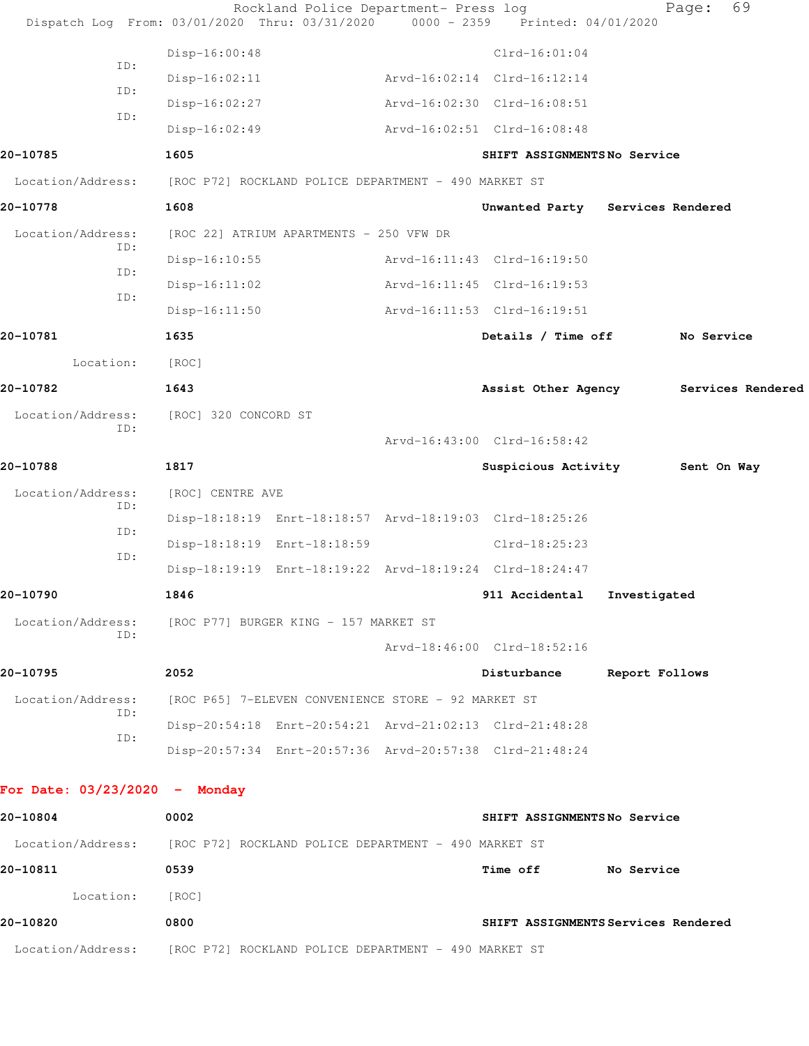```
              Disp-16:00:48                        Clrd-16:01:04
        ID:
              Disp-16:02:11           Arvd-16:02:14  Clrd-16:12:14
        ID:
              Disp-16:02:27           Arvd-16:02:30  Clrd-16:08:51
        ID:
              Disp-16:02:49           Arvd-16:02:51  Clrd-16:08:48
```

**20-10785** 1605 **SHIFT ASSIGNMENTS No Service**

Location/Address: [ROC P72] ROCKLAND POLICE DEPARTMENT - 490 MARKET ST

**20-10778** 1608 **Unwanted Party Services Rendered**

Location/Address: [ROC 22] ATRIUM APARTMENTS - 250 VFW DR

```
        ID:
              Disp-16:10:55           Arvd-16:11:43  Clrd-16:19:50
        ID:
              Disp-16:11:02           Arvd-16:11:45  Clrd-16:19:53
        ID:
              Disp-16:11:50           Arvd-16:11:53  Clrd-16:19:51
```

**20-10781** 1635 **Details / Time off No Service**

Location: [ROC]

**20-10782** 1643 **Assist Other Agency Services Rendered**

Location/Address: [ROC] 320 CONCORD ST

```
        ID:
                                      Arvd-16:43:00  Clrd-16:58:42
```

**20-10788** 1817 **Suspicious Activity Sent On Way**

Location/Address: [ROC] CENTRE AVE

```
        ID:
              Disp-18:18:19  Enrt-18:18:57  Arvd-18:19:03  Clrd-18:25:26
        ID:
              Disp-18:18:19  Enrt-18:18:59                 Clrd-18:25:23
        ID:
              Disp-18:19:19  Enrt-18:19:22  Arvd-18:19:24  Clrd-18:24:47
```

**20-10790** 1846 **911 Accidental Investigated**

Location/Address: [ROC P77] BURGER KING - 157 MARKET ST

```
        ID:
                                      Arvd-18:46:00  Clrd-18:52:16
```

**20-10795** 2052 **Disturbance Report Follows**

Location/Address: [ROC P65] 7-ELEVEN CONVENIENCE STORE - 92 MARKET ST

```
        ID:
              Disp-20:54:18  Enrt-20:54:21  Arvd-21:02:13  Clrd-21:48:28
        ID:
              Disp-20:57:34  Enrt-20:57:36  Arvd-20:57:38  Clrd-21:48:24
```

## For Date: 03/23/2020 - Monday

**20-10804** 0002 **SHIFT ASSIGNMENTS No Service**

Location/Address: [ROC P72] ROCKLAND POLICE DEPARTMENT - 490 MARKET ST

**20-10811** 0539 **Time off No Service**

Location: [ROC]

**20-10820** 0800 **SHIFT ASSIGNMENTS Services Rendered**

Location/Address: [ROC P72] ROCKLAND POLICE DEPARTMENT - 490 MARKET ST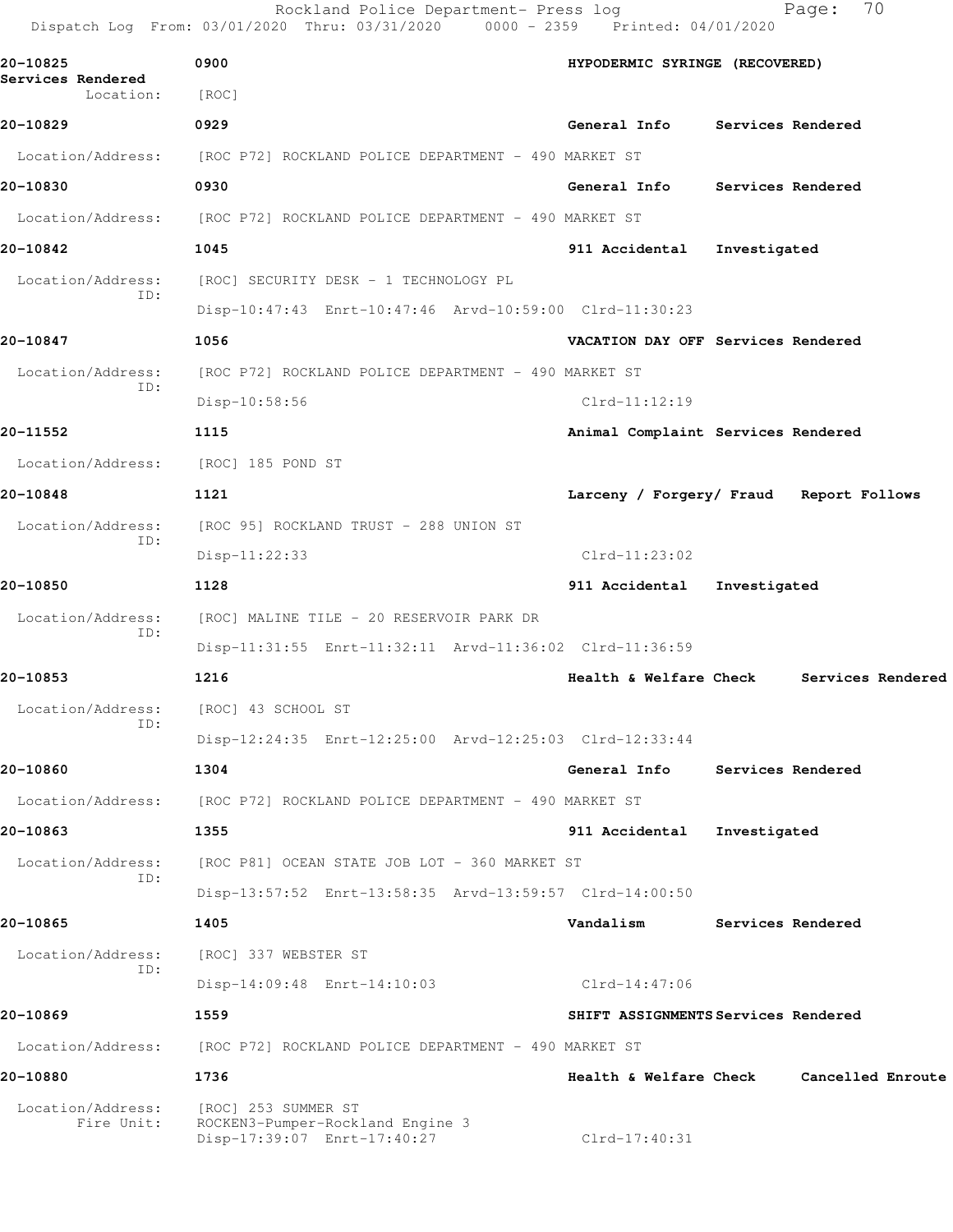Rockland Police Department- Press log
Dispatch Log From: 03/01/2020 Thru: 03/31/2020 0000 - 2359 Printed: 04/01/2020

**20-10825** 0900 HYPODERMIC SYRINGE (RECOVERED) Services Rendered
Location: [ROC]

**20-10829** 0929 General Info Services Rendered
Location/Address: [ROC P72] ROCKLAND POLICE DEPARTMENT - 490 MARKET ST

**20-10830** 0930 General Info Services Rendered
Location/Address: [ROC P72] ROCKLAND POLICE DEPARTMENT - 490 MARKET ST

**20-10842** 1045 911 Accidental Investigated
Location/Address: [ROC] SECURITY DESK - 1 TECHNOLOGY PL
ID:
Disp-10:47:43 Enrt-10:47:46 Arvd-10:59:00 Clrd-11:30:23

**20-10847** 1056 VACATION DAY OFF Services Rendered
Location/Address: [ROC P72] ROCKLAND POLICE DEPARTMENT - 490 MARKET ST
ID:
Disp-10:58:56 Clrd-11:12:19

**20-11552** 1115 Animal Complaint Services Rendered
Location/Address: [ROC] 185 POND ST

**20-10848** 1121 Larceny / Forgery/ Fraud Report Follows
Location/Address: [ROC 95] ROCKLAND TRUST - 288 UNION ST
ID:
Disp-11:22:33 Clrd-11:23:02

**20-10850** 1128 911 Accidental Investigated
Location/Address: [ROC] MALINE TILE - 20 RESERVOIR PARK DR
ID:
Disp-11:31:55 Enrt-11:32:11 Arvd-11:36:02 Clrd-11:36:59

**20-10853** 1216 Health & Welfare Check Services Rendered
Location/Address: [ROC] 43 SCHOOL ST
ID:
Disp-12:24:35 Enrt-12:25:00 Arvd-12:25:03 Clrd-12:33:44

**20-10860** 1304 General Info Services Rendered
Location/Address: [ROC P72] ROCKLAND POLICE DEPARTMENT - 490 MARKET ST

**20-10863** 1355 911 Accidental Investigated
Location/Address: [ROC P81] OCEAN STATE JOB LOT - 360 MARKET ST
ID:
Disp-13:57:52 Enrt-13:58:35 Arvd-13:59:57 Clrd-14:00:50

**20-10865** 1405 Vandalism Services Rendered
Location/Address: [ROC] 337 WEBSTER ST
ID:
Disp-14:09:48 Enrt-14:10:03 Clrd-14:47:06

**20-10869** 1559 SHIFT ASSIGNMENTS Services Rendered
Location/Address: [ROC P72] ROCKLAND POLICE DEPARTMENT - 490 MARKET ST

**20-10880** 1736 Health & Welfare Check Cancelled Enroute
Location/Address: [ROC] 253 SUMMER ST
Fire Unit: ROCKEN3-Pumper-Rockland Engine 3
Disp-17:39:07 Enrt-17:40:27 Clrd-17:40:31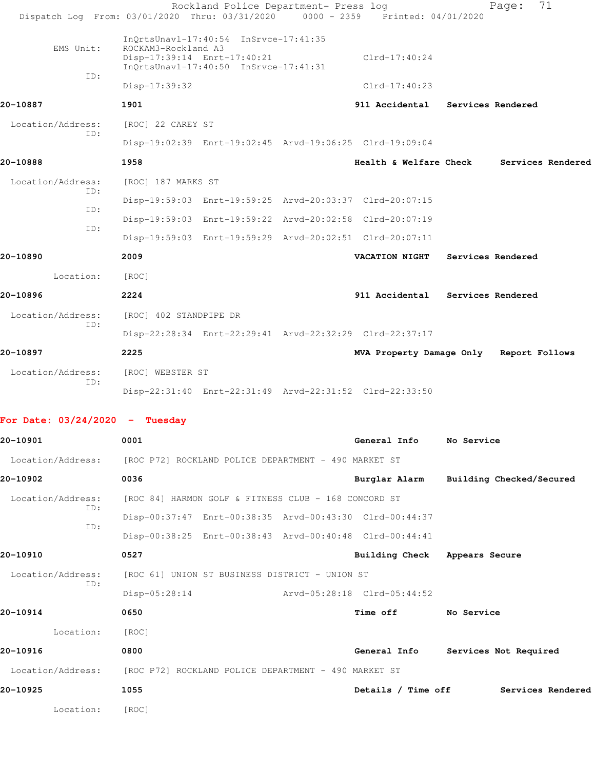InQrtsUnavl-17:40:54 InSrvce-17:41:35
EMS Unit: ROCKAM3-Rockland A3
Disp-17:39:14 Enrt-17:40:21 Clrd-17:40:24
InQrtsUnavl-17:40:50 InSrvce-17:41:31
ID:
Disp-17:39:32 Clrd-17:40:23

**20-10887** **1901** **911 Accidental** **Services Rendered**

Location/Address: [ROC] 22 CAREY ST
ID:
Disp-19:02:39 Enrt-19:02:45 Arvd-19:06:25 Clrd-19:09:04

**20-10888** **1958** **Health & Welfare Check** **Services Rendered**

Location/Address: [ROC] 187 MARKS ST
ID:
Disp-19:59:03 Enrt-19:59:25 Arvd-20:03:37 Clrd-20:07:15
ID:
Disp-19:59:03 Enrt-19:59:22 Arvd-20:02:58 Clrd-20:07:19
ID:
Disp-19:59:03 Enrt-19:59:29 Arvd-20:02:51 Clrd-20:07:11

**20-10890** **2009** **VACATION NIGHT** **Services Rendered**

Location: [ROC]

**20-10896** **2224** **911 Accidental** **Services Rendered**

Location/Address: [ROC] 402 STANDPIPE DR
ID:
Disp-22:28:34 Enrt-22:29:41 Arvd-22:32:29 Clrd-22:37:17

**20-10897** **2225** **MVA Property Damage Only** **Report Follows**

Location/Address: [ROC] WEBSTER ST
ID:
Disp-22:31:40 Enrt-22:31:49 Arvd-22:31:52 Clrd-22:33:50

## For Date: 03/24/2020 - Tuesday

**20-10901** **0001** **General Info** **No Service**

Location/Address: [ROC P72] ROCKLAND POLICE DEPARTMENT - 490 MARKET ST

**20-10902** **0036** **Burglar Alarm** **Building Checked/Secured**

Location/Address: [ROC 84] HARMON GOLF & FITNESS CLUB - 168 CONCORD ST
ID:
Disp-00:37:47 Enrt-00:38:35 Arvd-00:43:30 Clrd-00:44:37
ID:
Disp-00:38:25 Enrt-00:38:43 Arvd-00:40:48 Clrd-00:44:41

**20-10910** **0527** **Building Check** **Appears Secure**

Location/Address: [ROC 61] UNION ST BUSINESS DISTRICT - UNION ST
ID:
Disp-05:28:14 Arvd-05:28:18 Clrd-05:44:52

**20-10914** **0650** **Time off** **No Service**

Location: [ROC]

**20-10916** **0800** **General Info** **Services Not Required**

Location/Address: [ROC P72] ROCKLAND POLICE DEPARTMENT - 490 MARKET ST

**20-10925** **1055** **Details / Time off** **Services Rendered**

Location: [ROC]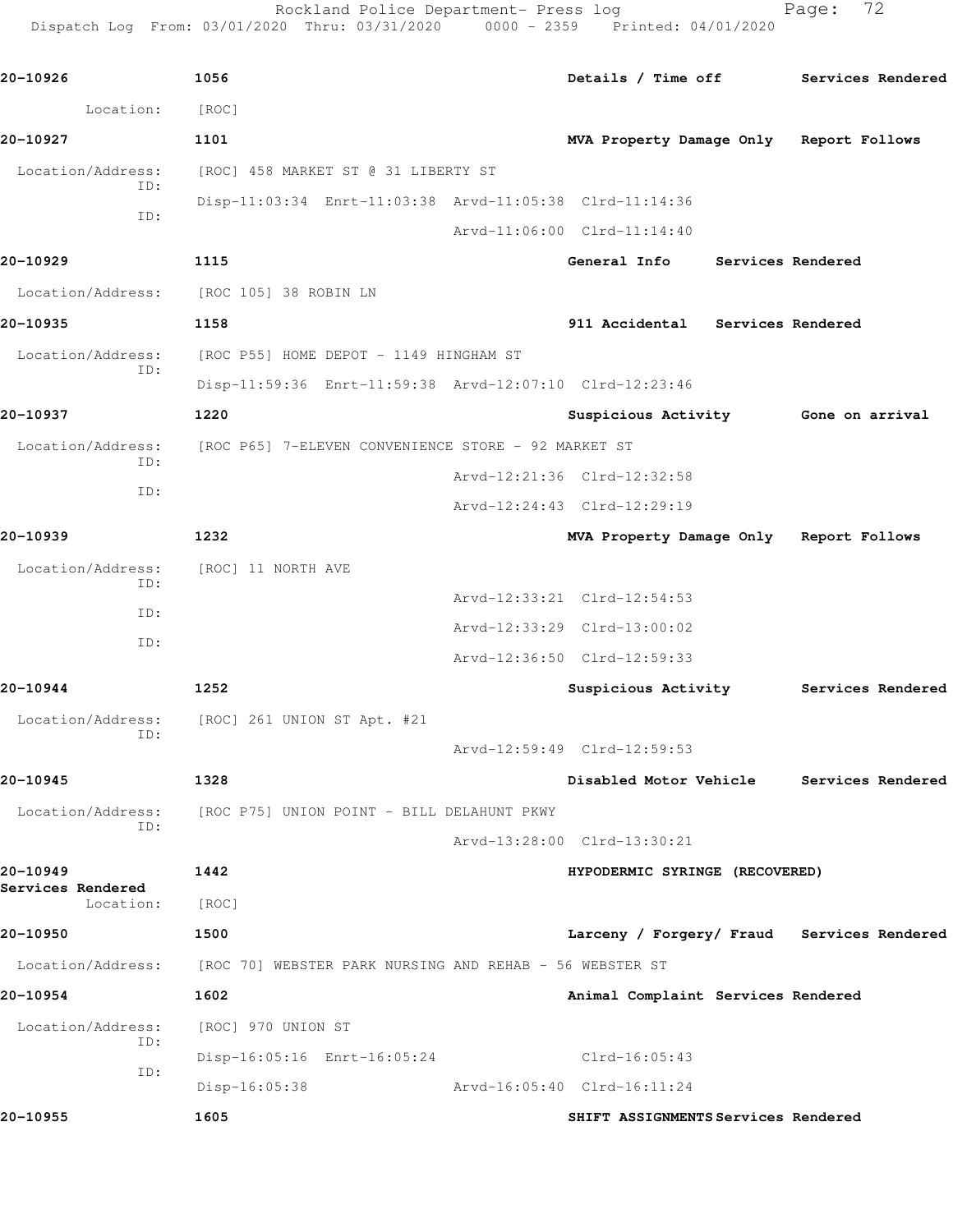20-10926 1056 Details / Time off Services Rendered

Location: [ROC]

20-10927 1101 MVA Property Damage Only Report Follows

Location/Address: [ROC] 458 MARKET ST @ 31 LIBERTY ST
ID: Disp-11:03:34 Enrt-11:03:38 Arvd-11:05:38 Clrd-11:14:36
ID: Arvd-11:06:00 Clrd-11:14:40

20-10929 1115 General Info Services Rendered

Location/Address: [ROC 105] 38 ROBIN LN

20-10935 1158 911 Accidental Services Rendered

Location/Address: [ROC P55] HOME DEPOT - 1149 HINGHAM ST
ID: Disp-11:59:36 Enrt-11:59:38 Arvd-12:07:10 Clrd-12:23:46

20-10937 1220 Suspicious Activity Gone on arrival

Location/Address: [ROC P65] 7-ELEVEN CONVENIENCE STORE - 92 MARKET ST
ID: Arvd-12:21:36 Clrd-12:32:58
ID: Arvd-12:24:43 Clrd-12:29:19

20-10939 1232 MVA Property Damage Only Report Follows

Location/Address: [ROC] 11 NORTH AVE
ID: Arvd-12:33:21 Clrd-12:54:53
ID: Arvd-12:33:29 Clrd-13:00:02
ID: Arvd-12:36:50 Clrd-12:59:33

20-10944 1252 Suspicious Activity Services Rendered

Location/Address: [ROC] 261 UNION ST Apt. #21
ID: Arvd-12:59:49 Clrd-12:59:53

20-10945 1328 Disabled Motor Vehicle Services Rendered

Location/Address: [ROC P75] UNION POINT - BILL DELAHUNT PKWY
ID: Arvd-13:28:00 Clrd-13:30:21

20-10949 1442 HYPODERMIC SYRINGE (RECOVERED)
Services Rendered

Location: [ROC]

20-10950 1500 Larceny / Forgery/ Fraud Services Rendered

Location/Address: [ROC 70] WEBSTER PARK NURSING AND REHAB - 56 WEBSTER ST

20-10954 1602 Animal Complaint Services Rendered

Location/Address: [ROC] 970 UNION ST
ID: Disp-16:05:16 Enrt-16:05:24 Clrd-16:05:43
ID: Disp-16:05:38 Arvd-16:05:40 Clrd-16:11:24

20-10955 1605 SHIFT ASSIGNMENTS Services Rendered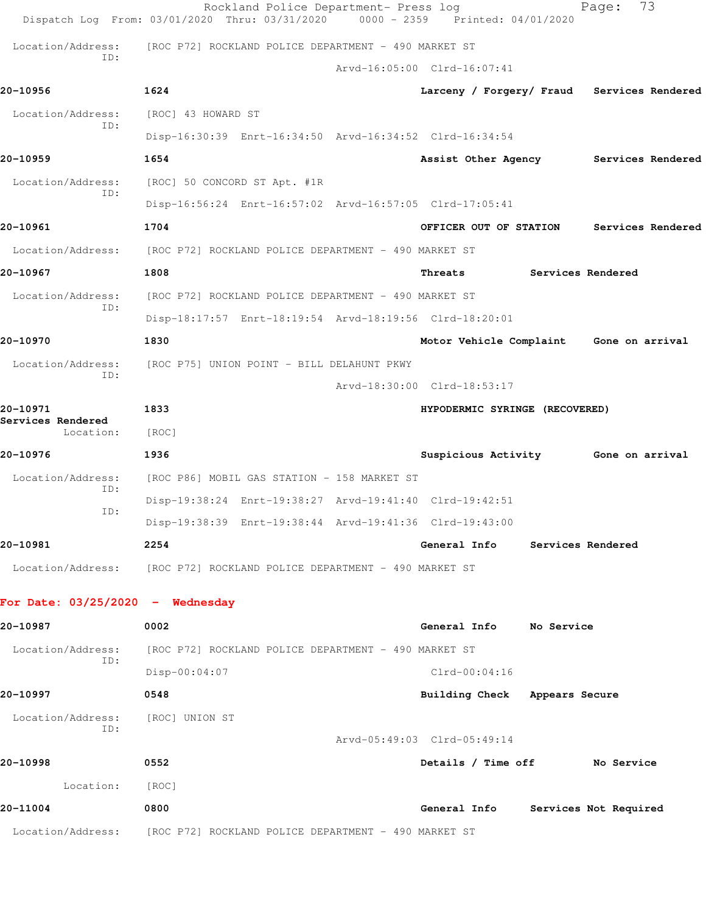Location/Address: [ROC P72] ROCKLAND POLICE DEPARTMENT - 490 MARKET ST
ID:
Arvd-16:05:00 Clrd-16:07:41

**20-10956** **1624** **Larceny / Forgery/ Fraud** **Services Rendered**

Location/Address: [ROC] 43 HOWARD ST
ID:
Disp-16:30:39 Enrt-16:34:50 Arvd-16:34:52 Clrd-16:34:54

**20-10959** **1654** **Assist Other Agency** **Services Rendered**

Location/Address: [ROC] 50 CONCORD ST Apt. #1R
ID:
Disp-16:56:24 Enrt-16:57:02 Arvd-16:57:05 Clrd-17:05:41

**20-10961** **1704** **OFFICER OUT OF STATION** **Services Rendered**

Location/Address: [ROC P72] ROCKLAND POLICE DEPARTMENT - 490 MARKET ST

**20-10967** **1808** **Threats** **Services Rendered**

Location/Address: [ROC P72] ROCKLAND POLICE DEPARTMENT - 490 MARKET ST
ID:
Disp-18:17:57 Enrt-18:19:54 Arvd-18:19:56 Clrd-18:20:01

**20-10970** **1830** **Motor Vehicle Complaint** **Gone on arrival**

Location/Address: [ROC P75] UNION POINT - BILL DELAHUNT PKWY
ID:
Arvd-18:30:00 Clrd-18:53:17

**20-10971** **1833** **HYPODERMIC SYRINGE (RECOVERED)**
**Services Rendered**
Location: [ROC]

**20-10976** **1936** **Suspicious Activity** **Gone on arrival**

Location/Address: [ROC P86] MOBIL GAS STATION - 158 MARKET ST
ID:
Disp-19:38:24 Enrt-19:38:27 Arvd-19:41:40 Clrd-19:42:51
ID:
Disp-19:38:39 Enrt-19:38:44 Arvd-19:41:36 Clrd-19:43:00

**20-10981** **2254** **General Info** **Services Rendered**

Location/Address: [ROC P72] ROCKLAND POLICE DEPARTMENT - 490 MARKET ST

## For Date: 03/25/2020 - Wednesday

**20-10987** **0002** **General Info** **No Service**

Location/Address: [ROC P72] ROCKLAND POLICE DEPARTMENT - 490 MARKET ST
ID:
Disp-00:04:07 Clrd-00:04:16

**20-10997** **0548** **Building Check** **Appears Secure**

Location/Address: [ROC] UNION ST
ID:
Arvd-05:49:03 Clrd-05:49:14

**20-10998** **0552** **Details / Time off** **No Service**

Location: [ROC]

**20-11004** **0800** **General Info** **Services Not Required**

Location/Address: [ROC P72] ROCKLAND POLICE DEPARTMENT - 490 MARKET ST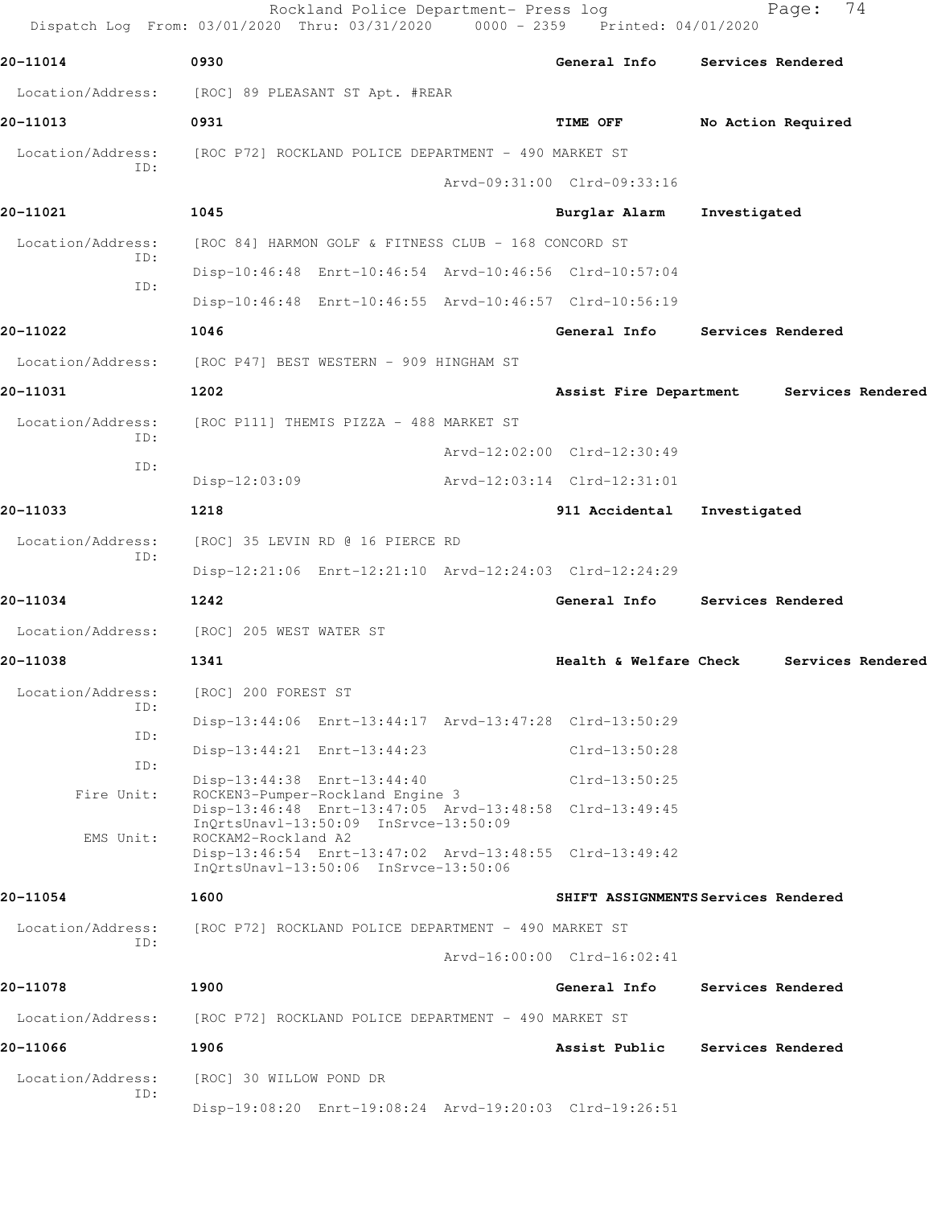**20-11014** 0930 General Info Services Rendered

Location/Address: [ROC] 89 PLEASANT ST Apt. #REAR

**20-11013** 0931 TIME OFF No Action Required

Location/Address: [ROC P72] ROCKLAND POLICE DEPARTMENT - 490 MARKET ST
ID: Arvd-09:31:00 Clrd-09:33:16

**20-11021** 1045 Burglar Alarm Investigated

Location/Address: [ROC 84] HARMON GOLF & FITNESS CLUB - 168 CONCORD ST
ID: Disp-10:46:48 Enrt-10:46:54 Arvd-10:46:56 Clrd-10:57:04
ID: Disp-10:46:48 Enrt-10:46:55 Arvd-10:46:57 Clrd-10:56:19

**20-11022** 1046 General Info Services Rendered

Location/Address: [ROC P47] BEST WESTERN - 909 HINGHAM ST

**20-11031** 1202 Assist Fire Department Services Rendered

Location/Address: [ROC P111] THEMIS PIZZA - 488 MARKET ST
ID: Arvd-12:02:00 Clrd-12:30:49
ID: Disp-12:03:09 Arvd-12:03:14 Clrd-12:31:01

**20-11033** 1218 911 Accidental Investigated

Location/Address: [ROC] 35 LEVIN RD @ 16 PIERCE RD
ID: Disp-12:21:06 Enrt-12:21:10 Arvd-12:24:03 Clrd-12:24:29

**20-11034** 1242 General Info Services Rendered

Location/Address: [ROC] 205 WEST WATER ST

**20-11038** 1341 Health & Welfare Check Services Rendered

Location/Address: [ROC] 200 FOREST ST
ID: Disp-13:44:06 Enrt-13:44:17 Arvd-13:47:28 Clrd-13:50:29
ID: Disp-13:44:21 Enrt-13:44:23 Clrd-13:50:28
ID: Disp-13:44:38 Enrt-13:44:40 Clrd-13:50:25
Fire Unit: ROCKEN3-Pumper-Rockland Engine 3
Disp-13:46:48 Enrt-13:47:05 Arvd-13:48:58 Clrd-13:49:45
InQrtsUnavl-13:50:09 InSrvce-13:50:09
EMS Unit: ROCKAM2-Rockland A2
Disp-13:46:54 Enrt-13:47:02 Arvd-13:48:55 Clrd-13:49:42
InQrtsUnavl-13:50:06 InSrvce-13:50:06

**20-11054** 1600 SHIFT ASSIGNMENTS Services Rendered

Location/Address: [ROC P72] ROCKLAND POLICE DEPARTMENT - 490 MARKET ST
ID: Arvd-16:00:00 Clrd-16:02:41

**20-11078** 1900 General Info Services Rendered

Location/Address: [ROC P72] ROCKLAND POLICE DEPARTMENT - 490 MARKET ST

**20-11066** 1906 Assist Public Services Rendered

Location/Address: [ROC] 30 WILLOW POND DR
ID: Disp-19:08:20 Enrt-19:08:24 Arvd-19:20:03 Clrd-19:26:51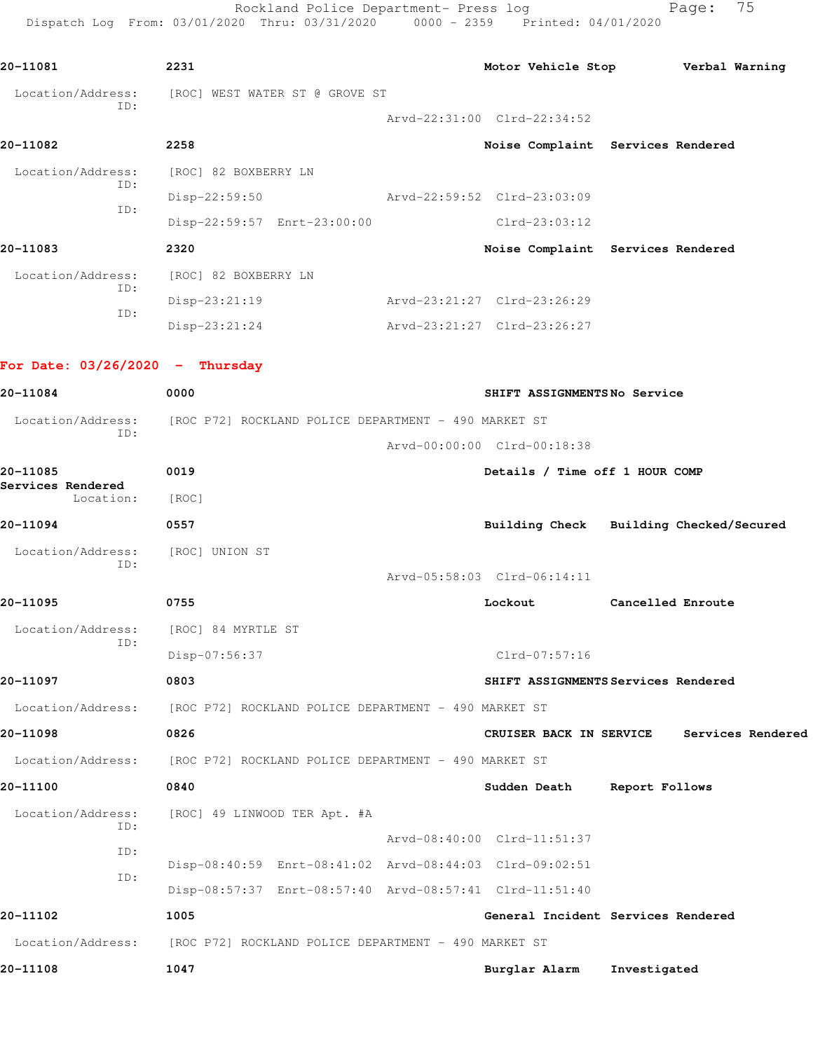**20-11081** 2231 **Motor Vehicle Stop** **Verbal Warning**

Location/Address: [ROC] WEST WATER ST @ GROVE ST
ID:
Arvd-22:31:00 Clrd-22:34:52

**20-11082** 2258 **Noise Complaint** **Services Rendered**

Location/Address: [ROC] 82 BOXBERRY LN
ID:
Disp-22:59:50 Arvd-22:59:52 Clrd-23:03:09
ID:
Disp-22:59:57 Enrt-23:00:00 Clrd-23:03:12

**20-11083** 2320 **Noise Complaint** **Services Rendered**

Location/Address: [ROC] 82 BOXBERRY LN
ID:
Disp-23:21:19 Arvd-23:21:27 Clrd-23:26:29
ID:
Disp-23:21:24 Arvd-23:21:27 Clrd-23:26:27

## For Date: 03/26/2020 - Thursday

**20-11084** 0000 **SHIFT ASSIGNMENTS** **No Service**

Location/Address: [ROC P72] ROCKLAND POLICE DEPARTMENT - 490 MARKET ST
ID:
Arvd-00:00:00 Clrd-00:18:38

**20-11085** 0019 **Details / Time off 1 HOUR COMP**
**Services Rendered**
Location: [ROC]

**20-11094** 0557 **Building Check** **Building Checked/Secured**

Location/Address: [ROC] UNION ST
ID:
Arvd-05:58:03 Clrd-06:14:11

**20-11095** 0755 **Lockout** **Cancelled Enroute**

Location/Address: [ROC] 84 MYRTLE ST
ID:
Disp-07:56:37 Clrd-07:57:16

**20-11097** 0803 **SHIFT ASSIGNMENTS** **Services Rendered**

Location/Address: [ROC P72] ROCKLAND POLICE DEPARTMENT - 490 MARKET ST

**20-11098** 0826 **CRUISER BACK IN SERVICE** **Services Rendered**

Location/Address: [ROC P72] ROCKLAND POLICE DEPARTMENT - 490 MARKET ST

**20-11100** 0840 **Sudden Death** **Report Follows**

Location/Address: [ROC] 49 LINWOOD TER Apt. #A
ID:
Arvd-08:40:00 Clrd-11:51:37
ID:
Disp-08:40:59 Enrt-08:41:02 Arvd-08:44:03 Clrd-09:02:51
ID:
Disp-08:57:37 Enrt-08:57:40 Arvd-08:57:41 Clrd-11:51:40

**20-11102** 1005 **General Incident** **Services Rendered**

Location/Address: [ROC P72] ROCKLAND POLICE DEPARTMENT - 490 MARKET ST

**20-11108** 1047 **Burglar Alarm** **Investigated**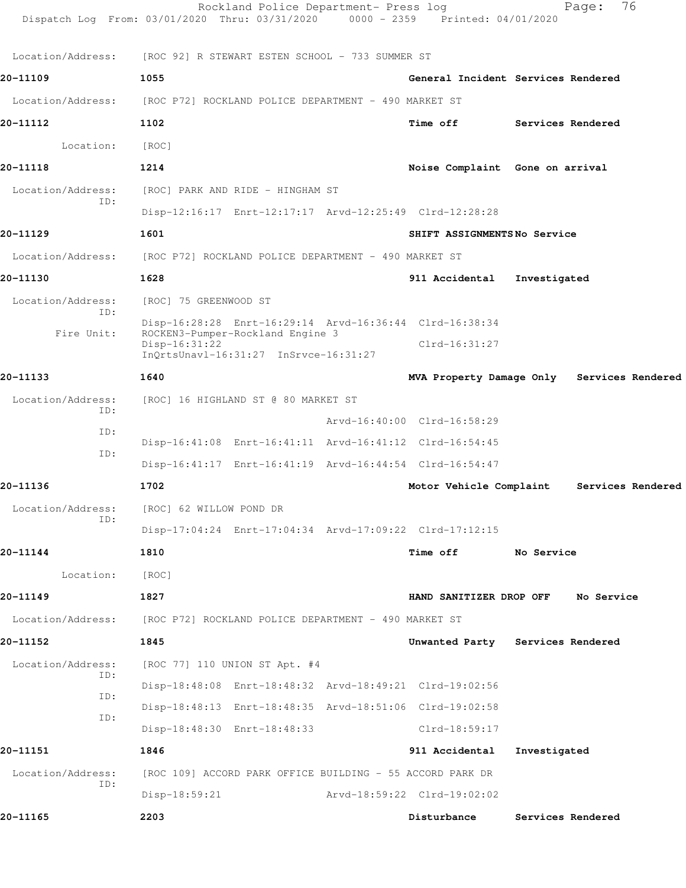Location/Address: [ROC 92] R STEWART ESTEN SCHOOL - 733 SUMMER ST

**20-11109** 1055 General Incident Services Rendered

Location/Address: [ROC P72] ROCKLAND POLICE DEPARTMENT - 490 MARKET ST

**20-11112** 1102 Time off Services Rendered

Location: [ROC]

**20-11118** 1214 Noise Complaint Gone on arrival

Location/Address: [ROC] PARK AND RIDE - HINGHAM ST
ID: Disp-12:16:17 Enrt-12:17:17 Arvd-12:25:49 Clrd-12:28:28

**20-11129** 1601 SHIFT ASSIGNMENTS No Service

Location/Address: [ROC P72] ROCKLAND POLICE DEPARTMENT - 490 MARKET ST

**20-11130** 1628 911 Accidental Investigated

Location/Address: [ROC] 75 GREENWOOD ST
ID: Disp-16:28:28 Enrt-16:29:14 Arvd-16:36:44 Clrd-16:38:34
Fire Unit: ROCKEN3-Pumper-Rockland Engine 3
Disp-16:31:22 Clrd-16:31:27
InQrtsUnavl-16:31:27 InSrvce-16:31:27

**20-11133** 1640 MVA Property Damage Only Services Rendered

Location/Address: [ROC] 16 HIGHLAND ST @ 80 MARKET ST
ID: Arvd-16:40:00 Clrd-16:58:29
ID: Disp-16:41:08 Enrt-16:41:11 Arvd-16:41:12 Clrd-16:54:45
ID: Disp-16:41:17 Enrt-16:41:19 Arvd-16:44:54 Clrd-16:54:47

**20-11136** 1702 Motor Vehicle Complaint Services Rendered

Location/Address: [ROC] 62 WILLOW POND DR
ID: Disp-17:04:24 Enrt-17:04:34 Arvd-17:09:22 Clrd-17:12:15

**20-11144** 1810 Time off No Service

Location: [ROC]

**20-11149** 1827 HAND SANITIZER DROP OFF No Service

Location/Address: [ROC P72] ROCKLAND POLICE DEPARTMENT - 490 MARKET ST

**20-11152** 1845 Unwanted Party Services Rendered

Location/Address: [ROC 77] 110 UNION ST Apt. #4
ID: Disp-18:48:08 Enrt-18:48:32 Arvd-18:49:21 Clrd-19:02:56
ID: Disp-18:48:13 Enrt-18:48:35 Arvd-18:51:06 Clrd-19:02:58
ID: Disp-18:48:30 Enrt-18:48:33 Clrd-18:59:17

**20-11151** 1846 911 Accidental Investigated

Location/Address: [ROC 109] ACCORD PARK OFFICE BUILDING - 55 ACCORD PARK DR
ID: Disp-18:59:21 Arvd-18:59:22 Clrd-19:02:02

**20-11165** 2203 Disturbance Services Rendered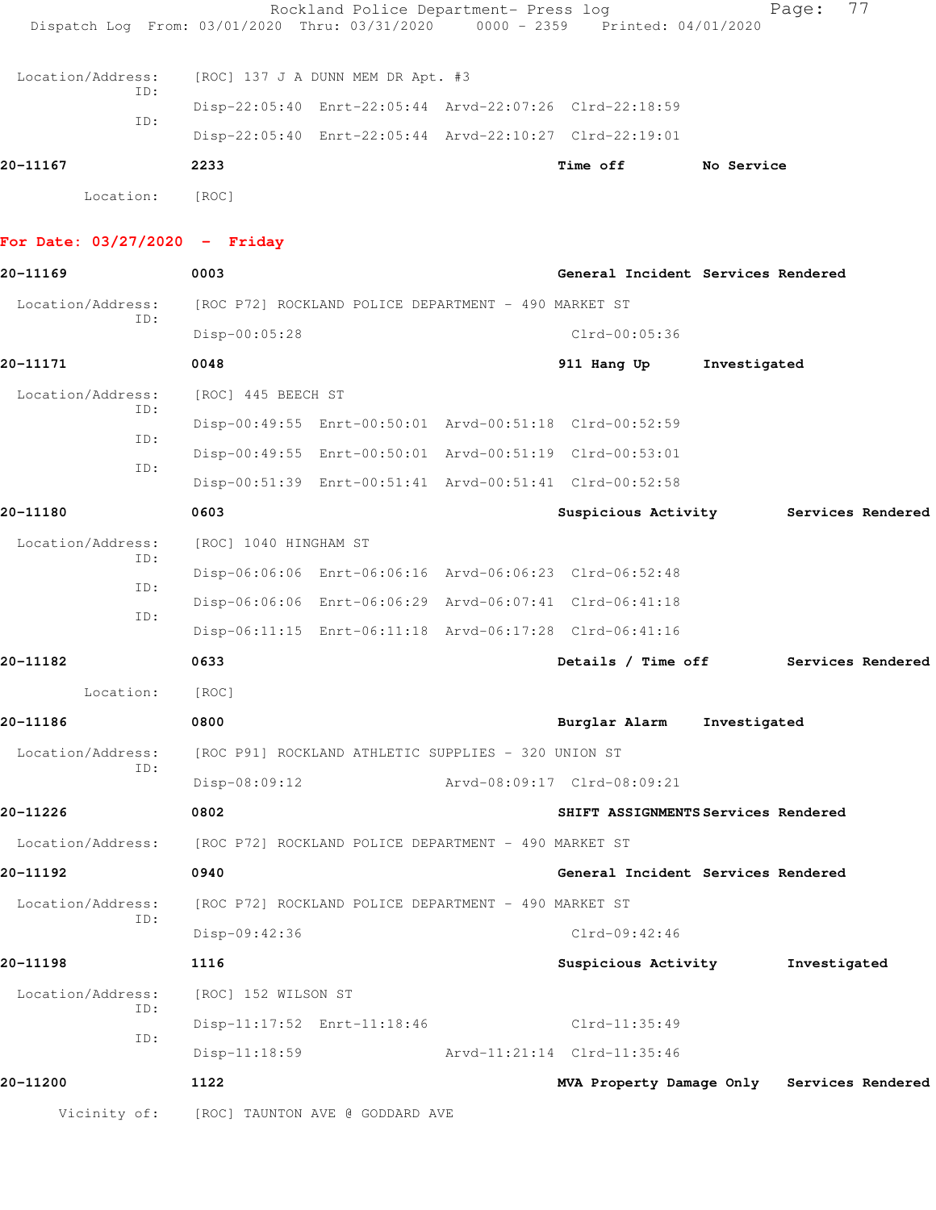Location/Address: [ROC] 137 J A DUNN MEM DR Apt. #3

ID: Disp-22:05:40 Enrt-22:05:44 Arvd-22:07:26 Clrd-22:18:59

ID: Disp-22:05:40 Enrt-22:05:44 Arvd-22:10:27 Clrd-22:19:01

**20-11167** **2233** **Time off** **No Service**

Location: [ROC]

## For Date: 03/27/2020 - Friday

**20-11169** **0003** **General Incident** **Services Rendered**

Location/Address: [ROC P72] ROCKLAND POLICE DEPARTMENT - 490 MARKET ST

ID: Disp-00:05:28 Clrd-00:05:36

**20-11171** **0048** **911 Hang Up** **Investigated**

Location/Address: [ROC] 445 BEECH ST

ID: Disp-00:49:55 Enrt-00:50:01 Arvd-00:51:18 Clrd-00:52:59

ID: Disp-00:49:55 Enrt-00:50:01 Arvd-00:51:19 Clrd-00:53:01

ID: Disp-00:51:39 Enrt-00:51:41 Arvd-00:51:41 Clrd-00:52:58

**20-11180** **0603** **Suspicious Activity** **Services Rendered**

Location/Address: [ROC] 1040 HINGHAM ST

ID: Disp-06:06:06 Enrt-06:06:16 Arvd-06:06:23 Clrd-06:52:48

ID: Disp-06:06:06 Enrt-06:06:29 Arvd-06:07:41 Clrd-06:41:18

ID: Disp-06:11:15 Enrt-06:11:18 Arvd-06:17:28 Clrd-06:41:16

**20-11182** **0633** **Details / Time off** **Services Rendered**

Location: [ROC]

**20-11186** **0800** **Burglar Alarm** **Investigated**

Location/Address: [ROC P91] ROCKLAND ATHLETIC SUPPLIES - 320 UNION ST

ID: Disp-08:09:12 Arvd-08:09:17 Clrd-08:09:21

**20-11226** **0802** **SHIFT ASSIGNMENTS** **Services Rendered**

Location/Address: [ROC P72] ROCKLAND POLICE DEPARTMENT - 490 MARKET ST

**20-11192** **0940** **General Incident** **Services Rendered**

Location/Address: [ROC P72] ROCKLAND POLICE DEPARTMENT - 490 MARKET ST

ID: Disp-09:42:36 Clrd-09:42:46

**20-11198** **1116** **Suspicious Activity** **Investigated**

Location/Address: [ROC] 152 WILSON ST

ID: Disp-11:17:52 Enrt-11:18:46 Clrd-11:35:49

ID: Disp-11:18:59 Arvd-11:21:14 Clrd-11:35:46

**20-11200** **1122** **MVA Property Damage Only** **Services Rendered**

Vicinity of: [ROC] TAUNTON AVE @ GODDARD AVE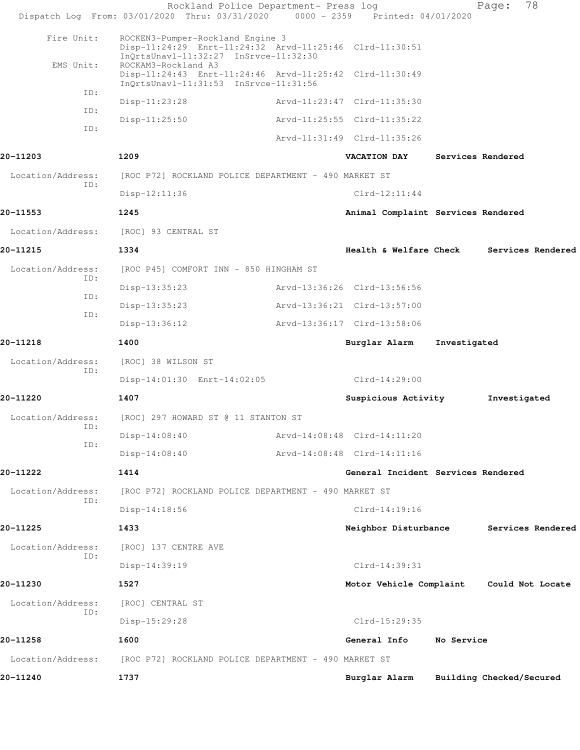Rockland Police Department- Press log

Dispatch Log From: 03/01/2020 Thru: 03/31/2020 0000 - 2359 Printed: 04/01/2020

```
      Fire Unit:    ROCKEN3-Pumper-Rockland Engine 3
                    Disp-11:24:29  Enrt-11:24:32  Arvd-11:25:46  Clrd-11:30:51
                    InQrtsUnavl-11:32:27  InSrvce-11:32:30
      EMS Unit:     ROCKAM3-Rockland A3
                    Disp-11:24:43  Enrt-11:24:46  Arvd-11:25:42  Clrd-11:30:49
                    InQrtsUnavl-11:31:53  InSrvce-11:31:56
            ID:
                    Disp-11:23:28                Arvd-11:23:47  Clrd-11:35:30
            ID:
                    Disp-11:25:50                Arvd-11:25:55  Clrd-11:35:22
            ID:
                                                 Arvd-11:31:49  Clrd-11:35:26

20-11203            1209                                VACATION DAY       Services Rendered

 Location/Address:  [ROC P72] ROCKLAND POLICE DEPARTMENT - 490 MARKET ST
            ID:
                    Disp-12:11:36                               Clrd-12:11:44

20-11553            1245                                Animal Complaint Services Rendered

 Location/Address:  [ROC] 93 CENTRAL ST

20-11215            1334                                Health & Welfare Check     Services Rendered

 Location/Address:  [ROC P45] COMFORT INN - 850 HINGHAM ST
            ID:
                    Disp-13:35:23                Arvd-13:36:26  Clrd-13:56:56
            ID:
                    Disp-13:35:23                Arvd-13:36:21  Clrd-13:57:00
            ID:
                    Disp-13:36:12                Arvd-13:36:17  Clrd-13:58:06

20-11218            1400                                Burglar Alarm      Investigated

 Location/Address:  [ROC] 38 WILSON ST
            ID:
                    Disp-14:01:30  Enrt-14:02:05                Clrd-14:29:00

20-11220            1407                                Suspicious Activity        Investigated

 Location/Address:  [ROC] 297 HOWARD ST @ 11 STANTON ST
            ID:
                    Disp-14:08:40                Arvd-14:08:48  Clrd-14:11:20
            ID:
                    Disp-14:08:40                Arvd-14:08:48  Clrd-14:11:16

20-11222            1414                                General Incident Services Rendered

 Location/Address:  [ROC P72] ROCKLAND POLICE DEPARTMENT - 490 MARKET ST
            ID:
                    Disp-14:18:56                               Clrd-14:19:16

20-11225            1433                                Neighbor Disturbance       Services Rendered

 Location/Address:  [ROC] 137 CENTRE AVE
            ID:
                    Disp-14:39:19                               Clrd-14:39:31

20-11230            1527                                Motor Vehicle Complaint    Could Not Locate

 Location/Address:  [ROC] CENTRAL ST
            ID:
                    Disp-15:29:28                               Clrd-15:29:35

20-11258            1600                                General Info       No Service

 Location/Address:  [ROC P72] ROCKLAND POLICE DEPARTMENT - 490 MARKET ST

20-11240            1737                                Burglar Alarm      Building Checked/Secured
```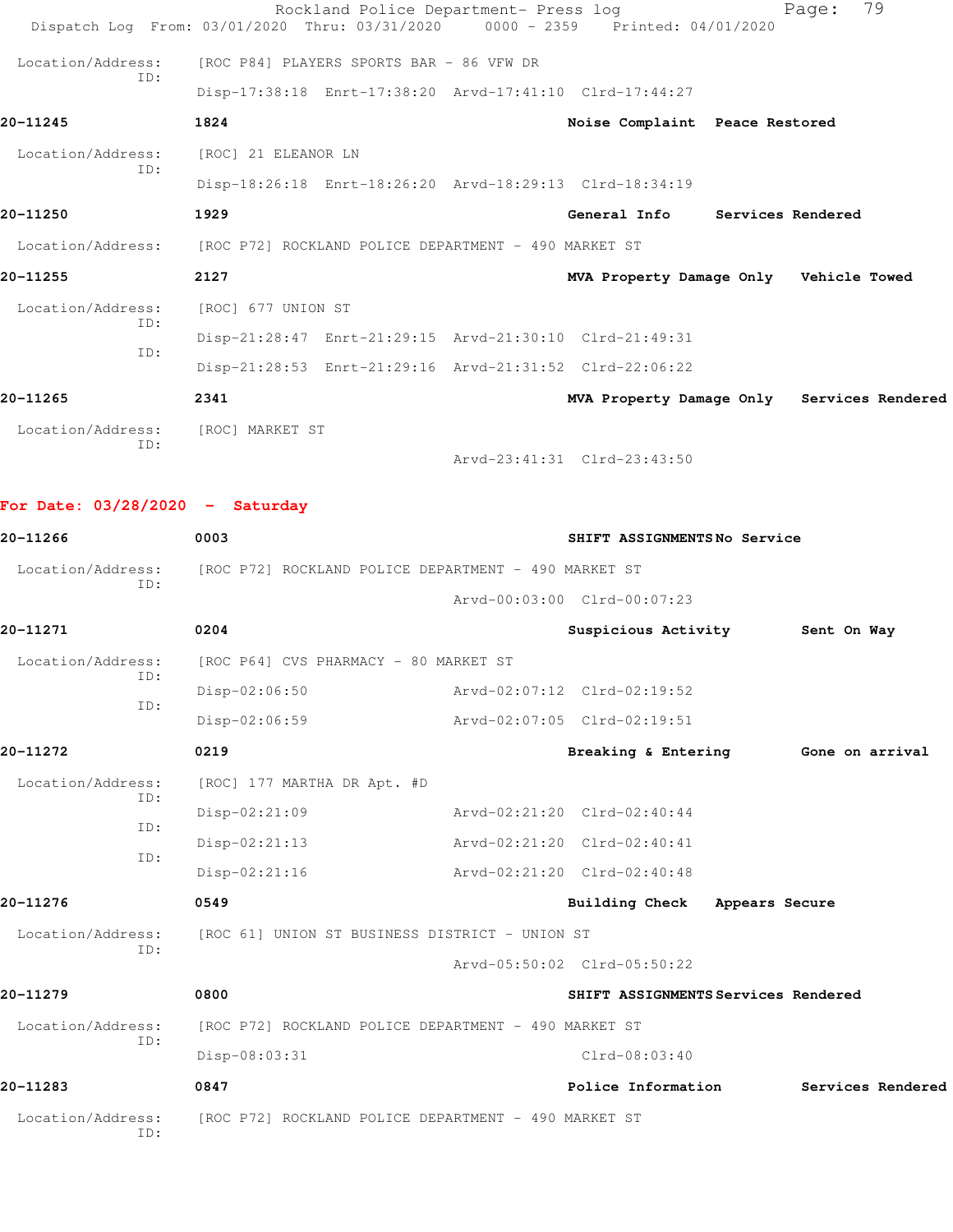Location/Address: [ROC P84] PLAYERS SPORTS BAR - 86 VFW DR
ID:
Disp-17:38:18 Enrt-17:38:20 Arvd-17:41:10 Clrd-17:44:27

**20-11245** **1824** **Noise Complaint** **Peace Restored**

Location/Address: [ROC] 21 ELEANOR LN
ID:
Disp-18:26:18 Enrt-18:26:20 Arvd-18:29:13 Clrd-18:34:19

**20-11250** **1929** **General Info** **Services Rendered**

Location/Address: [ROC P72] ROCKLAND POLICE DEPARTMENT - 490 MARKET ST

**20-11255** **2127** **MVA Property Damage Only** **Vehicle Towed**

Location/Address: [ROC] 677 UNION ST
ID:
Disp-21:28:47 Enrt-21:29:15 Arvd-21:30:10 Clrd-21:49:31
ID:
Disp-21:28:53 Enrt-21:29:16 Arvd-21:31:52 Clrd-22:06:22

**20-11265** **2341** **MVA Property Damage Only** **Services Rendered**

Location/Address: [ROC] MARKET ST
ID:
Arvd-23:41:31 Clrd-23:43:50

## For Date: 03/28/2020 - Saturday

**20-11266** **0003** **SHIFT ASSIGNMENTS** **No Service**

Location/Address: [ROC P72] ROCKLAND POLICE DEPARTMENT - 490 MARKET ST
ID:
Arvd-00:03:00 Clrd-00:07:23

**20-11271** **0204** **Suspicious Activity** **Sent On Way**

Location/Address: [ROC P64] CVS PHARMACY - 80 MARKET ST
ID:
Disp-02:06:50 Arvd-02:07:12 Clrd-02:19:52
ID:
Disp-02:06:59 Arvd-02:07:05 Clrd-02:19:51

**20-11272** **0219** **Breaking & Entering** **Gone on arrival**

Location/Address: [ROC] 177 MARTHA DR Apt. #D
ID:
Disp-02:21:09 Arvd-02:21:20 Clrd-02:40:44
ID:
Disp-02:21:13 Arvd-02:21:20 Clrd-02:40:41
ID:
Disp-02:21:16 Arvd-02:21:20 Clrd-02:40:48

**20-11276** **0549** **Building Check** **Appears Secure**

Location/Address: [ROC 61] UNION ST BUSINESS DISTRICT - UNION ST
ID:
Arvd-05:50:02 Clrd-05:50:22

**20-11279** **0800** **SHIFT ASSIGNMENTS** **Services Rendered**

Location/Address: [ROC P72] ROCKLAND POLICE DEPARTMENT - 490 MARKET ST
ID:
Disp-08:03:31 Clrd-08:03:40

**20-11283** **0847** **Police Information** **Services Rendered**

Location/Address: [ROC P72] ROCKLAND POLICE DEPARTMENT - 490 MARKET ST
ID: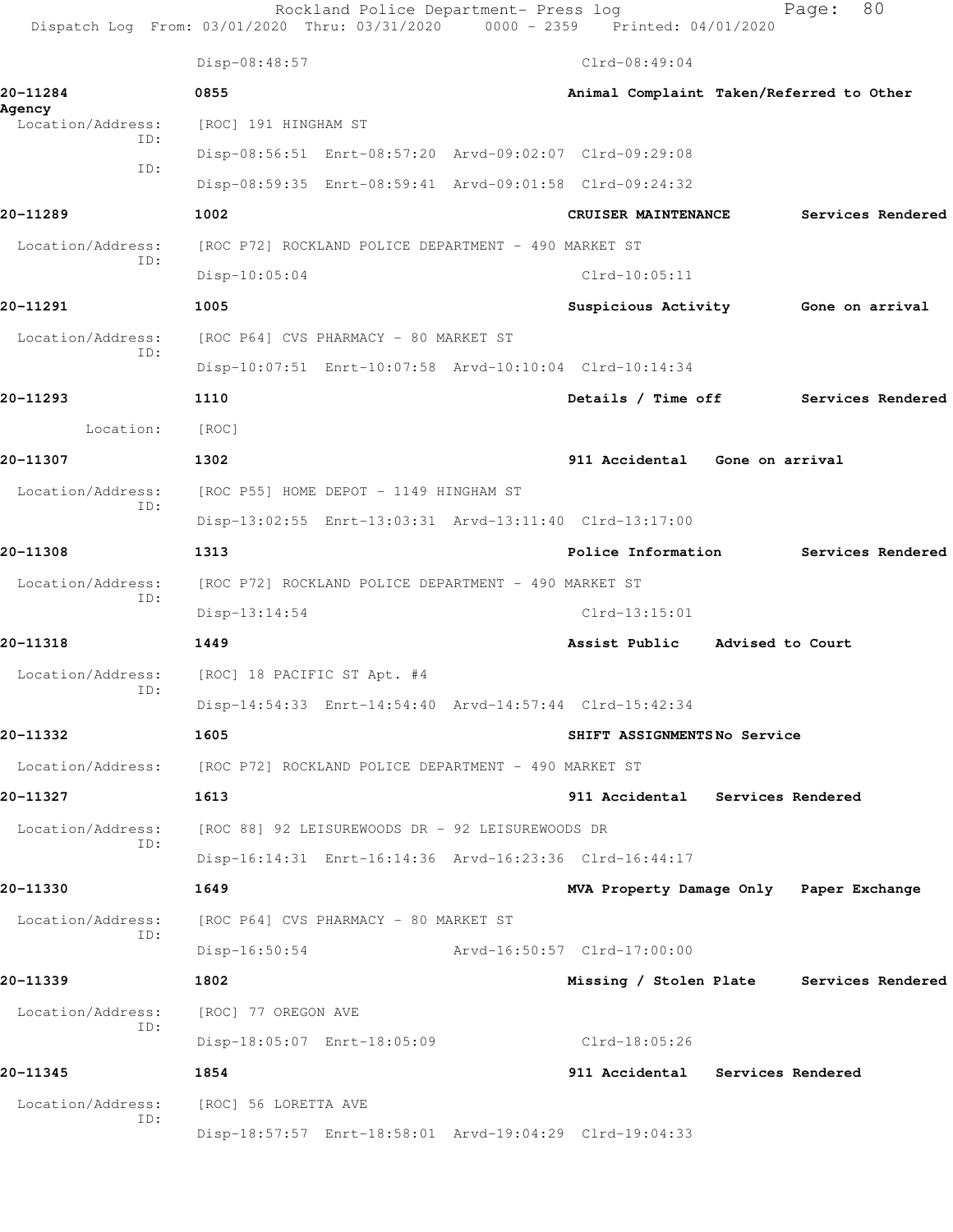Disp-08:48:57 Clrd-08:49:04

**20-11284** 0855 Animal Complaint Taken/Referred to Other Agency

Location/Address: [ROC] 191 HINGHAM ST
ID: Disp-08:56:51 Enrt-08:57:20 Arvd-09:02:07 Clrd-09:29:08
ID: Disp-08:59:35 Enrt-08:59:41 Arvd-09:01:58 Clrd-09:24:32

**20-11289** 1002 CRUISER MAINTENANCE Services Rendered

Location/Address: [ROC P72] ROCKLAND POLICE DEPARTMENT - 490 MARKET ST
ID: Disp-10:05:04 Clrd-10:05:11

**20-11291** 1005 Suspicious Activity Gone on arrival

Location/Address: [ROC P64] CVS PHARMACY - 80 MARKET ST
ID: Disp-10:07:51 Enrt-10:07:58 Arvd-10:10:04 Clrd-10:14:34

**20-11293** 1110 Details / Time off Services Rendered

Location: [ROC]

**20-11307** 1302 911 Accidental Gone on arrival

Location/Address: [ROC P55] HOME DEPOT - 1149 HINGHAM ST
ID: Disp-13:02:55 Enrt-13:03:31 Arvd-13:11:40 Clrd-13:17:00

**20-11308** 1313 Police Information Services Rendered

Location/Address: [ROC P72] ROCKLAND POLICE DEPARTMENT - 490 MARKET ST
ID: Disp-13:14:54 Clrd-13:15:01

**20-11318** 1449 Assist Public Advised to Court

Location/Address: [ROC] 18 PACIFIC ST Apt. #4
ID: Disp-14:54:33 Enrt-14:54:40 Arvd-14:57:44 Clrd-15:42:34

**20-11332** 1605 SHIFT ASSIGNMENTS No Service

Location/Address: [ROC P72] ROCKLAND POLICE DEPARTMENT - 490 MARKET ST

**20-11327** 1613 911 Accidental Services Rendered

Location/Address: [ROC 88] 92 LEISUREWOODS DR - 92 LEISUREWOODS DR
ID: Disp-16:14:31 Enrt-16:14:36 Arvd-16:23:36 Clrd-16:44:17

**20-11330** 1649 MVA Property Damage Only Paper Exchange

Location/Address: [ROC P64] CVS PHARMACY - 80 MARKET ST
ID: Disp-16:50:54 Arvd-16:50:57 Clrd-17:00:00

**20-11339** 1802 Missing / Stolen Plate Services Rendered

Location/Address: [ROC] 77 OREGON AVE
ID: Disp-18:05:07 Enrt-18:05:09 Clrd-18:05:26

**20-11345** 1854 911 Accidental Services Rendered

Location/Address: [ROC] 56 LORETTA AVE
ID: Disp-18:57:57 Enrt-18:58:01 Arvd-19:04:29 Clrd-19:04:33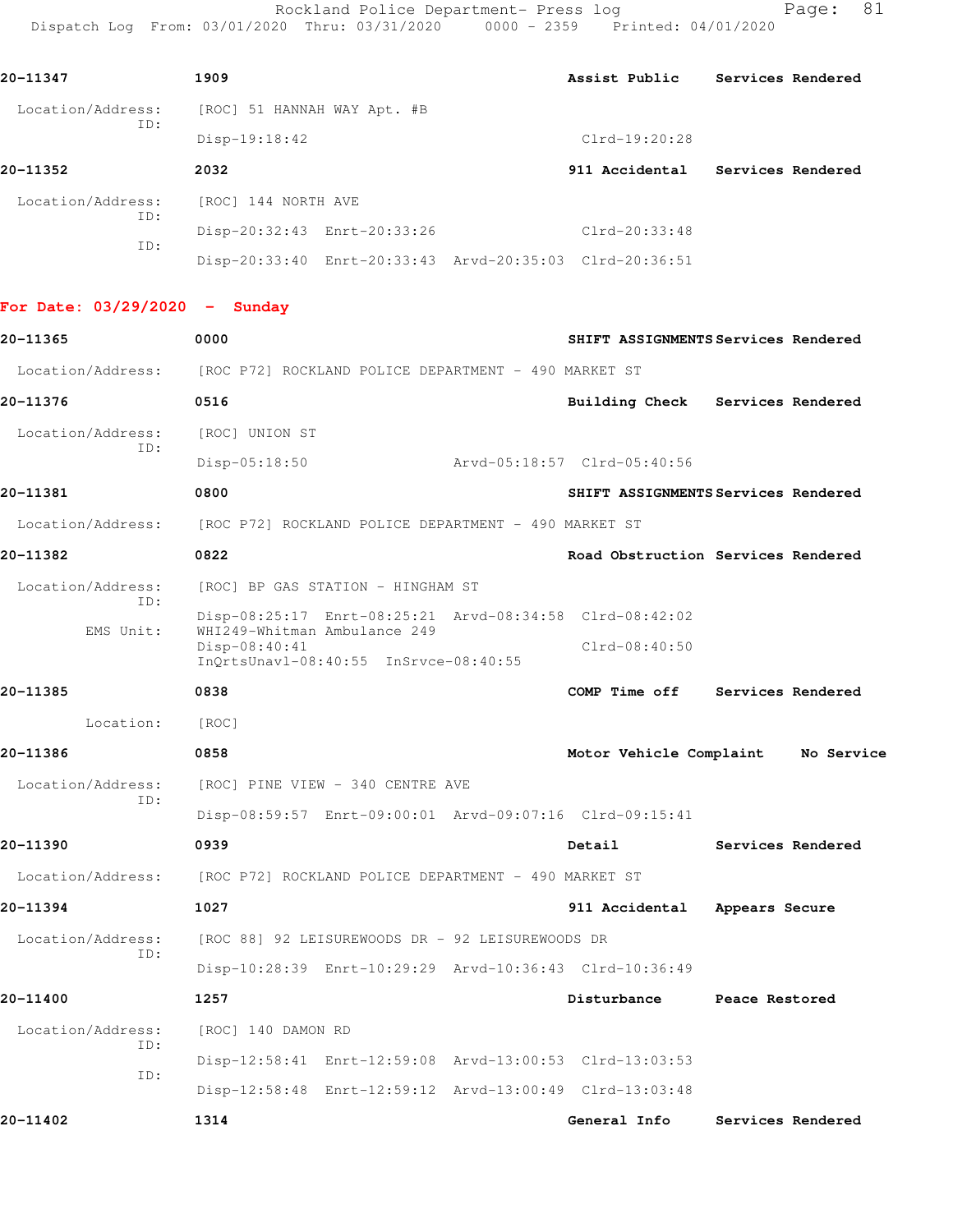**20-11347** 1909 **Assist Public** **Services Rendered**

Location/Address: [ROC] 51 HANNAH WAY Apt. #B
ID:
Disp-19:18:42 Clrd-19:20:28

**20-11352** 2032 **911 Accidental** **Services Rendered**

Location/Address: [ROC] 144 NORTH AVE
ID:
Disp-20:32:43 Enrt-20:33:26 Clrd-20:33:48
ID:
Disp-20:33:40 Enrt-20:33:43 Arvd-20:35:03 Clrd-20:36:51

## For Date: 03/29/2020 - Sunday

**20-11365** 0000 **SHIFT ASSIGNMENTS** **Services Rendered**

Location/Address: [ROC P72] ROCKLAND POLICE DEPARTMENT - 490 MARKET ST

**20-11376** 0516 **Building Check** **Services Rendered**

Location/Address: [ROC] UNION ST
ID:
Disp-05:18:50 Arvd-05:18:57 Clrd-05:40:56

**20-11381** 0800 **SHIFT ASSIGNMENTS** **Services Rendered**

Location/Address: [ROC P72] ROCKLAND POLICE DEPARTMENT - 490 MARKET ST

**20-11382** 0822 **Road Obstruction** **Services Rendered**

Location/Address: [ROC] BP GAS STATION - HINGHAM ST
ID:
Disp-08:25:17 Enrt-08:25:21 Arvd-08:34:58 Clrd-08:42:02
EMS Unit: WHI249-Whitman Ambulance 249
Disp-08:40:41 Clrd-08:40:50
InQrtsUnavl-08:40:55 InSrvce-08:40:55

**20-11385** 0838 **COMP Time off** **Services Rendered**

Location: [ROC]

**20-11386** 0858 **Motor Vehicle Complaint** **No Service**

Location/Address: [ROC] PINE VIEW - 340 CENTRE AVE
ID:
Disp-08:59:57 Enrt-09:00:01 Arvd-09:07:16 Clrd-09:15:41

**20-11390** 0939 **Detail** **Services Rendered**

Location/Address: [ROC P72] ROCKLAND POLICE DEPARTMENT - 490 MARKET ST

**20-11394** 1027 **911 Accidental** **Appears Secure**

Location/Address: [ROC 88] 92 LEISUREWOODS DR - 92 LEISUREWOODS DR
ID:
Disp-10:28:39 Enrt-10:29:29 Arvd-10:36:43 Clrd-10:36:49

**20-11400** 1257 **Disturbance** **Peace Restored**

Location/Address: [ROC] 140 DAMON RD
ID:
Disp-12:58:41 Enrt-12:59:08 Arvd-13:00:53 Clrd-13:03:53
ID:
Disp-12:58:48 Enrt-12:59:12 Arvd-13:00:49 Clrd-13:03:48

**20-11402** 1314 **General Info** **Services Rendered**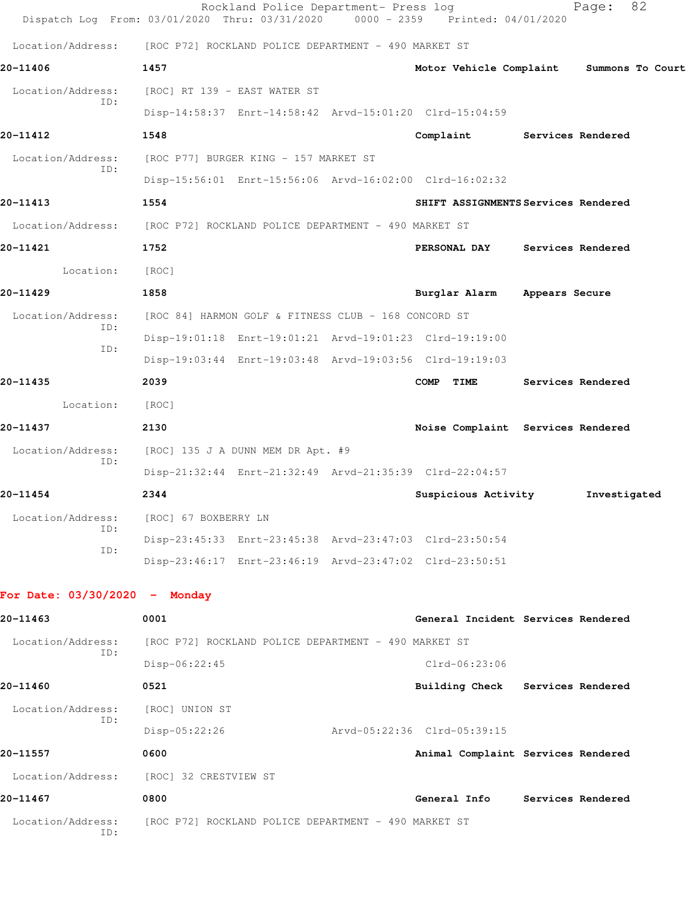Location/Address: [ROC P72] ROCKLAND POLICE DEPARTMENT - 490 MARKET ST

**20-11406** 1457 Motor Vehicle Complaint Summons To Court

Location/Address: [ROC] RT 139 - EAST WATER ST
ID:
Disp-14:58:37 Enrt-14:58:42 Arvd-15:01:20 Clrd-15:04:59

**20-11412** 1548 Complaint Services Rendered

Location/Address: [ROC P77] BURGER KING - 157 MARKET ST
ID:
Disp-15:56:01 Enrt-15:56:06 Arvd-16:02:00 Clrd-16:02:32

**20-11413** 1554 SHIFT ASSIGNMENTS Services Rendered

Location/Address: [ROC P72] ROCKLAND POLICE DEPARTMENT - 490 MARKET ST

**20-11421** 1752 PERSONAL DAY Services Rendered

Location: [ROC]

**20-11429** 1858 Burglar Alarm Appears Secure

Location/Address: [ROC 84] HARMON GOLF & FITNESS CLUB - 168 CONCORD ST
ID:
Disp-19:01:18 Enrt-19:01:21 Arvd-19:01:23 Clrd-19:19:00
ID:
Disp-19:03:44 Enrt-19:03:48 Arvd-19:03:56 Clrd-19:19:03

**20-11435** 2039 COMP TIME Services Rendered

Location: [ROC]

**20-11437** 2130 Noise Complaint Services Rendered

Location/Address: [ROC] 135 J A DUNN MEM DR Apt. #9
ID:
Disp-21:32:44 Enrt-21:32:49 Arvd-21:35:39 Clrd-22:04:57

**20-11454** 2344 Suspicious Activity Investigated

Location/Address: [ROC] 67 BOXBERRY LN
ID:
Disp-23:45:33 Enrt-23:45:38 Arvd-23:47:03 Clrd-23:50:54
ID:
Disp-23:46:17 Enrt-23:46:19 Arvd-23:47:02 Clrd-23:50:51

## For Date: 03/30/2020 - Monday

**20-11463** 0001 General Incident Services Rendered

Location/Address: [ROC P72] ROCKLAND POLICE DEPARTMENT - 490 MARKET ST
ID:
Disp-06:22:45 Clrd-06:23:06

**20-11460** 0521 Building Check Services Rendered

Location/Address: [ROC] UNION ST
ID:
Disp-05:22:26 Arvd-05:22:36 Clrd-05:39:15

**20-11557** 0600 Animal Complaint Services Rendered

Location/Address: [ROC] 32 CRESTVIEW ST

**20-11467** 0800 General Info Services Rendered

Location/Address: [ROC P72] ROCKLAND POLICE DEPARTMENT - 490 MARKET ST
ID: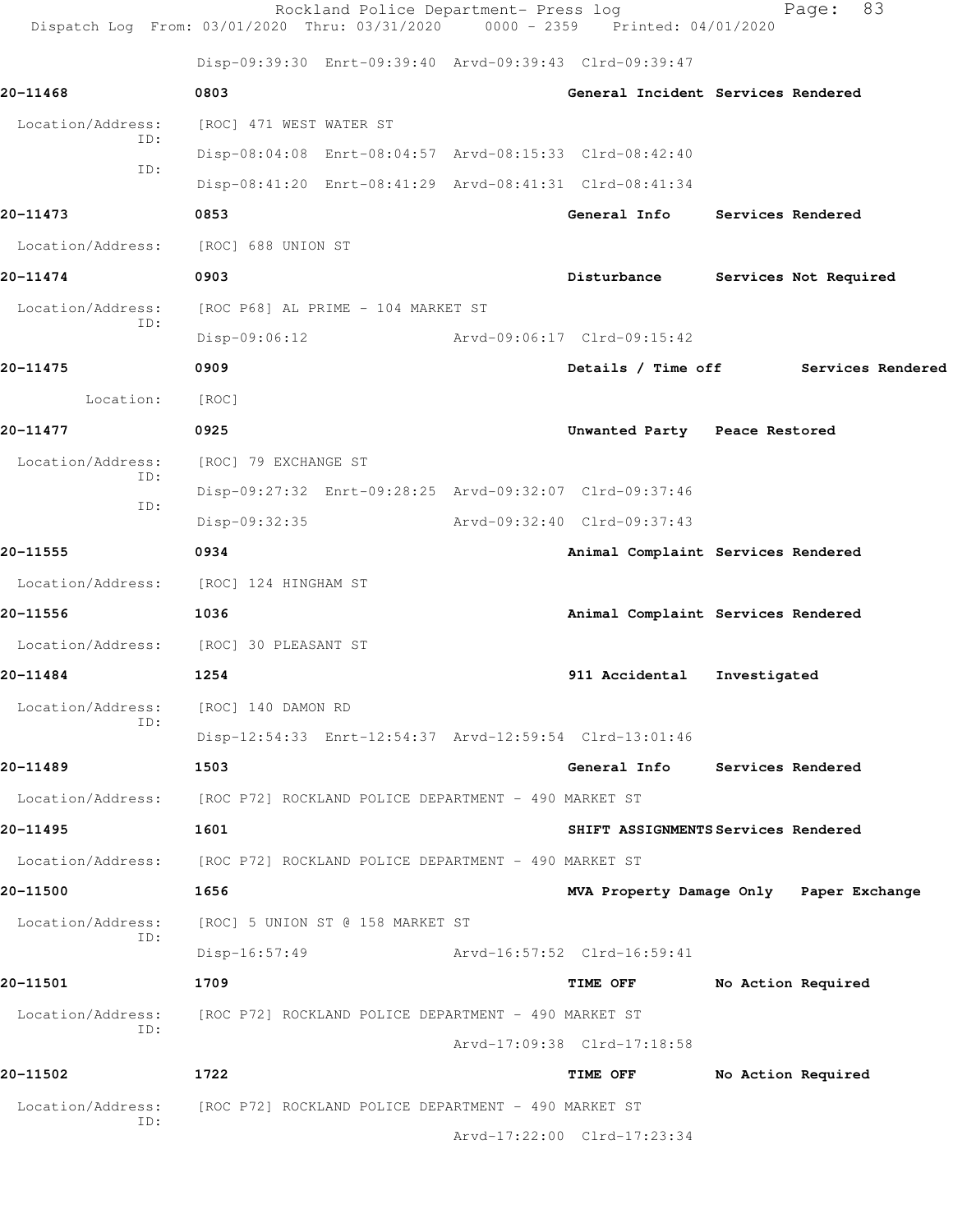Disp-09:39:30 Enrt-09:39:40 Arvd-09:39:43 Clrd-09:39:47

**20-11468** **0803** **General Incident Services Rendered**

Location/Address: [ROC] 471 WEST WATER ST
ID:
Disp-08:04:08 Enrt-08:04:57 Arvd-08:15:33 Clrd-08:42:40
ID:
Disp-08:41:20 Enrt-08:41:29 Arvd-08:41:31 Clrd-08:41:34

**20-11473** **0853** **General Info Services Rendered**

Location/Address: [ROC] 688 UNION ST

**20-11474** **0903** **Disturbance Services Not Required**

Location/Address: [ROC P68] AL PRIME - 104 MARKET ST
ID:
Disp-09:06:12 Arvd-09:06:17 Clrd-09:15:42

**20-11475** **0909** **Details / Time off Services Rendered**

Location: [ROC]

**20-11477** **0925** **Unwanted Party Peace Restored**

Location/Address: [ROC] 79 EXCHANGE ST
ID:
Disp-09:27:32 Enrt-09:28:25 Arvd-09:32:07 Clrd-09:37:46
ID:
Disp-09:32:35 Arvd-09:32:40 Clrd-09:37:43

**20-11555** **0934** **Animal Complaint Services Rendered**

Location/Address: [ROC] 124 HINGHAM ST

**20-11556** **1036** **Animal Complaint Services Rendered**

Location/Address: [ROC] 30 PLEASANT ST

**20-11484** **1254** **911 Accidental Investigated**

Location/Address: [ROC] 140 DAMON RD
ID:
Disp-12:54:33 Enrt-12:54:37 Arvd-12:59:54 Clrd-13:01:46

**20-11489** **1503** **General Info Services Rendered**

Location/Address: [ROC P72] ROCKLAND POLICE DEPARTMENT - 490 MARKET ST

**20-11495** **1601** **SHIFT ASSIGNMENTS Services Rendered**

Location/Address: [ROC P72] ROCKLAND POLICE DEPARTMENT - 490 MARKET ST

**20-11500** **1656** **MVA Property Damage Only Paper Exchange**

Location/Address: [ROC] 5 UNION ST @ 158 MARKET ST
ID:
Disp-16:57:49 Arvd-16:57:52 Clrd-16:59:41

**20-11501** **1709** **TIME OFF No Action Required**

Location/Address: [ROC P72] ROCKLAND POLICE DEPARTMENT - 490 MARKET ST
ID:
Arvd-17:09:38 Clrd-17:18:58

**20-11502** **1722** **TIME OFF No Action Required**

Location/Address: [ROC P72] ROCKLAND POLICE DEPARTMENT - 490 MARKET ST
ID:
Arvd-17:22:00 Clrd-17:23:34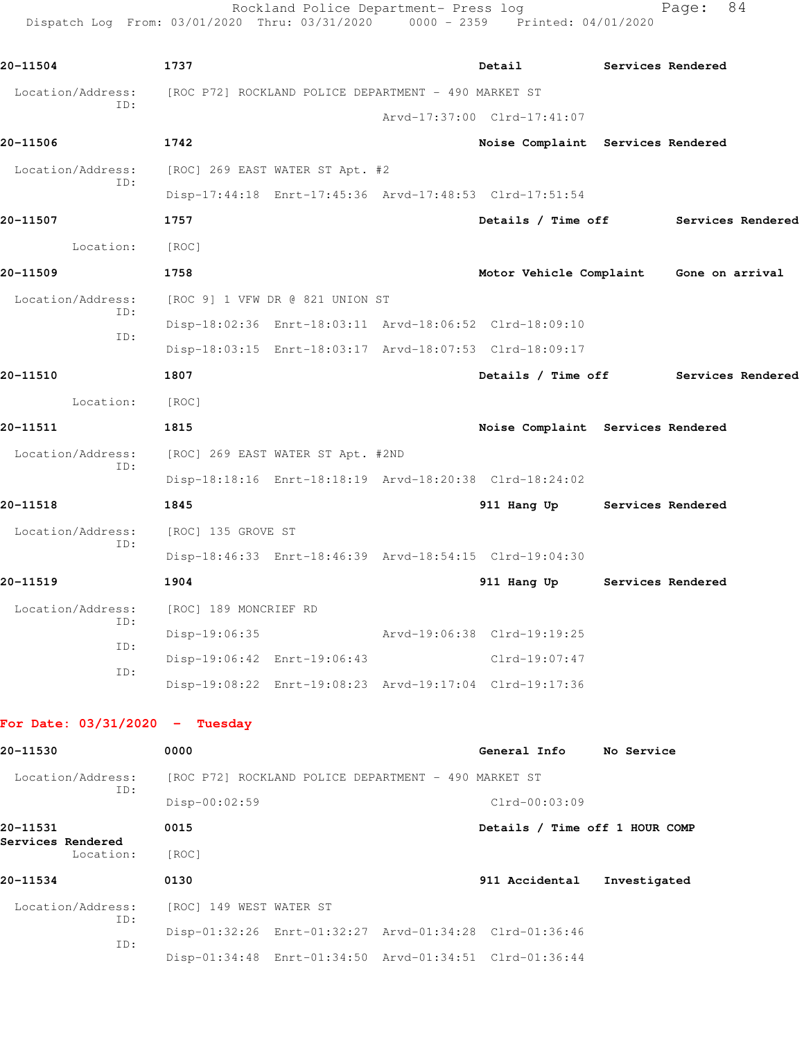**20-11504** 1737 **Detail** **Services Rendered**

Location/Address: [ROC P72] ROCKLAND POLICE DEPARTMENT - 490 MARKET ST
ID:
Arvd-17:37:00 Clrd-17:41:07

**20-11506** 1742 **Noise Complaint** **Services Rendered**

Location/Address: [ROC] 269 EAST WATER ST Apt. #2
ID:
Disp-17:44:18 Enrt-17:45:36 Arvd-17:48:53 Clrd-17:51:54

**20-11507** 1757 **Details / Time off** **Services Rendered**

Location: [ROC]

**20-11509** 1758 **Motor Vehicle Complaint** **Gone on arrival**

Location/Address: [ROC 9] 1 VFW DR @ 821 UNION ST
ID:
Disp-18:02:36 Enrt-18:03:11 Arvd-18:06:52 Clrd-18:09:10
ID:
Disp-18:03:15 Enrt-18:03:17 Arvd-18:07:53 Clrd-18:09:17

**20-11510** 1807 **Details / Time off** **Services Rendered**

Location: [ROC]

**20-11511** 1815 **Noise Complaint** **Services Rendered**

Location/Address: [ROC] 269 EAST WATER ST Apt. #2ND
ID:
Disp-18:18:16 Enrt-18:18:19 Arvd-18:20:38 Clrd-18:24:02

**20-11518** 1845 **911 Hang Up** **Services Rendered**

Location/Address: [ROC] 135 GROVE ST
ID:
Disp-18:46:33 Enrt-18:46:39 Arvd-18:54:15 Clrd-19:04:30

**20-11519** 1904 **911 Hang Up** **Services Rendered**

Location/Address: [ROC] 189 MONCRIEF RD
ID:
Disp-19:06:35 Arvd-19:06:38 Clrd-19:19:25
ID:
Disp-19:06:42 Enrt-19:06:43 Clrd-19:07:47
ID:
Disp-19:08:22 Enrt-19:08:23 Arvd-19:17:04 Clrd-19:17:36

## For Date: 03/31/2020 - Tuesday

**20-11530** 0000 **General Info** **No Service**

Location/Address: [ROC P72] ROCKLAND POLICE DEPARTMENT - 490 MARKET ST
ID:
Disp-00:02:59 Clrd-00:03:09

**20-11531** 0015 **Details / Time off 1 HOUR COMP**
**Services Rendered**

Location: [ROC]

**20-11534** 0130 **911 Accidental** **Investigated**

Location/Address: [ROC] 149 WEST WATER ST
ID:
Disp-01:32:26 Enrt-01:32:27 Arvd-01:34:28 Clrd-01:36:46
ID:
Disp-01:34:48 Enrt-01:34:50 Arvd-01:34:51 Clrd-01:36:44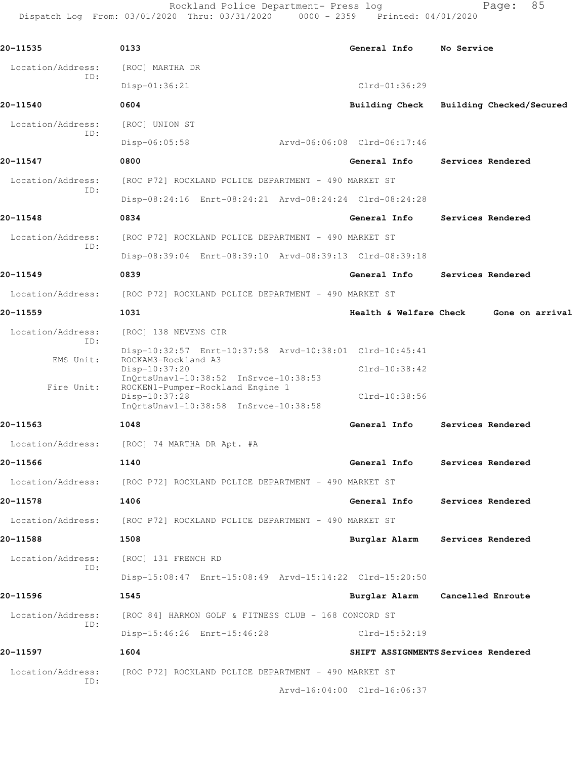**20-11535** 0133 **General Info** **No Service**

Location/Address: [ROC] MARTHA DR
ID:
Disp-01:36:21 Clrd-01:36:29

**20-11540** 0604 **Building Check** **Building Checked/Secured**

Location/Address: [ROC] UNION ST
ID:
Disp-06:05:58 Arvd-06:06:08 Clrd-06:17:46

**20-11547** 0800 **General Info** **Services Rendered**

Location/Address: [ROC P72] ROCKLAND POLICE DEPARTMENT - 490 MARKET ST
ID:
Disp-08:24:16 Enrt-08:24:21 Arvd-08:24:24 Clrd-08:24:28

**20-11548** 0834 **General Info** **Services Rendered**

Location/Address: [ROC P72] ROCKLAND POLICE DEPARTMENT - 490 MARKET ST
ID:
Disp-08:39:04 Enrt-08:39:10 Arvd-08:39:13 Clrd-08:39:18

**20-11549** 0839 **General Info** **Services Rendered**

Location/Address: [ROC P72] ROCKLAND POLICE DEPARTMENT - 490 MARKET ST

**20-11559** 1031 **Health & Welfare Check** **Gone on arrival**

Location/Address: [ROC] 138 NEVENS CIR
ID:
Disp-10:32:57 Enrt-10:37:58 Arvd-10:38:01 Clrd-10:45:41
EMS Unit: ROCKAM3-Rockland A3
Disp-10:37:20 Clrd-10:38:42
InQrtsUnavl-10:38:52 InSrvce-10:38:53
Fire Unit: ROCKEN1-Pumper-Rockland Engine 1
Disp-10:37:28 Clrd-10:38:56
InQrtsUnavl-10:38:58 InSrvce-10:38:58

**20-11563** 1048 **General Info** **Services Rendered**

Location/Address: [ROC] 74 MARTHA DR Apt. #A

**20-11566** 1140 **General Info** **Services Rendered**

Location/Address: [ROC P72] ROCKLAND POLICE DEPARTMENT - 490 MARKET ST

**20-11578** 1406 **General Info** **Services Rendered**

Location/Address: [ROC P72] ROCKLAND POLICE DEPARTMENT - 490 MARKET ST

**20-11588** 1508 **Burglar Alarm** **Services Rendered**

Location/Address: [ROC] 131 FRENCH RD
ID:
Disp-15:08:47 Enrt-15:08:49 Arvd-15:14:22 Clrd-15:20:50

**20-11596** 1545 **Burglar Alarm** **Cancelled Enroute**

Location/Address: [ROC 84] HARMON GOLF & FITNESS CLUB - 168 CONCORD ST
ID:
Disp-15:46:26 Enrt-15:46:28 Clrd-15:52:19

**20-11597** 1604 **SHIFT ASSIGNMENTS** **Services Rendered**

Location/Address: [ROC P72] ROCKLAND POLICE DEPARTMENT - 490 MARKET ST
ID:
Arvd-16:04:00 Clrd-16:06:37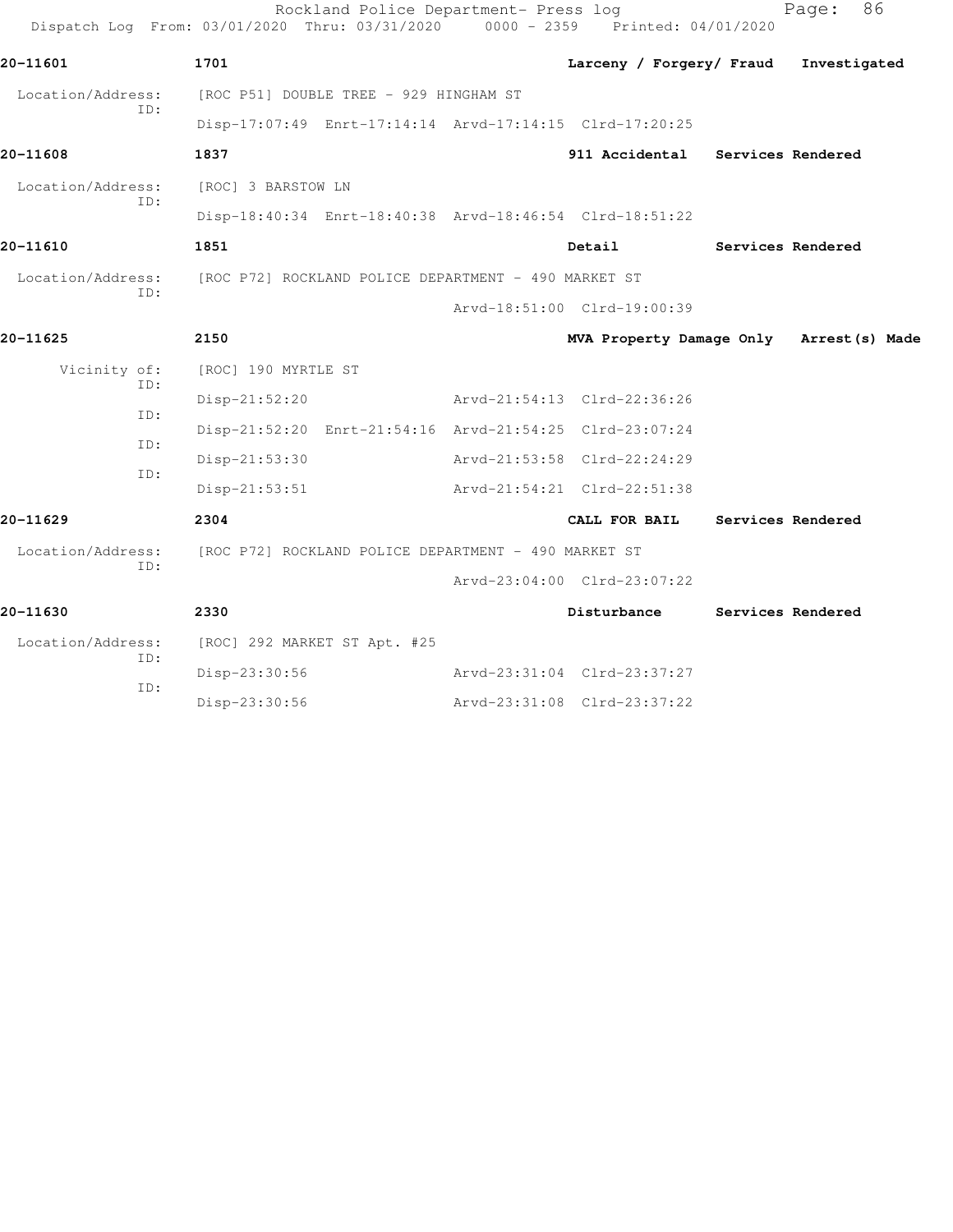**20-11601** **1701** **Larceny / Forgery/ Fraud** **Investigated**

Location/Address: [ROC P51] DOUBLE TREE - 929 HINGHAM ST
ID:
Disp-17:07:49 Enrt-17:14:14 Arvd-17:14:15 Clrd-17:20:25

**20-11608** **1837** **911 Accidental** **Services Rendered**

Location/Address: [ROC] 3 BARSTOW LN
ID:
Disp-18:40:34 Enrt-18:40:38 Arvd-18:46:54 Clrd-18:51:22

**20-11610** **1851** **Detail** **Services Rendered**

Location/Address: [ROC P72] ROCKLAND POLICE DEPARTMENT - 490 MARKET ST
ID:
Arvd-18:51:00 Clrd-19:00:39

**20-11625** **2150** **MVA Property Damage Only** **Arrest(s) Made**

Vicinity of: [ROC] 190 MYRTLE ST
ID:
Disp-21:52:20 Arvd-21:54:13 Clrd-22:36:26
ID:
Disp-21:52:20 Enrt-21:54:16 Arvd-21:54:25 Clrd-23:07:24
ID:
Disp-21:53:30 Arvd-21:53:58 Clrd-22:24:29
ID:
Disp-21:53:51 Arvd-21:54:21 Clrd-22:51:38

**20-11629** **2304** **CALL FOR BAIL** **Services Rendered**

Location/Address: [ROC P72] ROCKLAND POLICE DEPARTMENT - 490 MARKET ST
ID:
Arvd-23:04:00 Clrd-23:07:22

**20-11630** **2330** **Disturbance** **Services Rendered**

Location/Address: [ROC] 292 MARKET ST Apt. #25
ID:
Disp-23:30:56 Arvd-23:31:04 Clrd-23:37:27
ID:
Disp-23:30:56 Arvd-23:31:08 Clrd-23:37:22